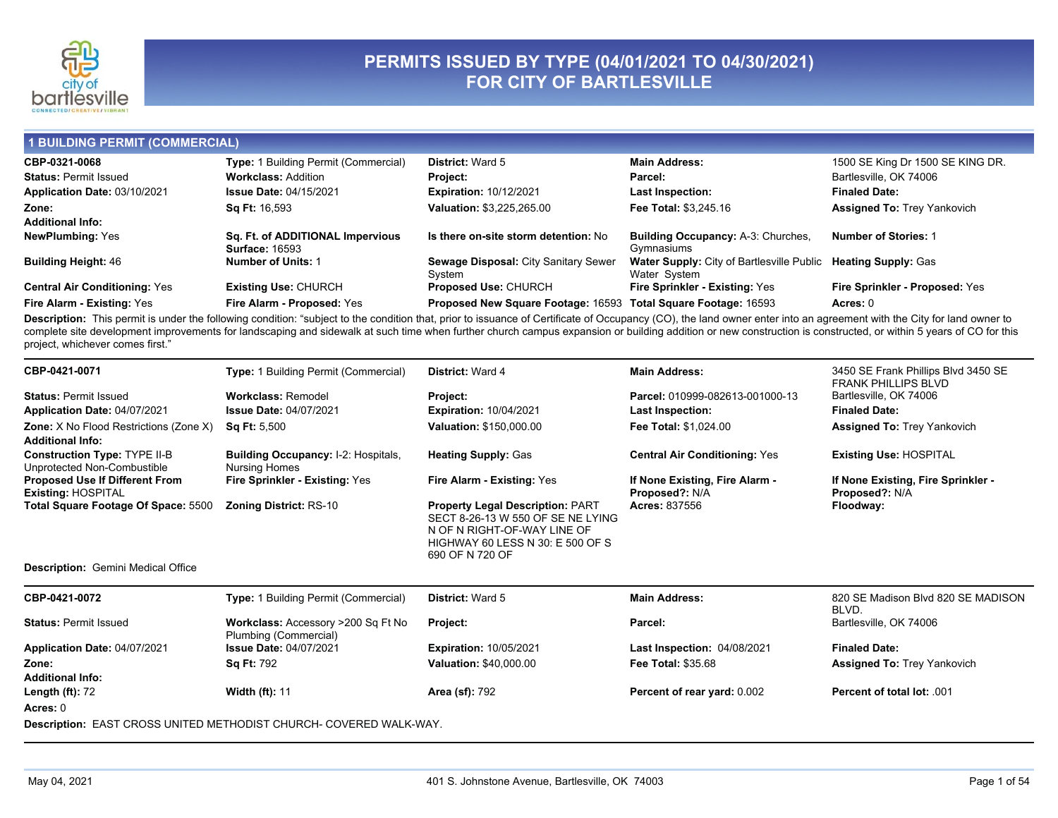# PERMITS ISSUED BY TYPE (04/01/2021 TO 04/30/2021) FOR CITY OF BARTLESVILLE

## 1 BUILDING PERMIT (COMMERCIAL)

| | | | | |
|---|---|---|---|---|
| **CBP-0321-0068** | **Type:** 1 Building Permit (Commercial) | **District:** Ward 5 | **Main Address:** | 1500 SE King Dr 1500 SE KING DR. |
| **Status:** Permit Issued | **Workclass:** Addition | **Project:** | **Parcel:** | Bartlesville, OK 74006 |
| **Application Date:** 03/10/2021 | **Issue Date:** 04/15/2021 | **Expiration:** 10/12/2021 | **Last Inspection:** | **Finaled Date:** |
| **Zone:** | **Sq Ft:** 16,593 | **Valuation:** $3,225,265.00 | **Fee Total:** $3,245.16 | **Assigned To:** Trey Yankovich |
| **Additional Info:** | | | | |
| **NewPlumbing:** Yes | **Sq. Ft. of ADDITIONAL Impervious Surface:** 16593 | **Is there on-site storm detention:** No | **Building Occupancy:** A-3: Churches, Gymnasiums | **Number of Stories:** 1 |
| **Building Height:** 46 | **Number of Units:** 1 | **Sewage Disposal:** City Sanitary Sewer System | **Water Supply:** City of Bartlesville Public Water System | **Heating Supply:** Gas |
| **Central Air Conditioning:** Yes | **Existing Use:** CHURCH | **Proposed Use:** CHURCH | **Fire Sprinkler - Existing:** Yes | **Fire Sprinkler - Proposed:** Yes |
| **Fire Alarm - Existing:** Yes | **Fire Alarm - Proposed:** Yes | **Proposed New Square Footage:** 16593 | **Total Square Footage:** 16593 | **Acres:** 0 |

**Description:** This permit is under the following condition: "subject to the condition that, prior to issuance of Certificate of Occupancy (CO), the land owner enter into an agreement with the City for land owner to complete site development improvements for landscaping and sidewalk at such time when further church campus expansion or building addition or new construction is constructed, or within 5 years of CO for this project, whichever comes first."

| | | | | |
|---|---|---|---|---|
| **CBP-0421-0071** | **Type:** 1 Building Permit (Commercial) | **District:** Ward 4 | **Main Address:** | 3450 SE Frank Phillips Blvd 3450 SE FRANK PHILLIPS BLVD |
| **Status:** Permit Issued | **Workclass:** Remodel | **Project:** | **Parcel:** 010999-082613-001000-13 | Bartlesville, OK 74006 |
| **Application Date:** 04/07/2021 | **Issue Date:** 04/07/2021 | **Expiration:** 10/04/2021 | **Last Inspection:** | **Finaled Date:** |
| **Zone:** X No Flood Restrictions (Zone X) | **Sq Ft:** 5,500 | **Valuation:** $150,000.00 | **Fee Total:** $1,024.00 | **Assigned To:** Trey Yankovich |
| **Additional Info:** | | | | |
| **Construction Type:** TYPE II-B Unprotected Non-Combustible | **Building Occupancy:** I-2: Hospitals, Nursing Homes | **Heating Supply:** Gas | **Central Air Conditioning:** Yes | **Existing Use:** HOSPITAL |
| **Proposed Use If Different From Existing:** HOSPITAL | **Fire Sprinkler - Existing:** Yes | **Fire Alarm - Existing:** Yes | **If None Existing, Fire Alarm - Proposed?:** N/A | **If None Existing, Fire Sprinkler - Proposed?:** N/A |
| **Total Square Footage Of Space:** 5500 | **Zoning District:** RS-10 | **Property Legal Description:** PART SECT 8-26-13 W 550 OF SE NE LYING N OF N RIGHT-OF-WAY LINE OF HIGHWAY 60 LESS N 30: E 500 OF S 690 OF N 720 OF | **Acres:** 837556 | **Floodway:** |

**Description:** Gemini Medical Office

| | | | | |
|---|---|---|---|---|
| **CBP-0421-0072** | **Type:** 1 Building Permit (Commercial) | **District:** Ward 5 | **Main Address:** | 820 SE Madison Blvd 820 SE MADISON BLVD. |
| **Status:** Permit Issued | **Workclass:** Accessory >200 Sq Ft No Plumbing (Commercial) | **Project:** | **Parcel:** | Bartlesville, OK 74006 |
| **Application Date:** 04/07/2021 | **Issue Date:** 04/07/2021 | **Expiration:** 10/05/2021 | **Last Inspection:** 04/08/2021 | **Finaled Date:** |
| **Zone:** | **Sq Ft:** 792 | **Valuation:** $40,000.00 | **Fee Total:** $35.68 | **Assigned To:** Trey Yankovich |
| **Additional Info:** | | | | |
| **Length (ft):** 72 | **Width (ft):** 11 | **Area (sf):** 792 | **Percent of rear yard:** 0.002 | **Percent of total lot:** .001 |
| **Acres:** 0 | | | | |

**Description:** EAST CROSS UNITED METHODIST CHURCH- COVERED WALK-WAY.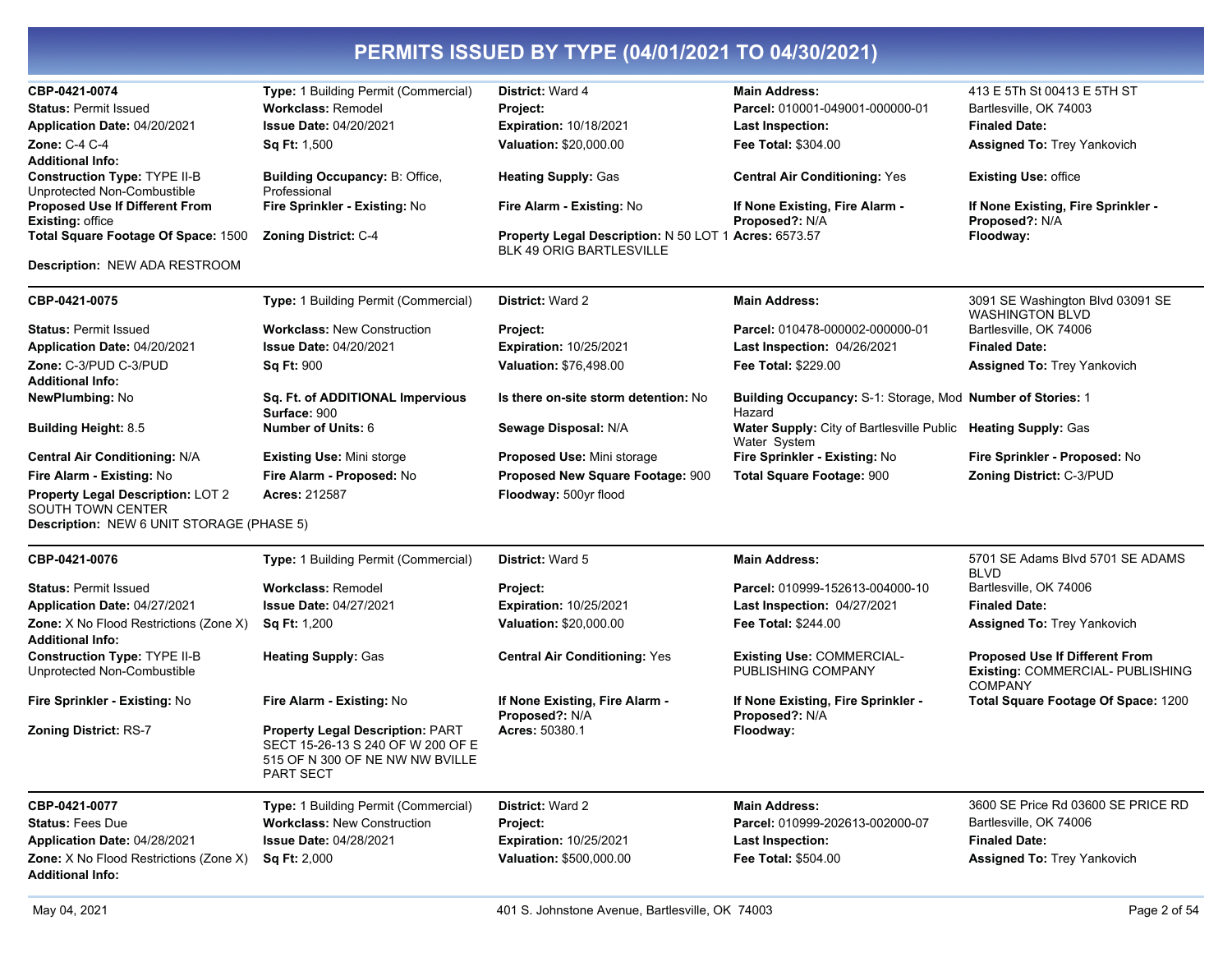# PERMITS ISSUED BY TYPE (04/01/2021 TO 04/30/2021)

**CBP-0421-0074**
**Type:** 1 Building Permit (Commercial)
**District:** Ward 4
**Main Address:** 413 E 5Th St 00413 E 5TH ST Bartlesville, OK 74003
**Status:** Permit Issued
**Workclass:** Remodel
**Project:**
**Parcel:** 010001-049001-000000-01
**Application Date:** 04/20/2021
**Issue Date:** 04/20/2021
**Expiration:** 10/18/2021
**Last Inspection:**
**Finaled Date:**
**Zone:** C-4 C-4
**Sq Ft:** 1,500
**Valuation:** $20,000.00
**Fee Total:** $304.00
**Assigned To:** Trey Yankovich
**Additional Info:**
**Construction Type:** TYPE II-B Unprotected Non-Combustible
**Building Occupancy:** B: Office, Professional
**Heating Supply:** Gas
**Central Air Conditioning:** Yes
**Existing Use:** office
**Proposed Use If Different From Existing:** office
**Fire Sprinkler - Existing:** No
**Fire Alarm - Existing:** No
**If None Existing, Fire Alarm - Proposed?:** N/A
**If None Existing, Fire Sprinkler - Proposed?:** N/A
**Total Square Footage Of Space:** 1500
**Zoning District:** C-4
**Property Legal Description:** N 50 LOT 1 BLK 49 ORIG BARTLESVILLE
**Acres:** 6573.57
**Floodway:**

**Description:** NEW ADA RESTROOM

---

**CBP-0421-0075**
**Type:** 1 Building Permit (Commercial)
**District:** Ward 2
**Main Address:** 3091 SE Washington Blvd 03091 SE WASHINGTON BLVD Bartlesville, OK 74006
**Status:** Permit Issued
**Workclass:** New Construction
**Project:**
**Parcel:** 010478-000002-000000-01
**Application Date:** 04/20/2021
**Issue Date:** 04/20/2021
**Expiration:** 10/25/2021
**Last Inspection:** 04/26/2021
**Finaled Date:**
**Zone:** C-3/PUD C-3/PUD
**Sq Ft:** 900
**Valuation:** $76,498.00
**Fee Total:** $229.00
**Assigned To:** Trey Yankovich
**Additional Info:**
**NewPlumbing:** No
**Sq. Ft. of ADDITIONAL Impervious Surface:** 900
**Is there on-site storm detention:** No
**Building Occupancy:** S-1: Storage, Mod Hazard
**Number of Stories:** 1
**Building Height:** 8.5
**Number of Units:** 6
**Sewage Disposal:** N/A
**Water Supply:** City of Bartlesville Public Water System
**Heating Supply:** Gas
**Central Air Conditioning:** N/A
**Existing Use:** Mini storge
**Proposed Use:** Mini storage
**Fire Sprinkler - Existing:** No
**Fire Sprinkler - Proposed:** No
**Fire Alarm - Existing:** No
**Fire Alarm - Proposed:** No
**Proposed New Square Footage:** 900
**Total Square Footage:** 900
**Zoning District:** C-3/PUD
**Property Legal Description:** LOT 2 SOUTH TOWN CENTER
**Acres:** 212587
**Floodway:** 500yr flood

**Description:** NEW 6 UNIT STORAGE (PHASE 5)

---

**CBP-0421-0076**
**Type:** 1 Building Permit (Commercial)
**District:** Ward 5
**Main Address:** 5701 SE Adams Blvd 5701 SE ADAMS BLVD Bartlesville, OK 74006
**Status:** Permit Issued
**Workclass:** Remodel
**Project:**
**Parcel:** 010999-152613-004000-10
**Application Date:** 04/27/2021
**Issue Date:** 04/27/2021
**Expiration:** 10/25/2021
**Last Inspection:** 04/27/2021
**Finaled Date:**
**Zone:** X No Flood Restrictions (Zone X)
**Sq Ft:** 1,200
**Valuation:** $20,000.00
**Fee Total:** $244.00
**Assigned To:** Trey Yankovich
**Additional Info:**
**Construction Type:** TYPE II-B Unprotected Non-Combustible
**Heating Supply:** Gas
**Central Air Conditioning:** Yes
**Existing Use:** COMMERCIAL- PUBLISHING COMPANY
**Proposed Use If Different From Existing:** COMMERCIAL- PUBLISHING COMPANY
**Fire Sprinkler - Existing:** No
**Fire Alarm - Existing:** No
**If None Existing, Fire Alarm - Proposed?:** N/A
**If None Existing, Fire Sprinkler - Proposed?:** N/A
**Total Square Footage Of Space:** 1200
**Zoning District:** RS-7
**Property Legal Description:** PART SECT 15-26-13 S 240 OF W 200 OF E 515 OF N 300 OF NE NW NW BVILLE PART SECT
**Acres:** 50380.1
**Floodway:**

---

**CBP-0421-0077**
**Type:** 1 Building Permit (Commercial)
**District:** Ward 2
**Main Address:** 3600 SE Price Rd 03600 SE PRICE RD Bartlesville, OK 74006
**Status:** Fees Due
**Workclass:** New Construction
**Project:**
**Parcel:** 010999-202613-002000-07
**Application Date:** 04/28/2021
**Issue Date:** 04/28/2021
**Expiration:** 10/25/2021
**Last Inspection:**
**Finaled Date:**
**Zone:** X No Flood Restrictions (Zone X)
**Sq Ft:** 2,000
**Valuation:** $500,000.00
**Fee Total:** $504.00
**Assigned To:** Trey Yankovich
**Additional Info:**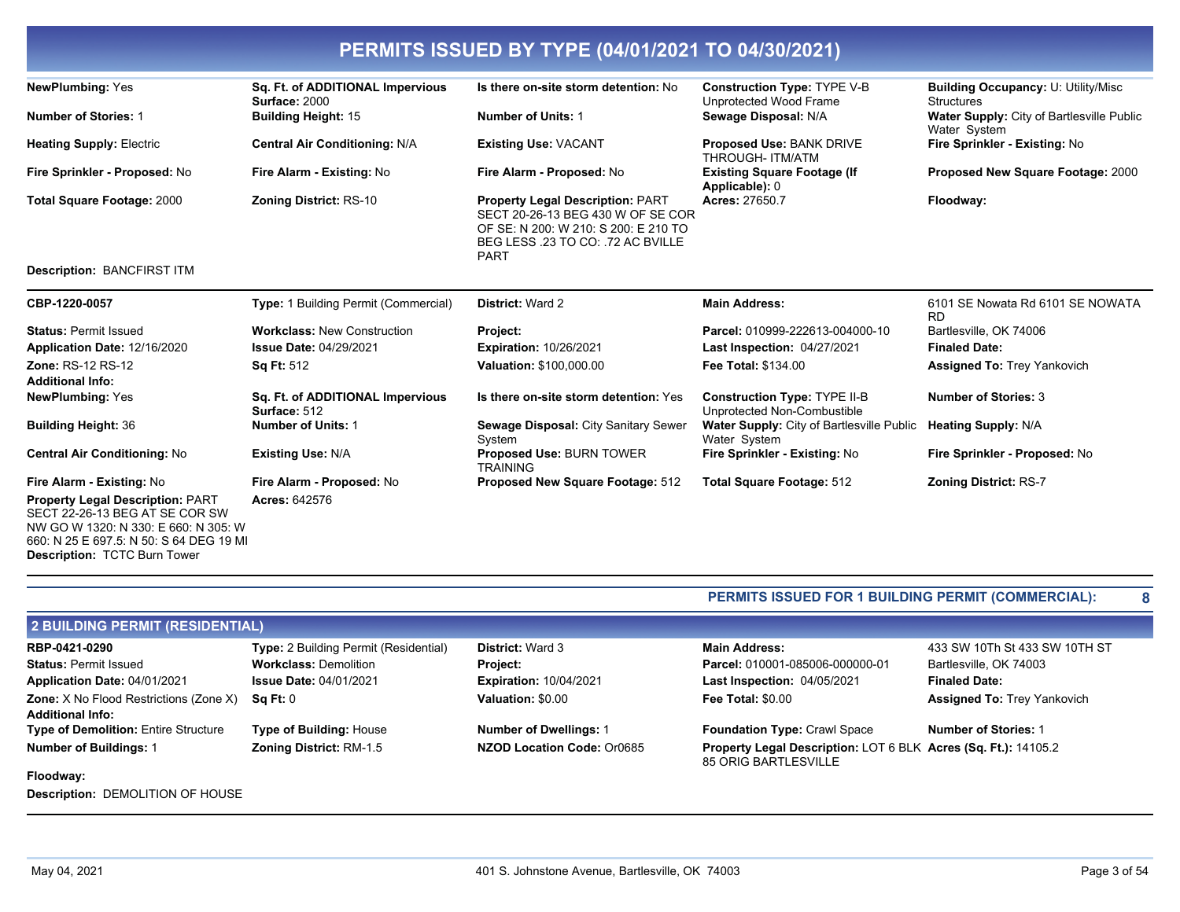# PERMITS ISSUED BY TYPE (04/01/2021 TO 04/30/2021)

**NewPlumbing:** Yes
**Sq. Ft. of ADDITIONAL Impervious Surface:** 2000
**Is there on-site storm detention:** No
**Construction Type:** TYPE V-B Unprotected Wood Frame
**Building Occupancy:** U: Utility/Misc Structures
**Number of Stories:** 1
**Building Height:** 15
**Number of Units:** 1
**Sewage Disposal:** N/A
**Water Supply:** City of Bartlesville Public Water System
**Heating Supply:** Electric
**Central Air Conditioning:** N/A
**Existing Use:** VACANT
**Proposed Use:** BANK DRIVE THROUGH- ITM/ATM
**Fire Sprinkler - Existing:** No
**Fire Sprinkler - Proposed:** No
**Fire Alarm - Existing:** No
**Fire Alarm - Proposed:** No
**Existing Square Footage (If Applicable):** 0
**Proposed New Square Footage:** 2000
**Total Square Footage:** 2000
**Zoning District:** RS-10
**Property Legal Description:** PART SECT 20-26-13 BEG 430 W OF SE COR OF SE: N 200: W 210: S 200: E 210 TO BEG LESS .23 TO CO: .72 AC BVILLE PART
**Acres:** 27650.7
**Floodway:**

**Description:** BANCFIRST ITM

---

**CBP-1220-0057**
**Type:** 1 Building Permit (Commercial)
**District:** Ward 2
**Main Address:** 6101 SE Nowata Rd 6101 SE NOWATA RD Bartlesville, OK 74006
**Status:** Permit Issued
**Workclass:** New Construction
**Project:**
**Parcel:** 010999-222613-004000-10
**Application Date:** 12/16/2020
**Issue Date:** 04/29/2021
**Expiration:** 10/26/2021
**Last Inspection:** 04/27/2021
**Finaled Date:**
**Zone:** RS-12 RS-12
**Sq Ft:** 512
**Valuation:** $100,000.00
**Fee Total:** $134.00
**Assigned To:** Trey Yankovich
**Additional Info:**
**NewPlumbing:** Yes
**Sq. Ft. of ADDITIONAL Impervious Surface:** 512
**Is there on-site storm detention:** Yes
**Construction Type:** TYPE II-B Unprotected Non-Combustible
**Number of Stories:** 3
**Building Height:** 36
**Number of Units:** 1
**Sewage Disposal:** City Sanitary Sewer System
**Water Supply:** City of Bartlesville Public Water System
**Heating Supply:** N/A
**Central Air Conditioning:** No
**Existing Use:** N/A
**Proposed Use:** BURN TOWER TRAINING
**Fire Sprinkler - Existing:** No
**Fire Sprinkler - Proposed:** No
**Fire Alarm - Existing:** No
**Fire Alarm - Proposed:** No
**Proposed New Square Footage:** 512
**Total Square Footage:** 512
**Zoning District:** RS-7
**Property Legal Description:** PART SECT 22-26-13 BEG AT SE COR SW NW GO W 1320: N 330: E 660: N 305: W 660: N 25 E 697.5: N 50: S 64 DEG 19 MI
**Acres:** 642576
**Description:** TCTC Burn Tower

---

**PERMITS ISSUED FOR 1 BUILDING PERMIT (COMMERCIAL): 8**

## 2 BUILDING PERMIT (RESIDENTIAL)

**RBP-0421-0290**
**Type:** 2 Building Permit (Residential)
**District:** Ward 3
**Main Address:** 433 SW 10Th St 433 SW 10TH ST Bartlesville, OK 74003
**Status:** Permit Issued
**Workclass:** Demolition
**Project:**
**Parcel:** 010001-085006-000000-01
**Application Date:** 04/01/2021
**Issue Date:** 04/01/2021
**Expiration:** 10/04/2021
**Last Inspection:** 04/05/2021
**Finaled Date:**
**Zone:** X No Flood Restrictions (Zone X)
**Sq Ft:** 0
**Valuation:** $0.00
**Fee Total:** $0.00
**Assigned To:** Trey Yankovich
**Additional Info:**
**Type of Demolition:** Entire Structure
**Type of Building:** House
**Number of Dwellings:** 1
**Foundation Type:** Crawl Space
**Number of Stories:** 1
**Number of Buildings:** 1
**Zoning District:** RM-1.5
**NZOD Location Code:** Or0685
**Property Legal Description:** LOT 6 BLK 85 ORIG BARTLESVILLE
**Acres (Sq. Ft.):** 14105.2
**Floodway:**
**Description:** DEMOLITION OF HOUSE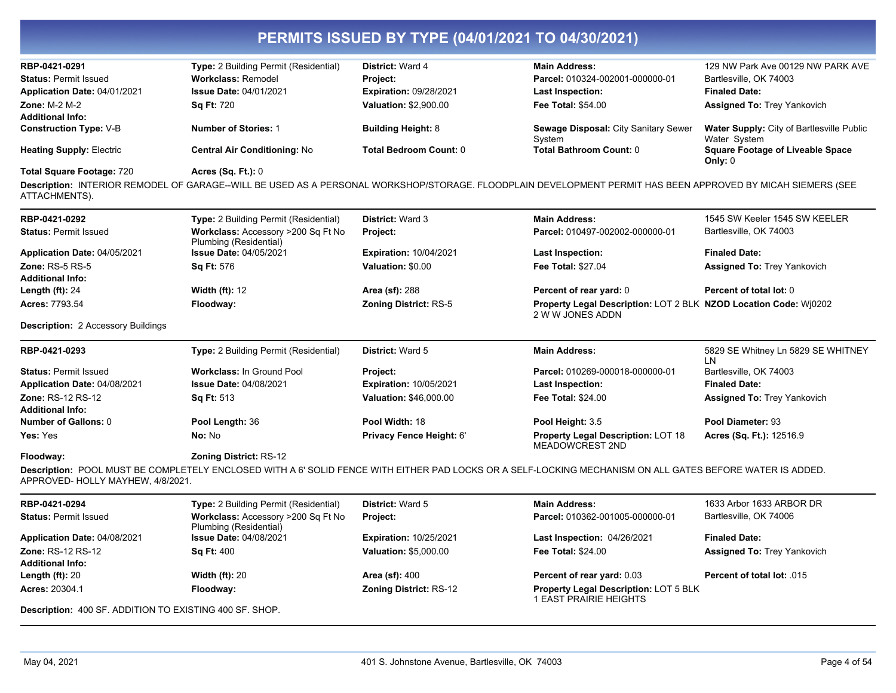# PERMITS ISSUED BY TYPE (04/01/2021 TO 04/30/2021)

| | | | | |
|---|---|---|---|---|
| **RBP-0421-0291** | **Type:** 2 Building Permit (Residential) | **District:** Ward 4 | **Main Address:** | 129 NW Park Ave 00129 NW PARK AVE |
| **Status:** Permit Issued | **Workclass:** Remodel | **Project:** | **Parcel:** 010324-002001-000000-01 | Bartlesville, OK 74003 |
| **Application Date:** 04/01/2021 | **Issue Date:** 04/01/2021 | **Expiration:** 09/28/2021 | **Last Inspection:** | **Finaled Date:** |
| **Zone:** M-2 M-2 | **Sq Ft:** 720 | **Valuation:** $2,900.00 | **Fee Total:** $54.00 | **Assigned To:** Trey Yankovich |
| **Additional Info:** | | | | |
| **Construction Type:** V-B | **Number of Stories:** 1 | **Building Height:** 8 | **Sewage Disposal:** City Sanitary Sewer System | **Water Supply:** City of Bartlesville Public Water System |
| **Heating Supply:** Electric | **Central Air Conditioning:** No | **Total Bedroom Count:** 0 | **Total Bathroom Count:** 0 | **Square Footage of Liveable Space Only:** 0 |
| **Total Square Footage:** 720 | **Acres (Sq. Ft.):** 0 | | | |

**Description:** INTERIOR REMODEL OF GARAGE--WILL BE USED AS A PERSONAL WORKSHOP/STORAGE. FLOODPLAIN DEVELOPMENT PERMIT HAS BEEN APPROVED BY MICAH SIEMERS (SEE ATTACHMENTS).

| | | | | |
|---|---|---|---|---|
| **RBP-0421-0292** | **Type:** 2 Building Permit (Residential) | **District:** Ward 3 | **Main Address:** | 1545 SW Keeler 1545 SW KEELER |
| **Status:** Permit Issued | **Workclass:** Accessory >200 Sq Ft No Plumbing (Residential) | **Project:** | **Parcel:** 010497-002002-000000-01 | Bartlesville, OK 74003 |
| **Application Date:** 04/05/2021 | **Issue Date:** 04/05/2021 | **Expiration:** 10/04/2021 | **Last Inspection:** | **Finaled Date:** |
| **Zone:** RS-5 RS-5 | **Sq Ft:** 576 | **Valuation:** $0.00 | **Fee Total:** $27.04 | **Assigned To:** Trey Yankovich |
| **Additional Info:** | | | | |
| **Length (ft):** 24 | **Width (ft):** 12 | **Area (sf):** 288 | **Percent of rear yard:** 0 | **Percent of total lot:** 0 |
| **Acres:** 7793.54 | **Floodway:** | **Zoning District:** RS-5 | **Property Legal Description:** LOT 2 BLK 2 W W JONES ADDN | **NZOD Location Code:** Wj0202 |

**Description:** 2 Accessory Buildings

| | | | | |
|---|---|---|---|---|
| **RBP-0421-0293** | **Type:** 2 Building Permit (Residential) | **District:** Ward 5 | **Main Address:** | 5829 SE Whitney Ln 5829 SE WHITNEY LN |
| **Status:** Permit Issued | **Workclass:** In Ground Pool | **Project:** | **Parcel:** 010269-000018-000000-01 | Bartlesville, OK 74003 |
| **Application Date:** 04/08/2021 | **Issue Date:** 04/08/2021 | **Expiration:** 10/05/2021 | **Last Inspection:** | **Finaled Date:** |
| **Zone:** RS-12 RS-12 | **Sq Ft:** 513 | **Valuation:** $46,000.00 | **Fee Total:** $24.00 | **Assigned To:** Trey Yankovich |
| **Additional Info:** | | | | |
| **Number of Gallons:** 0 | **Pool Length:** 36 | **Pool Width:** 18 | **Pool Height:** 3.5 | **Pool Diameter:** 93 |
| **Yes:** Yes | **No:** No | **Privacy Fence Height:** 6' | **Property Legal Description:** LOT 18 MEADOWCREST 2ND | **Acres (Sq. Ft.):** 12516.9 |
| **Floodway:** | **Zoning District:** RS-12 | | | |

**Description:** POOL MUST BE COMPLETELY ENCLOSED WITH A 6' SOLID FENCE WITH EITHER PAD LOCKS OR A SELF-LOCKING MECHANISM ON ALL GATES BEFORE WATER IS ADDED. APPROVED- HOLLY MAYHEW, 4/8/2021.

| | | | | |
|---|---|---|---|---|
| **RBP-0421-0294** | **Type:** 2 Building Permit (Residential) | **District:** Ward 5 | **Main Address:** | 1633 Arbor 1633 ARBOR DR |
| **Status:** Permit Issued | **Workclass:** Accessory >200 Sq Ft No Plumbing (Residential) | **Project:** | **Parcel:** 010362-001005-000000-01 | Bartlesville, OK 74006 |
| **Application Date:** 04/08/2021 | **Issue Date:** 04/08/2021 | **Expiration:** 10/25/2021 | **Last Inspection:** 04/26/2021 | **Finaled Date:** |
| **Zone:** RS-12 RS-12 | **Sq Ft:** 400 | **Valuation:** $5,000.00 | **Fee Total:** $24.00 | **Assigned To:** Trey Yankovich |
| **Additional Info:** | | | | |
| **Length (ft):** 20 | **Width (ft):** 20 | **Area (sf):** 400 | **Percent of rear yard:** 0.03 | **Percent of total lot:** .015 |
| **Acres:** 20304.1 | **Floodway:** | **Zoning District:** RS-12 | **Property Legal Description:** LOT 5 BLK 1 EAST PRAIRIE HEIGHTS | |

**Description:** 400 SF. ADDITION TO EXISTING 400 SF. SHOP.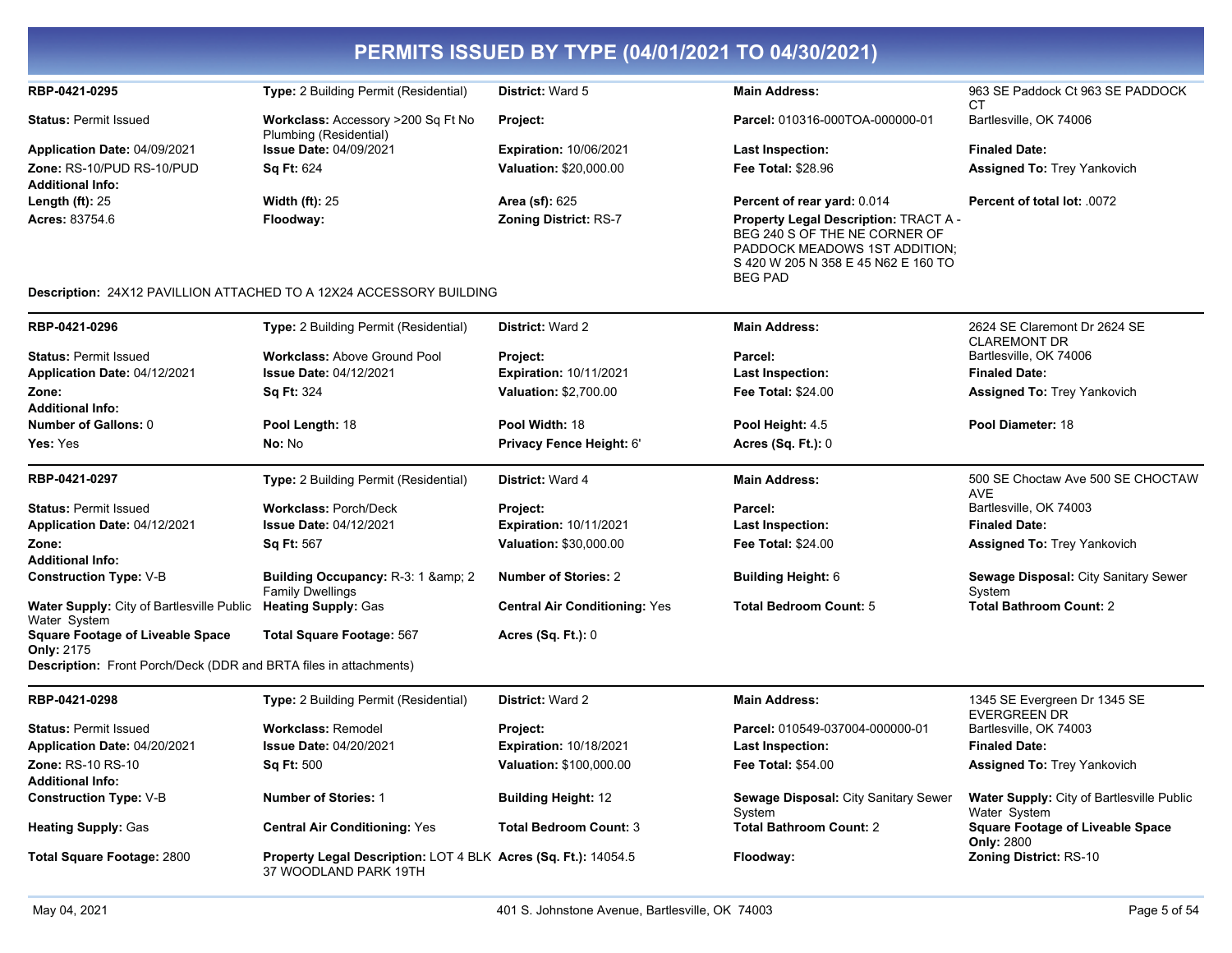# PERMITS ISSUED BY TYPE (04/01/2021 TO 04/30/2021)

| | | | | |
|---|---|---|---|---|
| **RBP-0421-0295** | **Type:** 2 Building Permit (Residential) | **District:** Ward 5 | **Main Address:** | 963 SE Paddock Ct 963 SE PADDOCK CT |
| **Status:** Permit Issued | **Workclass:** Accessory >200 Sq Ft No Plumbing (Residential) | **Project:** | **Parcel:** 010316-000TOA-000000-01 | Bartlesville, OK 74006 |
| **Application Date:** 04/09/2021 | **Issue Date:** 04/09/2021 | **Expiration:** 10/06/2021 | **Last Inspection:** | **Finaled Date:** |
| **Zone:** RS-10/PUD RS-10/PUD | **Sq Ft:** 624 | **Valuation:** $20,000.00 | **Fee Total:** $28.96 | **Assigned To:** Trey Yankovich |
| **Additional Info:** | | | | |
| **Length (ft):** 25 | **Width (ft):** 25 | **Area (sf):** 625 | **Percent of rear yard:** 0.014 | **Percent of total lot:** .0072 |
| **Acres:** 83754.6 | **Floodway:** | **Zoning District:** RS-7 | **Property Legal Description:** TRACT A - BEG 240 S OF THE NE CORNER OF PADDOCK MEADOWS 1ST ADDITION; S 420 W 205 N 358 E 45 N62 E 160 TO BEG PAD | |

**Description:** 24X12 PAVILLION ATTACHED TO A 12X24 ACCESSORY BUILDING

| | | | | |
|---|---|---|---|---|
| **RBP-0421-0296** | **Type:** 2 Building Permit (Residential) | **District:** Ward 2 | **Main Address:** | 2624 SE Claremont Dr 2624 SE CLAREMONT DR |
| **Status:** Permit Issued | **Workclass:** Above Ground Pool | **Project:** | **Parcel:** | Bartlesville, OK 74006 |
| **Application Date:** 04/12/2021 | **Issue Date:** 04/12/2021 | **Expiration:** 10/11/2021 | **Last Inspection:** | **Finaled Date:** |
| **Zone:** | **Sq Ft:** 324 | **Valuation:** $2,700.00 | **Fee Total:** $24.00 | **Assigned To:** Trey Yankovich |
| **Additional Info:** | | | | |
| **Number of Gallons:** 0 | **Pool Length:** 18 | **Pool Width:** 18 | **Pool Height:** 4.5 | **Pool Diameter:** 18 |
| **Yes:** Yes | **No:** No | **Privacy Fence Height:** 6' | **Acres (Sq. Ft.):** 0 | |

| | | | | |
|---|---|---|---|---|
| **RBP-0421-0297** | **Type:** 2 Building Permit (Residential) | **District:** Ward 4 | **Main Address:** | 500 SE Choctaw Ave 500 SE CHOCTAW AVE |
| **Status:** Permit Issued | **Workclass:** Porch/Deck | **Project:** | **Parcel:** | Bartlesville, OK 74003 |
| **Application Date:** 04/12/2021 | **Issue Date:** 04/12/2021 | **Expiration:** 10/11/2021 | **Last Inspection:** | **Finaled Date:** |
| **Zone:** | **Sq Ft:** 567 | **Valuation:** $30,000.00 | **Fee Total:** $24.00 | **Assigned To:** Trey Yankovich |
| **Additional Info:** | | | | |
| **Construction Type:** V-B | **Building Occupancy:** R-3: 1 &amp; 2 Family Dwellings | **Number of Stories:** 2 | **Building Height:** 6 | **Sewage Disposal:** City Sanitary Sewer System |
| **Water Supply:** City of Bartlesville Public Water System | **Heating Supply:** Gas | **Central Air Conditioning:** Yes | **Total Bedroom Count:** 5 | **Total Bathroom Count:** 2 |
| **Square Footage of Liveable Space Only:** 2175 | **Total Square Footage:** 567 | **Acres (Sq. Ft.):** 0 | | |

**Description:** Front Porch/Deck (DDR and BRTA files in attachments)

| | | | | |
|---|---|---|---|---|
| **RBP-0421-0298** | **Type:** 2 Building Permit (Residential) | **District:** Ward 2 | **Main Address:** | 1345 SE Evergreen Dr 1345 SE EVERGREEN DR |
| **Status:** Permit Issued | **Workclass:** Remodel | **Project:** | **Parcel:** 010549-037004-000000-01 | Bartlesville, OK 74003 |
| **Application Date:** 04/20/2021 | **Issue Date:** 04/20/2021 | **Expiration:** 10/18/2021 | **Last Inspection:** | **Finaled Date:** |
| **Zone:** RS-10 RS-10 | **Sq Ft:** 500 | **Valuation:** $100,000.00 | **Fee Total:** $54.00 | **Assigned To:** Trey Yankovich |
| **Additional Info:** | | | | |
| **Construction Type:** V-B | **Number of Stories:** 1 | **Building Height:** 12 | **Sewage Disposal:** City Sanitary Sewer System | **Water Supply:** City of Bartlesville Public Water System |
| **Heating Supply:** Gas | **Central Air Conditioning:** Yes | **Total Bedroom Count:** 3 | **Total Bathroom Count:** 2 | **Square Footage of Liveable Space Only:** 2800 |
| **Total Square Footage:** 2800 | **Property Legal Description:** LOT 4 BLK 37 WOODLAND PARK 19TH | **Acres (Sq. Ft.):** 14054.5 | **Floodway:** | **Zoning District:** RS-10 |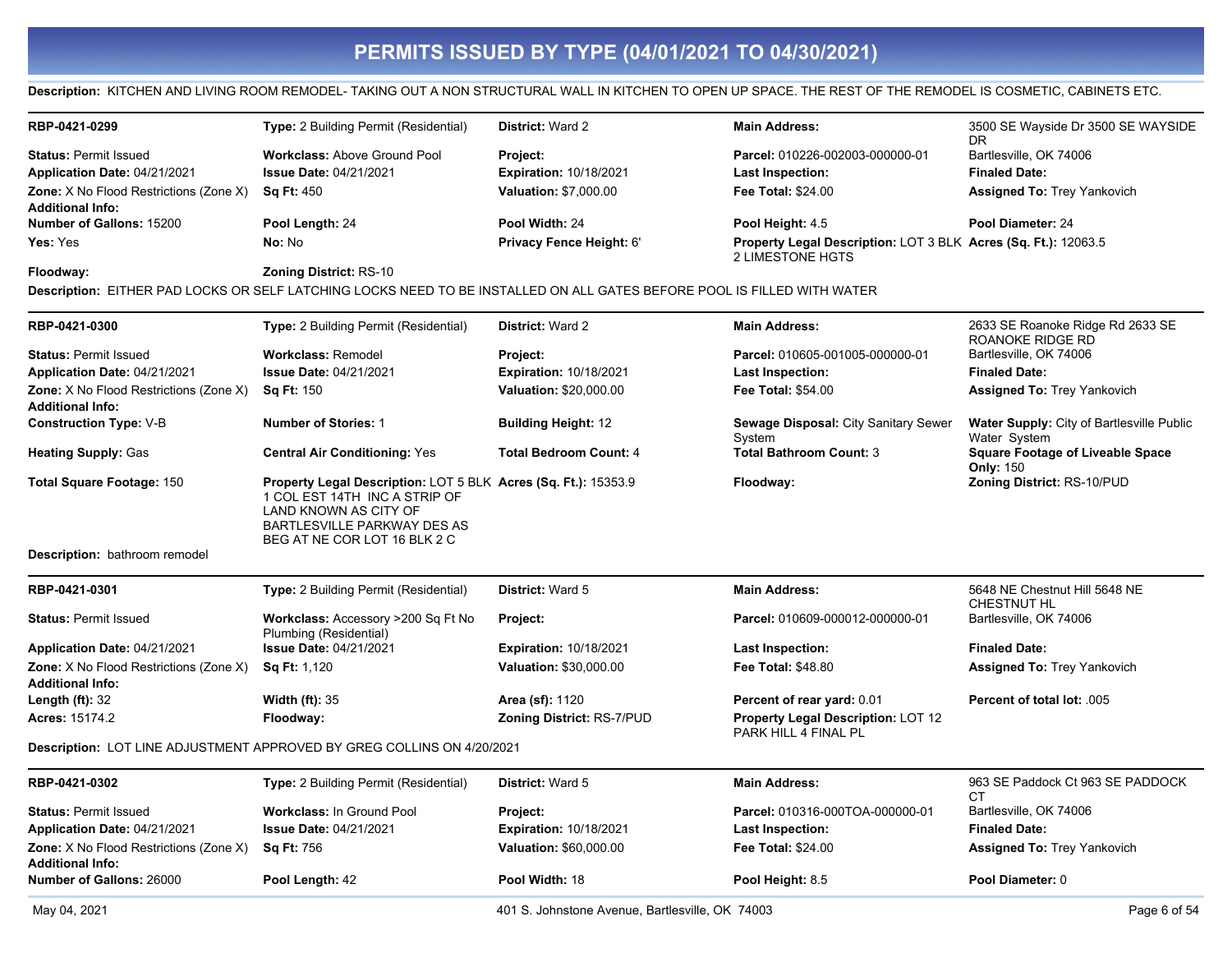# PERMITS ISSUED BY TYPE (04/01/2021 TO 04/30/2021)

**Description:** KITCHEN AND LIVING ROOM REMODEL- TAKING OUT A NON STRUCTURAL WALL IN KITCHEN TO OPEN UP SPACE. THE REST OF THE REMODEL IS COSMETIC, CABINETS ETC.

---

| RBP-0421-0299 | **Type:** 2 Building Permit (Residential) | **District:** Ward 2 | **Main Address:** | 3500 SE Wayside Dr 3500 SE WAYSIDE DR |
|---|---|---|---|---|
| **Status:** Permit Issued | **Workclass:** Above Ground Pool | **Project:** | **Parcel:** 010226-002003-000000-01 | Bartlesville, OK 74006 |
| **Application Date:** 04/21/2021 | **Issue Date:** 04/21/2021 | **Expiration:** 10/18/2021 | **Last Inspection:** | **Finaled Date:** |
| **Zone:** X No Flood Restrictions (Zone X) | **Sq Ft:** 450 | **Valuation:** $7,000.00 | **Fee Total:** $24.00 | **Assigned To:** Trey Yankovich |
| **Additional Info:** | | | | |
| **Number of Gallons:** 15200 | **Pool Length:** 24 | **Pool Width:** 24 | **Pool Height:** 4.5 | **Pool Diameter:** 24 |
| **Yes:** Yes | **No:** No | **Privacy Fence Height:** 6' | **Property Legal Description:** LOT 3 BLK 2 LIMESTONE HGTS | **Acres (Sq. Ft.):** 12063.5 |
| **Floodway:** | **Zoning District:** RS-10 | | | |

**Description:** EITHER PAD LOCKS OR SELF LATCHING LOCKS NEED TO BE INSTALLED ON ALL GATES BEFORE POOL IS FILLED WITH WATER

---

| RBP-0421-0300 | **Type:** 2 Building Permit (Residential) | **District:** Ward 2 | **Main Address:** | 2633 SE Roanoke Ridge Rd 2633 SE ROANOKE RIDGE RD |
|---|---|---|---|---|
| **Status:** Permit Issued | **Workclass:** Remodel | **Project:** | **Parcel:** 010605-001005-000000-01 | Bartlesville, OK 74006 |
| **Application Date:** 04/21/2021 | **Issue Date:** 04/21/2021 | **Expiration:** 10/18/2021 | **Last Inspection:** | **Finaled Date:** |
| **Zone:** X No Flood Restrictions (Zone X) | **Sq Ft:** 150 | **Valuation:** $20,000.00 | **Fee Total:** $54.00 | **Assigned To:** Trey Yankovich |
| **Additional Info:** | | | | |
| **Construction Type:** V-B | **Number of Stories:** 1 | **Building Height:** 12 | **Sewage Disposal:** City Sanitary Sewer System | **Water Supply:** City of Bartlesville Public Water System |
| **Heating Supply:** Gas | **Central Air Conditioning:** Yes | **Total Bedroom Count:** 4 | **Total Bathroom Count:** 3 | **Square Footage of Liveable Space Only:** 150 |
| **Total Square Footage:** 150 | **Property Legal Description:** LOT 5 BLK 1 COL EST 14TH INC A STRIP OF LAND KNOWN AS CITY OF BARTLESVILLE PARKWAY DES AS BEG AT NE COR LOT 16 BLK 2 C | **Acres (Sq. Ft.):** 15353.9 | **Floodway:** | **Zoning District:** RS-10/PUD |

**Description:** bathroom remodel

---

| RBP-0421-0301 | **Type:** 2 Building Permit (Residential) | **District:** Ward 5 | **Main Address:** | 5648 NE Chestnut Hill 5648 NE CHESTNUT HL |
|---|---|---|---|---|
| **Status:** Permit Issued | **Workclass:** Accessory >200 Sq Ft No Plumbing (Residential) | **Project:** | **Parcel:** 010609-000012-000000-01 | Bartlesville, OK 74006 |
| **Application Date:** 04/21/2021 | **Issue Date:** 04/21/2021 | **Expiration:** 10/18/2021 | **Last Inspection:** | **Finaled Date:** |
| **Zone:** X No Flood Restrictions (Zone X) | **Sq Ft:** 1,120 | **Valuation:** $30,000.00 | **Fee Total:** $48.80 | **Assigned To:** Trey Yankovich |
| **Additional Info:** | | | | |
| **Length (ft):** 32 | **Width (ft):** 35 | **Area (sf):** 1120 | **Percent of rear yard:** 0.01 | **Percent of total lot:** .005 |
| **Acres:** 15174.2 | **Floodway:** | **Zoning District:** RS-7/PUD | **Property Legal Description:** LOT 12 PARK HILL 4 FINAL PL | |

**Description:** LOT LINE ADJUSTMENT APPROVED BY GREG COLLINS ON 4/20/2021

---

| RBP-0421-0302 | **Type:** 2 Building Permit (Residential) | **District:** Ward 5 | **Main Address:** | 963 SE Paddock Ct 963 SE PADDOCK CT |
|---|---|---|---|---|
| **Status:** Permit Issued | **Workclass:** In Ground Pool | **Project:** | **Parcel:** 010316-000TOA-000000-01 | Bartlesville, OK 74006 |
| **Application Date:** 04/21/2021 | **Issue Date:** 04/21/2021 | **Expiration:** 10/18/2021 | **Last Inspection:** | **Finaled Date:** |
| **Zone:** X No Flood Restrictions (Zone X) | **Sq Ft:** 756 | **Valuation:** $60,000.00 | **Fee Total:** $24.00 | **Assigned To:** Trey Yankovich |
| **Additional Info:** | | | | |
| **Number of Gallons:** 26000 | **Pool Length:** 42 | **Pool Width:** 18 | **Pool Height:** 8.5 | **Pool Diameter:** 0 |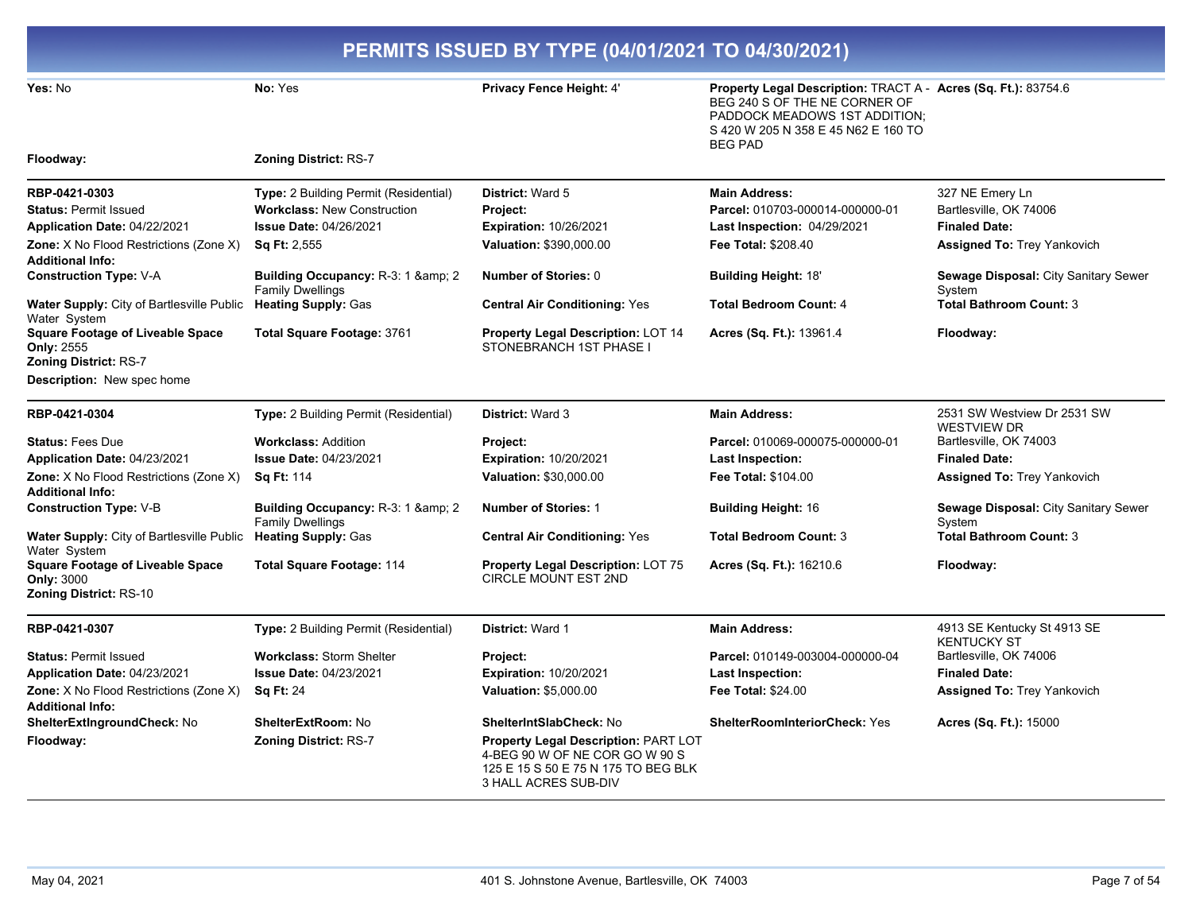# PERMITS ISSUED BY TYPE (04/01/2021 TO 04/30/2021)

| | | | | |
|---|---|---|---|---|
| **Yes:** No | **No:** Yes | **Privacy Fence Height:** 4' | **Property Legal Description:** TRACT A - BEG 240 S OF THE NE CORNER OF PADDOCK MEADOWS 1ST ADDITION; S 420 W 205 N 358 E 45 N62 E 160 TO BEG PAD | **Acres (Sq. Ft.):** 83754.6 |
| **Floodway:** | **Zoning District:** RS-7 | | | |

---

| | | | | |
|---|---|---|---|---|
| **RBP-0421-0303** | **Type:** 2 Building Permit (Residential) | **District:** Ward 5 | **Main Address:** | 327 NE Emery Ln |
| **Status:** Permit Issued | **Workclass:** New Construction | **Project:** | **Parcel:** 010703-000014-000000-01 | Bartlesville, OK 74006 |
| **Application Date:** 04/22/2021 | **Issue Date:** 04/26/2021 | **Expiration:** 10/26/2021 | **Last Inspection:** 04/29/2021 | **Finaled Date:** |
| **Zone:** X No Flood Restrictions (Zone X) | **Sq Ft:** 2,555 | **Valuation:** $390,000.00 | **Fee Total:** $208.40 | **Assigned To:** Trey Yankovich |
| **Additional Info:** | | | | |
| **Construction Type:** V-A | **Building Occupancy:** R-3: 1 &amp; 2 Family Dwellings | **Number of Stories:** 0 | **Building Height:** 18' | **Sewage Disposal:** City Sanitary Sewer System |
| **Water Supply:** City of Bartlesville Public Water System | **Heating Supply:** Gas | **Central Air Conditioning:** Yes | **Total Bedroom Count:** 4 | **Total Bathroom Count:** 3 |
| **Square Footage of Liveable Space Only:** 2555 | **Total Square Footage:** 3761 | **Property Legal Description:** LOT 14 STONEBRANCH 1ST PHASE I | **Acres (Sq. Ft.):** 13961.4 | **Floodway:** |
| **Zoning District:** RS-7 | | | | |

**Description:** New spec home

---

| | | | | |
|---|---|---|---|---|
| **RBP-0421-0304** | **Type:** 2 Building Permit (Residential) | **District:** Ward 3 | **Main Address:** | 2531 SW Westview Dr 2531 SW WESTVIEW DR |
| **Status:** Fees Due | **Workclass:** Addition | **Project:** | **Parcel:** 010069-000075-000000-01 | Bartlesville, OK 74003 |
| **Application Date:** 04/23/2021 | **Issue Date:** 04/23/2021 | **Expiration:** 10/20/2021 | **Last Inspection:** | **Finaled Date:** |
| **Zone:** X No Flood Restrictions (Zone X) | **Sq Ft:** 114 | **Valuation:** $30,000.00 | **Fee Total:** $104.00 | **Assigned To:** Trey Yankovich |
| **Additional Info:** | | | | |
| **Construction Type:** V-B | **Building Occupancy:** R-3: 1 &amp; 2 Family Dwellings | **Number of Stories:** 1 | **Building Height:** 16 | **Sewage Disposal:** City Sanitary Sewer System |
| **Water Supply:** City of Bartlesville Public Water System | **Heating Supply:** Gas | **Central Air Conditioning:** Yes | **Total Bedroom Count:** 3 | **Total Bathroom Count:** 3 |
| **Square Footage of Liveable Space Only:** 3000 | **Total Square Footage:** 114 | **Property Legal Description:** LOT 75 CIRCLE MOUNT EST 2ND | **Acres (Sq. Ft.):** 16210.6 | **Floodway:** |
| **Zoning District:** RS-10 | | | | |

---

| | | | | |
|---|---|---|---|---|
| **RBP-0421-0307** | **Type:** 2 Building Permit (Residential) | **District:** Ward 1 | **Main Address:** | 4913 SE Kentucky St 4913 SE KENTUCKY ST |
| **Status:** Permit Issued | **Workclass:** Storm Shelter | **Project:** | **Parcel:** 010149-003004-000000-04 | Bartlesville, OK 74006 |
| **Application Date:** 04/23/2021 | **Issue Date:** 04/23/2021 | **Expiration:** 10/20/2021 | **Last Inspection:** | **Finaled Date:** |
| **Zone:** X No Flood Restrictions (Zone X) | **Sq Ft:** 24 | **Valuation:** $5,000.00 | **Fee Total:** $24.00 | **Assigned To:** Trey Yankovich |
| **Additional Info:** | | | | |
| **ShelterExtIngroundCheck:** No | **ShelterExtRoom:** No | **ShelterIntSlabCheck:** No | **ShelterRoomInteriorCheck:** Yes | **Acres (Sq. Ft.):** 15000 |
| **Floodway:** | **Zoning District:** RS-7 | **Property Legal Description:** PART LOT 4-BEG 90 W OF NE COR GO W 90 S 125 E 15 S 50 E 75 N 175 TO BEG BLK 3 HALL ACRES SUB-DIV | | |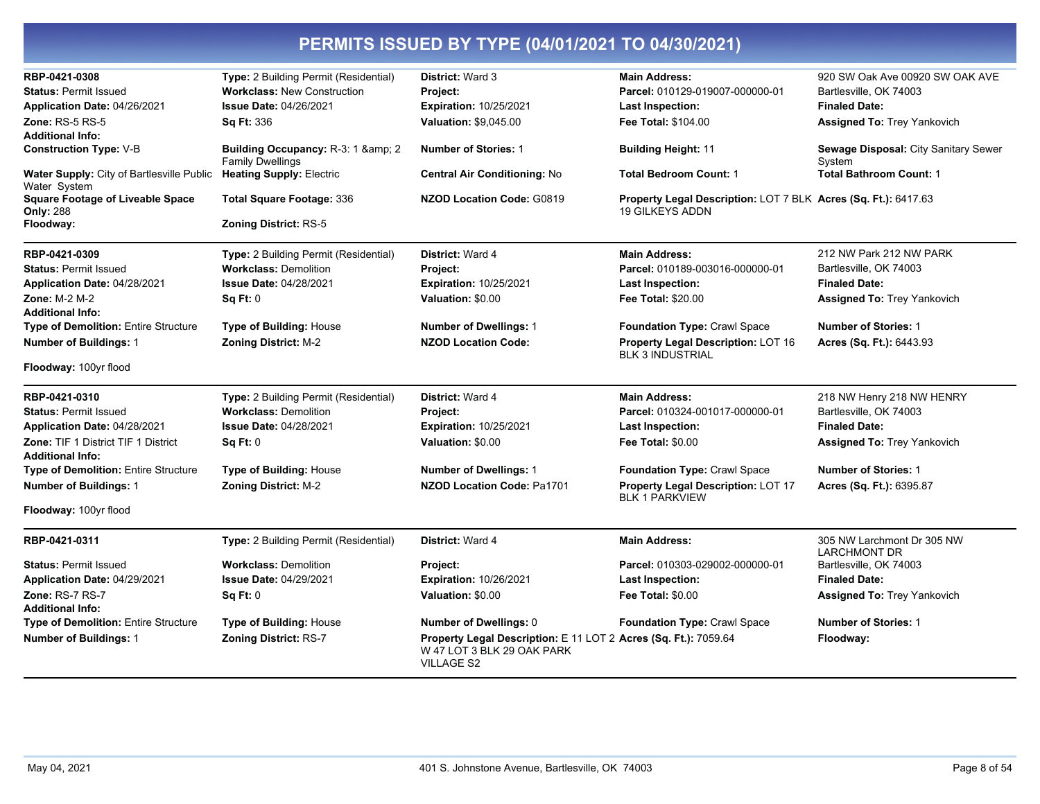# PERMITS ISSUED BY TYPE (04/01/2021 TO 04/30/2021)

**RBP-0421-0308**
**Type:** 2 Building Permit (Residential)
**District:** Ward 3
**Main Address:** 920 SW Oak Ave 00920 SW OAK AVE Bartlesville, OK 74003
**Status:** Permit Issued
**Workclass:** New Construction
**Project:**
**Parcel:** 010129-019007-000000-01
**Application Date:** 04/26/2021
**Issue Date:** 04/26/2021
**Expiration:** 10/25/2021
**Last Inspection:**
**Finaled Date:**
**Zone:** RS-5 RS-5
**Sq Ft:** 336
**Valuation:** $9,045.00
**Fee Total:** $104.00
**Assigned To:** Trey Yankovich
**Additional Info:**
**Construction Type:** V-B
**Building Occupancy:** R-3: 1 &amp; 2 Family Dwellings
**Number of Stories:** 1
**Building Height:** 11
**Sewage Disposal:** City Sanitary Sewer System
**Water Supply:** City of Bartlesville Public Water System
**Heating Supply:** Electric
**Central Air Conditioning:** No
**Total Bedroom Count:** 1
**Total Bathroom Count:** 1
**Square Footage of Liveable Space Only:** 288
**Total Square Footage:** 336
**NZOD Location Code:** G0819
**Property Legal Description:** LOT 7 BLK 19 GILKEYS ADDN
**Acres (Sq. Ft.):** 6417.63
**Floodway:**
**Zoning District:** RS-5

---

**RBP-0421-0309**
**Type:** 2 Building Permit (Residential)
**District:** Ward 4
**Main Address:** 212 NW Park 212 NW PARK Bartlesville, OK 74003
**Status:** Permit Issued
**Workclass:** Demolition
**Project:**
**Parcel:** 010189-003016-000000-01
**Application Date:** 04/28/2021
**Issue Date:** 04/28/2021
**Expiration:** 10/25/2021
**Last Inspection:**
**Finaled Date:**
**Zone:** M-2 M-2
**Sq Ft:** 0
**Valuation:** $0.00
**Fee Total:** $20.00
**Assigned To:** Trey Yankovich
**Additional Info:**
**Type of Demolition:** Entire Structure
**Type of Building:** House
**Number of Dwellings:** 1
**Foundation Type:** Crawl Space
**Number of Stories:** 1
**Number of Buildings:** 1
**Zoning District:** M-2
**NZOD Location Code:**
**Property Legal Description:** LOT 16 BLK 3 INDUSTRIAL
**Acres (Sq. Ft.):** 6443.93
**Floodway:** 100yr flood

---

**RBP-0421-0310**
**Type:** 2 Building Permit (Residential)
**District:** Ward 4
**Main Address:** 218 NW Henry 218 NW HENRY Bartlesville, OK 74003
**Status:** Permit Issued
**Workclass:** Demolition
**Project:**
**Parcel:** 010324-001017-000000-01
**Application Date:** 04/28/2021
**Issue Date:** 04/28/2021
**Expiration:** 10/25/2021
**Last Inspection:**
**Finaled Date:**
**Zone:** TIF 1 District TIF 1 District
**Sq Ft:** 0
**Valuation:** $0.00
**Fee Total:** $0.00
**Assigned To:** Trey Yankovich
**Additional Info:**
**Type of Demolition:** Entire Structure
**Type of Building:** House
**Number of Dwellings:** 1
**Foundation Type:** Crawl Space
**Number of Stories:** 1
**Number of Buildings:** 1
**Zoning District:** M-2
**NZOD Location Code:** Pa1701
**Property Legal Description:** LOT 17 BLK 1 PARKVIEW
**Acres (Sq. Ft.):** 6395.87
**Floodway:** 100yr flood

---

**RBP-0421-0311**
**Type:** 2 Building Permit (Residential)
**District:** Ward 4
**Main Address:** 305 NW Larchmont Dr 305 NW LARCHMONT DR Bartlesville, OK 74003
**Status:** Permit Issued
**Workclass:** Demolition
**Project:**
**Parcel:** 010303-029002-000000-01
**Application Date:** 04/29/2021
**Issue Date:** 04/29/2021
**Expiration:** 10/26/2021
**Last Inspection:**
**Finaled Date:**
**Zone:** RS-7 RS-7
**Sq Ft:** 0
**Valuation:** $0.00
**Fee Total:** $0.00
**Assigned To:** Trey Yankovich
**Additional Info:**
**Type of Demolition:** Entire Structure
**Type of Building:** House
**Number of Dwellings:** 0
**Foundation Type:** Crawl Space
**Number of Stories:** 1
**Number of Buildings:** 1
**Zoning District:** RS-7
**Property Legal Description:** E 11 LOT 2 W 47 LOT 3 BLK 29 OAK PARK VILLAGE S2
**Acres (Sq. Ft.):** 7059.64
**Floodway:**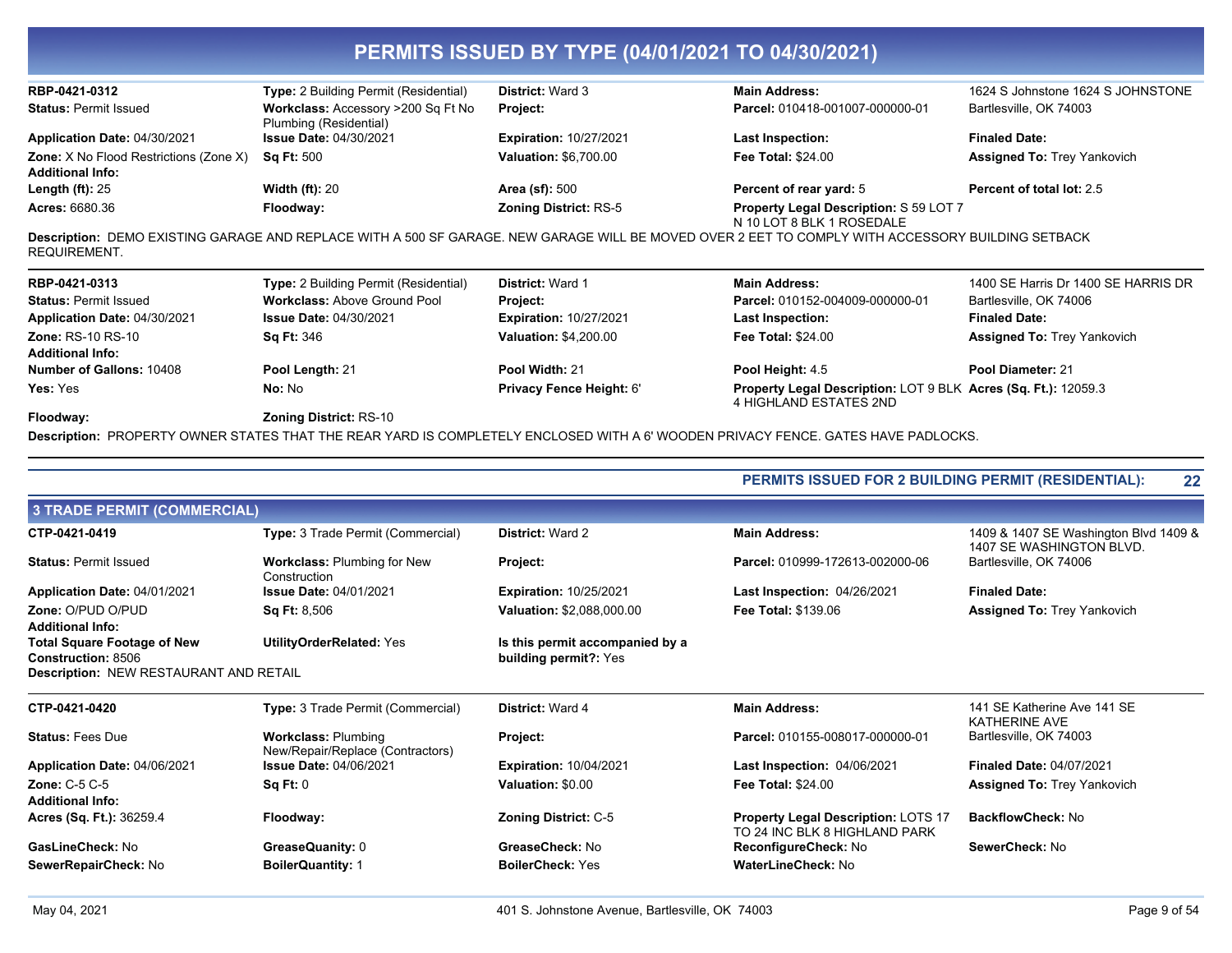# PERMITS ISSUED BY TYPE (04/01/2021 TO 04/30/2021)

| | | | | |
|---|---|---|---|---|
| **RBP-0421-0312** | **Type:** 2 Building Permit (Residential) | **District:** Ward 3 | **Main Address:** | 1624 S Johnstone 1624 S JOHNSTONE |
| **Status:** Permit Issued | **Workclass:** Accessory >200 Sq Ft No Plumbing (Residential) | **Project:** | **Parcel:** 010418-001007-000000-01 | Bartlesville, OK 74003 |
| **Application Date:** 04/30/2021 | **Issue Date:** 04/30/2021 | **Expiration:** 10/27/2021 | **Last Inspection:** | **Finaled Date:** |
| **Zone:** X No Flood Restrictions (Zone X) | **Sq Ft:** 500 | **Valuation:** $6,700.00 | **Fee Total:** $24.00 | **Assigned To:** Trey Yankovich |
| **Additional Info:** | | | | |
| **Length (ft):** 25 | **Width (ft):** 20 | **Area (sf):** 500 | **Percent of rear yard:** 5 | **Percent of total lot:** 2.5 |
| **Acres:** 6680.36 | **Floodway:** | **Zoning District:** RS-5 | **Property Legal Description:** S 59 LOT 7 N 10 LOT 8 BLK 1 ROSEDALE | |

**Description:** DEMO EXISTING GARAGE AND REPLACE WITH A 500 SF GARAGE. NEW GARAGE WILL BE MOVED OVER 2 EET TO COMPLY WITH ACCESSORY BUILDING SETBACK REQUIREMENT.

| | | | | |
|---|---|---|---|---|
| **RBP-0421-0313** | **Type:** 2 Building Permit (Residential) | **District:** Ward 1 | **Main Address:** | 1400 SE Harris Dr 1400 SE HARRIS DR |
| **Status:** Permit Issued | **Workclass:** Above Ground Pool | **Project:** | **Parcel:** 010152-004009-000000-01 | Bartlesville, OK 74006 |
| **Application Date:** 04/30/2021 | **Issue Date:** 04/30/2021 | **Expiration:** 10/27/2021 | **Last Inspection:** | **Finaled Date:** |
| **Zone:** RS-10 RS-10 | **Sq Ft:** 346 | **Valuation:** $4,200.00 | **Fee Total:** $24.00 | **Assigned To:** Trey Yankovich |
| **Additional Info:** | | | | |
| **Number of Gallons:** 10408 | **Pool Length:** 21 | **Pool Width:** 21 | **Pool Height:** 4.5 | **Pool Diameter:** 21 |
| **Yes:** Yes | **No:** No | **Privacy Fence Height:** 6' | **Property Legal Description:** LOT 9 BLK 4 HIGHLAND ESTATES 2ND | **Acres (Sq. Ft.):** 12059.3 |
| **Floodway:** | **Zoning District:** RS-10 | | | |

**Description:** PROPERTY OWNER STATES THAT THE REAR YARD IS COMPLETELY ENCLOSED WITH A 6' WOODEN PRIVACY FENCE. GATES HAVE PADLOCKS.

**PERMITS ISSUED FOR 2 BUILDING PERMIT (RESIDENTIAL): 22**

## 3 TRADE PERMIT (COMMERCIAL)

| | | | | |
|---|---|---|---|---|
| **CTP-0421-0419** | **Type:** 3 Trade Permit (Commercial) | **District:** Ward 2 | **Main Address:** | 1409 & 1407 SE Washington Blvd 1409 & 1407 SE WASHINGTON BLVD. |
| **Status:** Permit Issued | **Workclass:** Plumbing for New Construction | **Project:** | **Parcel:** 010999-172613-002000-06 | Bartlesville, OK 74006 |
| **Application Date:** 04/01/2021 | **Issue Date:** 04/01/2021 | **Expiration:** 10/25/2021 | **Last Inspection:** 04/26/2021 | **Finaled Date:** |
| **Zone:** O/PUD O/PUD | **Sq Ft:** 8,506 | **Valuation:** $2,088,000.00 | **Fee Total:** $139.06 | **Assigned To:** Trey Yankovich |
| **Additional Info:** | | | | |
| **Total Square Footage of New Construction:** 8506 | **UtilityOrderRelated:** Yes | **Is this permit accompanied by a building permit?:** Yes | | |

**Description:** NEW RESTAURANT AND RETAIL

| | | | | |
|---|---|---|---|---|
| **CTP-0421-0420** | **Type:** 3 Trade Permit (Commercial) | **District:** Ward 4 | **Main Address:** | 141 SE Katherine Ave 141 SE KATHERINE AVE |
| **Status:** Fees Due | **Workclass:** Plumbing New/Repair/Replace (Contractors) | **Project:** | **Parcel:** 010155-008017-000000-01 | Bartlesville, OK 74003 |
| **Application Date:** 04/06/2021 | **Issue Date:** 04/06/2021 | **Expiration:** 10/04/2021 | **Last Inspection:** 04/06/2021 | **Finaled Date:** 04/07/2021 |
| **Zone:** C-5 C-5 | **Sq Ft:** 0 | **Valuation:** $0.00 | **Fee Total:** $24.00 | **Assigned To:** Trey Yankovich |
| **Additional Info:** | | | | |
| **Acres (Sq. Ft.):** 36259.4 | **Floodway:** | **Zoning District:** C-5 | **Property Legal Description:** LOTS 17 TO 24 INC BLK 8 HIGHLAND PARK | **BackflowCheck:** No |
| **GasLineCheck:** No | **GreaseQuanity:** 0 | **GreaseCheck:** No | **ReconfigureCheck:** No | **SewerCheck:** No |
| **SewerRepairCheck:** No | **BoilerQuantity:** 1 | **BoilerCheck:** Yes | **WaterLineCheck:** No | |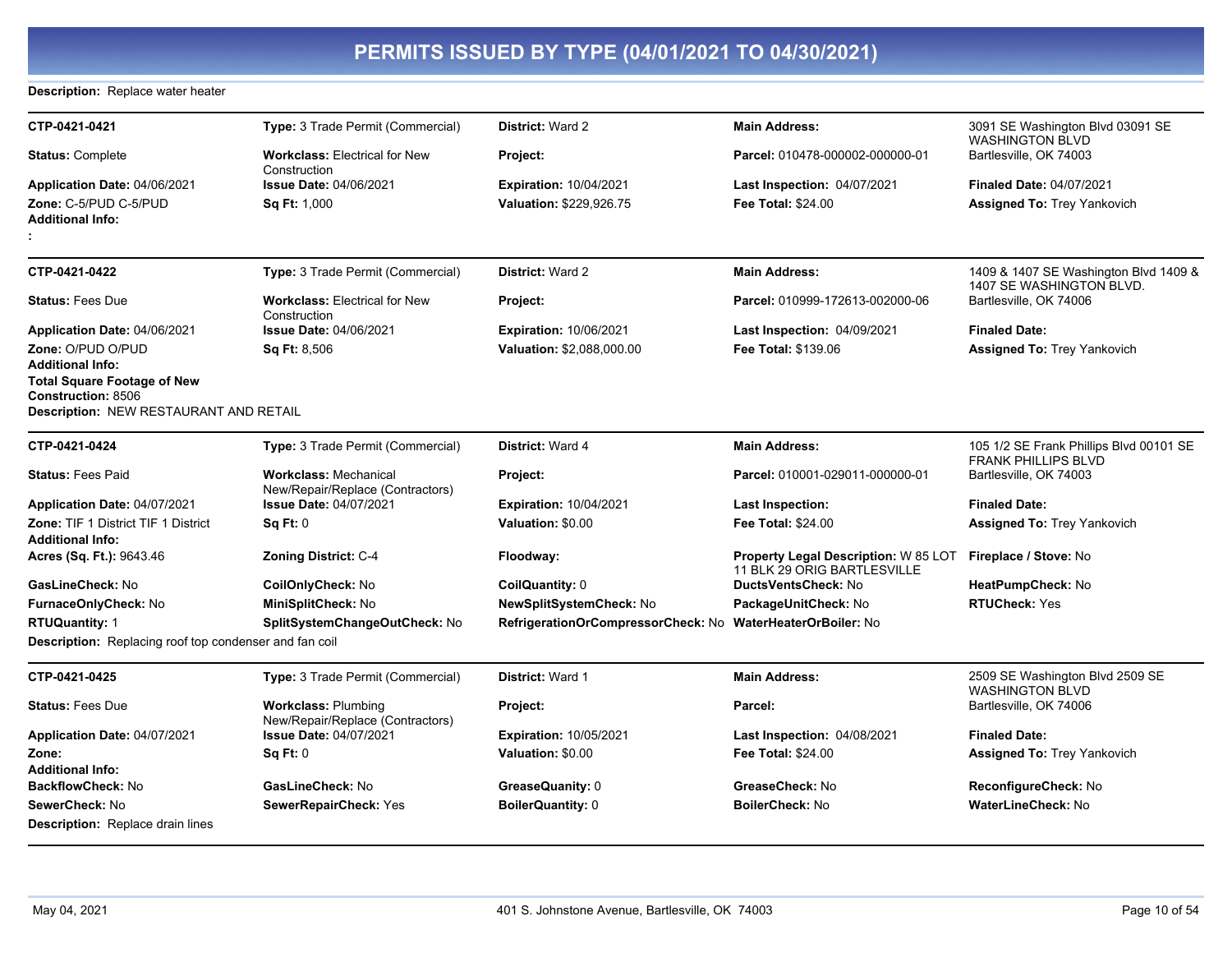# PERMITS ISSUED BY TYPE (04/01/2021 TO 04/30/2021)

**Description:** Replace water heater

---

| | | | | |
|---|---|---|---|---|
| **CTP-0421-0421** | **Type:** 3 Trade Permit (Commercial) | **District:** Ward 2 | **Main Address:** | 3091 SE Washington Blvd 03091 SE WASHINGTON BLVD |
| **Status:** Complete | **Workclass:** Electrical for New Construction | **Project:** | **Parcel:** 010478-000002-000000-01 | Bartlesville, OK 74003 |
| **Application Date:** 04/06/2021 | **Issue Date:** 04/06/2021 | **Expiration:** 10/04/2021 | **Last Inspection:** 04/07/2021 | **Finaled Date:** 04/07/2021 |
| **Zone:** C-5/PUD C-5/PUD | **Sq Ft:** 1,000 | **Valuation:** $229,926.75 | **Fee Total:** $24.00 | **Assigned To:** Trey Yankovich |

**Additional Info:**

**:**

---

| | | | | |
|---|---|---|---|---|
| **CTP-0421-0422** | **Type:** 3 Trade Permit (Commercial) | **District:** Ward 2 | **Main Address:** | 1409 & 1407 SE Washington Blvd 1409 & 1407 SE WASHINGTON BLVD. |
| **Status:** Fees Due | **Workclass:** Electrical for New Construction | **Project:** | **Parcel:** 010999-172613-002000-06 | Bartlesville, OK 74006 |
| **Application Date:** 04/06/2021 | **Issue Date:** 04/06/2021 | **Expiration:** 10/06/2021 | **Last Inspection:** 04/09/2021 | **Finaled Date:** |
| **Zone:** O/PUD O/PUD | **Sq Ft:** 8,506 | **Valuation:** $2,088,000.00 | **Fee Total:** $139.06 | **Assigned To:** Trey Yankovich |

**Additional Info:**

**Total Square Footage of New Construction:** 8506

**Description:** NEW RESTAURANT AND RETAIL

---

| | | | | |
|---|---|---|---|---|
| **CTP-0421-0424** | **Type:** 3 Trade Permit (Commercial) | **District:** Ward 4 | **Main Address:** | 105 1/2 SE Frank Phillips Blvd 00101 SE FRANK PHILLIPS BLVD |
| **Status:** Fees Paid | **Workclass:** Mechanical New/Repair/Replace (Contractors) | **Project:** | **Parcel:** 010001-029011-000000-01 | Bartlesville, OK 74003 |
| **Application Date:** 04/07/2021 | **Issue Date:** 04/07/2021 | **Expiration:** 10/04/2021 | **Last Inspection:** | **Finaled Date:** |
| **Zone:** TIF 1 District TIF 1 District | **Sq Ft:** 0 | **Valuation:** $0.00 | **Fee Total:** $24.00 | **Assigned To:** Trey Yankovich |

**Additional Info:**

| | | | | |
|---|---|---|---|---|
| **Acres (Sq. Ft.):** 9643.46 | **Zoning District:** C-4 | **Floodway:** | **Property Legal Description:** W 85 LOT 11 BLK 29 ORIG BARTLESVILLE | **Fireplace / Stove:** No |
| **GasLineCheck:** No | **CoilOnlyCheck:** No | **CoilQuantity:** 0 | **DuctsVentsCheck:** No | **HeatPumpCheck:** No |
| **FurnaceOnlyCheck:** No | **MiniSplitCheck:** No | **NewSplitSystemCheck:** No | **PackageUnitCheck:** No | **RTUCheck:** Yes |
| **RTUQuantity:** 1 | **SplitSystemChangeOutCheck:** No | **RefrigerationOrCompressorCheck:** No | **WaterHeaterOrBoiler:** No | |

**Description:** Replacing roof top condenser and fan coil

---

| | | | | |
|---|---|---|---|---|
| **CTP-0421-0425** | **Type:** 3 Trade Permit (Commercial) | **District:** Ward 1 | **Main Address:** | 2509 SE Washington Blvd 2509 SE WASHINGTON BLVD |
| **Status:** Fees Due | **Workclass:** Plumbing New/Repair/Replace (Contractors) | **Project:** | **Parcel:** | Bartlesville, OK 74006 |
| **Application Date:** 04/07/2021 | **Issue Date:** 04/07/2021 | **Expiration:** 10/05/2021 | **Last Inspection:** 04/08/2021 | **Finaled Date:** |
| **Zone:** | **Sq Ft:** 0 | **Valuation:** $0.00 | **Fee Total:** $24.00 | **Assigned To:** Trey Yankovich |

**Additional Info:**

| | | | | |
|---|---|---|---|---|
| **BackflowCheck:** No | **GasLineCheck:** No | **GreaseQuanity:** 0 | **GreaseCheck:** No | **ReconfigureCheck:** No |
| **SewerCheck:** No | **SewerRepairCheck:** Yes | **BoilerQuantity:** 0 | **BoilerCheck:** No | **WaterLineCheck:** No |

**Description:** Replace drain lines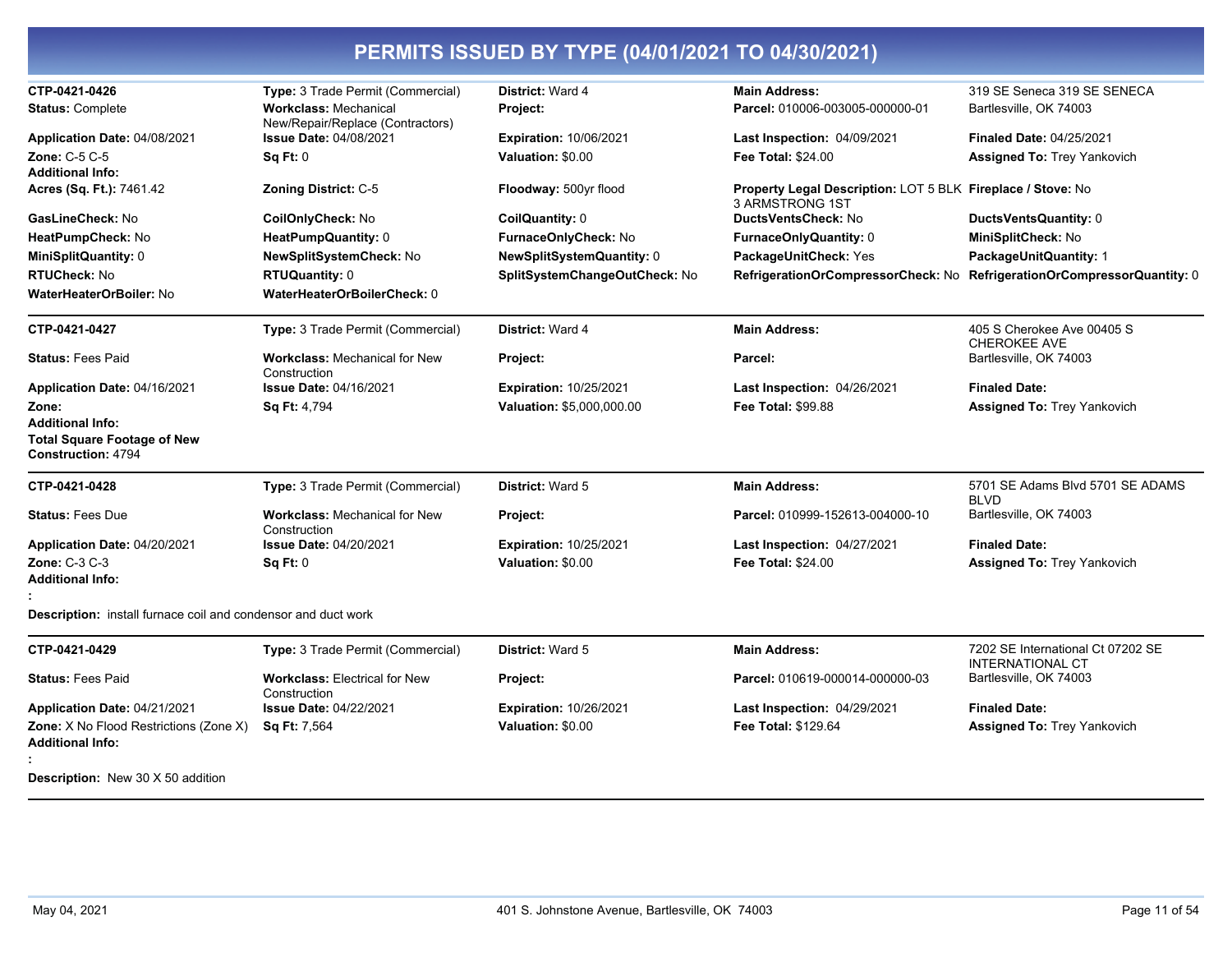# PERMITS ISSUED BY TYPE (04/01/2021 TO 04/30/2021)

| | | | | |
|---|---|---|---|---|
| **CTP-0421-0426** | **Type:** 3 Trade Permit (Commercial) | **District:** Ward 4 | **Main Address:** | 319 SE Seneca 319 SE SENECA |
| **Status:** Complete | **Workclass:** Mechanical New/Repair/Replace (Contractors) | **Project:** | **Parcel:** 010006-003005-000000-01 | Bartlesville, OK 74003 |
| **Application Date:** 04/08/2021 | **Issue Date:** 04/08/2021 | **Expiration:** 10/06/2021 | **Last Inspection:** 04/09/2021 | **Finaled Date:** 04/25/2021 |
| **Zone:** C-5 C-5 | **Sq Ft:** 0 | **Valuation:** $0.00 | **Fee Total:** $24.00 | **Assigned To:** Trey Yankovich |
| **Additional Info:** | | | | |
| **Acres (Sq. Ft.):** 7461.42 | **Zoning District:** C-5 | **Floodway:** 500yr flood | **Property Legal Description:** LOT 5 BLK 3 ARMSTRONG 1ST | **Fireplace / Stove:** No |
| **GasLineCheck:** No | **CoilOnlyCheck:** No | **CoilQuantity:** 0 | **DuctsVentsCheck:** No | **DuctsVentsQuantity:** 0 |
| **HeatPumpCheck:** No | **HeatPumpQuantity:** 0 | **FurnaceOnlyCheck:** No | **FurnaceOnlyQuantity:** 0 | **MiniSplitCheck:** No |
| **MiniSplitQuantity:** 0 | **NewSplitSystemCheck:** No | **NewSplitSystemQuantity:** 0 | **PackageUnitCheck:** Yes | **PackageUnitQuantity:** 1 |
| **RTUCheck:** No | **RTUQuantity:** 0 | **SplitSystemChangeOutCheck:** No | **RefrigerationOrCompressorCheck:** No | **RefrigerationOrCompressorQuantity:** 0 |
| **WaterHeaterOrBoiler:** No | **WaterHeaterOrBoilerCheck:** 0 | | | |

| | | | | |
|---|---|---|---|---|
| **CTP-0421-0427** | **Type:** 3 Trade Permit (Commercial) | **District:** Ward 4 | **Main Address:** | 405 S Cherokee Ave 00405 S CHEROKEE AVE |
| **Status:** Fees Paid | **Workclass:** Mechanical for New Construction | **Project:** | **Parcel:** | Bartlesville, OK 74003 |
| **Application Date:** 04/16/2021 | **Issue Date:** 04/16/2021 | **Expiration:** 10/25/2021 | **Last Inspection:** 04/26/2021 | **Finaled Date:** |
| **Zone:** | **Sq Ft:** 4,794 | **Valuation:** $5,000,000.00 | **Fee Total:** $99.88 | **Assigned To:** Trey Yankovich |
| **Additional Info:** | | | | |
| **Total Square Footage of New Construction:** 4794 | | | | |

| | | | | |
|---|---|---|---|---|
| **CTP-0421-0428** | **Type:** 3 Trade Permit (Commercial) | **District:** Ward 5 | **Main Address:** | 5701 SE Adams Blvd 5701 SE ADAMS BLVD |
| **Status:** Fees Due | **Workclass:** Mechanical for New Construction | **Project:** | **Parcel:** 010999-152613-004000-10 | Bartlesville, OK 74003 |
| **Application Date:** 04/20/2021 | **Issue Date:** 04/20/2021 | **Expiration:** 10/25/2021 | **Last Inspection:** 04/27/2021 | **Finaled Date:** |
| **Zone:** C-3 C-3 | **Sq Ft:** 0 | **Valuation:** $0.00 | **Fee Total:** $24.00 | **Assigned To:** Trey Yankovich |
| **Additional Info:** | | | | |
| **:** | | | | |

**Description:** install furnace coil and condensor and duct work

| | | | | |
|---|---|---|---|---|
| **CTP-0421-0429** | **Type:** 3 Trade Permit (Commercial) | **District:** Ward 5 | **Main Address:** | 7202 SE International Ct 07202 SE INTERNATIONAL CT |
| **Status:** Fees Paid | **Workclass:** Electrical for New Construction | **Project:** | **Parcel:** 010619-000014-000000-03 | Bartlesville, OK 74003 |
| **Application Date:** 04/21/2021 | **Issue Date:** 04/22/2021 | **Expiration:** 10/26/2021 | **Last Inspection:** 04/29/2021 | **Finaled Date:** |
| **Zone:** X No Flood Restrictions (Zone X) | **Sq Ft:** 7,564 | **Valuation:** $0.00 | **Fee Total:** $129.64 | **Assigned To:** Trey Yankovich |
| **Additional Info:** | | | | |
| **:** | | | | |

**Description:** New 30 X 50 addition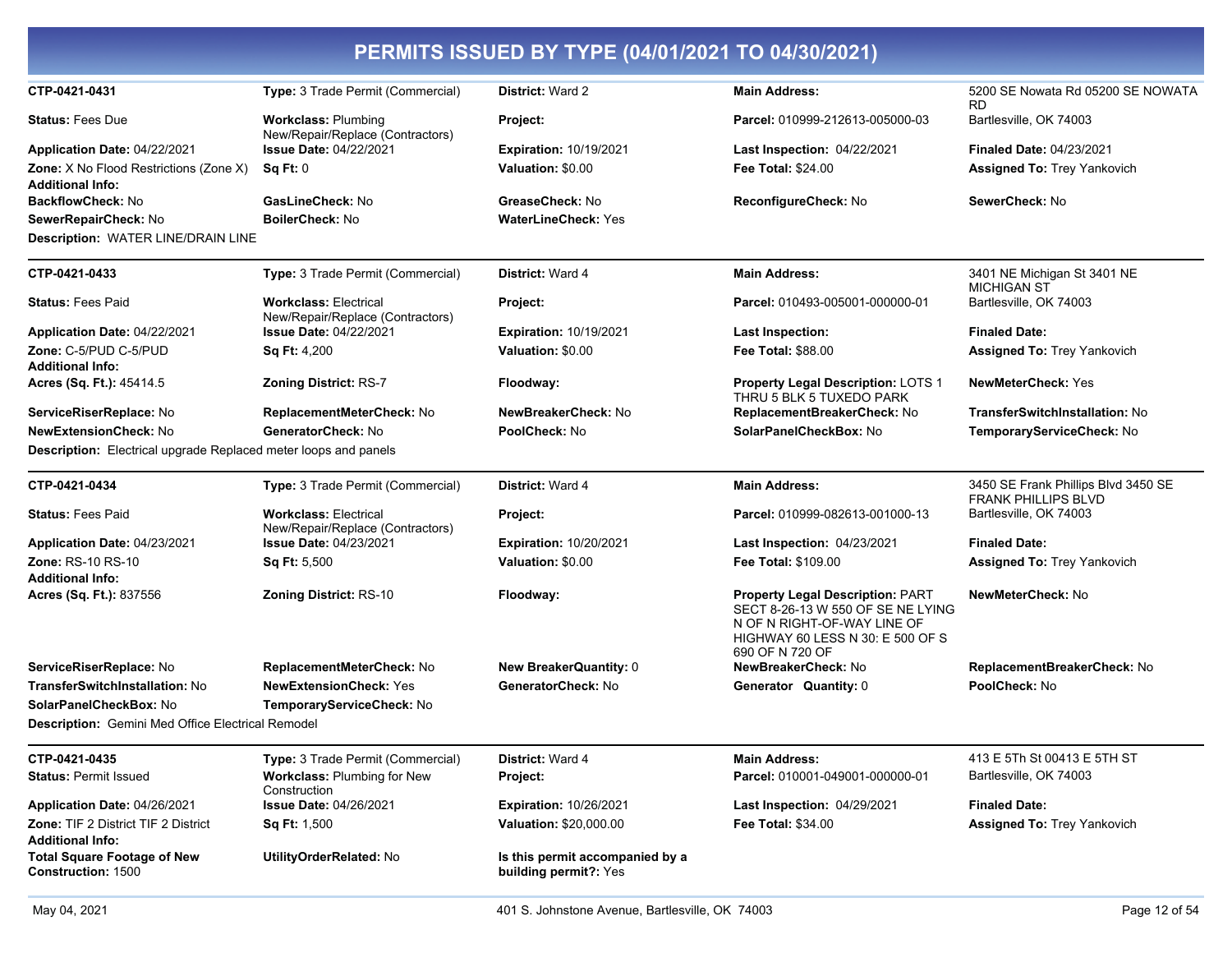# PERMITS ISSUED BY TYPE (04/01/2021 TO 04/30/2021)

| | | | | |
|---|---|---|---|---|
| **CTP-0421-0431** | **Type:** 3 Trade Permit (Commercial) | **District:** Ward 2 | **Main Address:** | 5200 SE Nowata Rd 05200 SE NOWATA RD |
| **Status:** Fees Due | **Workclass:** Plumbing New/Repair/Replace (Contractors) | **Project:** | **Parcel:** 010999-212613-005000-03 | Bartlesville, OK 74003 |
| **Application Date:** 04/22/2021 | **Issue Date:** 04/22/2021 | **Expiration:** 10/19/2021 | **Last Inspection:** 04/22/2021 | **Finaled Date:** 04/23/2021 |
| **Zone:** X No Flood Restrictions (Zone X) | **Sq Ft:** 0 | **Valuation:** $0.00 | **Fee Total:** $24.00 | **Assigned To:** Trey Yankovich |
| **Additional Info:** | | | | |
| **BackflowCheck:** No | **GasLineCheck:** No | **GreaseCheck:** No | **ReconfigureCheck:** No | **SewerCheck:** No |
| **SewerRepairCheck:** No | **BoilerCheck:** No | **WaterLineCheck:** Yes | | |

**Description:** WATER LINE/DRAIN LINE

| | | | | |
|---|---|---|---|---|
| **CTP-0421-0433** | **Type:** 3 Trade Permit (Commercial) | **District:** Ward 4 | **Main Address:** | 3401 NE Michigan St 3401 NE MICHIGAN ST |
| **Status:** Fees Paid | **Workclass:** Electrical New/Repair/Replace (Contractors) | **Project:** | **Parcel:** 010493-005001-000000-01 | Bartlesville, OK 74003 |
| **Application Date:** 04/22/2021 | **Issue Date:** 04/22/2021 | **Expiration:** 10/19/2021 | **Last Inspection:** | **Finaled Date:** |
| **Zone:** C-5/PUD C-5/PUD | **Sq Ft:** 4,200 | **Valuation:** $0.00 | **Fee Total:** $88.00 | **Assigned To:** Trey Yankovich |
| **Additional Info:** | | | | |
| **Acres (Sq. Ft.):** 45414.5 | **Zoning District:** RS-7 | **Floodway:** | **Property Legal Description:** LOTS 1 THRU 5 BLK 5 TUXEDO PARK | **NewMeterCheck:** Yes |
| **ServiceRiserReplace:** No | **ReplacementMeterCheck:** No | **NewBreakerCheck:** No | **ReplacementBreakerCheck:** No | **TransferSwitchInstallation:** No |
| **NewExtensionCheck:** No | **GeneratorCheck:** No | **PoolCheck:** No | **SolarPanelCheckBox:** No | **TemporaryServiceCheck:** No |

**Description:** Electrical upgrade Replaced meter loops and panels

| | | | | |
|---|---|---|---|---|
| **CTP-0421-0434** | **Type:** 3 Trade Permit (Commercial) | **District:** Ward 4 | **Main Address:** | 3450 SE Frank Phillips Blvd 3450 SE FRANK PHILLIPS BLVD |
| **Status:** Fees Paid | **Workclass:** Electrical New/Repair/Replace (Contractors) | **Project:** | **Parcel:** 010999-082613-001000-13 | Bartlesville, OK 74003 |
| **Application Date:** 04/23/2021 | **Issue Date:** 04/23/2021 | **Expiration:** 10/20/2021 | **Last Inspection:** 04/23/2021 | **Finaled Date:** |
| **Zone:** RS-10 RS-10 | **Sq Ft:** 5,500 | **Valuation:** $0.00 | **Fee Total:** $109.00 | **Assigned To:** Trey Yankovich |
| **Additional Info:** | | | | |
| **Acres (Sq. Ft.):** 837556 | **Zoning District:** RS-10 | **Floodway:** | **Property Legal Description:** PART SECT 8-26-13 W 550 OF SE NE LYING N OF N RIGHT-OF-WAY LINE OF HIGHWAY 60 LESS N 30: E 500 OF S 690 OF N 720 OF | **NewMeterCheck:** No |
| **ServiceRiserReplace:** No | **ReplacementMeterCheck:** No | **New BreakerQuantity:** 0 | **NewBreakerCheck:** No | **ReplacementBreakerCheck:** No |
| **TransferSwitchInstallation:** No | **NewExtensionCheck:** Yes | **GeneratorCheck:** No | **Generator Quantity:** 0 | **PoolCheck:** No |
| **SolarPanelCheckBox:** No | **TemporaryServiceCheck:** No | | | |

**Description:** Gemini Med Office Electrical Remodel

| | | | | |
|---|---|---|---|---|
| **CTP-0421-0435** | **Type:** 3 Trade Permit (Commercial) | **District:** Ward 4 | **Main Address:** | 413 E 5Th St 00413 E 5TH ST |
| **Status:** Permit Issued | **Workclass:** Plumbing for New Construction | **Project:** | **Parcel:** 010001-049001-000000-01 | Bartlesville, OK 74003 |
| **Application Date:** 04/26/2021 | **Issue Date:** 04/26/2021 | **Expiration:** 10/26/2021 | **Last Inspection:** 04/29/2021 | **Finaled Date:** |
| **Zone:** TIF 2 District TIF 2 District | **Sq Ft:** 1,500 | **Valuation:** $20,000.00 | **Fee Total:** $34.00 | **Assigned To:** Trey Yankovich |
| **Additional Info:** | | | | |
| **Total Square Footage of New Construction:** 1500 | **UtilityOrderRelated:** No | **Is this permit accompanied by a building permit?:** Yes | | |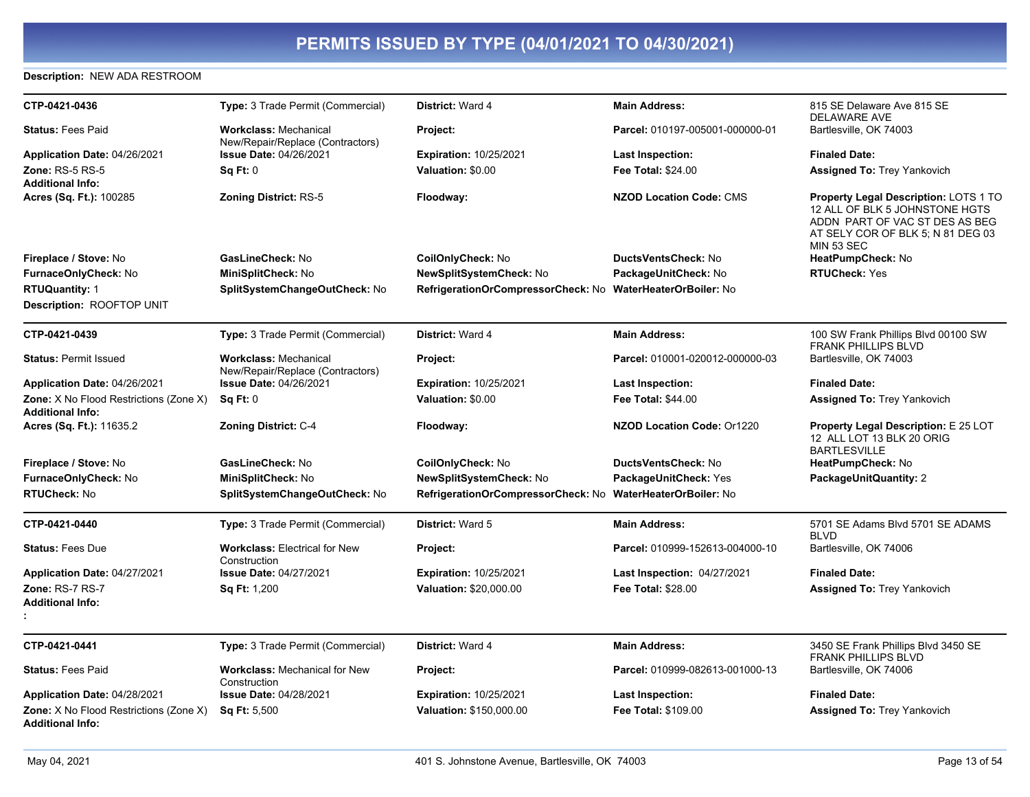# PERMITS ISSUED BY TYPE (04/01/2021 TO 04/30/2021)

**Description:** NEW ADA RESTROOM

---

| | | | | |
|---|---|---|---|---|
| **CTP-0421-0436** | **Type:** 3 Trade Permit (Commercial) | **District:** Ward 4 | **Main Address:** | 815 SE Delaware Ave 815 SE DELAWARE AVE |
| **Status:** Fees Paid | **Workclass:** Mechanical New/Repair/Replace (Contractors) | **Project:** | **Parcel:** 010197-005001-000000-01 | Bartlesville, OK 74003 |
| **Application Date:** 04/26/2021 | **Issue Date:** 04/26/2021 | **Expiration:** 10/25/2021 | **Last Inspection:** | **Finaled Date:** |
| **Zone:** RS-5 RS-5 | **Sq Ft:** 0 | **Valuation:** $0.00 | **Fee Total:** $24.00 | **Assigned To:** Trey Yankovich |
| **Additional Info:** | | | | |
| **Acres (Sq. Ft.):** 100285 | **Zoning District:** RS-5 | **Floodway:** | **NZOD Location Code:** CMS | **Property Legal Description:** LOTS 1 TO 12 ALL OF BLK 5 JOHNSTONE HGTS ADDN PART OF VAC ST DES AS BEG AT SELY COR OF BLK 5; N 81 DEG 03 MIN 53 SEC |
| **Fireplace / Stove:** No | **GasLineCheck:** No | **CoilOnlyCheck:** No | **DuctsVentsCheck:** No | **HeatPumpCheck:** No |
| **FurnaceOnlyCheck:** No | **MiniSplitCheck:** No | **NewSplitSystemCheck:** No | **PackageUnitCheck:** No | **RTUCheck:** Yes |
| **RTUQuantity:** 1 | **SplitSystemChangeOutCheck:** No | **RefrigerationOrCompressorCheck:** No | **WaterHeaterOrBoiler:** No | |

**Description:** ROOFTOP UNIT

---

| | | | | |
|---|---|---|---|---|
| **CTP-0421-0439** | **Type:** 3 Trade Permit (Commercial) | **District:** Ward 4 | **Main Address:** | 100 SW Frank Phillips Blvd 00100 SW FRANK PHILLIPS BLVD |
| **Status:** Permit Issued | **Workclass:** Mechanical New/Repair/Replace (Contractors) | **Project:** | **Parcel:** 010001-020012-000000-03 | Bartlesville, OK 74003 |
| **Application Date:** 04/26/2021 | **Issue Date:** 04/26/2021 | **Expiration:** 10/25/2021 | **Last Inspection:** | **Finaled Date:** |
| **Zone:** X No Flood Restrictions (Zone X) | **Sq Ft:** 0 | **Valuation:** $0.00 | **Fee Total:** $44.00 | **Assigned To:** Trey Yankovich |
| **Additional Info:** | | | | |
| **Acres (Sq. Ft.):** 11635.2 | **Zoning District:** C-4 | **Floodway:** | **NZOD Location Code:** Or1220 | **Property Legal Description:** E 25 LOT 12 ALL LOT 13 BLK 20 ORIG BARTLESVILLE |
| **Fireplace / Stove:** No | **GasLineCheck:** No | **CoilOnlyCheck:** No | **DuctsVentsCheck:** No | **HeatPumpCheck:** No |
| **FurnaceOnlyCheck:** No | **MiniSplitCheck:** No | **NewSplitSystemCheck:** No | **PackageUnitCheck:** Yes | **PackageUnitQuantity:** 2 |
| **RTUCheck:** No | **SplitSystemChangeOutCheck:** No | **RefrigerationOrCompressorCheck:** No | **WaterHeaterOrBoiler:** No | |

---

| | | | | |
|---|---|---|---|---|
| **CTP-0421-0440** | **Type:** 3 Trade Permit (Commercial) | **District:** Ward 5 | **Main Address:** | 5701 SE Adams Blvd 5701 SE ADAMS BLVD |
| **Status:** Fees Due | **Workclass:** Electrical for New Construction | **Project:** | **Parcel:** 010999-152613-004000-10 | Bartlesville, OK 74006 |
| **Application Date:** 04/27/2021 | **Issue Date:** 04/27/2021 | **Expiration:** 10/25/2021 | **Last Inspection:** 04/27/2021 | **Finaled Date:** |
| **Zone:** RS-7 RS-7 | **Sq Ft:** 1,200 | **Valuation:** $20,000.00 | **Fee Total:** $28.00 | **Assigned To:** Trey Yankovich |
| **Additional Info:** | | | | |
| **:** | | | | |

---

| | | | | |
|---|---|---|---|---|
| **CTP-0421-0441** | **Type:** 3 Trade Permit (Commercial) | **District:** Ward 4 | **Main Address:** | 3450 SE Frank Phillips Blvd 3450 SE FRANK PHILLIPS BLVD |
| **Status:** Fees Paid | **Workclass:** Mechanical for New Construction | **Project:** | **Parcel:** 010999-082613-001000-13 | Bartlesville, OK 74006 |
| **Application Date:** 04/28/2021 | **Issue Date:** 04/28/2021 | **Expiration:** 10/25/2021 | **Last Inspection:** | **Finaled Date:** |
| **Zone:** X No Flood Restrictions (Zone X) | **Sq Ft:** 5,500 | **Valuation:** $150,000.00 | **Fee Total:** $109.00 | **Assigned To:** Trey Yankovich |
| **Additional Info:** | | | | |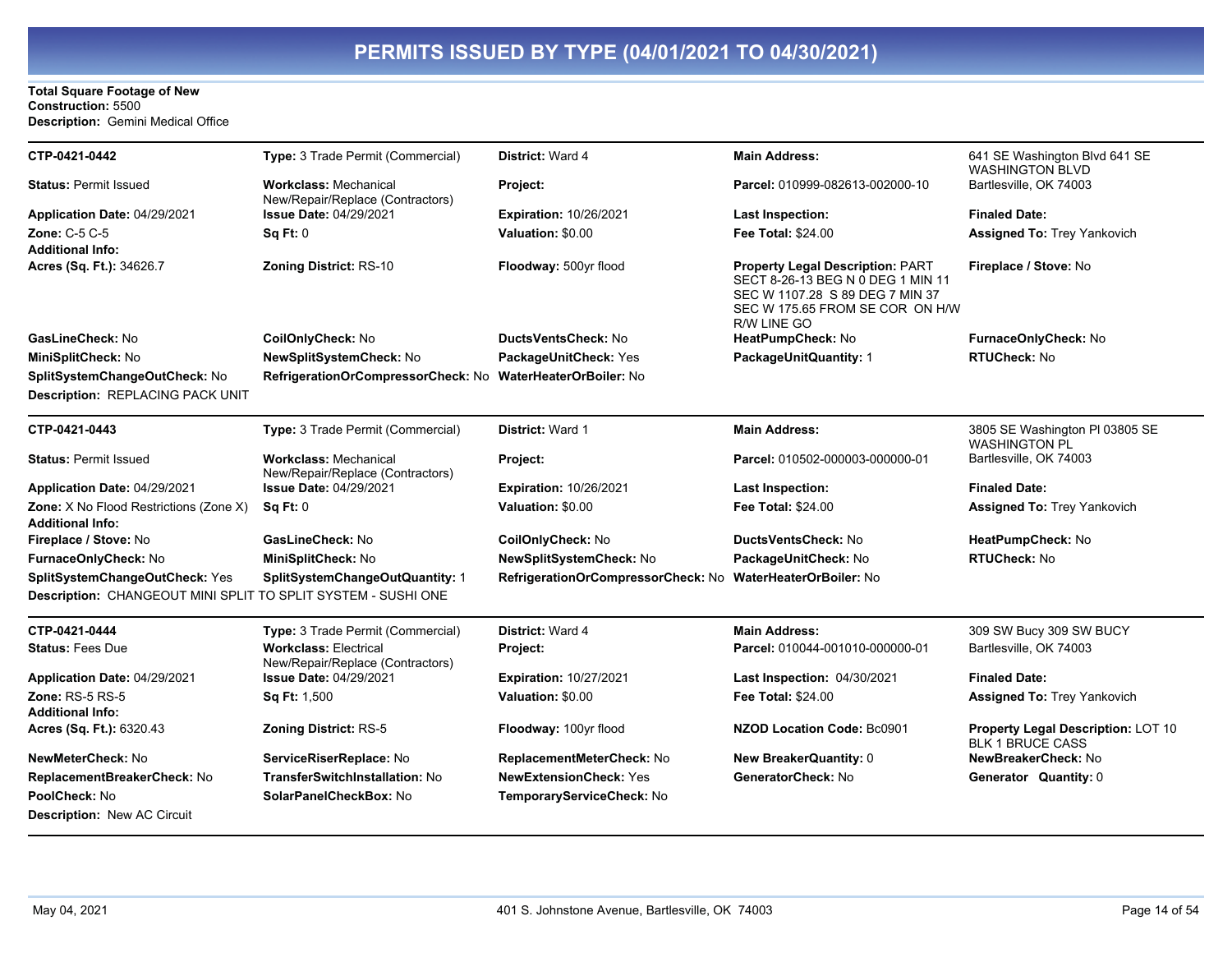# PERMITS ISSUED BY TYPE (04/01/2021 TO 04/30/2021)

**Total Square Footage of New Construction:** 5500
**Description:** Gemini Medical Office

---

| | | | | |
|---|---|---|---|---|
| **CTP-0421-0442** | **Type:** 3 Trade Permit (Commercial) | **District:** Ward 4 | **Main Address:** | 641 SE Washington Blvd 641 SE WASHINGTON BLVD |
| **Status:** Permit Issued | **Workclass:** Mechanical New/Repair/Replace (Contractors) | **Project:** | **Parcel:** 010999-082613-002000-10 | Bartlesville, OK 74003 |
| **Application Date:** 04/29/2021 | **Issue Date:** 04/29/2021 | **Expiration:** 10/26/2021 | **Last Inspection:** | **Finaled Date:** |
| **Zone:** C-5 C-5 | **Sq Ft:** 0 | **Valuation:** $0.00 | **Fee Total:** $24.00 | **Assigned To:** Trey Yankovich |
| **Additional Info:** | | | | |
| **Acres (Sq. Ft.):** 34626.7 | **Zoning District:** RS-10 | **Floodway:** 500yr flood | **Property Legal Description:** PART SECT 8-26-13 BEG N 0 DEG 1 MIN 11 SEC W 1107.28 S 89 DEG 7 MIN 37 SEC W 175.65 FROM SE COR ON H/W R/W LINE GO | **Fireplace / Stove:** No |
| **GasLineCheck:** No | **CoilOnlyCheck:** No | **DuctsVentsCheck:** No | **HeatPumpCheck:** No | **FurnaceOnlyCheck:** No |
| **MiniSplitCheck:** No | **NewSplitSystemCheck:** No | **PackageUnitCheck:** Yes | **PackageUnitQuantity:** 1 | **RTUCheck:** No |
| **SplitSystemChangeOutCheck:** No | **RefrigerationOrCompressorCheck:** No | **WaterHeaterOrBoiler:** No | | |

**Description:** REPLACING PACK UNIT

---

| | | | | |
|---|---|---|---|---|
| **CTP-0421-0443** | **Type:** 3 Trade Permit (Commercial) | **District:** Ward 1 | **Main Address:** | 3805 SE Washington Pl 03805 SE WASHINGTON PL |
| **Status:** Permit Issued | **Workclass:** Mechanical New/Repair/Replace (Contractors) | **Project:** | **Parcel:** 010502-000003-000000-01 | Bartlesville, OK 74003 |
| **Application Date:** 04/29/2021 | **Issue Date:** 04/29/2021 | **Expiration:** 10/26/2021 | **Last Inspection:** | **Finaled Date:** |
| **Zone:** X No Flood Restrictions (Zone X) | **Sq Ft:** 0 | **Valuation:** $0.00 | **Fee Total:** $24.00 | **Assigned To:** Trey Yankovich |
| **Additional Info:** | | | | |
| **Fireplace / Stove:** No | **GasLineCheck:** No | **CoilOnlyCheck:** No | **DuctsVentsCheck:** No | **HeatPumpCheck:** No |
| **FurnaceOnlyCheck:** No | **MiniSplitCheck:** No | **NewSplitSystemCheck:** No | **PackageUnitCheck:** No | **RTUCheck:** No |
| **SplitSystemChangeOutCheck:** Yes | **SplitSystemChangeOutQuantity:** 1 | **RefrigerationOrCompressorCheck:** No | **WaterHeaterOrBoiler:** No | |

**Description:** CHANGEOUT MINI SPLIT TO SPLIT SYSTEM - SUSHI ONE

---

| | | | | |
|---|---|---|---|---|
| **CTP-0421-0444** | **Type:** 3 Trade Permit (Commercial) | **District:** Ward 4 | **Main Address:** | 309 SW Bucy 309 SW BUCY |
| **Status:** Fees Due | **Workclass:** Electrical New/Repair/Replace (Contractors) | **Project:** | **Parcel:** 010044-001010-000000-01 | Bartlesville, OK 74003 |
| **Application Date:** 04/29/2021 | **Issue Date:** 04/29/2021 | **Expiration:** 10/27/2021 | **Last Inspection:** 04/30/2021 | **Finaled Date:** |
| **Zone:** RS-5 RS-5 | **Sq Ft:** 1,500 | **Valuation:** $0.00 | **Fee Total:** $24.00 | **Assigned To:** Trey Yankovich |
| **Additional Info:** | | | | |
| **Acres (Sq. Ft.):** 6320.43 | **Zoning District:** RS-5 | **Floodway:** 100yr flood | **NZOD Location Code:** Bc0901 | **Property Legal Description:** LOT 10 BLK 1 BRUCE CASS |
| **NewMeterCheck:** No | **ServiceRiserReplace:** No | **ReplacementMeterCheck:** No | **New BreakerQuantity:** 0 | **NewBreakerCheck:** No |
| **ReplacementBreakerCheck:** No | **TransferSwitchInstallation:** No | **NewExtensionCheck:** Yes | **GeneratorCheck:** No | **Generator Quantity:** 0 |
| **PoolCheck:** No | **SolarPanelCheckBox:** No | **TemporaryServiceCheck:** No | | |

**Description:** New AC Circuit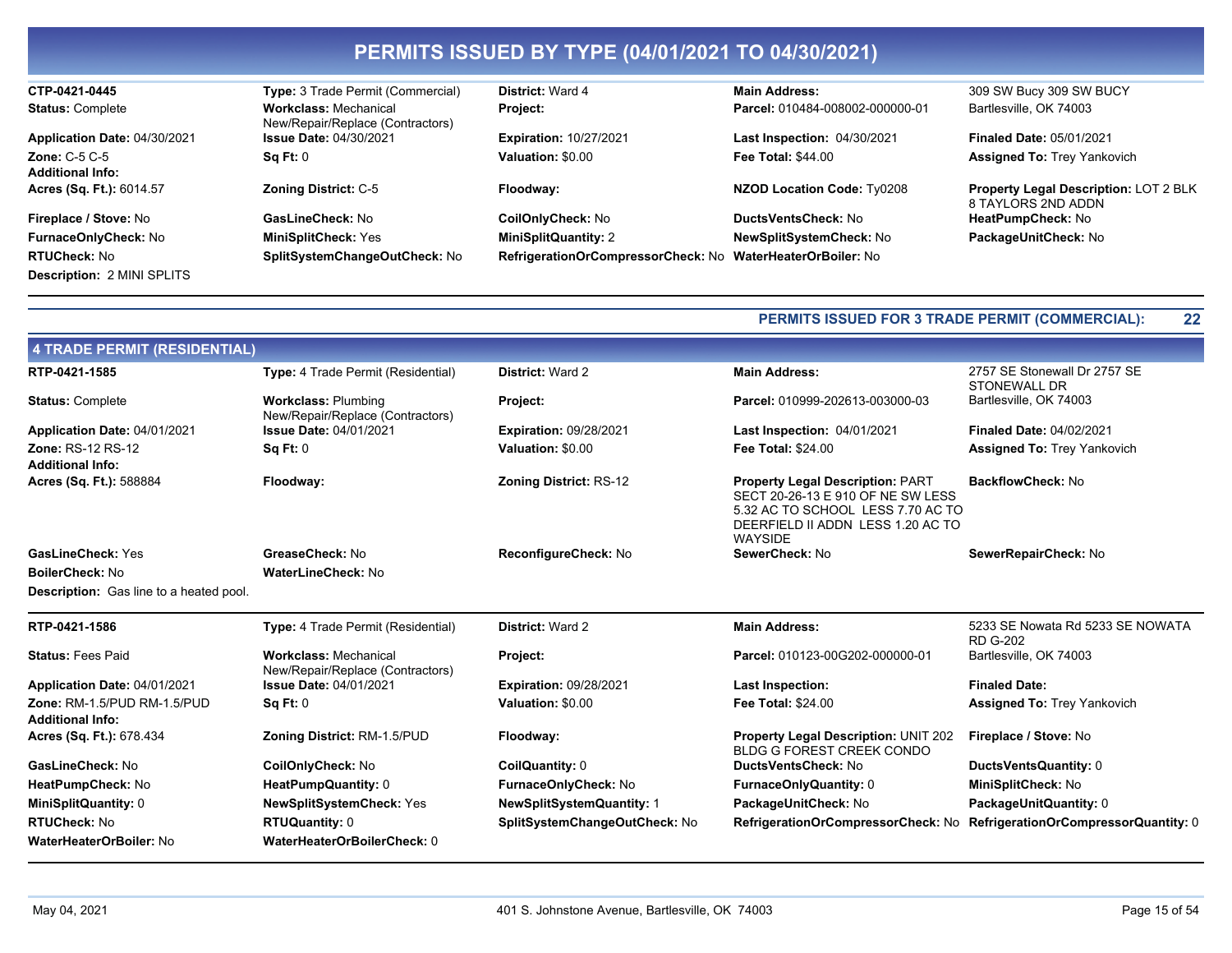# PERMITS ISSUED BY TYPE (04/01/2021 TO 04/30/2021)

| | | | | |
|---|---|---|---|---|
| **CTP-0421-0445** | **Type:** 3 Trade Permit (Commercial) | **District:** Ward 4 | **Main Address:** | 309 SW Bucy 309 SW BUCY |
| **Status:** Complete | **Workclass:** Mechanical New/Repair/Replace (Contractors) | **Project:** | **Parcel:** 010484-008002-000000-01 | Bartlesville, OK 74003 |
| **Application Date:** 04/30/2021 | **Issue Date:** 04/30/2021 | **Expiration:** 10/27/2021 | **Last Inspection:** 04/30/2021 | **Finaled Date:** 05/01/2021 |
| **Zone:** C-5 C-5 | **Sq Ft:** 0 | **Valuation:** $0.00 | **Fee Total:** $44.00 | **Assigned To:** Trey Yankovich |
| **Additional Info:** | | | | |
| **Acres (Sq. Ft.):** 6014.57 | **Zoning District:** C-5 | **Floodway:** | **NZOD Location Code:** Ty0208 | **Property Legal Description:** LOT 2 BLK 8 TAYLORS 2ND ADDN |
| **Fireplace / Stove:** No | **GasLineCheck:** No | **CoilOnlyCheck:** No | **DuctsVentsCheck:** No | **HeatPumpCheck:** No |
| **FurnaceOnlyCheck:** No | **MiniSplitCheck:** Yes | **MiniSplitQuantity:** 2 | **NewSplitSystemCheck:** No | **PackageUnitCheck:** No |
| **RTUCheck:** No | **SplitSystemChangeOutCheck:** No | **RefrigerationOrCompressorCheck:** No | **WaterHeaterOrBoiler:** No | |

**Description:** 2 MINI SPLITS

**PERMITS ISSUED FOR 3 TRADE PERMIT (COMMERCIAL): 22**

## 4 TRADE PERMIT (RESIDENTIAL)

| | | | | |
|---|---|---|---|---|
| **RTP-0421-1585** | **Type:** 4 Trade Permit (Residential) | **District:** Ward 2 | **Main Address:** | 2757 SE Stonewall Dr 2757 SE STONEWALL DR |
| **Status:** Complete | **Workclass:** Plumbing New/Repair/Replace (Contractors) | **Project:** | **Parcel:** 010999-202613-003000-03 | Bartlesville, OK 74003 |
| **Application Date:** 04/01/2021 | **Issue Date:** 04/01/2021 | **Expiration:** 09/28/2021 | **Last Inspection:** 04/01/2021 | **Finaled Date:** 04/02/2021 |
| **Zone:** RS-12 RS-12 | **Sq Ft:** 0 | **Valuation:** $0.00 | **Fee Total:** $24.00 | **Assigned To:** Trey Yankovich |
| **Additional Info:** | | | | |
| **Acres (Sq. Ft.):** 588884 | **Floodway:** | **Zoning District:** RS-12 | **Property Legal Description:** PART SECT 20-26-13 E 910 OF NE SW LESS 5.32 AC TO SCHOOL LESS 7.70 AC TO DEERFIELD II ADDN LESS 1.20 AC TO WAYSIDE | **BackflowCheck:** No |
| **GasLineCheck:** Yes | **GreaseCheck:** No | **ReconfigureCheck:** No | **SewerCheck:** No | **SewerRepairCheck:** No |
| **BoilerCheck:** No | **WaterLineCheck:** No | | | |

**Description:** Gas line to a heated pool.

| | | | | |
|---|---|---|---|---|
| **RTP-0421-1586** | **Type:** 4 Trade Permit (Residential) | **District:** Ward 2 | **Main Address:** | 5233 SE Nowata Rd 5233 SE NOWATA RD G-202 |
| **Status:** Fees Paid | **Workclass:** Mechanical New/Repair/Replace (Contractors) | **Project:** | **Parcel:** 010123-00G202-000000-01 | Bartlesville, OK 74003 |
| **Application Date:** 04/01/2021 | **Issue Date:** 04/01/2021 | **Expiration:** 09/28/2021 | **Last Inspection:** | **Finaled Date:** |
| **Zone:** RM-1.5/PUD RM-1.5/PUD | **Sq Ft:** 0 | **Valuation:** $0.00 | **Fee Total:** $24.00 | **Assigned To:** Trey Yankovich |
| **Additional Info:** | | | | |
| **Acres (Sq. Ft.):** 678.434 | **Zoning District:** RM-1.5/PUD | **Floodway:** | **Property Legal Description:** UNIT 202 BLDG G FOREST CREEK CONDO | **Fireplace / Stove:** No |
| **GasLineCheck:** No | **CoilOnlyCheck:** No | **CoilQuantity:** 0 | **DuctsVentsCheck:** No | **DuctsVentsQuantity:** 0 |
| **HeatPumpCheck:** No | **HeatPumpQuantity:** 0 | **FurnaceOnlyCheck:** No | **FurnaceOnlyQuantity:** 0 | **MiniSplitCheck:** No |
| **MiniSplitQuantity:** 0 | **NewSplitSystemCheck:** Yes | **NewSplitSystemQuantity:** 1 | **PackageUnitCheck:** No | **PackageUnitQuantity:** 0 |
| **RTUCheck:** No | **RTUQuantity:** 0 | **SplitSystemChangeOutCheck:** No | **RefrigerationOrCompressorCheck:** No | **RefrigerationOrCompressorQuantity:** 0 |
| **WaterHeaterOrBoiler:** No | **WaterHeaterOrBoilerCheck:** 0 | | | |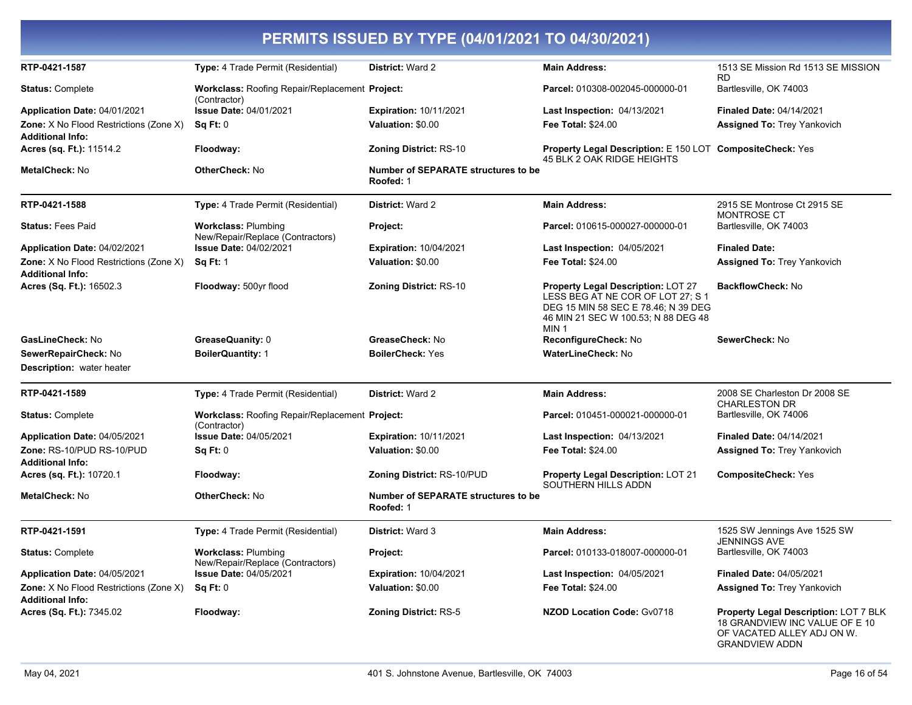# PERMITS ISSUED BY TYPE (04/01/2021 TO 04/30/2021)

| | | | | |
|---|---|---|---|---|
| **RTP-0421-1587** | **Type:** 4 Trade Permit (Residential) | **District:** Ward 2 | **Main Address:** | 1513 SE Mission Rd 1513 SE MISSION RD |
| **Status:** Complete | **Workclass:** Roofing Repair/Replacement (Contractor) | **Project:** | **Parcel:** 010308-002045-000000-01 | Bartlesville, OK 74003 |
| **Application Date:** 04/01/2021 | **Issue Date:** 04/01/2021 | **Expiration:** 10/11/2021 | **Last Inspection:** 04/13/2021 | **Finaled Date:** 04/14/2021 |
| **Zone:** X No Flood Restrictions (Zone X) | **Sq Ft:** 0 | **Valuation:** $0.00 | **Fee Total:** $24.00 | **Assigned To:** Trey Yankovich |
| **Additional Info:** | | | | |
| **Acres (sq. Ft.):** 11514.2 | **Floodway:** | **Zoning District:** RS-10 | **Property Legal Description:** E 150 LOT 45 BLK 2 OAK RIDGE HEIGHTS | **CompositeCheck:** Yes |
| **MetalCheck:** No | **OtherCheck:** No | **Number of SEPARATE structures to be Roofed:** 1 | | |

| | | | | |
|---|---|---|---|---|
| **RTP-0421-1588** | **Type:** 4 Trade Permit (Residential) | **District:** Ward 2 | **Main Address:** | 2915 SE Montrose Ct 2915 SE MONTROSE CT |
| **Status:** Fees Paid | **Workclass:** Plumbing New/Repair/Replace (Contractors) | **Project:** | **Parcel:** 010615-000027-000000-01 | Bartlesville, OK 74003 |
| **Application Date:** 04/02/2021 | **Issue Date:** 04/02/2021 | **Expiration:** 10/04/2021 | **Last Inspection:** 04/05/2021 | **Finaled Date:** |
| **Zone:** X No Flood Restrictions (Zone X) | **Sq Ft:** 1 | **Valuation:** $0.00 | **Fee Total:** $24.00 | **Assigned To:** Trey Yankovich |
| **Additional Info:** | | | | |
| **Acres (Sq. Ft.):** 16502.3 | **Floodway:** 500yr flood | **Zoning District:** RS-10 | **Property Legal Description:** LOT 27 LESS BEG AT NE COR OF LOT 27; S 1 DEG 15 MIN 58 SEC E 78.46; N 39 DEG 46 MIN 21 SEC W 100.53; N 88 DEG 48 MIN 1 | **BackflowCheck:** No |
| **GasLineCheck:** No | **GreaseQuanity:** 0 | **GreaseCheck:** No | **ReconfigureCheck:** No | **SewerCheck:** No |
| **SewerRepairCheck:** No | **BoilerQuantity:** 1 | **BoilerCheck:** Yes | **WaterLineCheck:** No | |
| **Description:** water heater | | | | |

| | | | | |
|---|---|---|---|---|
| **RTP-0421-1589** | **Type:** 4 Trade Permit (Residential) | **District:** Ward 2 | **Main Address:** | 2008 SE Charleston Dr 2008 SE CHARLESTON DR |
| **Status:** Complete | **Workclass:** Roofing Repair/Replacement (Contractor) | **Project:** | **Parcel:** 010451-000021-000000-01 | Bartlesville, OK 74006 |
| **Application Date:** 04/05/2021 | **Issue Date:** 04/05/2021 | **Expiration:** 10/11/2021 | **Last Inspection:** 04/13/2021 | **Finaled Date:** 04/14/2021 |
| **Zone:** RS-10/PUD RS-10/PUD | **Sq Ft:** 0 | **Valuation:** $0.00 | **Fee Total:** $24.00 | **Assigned To:** Trey Yankovich |
| **Additional Info:** | | | | |
| **Acres (sq. Ft.):** 10720.1 | **Floodway:** | **Zoning District:** RS-10/PUD | **Property Legal Description:** LOT 21 SOUTHERN HILLS ADDN | **CompositeCheck:** Yes |
| **MetalCheck:** No | **OtherCheck:** No | **Number of SEPARATE structures to be Roofed:** 1 | | |

| | | | | |
|---|---|---|---|---|
| **RTP-0421-1591** | **Type:** 4 Trade Permit (Residential) | **District:** Ward 3 | **Main Address:** | 1525 SW Jennings Ave 1525 SW JENNINGS AVE |
| **Status:** Complete | **Workclass:** Plumbing New/Repair/Replace (Contractors) | **Project:** | **Parcel:** 010133-018007-000000-01 | Bartlesville, OK 74003 |
| **Application Date:** 04/05/2021 | **Issue Date:** 04/05/2021 | **Expiration:** 10/04/2021 | **Last Inspection:** 04/05/2021 | **Finaled Date:** 04/05/2021 |
| **Zone:** X No Flood Restrictions (Zone X) | **Sq Ft:** 0 | **Valuation:** $0.00 | **Fee Total:** $24.00 | **Assigned To:** Trey Yankovich |
| **Additional Info:** | | | | |
| **Acres (Sq. Ft.):** 7345.02 | **Floodway:** | **Zoning District:** RS-5 | **NZOD Location Code:** Gv0718 | **Property Legal Description:** LOT 7 BLK 18 GRANDVIEW INC VALUE OF E 10 OF VACATED ALLEY ADJ ON W. GRANDVIEW ADDN |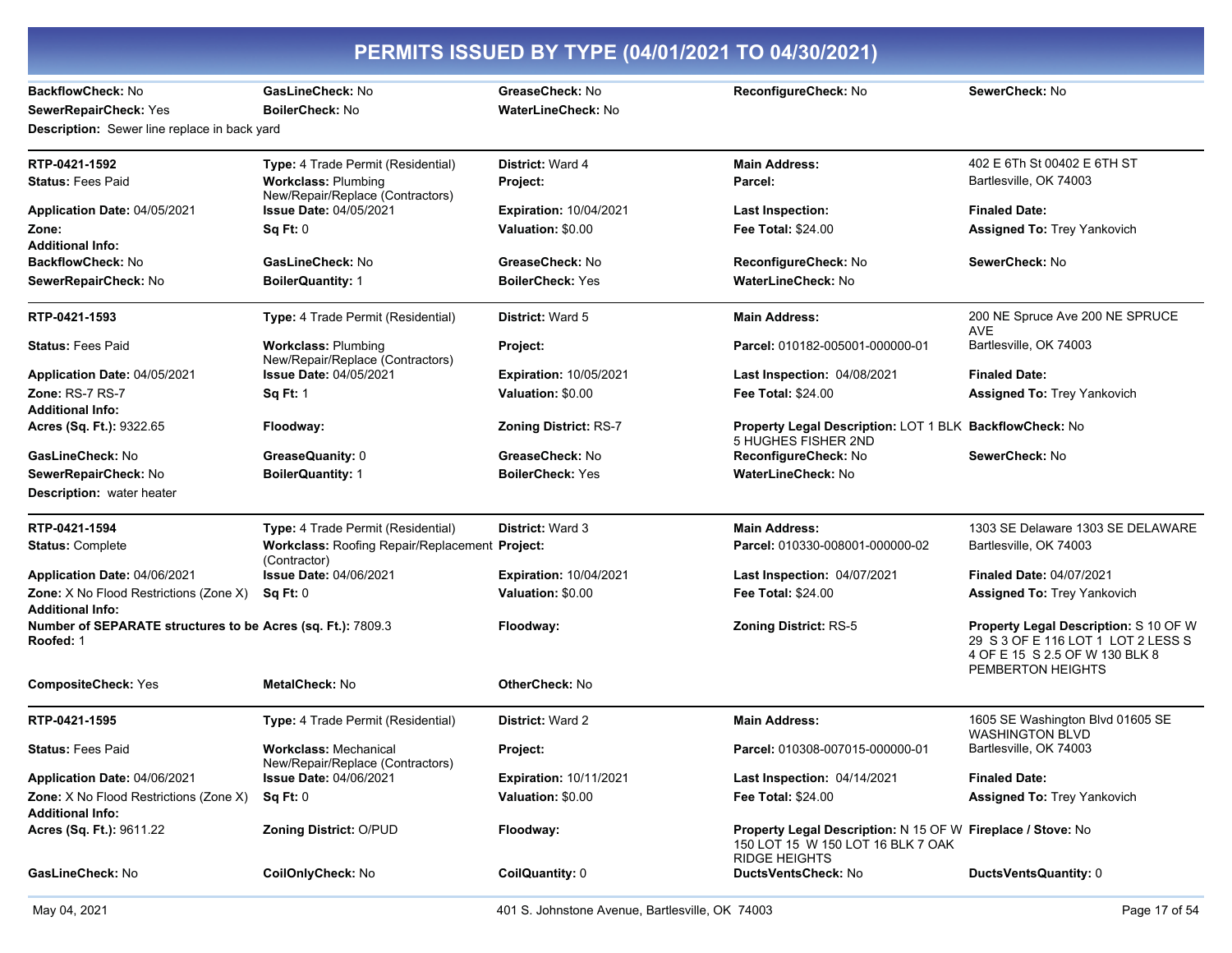# PERMITS ISSUED BY TYPE (04/01/2021 TO 04/30/2021)

**BackflowCheck:** No | **GasLineCheck:** No | **GreaseCheck:** No | **ReconfigureCheck:** No | **SewerCheck:** No
**SewerRepairCheck:** Yes | **BoilerCheck:** No | **WaterLineCheck:** No
**Description:** Sewer line replace in back yard

---

**RTP-0421-1592** | **Type:** 4 Trade Permit (Residential) | **District:** Ward 4 | **Main Address:** 402 E 6Th St 00402 E 6TH ST, Bartlesville, OK 74003
**Status:** Fees Paid | **Workclass:** Plumbing New/Repair/Replace (Contractors) | **Project:** | **Parcel:**
**Application Date:** 04/05/2021 | **Issue Date:** 04/05/2021 | **Expiration:** 10/04/2021 | **Last Inspection:** | **Finaled Date:**
**Zone:** | **Sq Ft:** 0 | **Valuation:** $0.00 | **Fee Total:** $24.00 | **Assigned To:** Trey Yankovich
**Additional Info:**
**BackflowCheck:** No | **GasLineCheck:** No | **GreaseCheck:** No | **ReconfigureCheck:** No | **SewerCheck:** No
**SewerRepairCheck:** No | **BoilerQuantity:** 1 | **BoilerCheck:** Yes | **WaterLineCheck:** No

---

**RTP-0421-1593** | **Type:** 4 Trade Permit (Residential) | **District:** Ward 5 | **Main Address:** 200 NE Spruce Ave 200 NE SPRUCE AVE, Bartlesville, OK 74003
**Status:** Fees Paid | **Workclass:** Plumbing New/Repair/Replace (Contractors) | **Project:** | **Parcel:** 010182-005001-000000-01
**Application Date:** 04/05/2021 | **Issue Date:** 04/05/2021 | **Expiration:** 10/05/2021 | **Last Inspection:** 04/08/2021 | **Finaled Date:**
**Zone:** RS-7 RS-7 | **Sq Ft:** 1 | **Valuation:** $0.00 | **Fee Total:** $24.00 | **Assigned To:** Trey Yankovich
**Additional Info:**
**Acres (Sq. Ft.):** 9322.65 | **Floodway:** | **Zoning District:** RS-7 | **Property Legal Description:** LOT 1 BLK 5 HUGHES FISHER 2ND | **BackflowCheck:** No
**GasLineCheck:** No | **GreaseQuanity:** 0 | **GreaseCheck:** No | **ReconfigureCheck:** No | **SewerCheck:** No
**SewerRepairCheck:** No | **BoilerQuantity:** 1 | **BoilerCheck:** Yes | **WaterLineCheck:** No
**Description:** water heater

---

**RTP-0421-1594** | **Type:** 4 Trade Permit (Residential) | **District:** Ward 3 | **Main Address:** 1303 SE Delaware 1303 SE DELAWARE, Bartlesville, OK 74003
**Status:** Complete | **Workclass:** Roofing Repair/Replacement (Contractor) | **Project:** | **Parcel:** 010330-008001-000000-02
**Application Date:** 04/06/2021 | **Issue Date:** 04/06/2021 | **Expiration:** 10/04/2021 | **Last Inspection:** 04/07/2021 | **Finaled Date:** 04/07/2021
**Zone:** X No Flood Restrictions (Zone X) | **Sq Ft:** 0 | **Valuation:** $0.00 | **Fee Total:** $24.00 | **Assigned To:** Trey Yankovich
**Additional Info:**
**Number of SEPARATE structures to be Roofed:** 1 | **Acres (sq. Ft.):** 7809.3 | **Floodway:** | **Zoning District:** RS-5 | **Property Legal Description:** S 10 OF W 29 S 3 OF E 116 LOT 1 LOT 2 LESS S 4 OF E 15 S 2.5 OF W 130 BLK 8 PEMBERTON HEIGHTS
**CompositeCheck:** Yes | **MetalCheck:** No | **OtherCheck:** No

---

**RTP-0421-1595** | **Type:** 4 Trade Permit (Residential) | **District:** Ward 2 | **Main Address:** 1605 SE Washington Blvd 01605 SE WASHINGTON BLVD, Bartlesville, OK 74003
**Status:** Fees Paid | **Workclass:** Mechanical New/Repair/Replace (Contractors) | **Project:** | **Parcel:** 010308-007015-000000-01
**Application Date:** 04/06/2021 | **Issue Date:** 04/06/2021 | **Expiration:** 10/11/2021 | **Last Inspection:** 04/14/2021 | **Finaled Date:**
**Zone:** X No Flood Restrictions (Zone X) | **Sq Ft:** 0 | **Valuation:** $0.00 | **Fee Total:** $24.00 | **Assigned To:** Trey Yankovich
**Additional Info:**
**Acres (Sq. Ft.):** 9611.22 | **Zoning District:** O/PUD | **Floodway:** | **Property Legal Description:** N 15 OF W 150 LOT 15 W 150 LOT 16 BLK 7 OAK RIDGE HEIGHTS | **Fireplace / Stove:** No
**GasLineCheck:** No | **CoilOnlyCheck:** No | **CoilQuantity:** 0 | **DuctsVentsCheck:** No | **DuctsVentsQuantity:** 0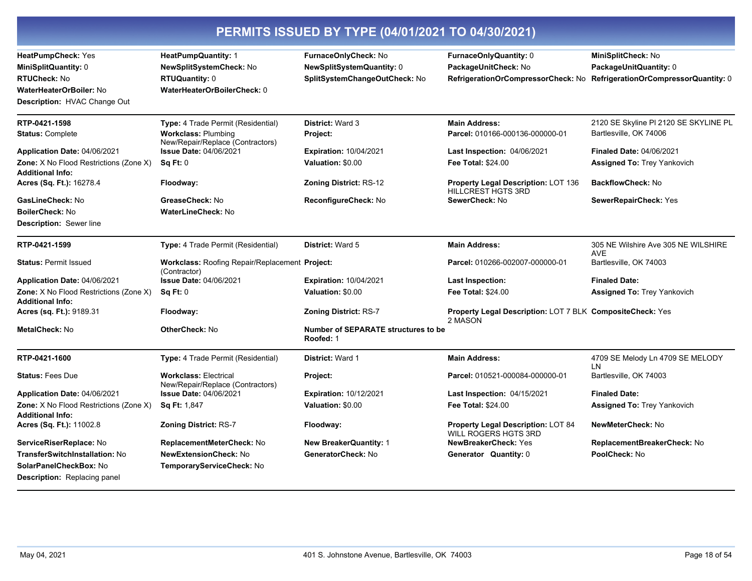# PERMITS ISSUED BY TYPE (04/01/2021 TO 04/30/2021)

**HeatPumpCheck:** Yes | **HeatPumpQuantity:** 1 | **FurnaceOnlyCheck:** No | **FurnaceOnlyQuantity:** 0 | **MiniSplitCheck:** No
**MiniSplitQuantity:** 0 | **NewSplitSystemCheck:** No | **NewSplitSystemQuantity:** 0 | **PackageUnitCheck:** No | **PackageUnitQuantity:** 0
**RTUCheck:** No | **RTUQuantity:** 0 | **SplitSystemChangeOutCheck:** No | **RefrigerationOrCompressorCheck:** No | **RefrigerationOrCompressorQuantity:** 0
**WaterHeaterOrBoiler:** No | **WaterHeaterOrBoilerCheck:** 0
**Description:** HVAC Change Out

---

**RTP-0421-1598** | **Type:** 4 Trade Permit (Residential) | **District:** Ward 3 | **Main Address:** 2120 SE Skyline Pl 2120 SE SKYLINE PL Bartlesville, OK 74006
**Status:** Complete | **Workclass:** Plumbing New/Repair/Replace (Contractors) | **Project:** | **Parcel:** 010166-000136-000000-01
**Application Date:** 04/06/2021 | **Issue Date:** 04/06/2021 | **Expiration:** 10/04/2021 | **Last Inspection:** 04/06/2021 | **Finaled Date:** 04/06/2021
**Zone:** X No Flood Restrictions (Zone X) | **Sq Ft:** 0 | **Valuation:** $0.00 | **Fee Total:** $24.00 | **Assigned To:** Trey Yankovich
**Additional Info:**
**Acres (Sq. Ft.):** 16278.4 | **Floodway:** | **Zoning District:** RS-12 | **Property Legal Description:** LOT 136 HILLCREST HGTS 3RD | **BackflowCheck:** No
**GasLineCheck:** No | **GreaseCheck:** No | **ReconfigureCheck:** No | **SewerCheck:** No | **SewerRepairCheck:** Yes
**BoilerCheck:** No | **WaterLineCheck:** No
**Description:** Sewer line

---

**RTP-0421-1599** | **Type:** 4 Trade Permit (Residential) | **District:** Ward 5 | **Main Address:** 305 NE Wilshire Ave 305 NE WILSHIRE AVE Bartlesville, OK 74003
**Status:** Permit Issued | **Workclass:** Roofing Repair/Replacement (Contractor) | **Project:** | **Parcel:** 010266-002007-000000-01
**Application Date:** 04/06/2021 | **Issue Date:** 04/06/2021 | **Expiration:** 10/04/2021 | **Last Inspection:** | **Finaled Date:**
**Zone:** X No Flood Restrictions (Zone X) | **Sq Ft:** 0 | **Valuation:** $0.00 | **Fee Total:** $24.00 | **Assigned To:** Trey Yankovich
**Additional Info:**
**Acres (sq. Ft.):** 9189.31 | **Floodway:** | **Zoning District:** RS-7 | **Property Legal Description:** LOT 7 BLK 2 MASON | **CompositeCheck:** Yes
**MetalCheck:** No | **OtherCheck:** No | **Number of SEPARATE structures to be Roofed:** 1

---

**RTP-0421-1600** | **Type:** 4 Trade Permit (Residential) | **District:** Ward 1 | **Main Address:** 4709 SE Melody Ln 4709 SE MELODY LN Bartlesville, OK 74003
**Status:** Fees Due | **Workclass:** Electrical New/Repair/Replace (Contractors) | **Project:** | **Parcel:** 010521-000084-000000-01
**Application Date:** 04/06/2021 | **Issue Date:** 04/06/2021 | **Expiration:** 10/12/2021 | **Last Inspection:** 04/15/2021 | **Finaled Date:**
**Zone:** X No Flood Restrictions (Zone X) | **Sq Ft:** 1,847 | **Valuation:** $0.00 | **Fee Total:** $24.00 | **Assigned To:** Trey Yankovich
**Additional Info:**
**Acres (Sq. Ft.):** 11002.8 | **Zoning District:** RS-7 | **Floodway:** | **Property Legal Description:** LOT 84 WILL ROGERS HGTS 3RD | **NewMeterCheck:** No
**ServiceRiserReplace:** No | **ReplacementMeterCheck:** No | **New BreakerQuantity:** 1 | **NewBreakerCheck:** Yes | **ReplacementBreakerCheck:** No
**TransferSwitchInstallation:** No | **NewExtensionCheck:** No | **GeneratorCheck:** No | **Generator Quantity:** 0 | **PoolCheck:** No
**SolarPanelCheckBox:** No | **TemporaryServiceCheck:** No
**Description:** Replacing panel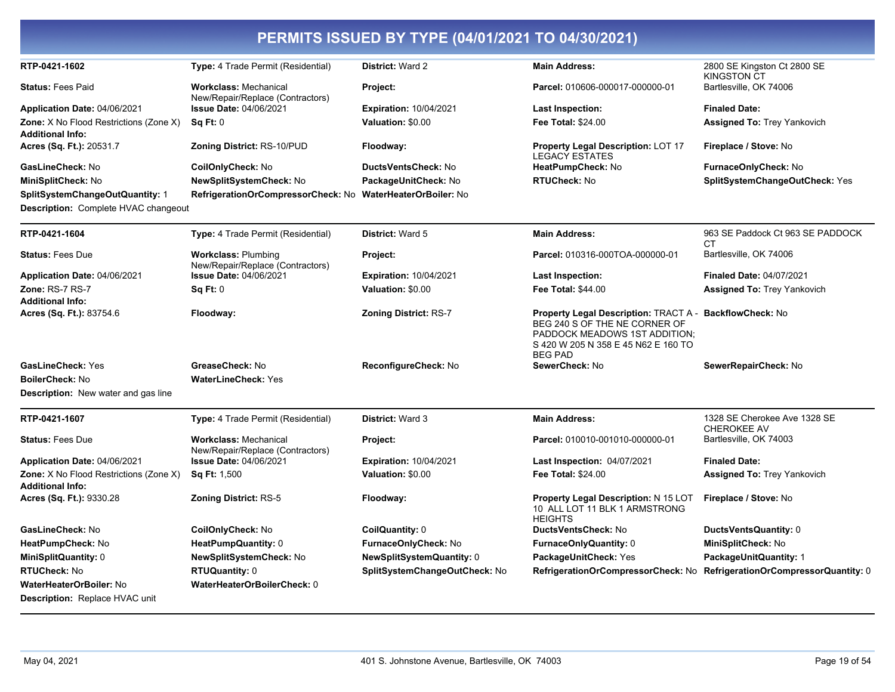# PERMITS ISSUED BY TYPE (04/01/2021 TO 04/30/2021)

| | | | | |
|---|---|---|---|---|
| **RTP-0421-1602** | **Type:** 4 Trade Permit (Residential) | **District:** Ward 2 | **Main Address:** | 2800 SE Kingston Ct 2800 SE KINGSTON CT |
| **Status:** Fees Paid | **Workclass:** Mechanical New/Repair/Replace (Contractors) | **Project:** | **Parcel:** 010606-000017-000000-01 | Bartlesville, OK 74006 |
| **Application Date:** 04/06/2021 | **Issue Date:** 04/06/2021 | **Expiration:** 10/04/2021 | **Last Inspection:** | **Finaled Date:** |
| **Zone:** X No Flood Restrictions (Zone X) | **Sq Ft:** 0 | **Valuation:** $0.00 | **Fee Total:** $24.00 | **Assigned To:** Trey Yankovich |
| **Additional Info:** | | | | |
| **Acres (Sq. Ft.):** 20531.7 | **Zoning District:** RS-10/PUD | **Floodway:** | **Property Legal Description:** LOT 17 LEGACY ESTATES | **Fireplace / Stove:** No |
| **GasLineCheck:** No | **CoilOnlyCheck:** No | **DuctsVentsCheck:** No | **HeatPumpCheck:** No | **FurnaceOnlyCheck:** No |
| **MiniSplitCheck:** No | **NewSplitSystemCheck:** No | **PackageUnitCheck:** No | **RTUCheck:** No | **SplitSystemChangeOutCheck:** Yes |
| **SplitSystemChangeOutQuantity:** 1 | **RefrigerationOrCompressorCheck:** No | **WaterHeaterOrBoiler:** No | | |

**Description:** Complete HVAC changeout

| | | | | |
|---|---|---|---|---|
| **RTP-0421-1604** | **Type:** 4 Trade Permit (Residential) | **District:** Ward 5 | **Main Address:** | 963 SE Paddock Ct 963 SE PADDOCK CT |
| **Status:** Fees Due | **Workclass:** Plumbing New/Repair/Replace (Contractors) | **Project:** | **Parcel:** 010316-000TOA-000000-01 | Bartlesville, OK 74006 |
| **Application Date:** 04/06/2021 | **Issue Date:** 04/06/2021 | **Expiration:** 10/04/2021 | **Last Inspection:** | **Finaled Date:** 04/07/2021 |
| **Zone:** RS-7 RS-7 | **Sq Ft:** 0 | **Valuation:** $0.00 | **Fee Total:** $44.00 | **Assigned To:** Trey Yankovich |
| **Additional Info:** | | | | |
| **Acres (Sq. Ft.):** 83754.6 | **Floodway:** | **Zoning District:** RS-7 | **Property Legal Description:** TRACT A - BEG 240 S OF THE NE CORNER OF PADDOCK MEADOWS 1ST ADDITION; S 420 W 205 N 358 E 45 N62 E 160 TO BEG PAD | **BackflowCheck:** No |
| **GasLineCheck:** Yes | **GreaseCheck:** No | **ReconfigureCheck:** No | **SewerCheck:** No | **SewerRepairCheck:** No |
| **BoilerCheck:** No | **WaterLineCheck:** Yes | | | |

**Description:** New water and gas line

| | | | | |
|---|---|---|---|---|
| **RTP-0421-1607** | **Type:** 4 Trade Permit (Residential) | **District:** Ward 3 | **Main Address:** | 1328 SE Cherokee Ave 1328 SE CHEROKEE AV |
| **Status:** Fees Due | **Workclass:** Mechanical New/Repair/Replace (Contractors) | **Project:** | **Parcel:** 010010-001010-000000-01 | Bartlesville, OK 74003 |
| **Application Date:** 04/06/2021 | **Issue Date:** 04/06/2021 | **Expiration:** 10/04/2021 | **Last Inspection:** 04/07/2021 | **Finaled Date:** |
| **Zone:** X No Flood Restrictions (Zone X) | **Sq Ft:** 1,500 | **Valuation:** $0.00 | **Fee Total:** $24.00 | **Assigned To:** Trey Yankovich |
| **Additional Info:** | | | | |
| **Acres (Sq. Ft.):** 9330.28 | **Zoning District:** RS-5 | **Floodway:** | **Property Legal Description:** N 15 LOT 10 ALL LOT 11 BLK 1 ARMSTRONG HEIGHTS | **Fireplace / Stove:** No |
| **GasLineCheck:** No | **CoilOnlyCheck:** No | **CoilQuantity:** 0 | **DuctsVentsCheck:** No | **DuctsVentsQuantity:** 0 |
| **HeatPumpCheck:** No | **HeatPumpQuantity:** 0 | **FurnaceOnlyCheck:** No | **FurnaceOnlyQuantity:** 0 | **MiniSplitCheck:** No |
| **MiniSplitQuantity:** 0 | **NewSplitSystemCheck:** No | **NewSplitSystemQuantity:** 0 | **PackageUnitCheck:** Yes | **PackageUnitQuantity:** 1 |
| **RTUCheck:** No | **RTUQuantity:** 0 | **SplitSystemChangeOutCheck:** No | **RefrigerationOrCompressorCheck:** No | **RefrigerationOrCompressorQuantity:** 0 |
| **WaterHeaterOrBoiler:** No | **WaterHeaterOrBoilerCheck:** 0 | | | |

**Description:** Replace HVAC unit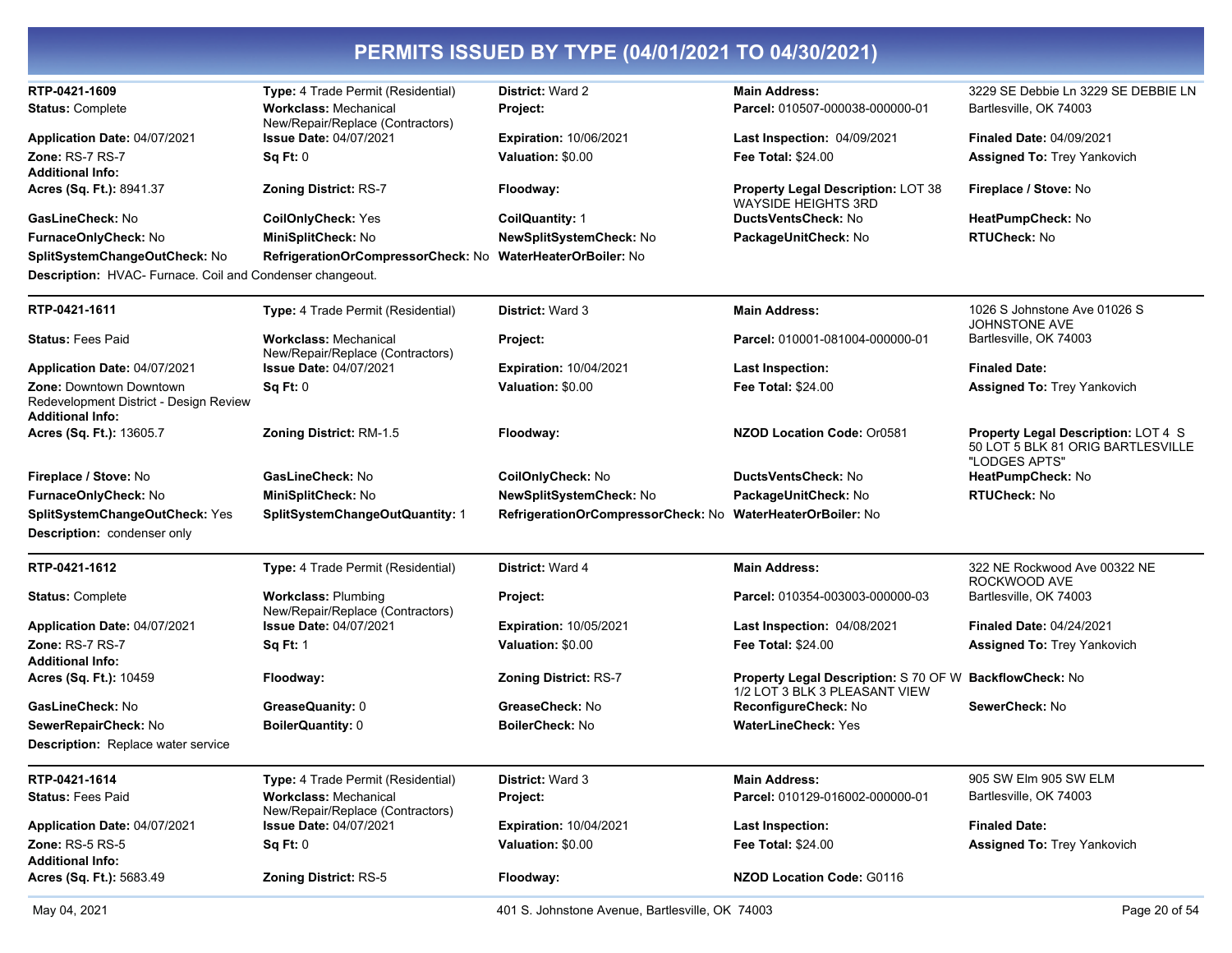## PERMITS ISSUED BY TYPE (04/01/2021 TO 04/30/2021)

**RTP-0421-1609** | **Type:** 4 Trade Permit (Residential) | **District:** Ward 2 | **Main Address:** 3229 SE Debbie Ln 3229 SE DEBBIE LN

**Status:** Complete | **Workclass:** Mechanical New/Repair/Replace (Contractors) | **Project:** | **Parcel:** 010507-000038-000000-01 | Bartlesville, OK 74003

**Application Date:** 04/07/2021 | **Issue Date:** 04/07/2021 | **Expiration:** 10/06/2021 | **Last Inspection:** 04/09/2021 | **Finaled Date:** 04/09/2021

**Zone:** RS-7 RS-7 | **Sq Ft:** 0 | **Valuation:** $0.00 | **Fee Total:** $24.00 | **Assigned To:** Trey Yankovich

**Additional Info:**

**Acres (Sq. Ft.):** 8941.37 | **Zoning District:** RS-7 | **Floodway:** | **Property Legal Description:** LOT 38 WAYSIDE HEIGHTS 3RD | **Fireplace / Stove:** No

**GasLineCheck:** No | **CoilOnlyCheck:** Yes | **CoilQuantity:** 1 | **DuctsVentsCheck:** No | **HeatPumpCheck:** No

**FurnaceOnlyCheck:** No | **MiniSplitCheck:** No | **NewSplitSystemCheck:** No | **PackageUnitCheck:** No | **RTUCheck:** No

**SplitSystemChangeOutCheck:** No | **RefrigerationOrCompressorCheck:** No | **WaterHeaterOrBoiler:** No

**Description:** HVAC- Furnace. Coil and Condenser changeout.

---

**RTP-0421-1611** | **Type:** 4 Trade Permit (Residential) | **District:** Ward 3 | **Main Address:** 1026 S Johnstone Ave 01026 S JOHNSTONE AVE

**Status:** Fees Paid | **Workclass:** Mechanical New/Repair/Replace (Contractors) | **Project:** | **Parcel:** 010001-081004-000000-01 | Bartlesville, OK 74003

**Application Date:** 04/07/2021 | **Issue Date:** 04/07/2021 | **Expiration:** 10/04/2021 | **Last Inspection:** | **Finaled Date:**

**Zone:** Downtown Downtown Redevelopment District - Design Review | **Sq Ft:** 0 | **Valuation:** $0.00 | **Fee Total:** $24.00 | **Assigned To:** Trey Yankovich

**Additional Info:**

**Acres (Sq. Ft.):** 13605.7 | **Zoning District:** RM-1.5 | **Floodway:** | **NZOD Location Code:** Or0581 | **Property Legal Description:** LOT 4 S 50 LOT 5 BLK 81 ORIG BARTLESVILLE "LODGES APTS"

**Fireplace / Stove:** No | **GasLineCheck:** No | **CoilOnlyCheck:** No | **DuctsVentsCheck:** No | **HeatPumpCheck:** No

**FurnaceOnlyCheck:** No | **MiniSplitCheck:** No | **NewSplitSystemCheck:** No | **PackageUnitCheck:** No | **RTUCheck:** No

**SplitSystemChangeOutCheck:** Yes | **SplitSystemChangeOutQuantity:** 1 | **RefrigerationOrCompressorCheck:** No | **WaterHeaterOrBoiler:** No

**Description:** condenser only

---

**RTP-0421-1612** | **Type:** 4 Trade Permit (Residential) | **District:** Ward 4 | **Main Address:** 322 NE Rockwood Ave 00322 NE ROCKWOOD AVE

**Status:** Complete | **Workclass:** Plumbing New/Repair/Replace (Contractors) | **Project:** | **Parcel:** 010354-003003-000000-03 | Bartlesville, OK 74003

**Application Date:** 04/07/2021 | **Issue Date:** 04/07/2021 | **Expiration:** 10/05/2021 | **Last Inspection:** 04/08/2021 | **Finaled Date:** 04/24/2021

**Zone:** RS-7 RS-7 | **Sq Ft:** 1 | **Valuation:** $0.00 | **Fee Total:** $24.00 | **Assigned To:** Trey Yankovich

**Additional Info:**

**Acres (Sq. Ft.):** 10459 | **Floodway:** | **Zoning District:** RS-7 | **Property Legal Description:** S 70 OF W 1/2 LOT 3 BLK 3 PLEASANT VIEW | **BackflowCheck:** No

**GasLineCheck:** No | **GreaseQuanity:** 0 | **GreaseCheck:** No | **ReconfigureCheck:** No | **SewerCheck:** No

**SewerRepairCheck:** No | **BoilerQuantity:** 0 | **BoilerCheck:** No | **WaterLineCheck:** Yes

**Description:** Replace water service

---

**RTP-0421-1614** | **Type:** 4 Trade Permit (Residential) | **District:** Ward 3 | **Main Address:** 905 SW Elm 905 SW ELM

**Status:** Fees Paid | **Workclass:** Mechanical New/Repair/Replace (Contractors) | **Project:** | **Parcel:** 010129-016002-000000-01 | Bartlesville, OK 74003

**Application Date:** 04/07/2021 | **Issue Date:** 04/07/2021 | **Expiration:** 10/04/2021 | **Last Inspection:** | **Finaled Date:**

**Zone:** RS-5 RS-5 | **Sq Ft:** 0 | **Valuation:** $0.00 | **Fee Total:** $24.00 | **Assigned To:** Trey Yankovich

**Additional Info:**

**Acres (Sq. Ft.):** 5683.49 | **Zoning District:** RS-5 | **Floodway:** | **NZOD Location Code:** G0116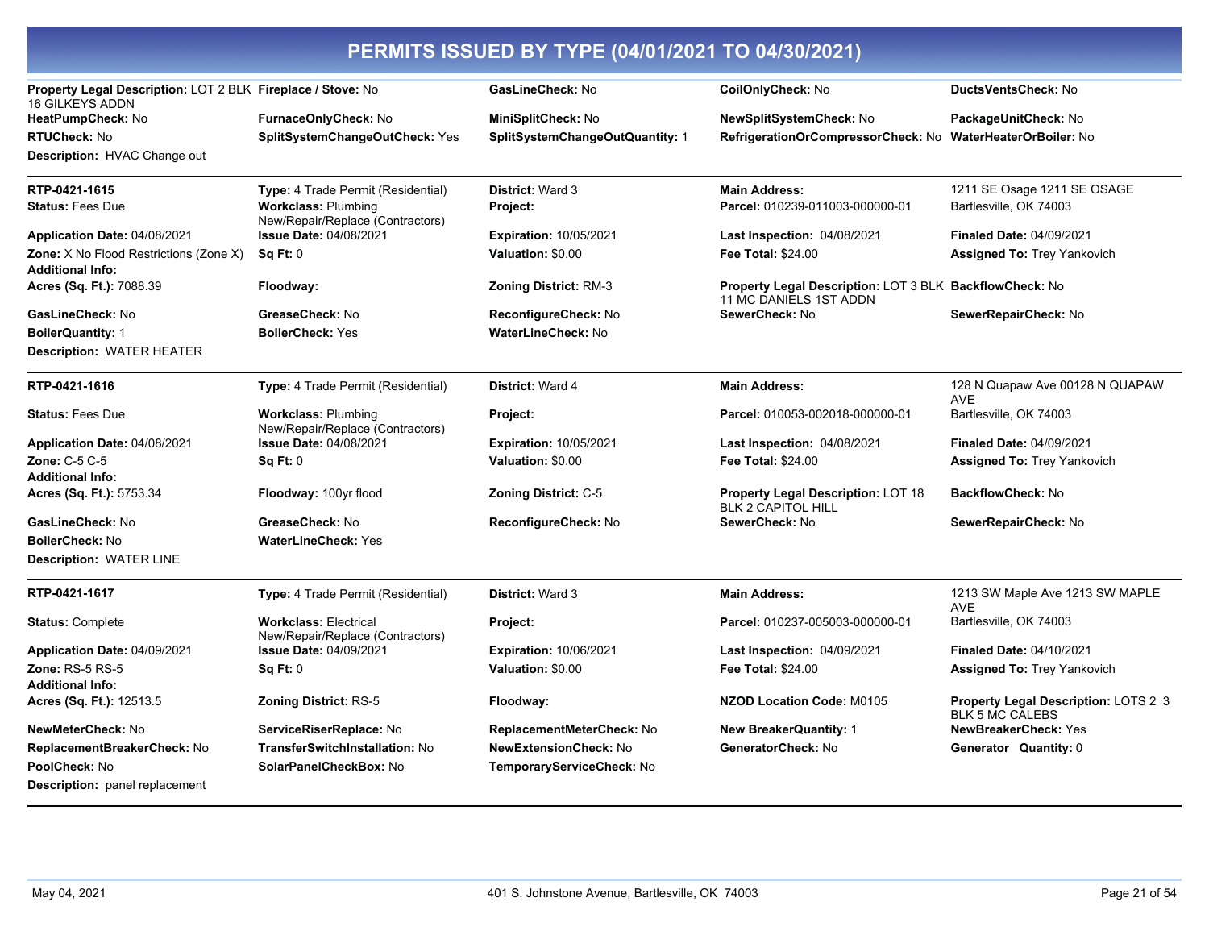# PERMITS ISSUED BY TYPE (04/01/2021 TO 04/30/2021)

| | | | | |
|---|---|---|---|---|
| **Property Legal Description:** LOT 2 BLK 16 GILKEYS ADDN | **Fireplace / Stove:** No | **GasLineCheck:** No | **CoilOnlyCheck:** No | **DuctsVentsCheck:** No |
| **HeatPumpCheck:** No | **FurnaceOnlyCheck:** No | **MiniSplitCheck:** No | **NewSplitSystemCheck:** No | **PackageUnitCheck:** No |
| **RTUCheck:** No | **SplitSystemChangeOutCheck:** Yes | **SplitSystemChangeOutQuantity:** 1 | **RefrigerationOrCompressorCheck:** No | **WaterHeaterOrBoiler:** No |
| **Description:** HVAC Change out | | | | |

| | | | | |
|---|---|---|---|---|
| **RTP-0421-1615** | **Type:** 4 Trade Permit (Residential) | **District:** Ward 3 | **Main Address:** | 1211 SE Osage 1211 SE OSAGE |
| **Status:** Fees Due | **Workclass:** Plumbing New/Repair/Replace (Contractors) | **Project:** | **Parcel:** 010239-011003-000000-01 | Bartlesville, OK 74003 |
| **Application Date:** 04/08/2021 | **Issue Date:** 04/08/2021 | **Expiration:** 10/05/2021 | **Last Inspection:** 04/08/2021 | **Finaled Date:** 04/09/2021 |
| **Zone:** X No Flood Restrictions (Zone X) | **Sq Ft:** 0 | **Valuation:** $0.00 | **Fee Total:** $24.00 | **Assigned To:** Trey Yankovich |
| **Additional Info:** | | | | |
| **Acres (Sq. Ft.):** 7088.39 | **Floodway:** | **Zoning District:** RM-3 | **Property Legal Description:** LOT 3 BLK 11 MC DANIELS 1ST ADDN | **BackflowCheck:** No |
| **GasLineCheck:** No | **GreaseCheck:** No | **ReconfigureCheck:** No | **SewerCheck:** No | **SewerRepairCheck:** No |
| **BoilerQuantity:** 1 | **BoilerCheck:** Yes | **WaterLineCheck:** No | | |
| **Description:** WATER HEATER | | | | |

| | | | | |
|---|---|---|---|---|
| **RTP-0421-1616** | **Type:** 4 Trade Permit (Residential) | **District:** Ward 4 | **Main Address:** | 128 N Quapaw Ave 00128 N QUAPAW AVE |
| **Status:** Fees Due | **Workclass:** Plumbing New/Repair/Replace (Contractors) | **Project:** | **Parcel:** 010053-002018-000000-01 | Bartlesville, OK 74003 |
| **Application Date:** 04/08/2021 | **Issue Date:** 04/08/2021 | **Expiration:** 10/05/2021 | **Last Inspection:** 04/08/2021 | **Finaled Date:** 04/09/2021 |
| **Zone:** C-5 C-5 | **Sq Ft:** 0 | **Valuation:** $0.00 | **Fee Total:** $24.00 | **Assigned To:** Trey Yankovich |
| **Additional Info:** | | | | |
| **Acres (Sq. Ft.):** 5753.34 | **Floodway:** 100yr flood | **Zoning District:** C-5 | **Property Legal Description:** LOT 18 BLK 2 CAPITOL HILL | **BackflowCheck:** No |
| **GasLineCheck:** No | **GreaseCheck:** No | **ReconfigureCheck:** No | **SewerCheck:** No | **SewerRepairCheck:** No |
| **BoilerCheck:** No | **WaterLineCheck:** Yes | | | |
| **Description:** WATER LINE | | | | |

| | | | | |
|---|---|---|---|---|
| **RTP-0421-1617** | **Type:** 4 Trade Permit (Residential) | **District:** Ward 3 | **Main Address:** | 1213 SW Maple Ave 1213 SW MAPLE AVE |
| **Status:** Complete | **Workclass:** Electrical New/Repair/Replace (Contractors) | **Project:** | **Parcel:** 010237-005003-000000-01 | Bartlesville, OK 74003 |
| **Application Date:** 04/09/2021 | **Issue Date:** 04/09/2021 | **Expiration:** 10/06/2021 | **Last Inspection:** 04/09/2021 | **Finaled Date:** 04/10/2021 |
| **Zone:** RS-5 RS-5 | **Sq Ft:** 0 | **Valuation:** $0.00 | **Fee Total:** $24.00 | **Assigned To:** Trey Yankovich |
| **Additional Info:** | | | | |
| **Acres (Sq. Ft.):** 12513.5 | **Zoning District:** RS-5 | **Floodway:** | **NZOD Location Code:** M0105 | **Property Legal Description:** LOTS 2 3 BLK 5 MC CALEBS |
| **NewMeterCheck:** No | **ServiceRiserReplace:** No | **ReplacementMeterCheck:** No | **New BreakerQuantity:** 1 | **NewBreakerCheck:** Yes |
| **ReplacementBreakerCheck:** No | **TransferSwitchInstallation:** No | **NewExtensionCheck:** No | **GeneratorCheck:** No | **Generator Quantity:** 0 |
| **PoolCheck:** No | **SolarPanelCheckBox:** No | **TemporaryServiceCheck:** No | | |
| **Description:** panel replacement | | | | |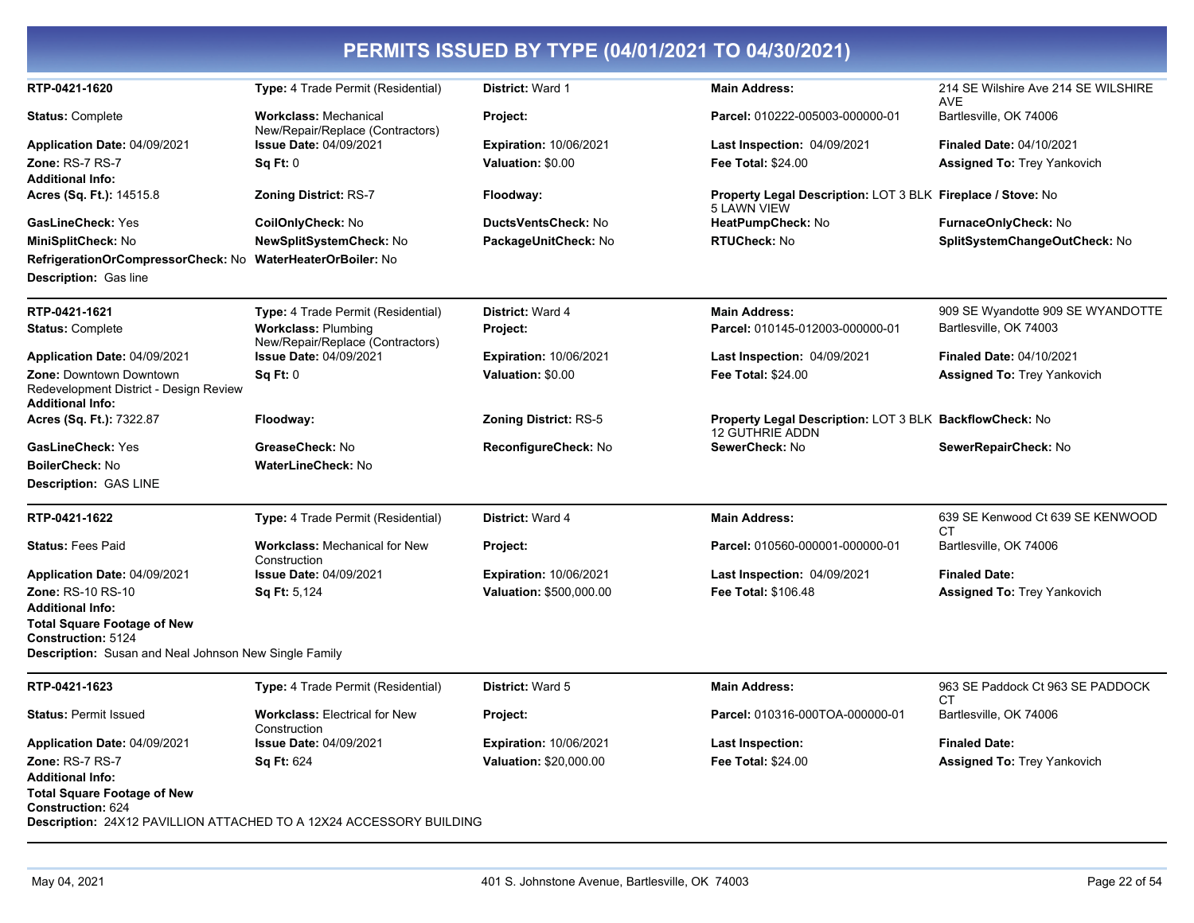# PERMITS ISSUED BY TYPE (04/01/2021 TO 04/30/2021)

| | | | | |
|---|---|---|---|---|
| **RTP-0421-1620** | **Type:** 4 Trade Permit (Residential) | **District:** Ward 1 | **Main Address:** | 214 SE Wilshire Ave 214 SE WILSHIRE AVE |
| **Status:** Complete | **Workclass:** Mechanical New/Repair/Replace (Contractors) | **Project:** | **Parcel:** 010222-005003-000000-01 | Bartlesville, OK 74006 |
| **Application Date:** 04/09/2021 | **Issue Date:** 04/09/2021 | **Expiration:** 10/06/2021 | **Last Inspection:** 04/09/2021 | **Finaled Date:** 04/10/2021 |
| **Zone:** RS-7 RS-7 | **Sq Ft:** 0 | **Valuation:** $0.00 | **Fee Total:** $24.00 | **Assigned To:** Trey Yankovich |
| **Additional Info:** | | | | |
| **Acres (Sq. Ft.):** 14515.8 | **Zoning District:** RS-7 | **Floodway:** | **Property Legal Description:** LOT 3 BLK 5 LAWN VIEW | **Fireplace / Stove:** No |
| **GasLineCheck:** Yes | **CoilOnlyCheck:** No | **DuctsVentsCheck:** No | **HeatPumpCheck:** No | **FurnaceOnlyCheck:** No |
| **MiniSplitCheck:** No | **NewSplitSystemCheck:** No | **PackageUnitCheck:** No | **RTUCheck:** No | **SplitSystemChangeOutCheck:** No |
| **RefrigerationOrCompressorCheck:** No | **WaterHeaterOrBoiler:** No | | | |

**Description:** Gas line

| | | | | |
|---|---|---|---|---|
| **RTP-0421-1621** | **Type:** 4 Trade Permit (Residential) | **District:** Ward 4 | **Main Address:** | 909 SE Wyandotte 909 SE WYANDOTTE |
| **Status:** Complete | **Workclass:** Plumbing New/Repair/Replace (Contractors) | **Project:** | **Parcel:** 010145-012003-000000-01 | Bartlesville, OK 74003 |
| **Application Date:** 04/09/2021 | **Issue Date:** 04/09/2021 | **Expiration:** 10/06/2021 | **Last Inspection:** 04/09/2021 | **Finaled Date:** 04/10/2021 |
| **Zone:** Downtown Downtown Redevelopment District - Design Review | **Sq Ft:** 0 | **Valuation:** $0.00 | **Fee Total:** $24.00 | **Assigned To:** Trey Yankovich |
| **Additional Info:** | | | | |
| **Acres (Sq. Ft.):** 7322.87 | **Floodway:** | **Zoning District:** RS-5 | **Property Legal Description:** LOT 3 BLK 12 GUTHRIE ADDN | **BackflowCheck:** No |
| **GasLineCheck:** Yes | **GreaseCheck:** No | **ReconfigureCheck:** No | **SewerCheck:** No | **SewerRepairCheck:** No |
| **BoilerCheck:** No | **WaterLineCheck:** No | | | |

**Description:** GAS LINE

| | | | | |
|---|---|---|---|---|
| **RTP-0421-1622** | **Type:** 4 Trade Permit (Residential) | **District:** Ward 4 | **Main Address:** | 639 SE Kenwood Ct 639 SE KENWOOD CT |
| **Status:** Fees Paid | **Workclass:** Mechanical for New Construction | **Project:** | **Parcel:** 010560-000001-000000-01 | Bartlesville, OK 74006 |
| **Application Date:** 04/09/2021 | **Issue Date:** 04/09/2021 | **Expiration:** 10/06/2021 | **Last Inspection:** 04/09/2021 | **Finaled Date:** |
| **Zone:** RS-10 RS-10 | **Sq Ft:** 5,124 | **Valuation:** $500,000.00 | **Fee Total:** $106.48 | **Assigned To:** Trey Yankovich |
| **Additional Info:** | | | | |
| **Total Square Footage of New Construction:** 5124 | | | | |

**Description:** Susan and Neal Johnson New Single Family

| | | | | |
|---|---|---|---|---|
| **RTP-0421-1623** | **Type:** 4 Trade Permit (Residential) | **District:** Ward 5 | **Main Address:** | 963 SE Paddock Ct 963 SE PADDOCK CT |
| **Status:** Permit Issued | **Workclass:** Electrical for New Construction | **Project:** | **Parcel:** 010316-000TOA-000000-01 | Bartlesville, OK 74006 |
| **Application Date:** 04/09/2021 | **Issue Date:** 04/09/2021 | **Expiration:** 10/06/2021 | **Last Inspection:** | **Finaled Date:** |
| **Zone:** RS-7 RS-7 | **Sq Ft:** 624 | **Valuation:** $20,000.00 | **Fee Total:** $24.00 | **Assigned To:** Trey Yankovich |
| **Additional Info:** | | | | |
| **Total Square Footage of New Construction:** 624 | | | | |

**Description:** 24X12 PAVILLION ATTACHED TO A 12X24 ACCESSORY BUILDING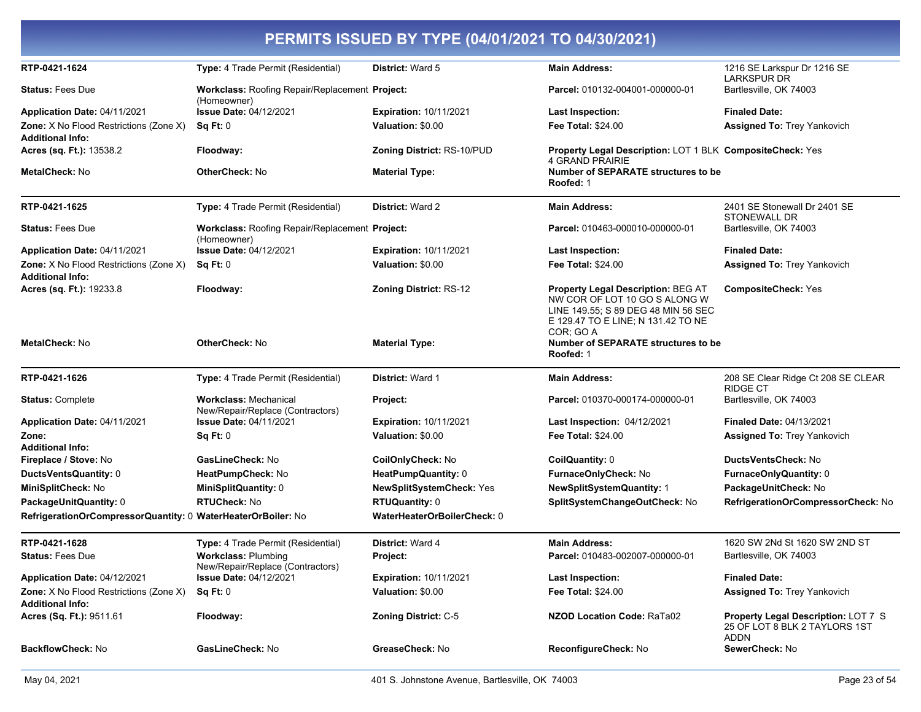# PERMITS ISSUED BY TYPE (04/01/2021 TO 04/30/2021)

| | | | | |
|---|---|---|---|---|
| **RTP-0421-1624** | **Type:** 4 Trade Permit (Residential) | **District:** Ward 5 | **Main Address:** | 1216 SE Larkspur Dr 1216 SE LARKSPUR DR |
| **Status:** Fees Due | **Workclass:** Roofing Repair/Replacement (Homeowner) | **Project:** | **Parcel:** 010132-004001-000000-01 | Bartlesville, OK 74003 |
| **Application Date:** 04/11/2021 | **Issue Date:** 04/12/2021 | **Expiration:** 10/11/2021 | **Last Inspection:** | **Finaled Date:** |
| **Zone:** X No Flood Restrictions (Zone X) | **Sq Ft:** 0 | **Valuation:** $0.00 | **Fee Total:** $24.00 | **Assigned To:** Trey Yankovich |
| **Additional Info:** | | | | |
| **Acres (sq. Ft.):** 13538.2 | **Floodway:** | **Zoning District:** RS-10/PUD | **Property Legal Description:** LOT 1 BLK 4 GRAND PRAIRIE | **CompositeCheck:** Yes |
| **MetalCheck:** No | **OtherCheck:** No | **Material Type:** | **Number of SEPARATE structures to be Roofed:** 1 | |

| | | | | |
|---|---|---|---|---|
| **RTP-0421-1625** | **Type:** 4 Trade Permit (Residential) | **District:** Ward 2 | **Main Address:** | 2401 SE Stonewall Dr 2401 SE STONEWALL DR |
| **Status:** Fees Due | **Workclass:** Roofing Repair/Replacement (Homeowner) | **Project:** | **Parcel:** 010463-000010-000000-01 | Bartlesville, OK 74003 |
| **Application Date:** 04/11/2021 | **Issue Date:** 04/12/2021 | **Expiration:** 10/11/2021 | **Last Inspection:** | **Finaled Date:** |
| **Zone:** X No Flood Restrictions (Zone X) | **Sq Ft:** 0 | **Valuation:** $0.00 | **Fee Total:** $24.00 | **Assigned To:** Trey Yankovich |
| **Additional Info:** | | | | |
| **Acres (sq. Ft.):** 19233.8 | **Floodway:** | **Zoning District:** RS-12 | **Property Legal Description:** BEG AT NW COR OF LOT 10 GO S ALONG W LINE 149.55; S 89 DEG 48 MIN 56 SEC E 129.47 TO E LINE; N 131.42 TO NE COR; GO A | **CompositeCheck:** Yes |
| **MetalCheck:** No | **OtherCheck:** No | **Material Type:** | **Number of SEPARATE structures to be Roofed:** 1 | |

| | | | | |
|---|---|---|---|---|
| **RTP-0421-1626** | **Type:** 4 Trade Permit (Residential) | **District:** Ward 1 | **Main Address:** | 208 SE Clear Ridge Ct 208 SE CLEAR RIDGE CT |
| **Status:** Complete | **Workclass:** Mechanical New/Repair/Replace (Contractors) | **Project:** | **Parcel:** 010370-000174-000000-01 | Bartlesville, OK 74003 |
| **Application Date:** 04/11/2021 | **Issue Date:** 04/11/2021 | **Expiration:** 10/11/2021 | **Last Inspection:** 04/12/2021 | **Finaled Date:** 04/13/2021 |
| **Zone:** | **Sq Ft:** 0 | **Valuation:** $0.00 | **Fee Total:** $24.00 | **Assigned To:** Trey Yankovich |
| **Additional Info:** | | | | |
| **Fireplace / Stove:** No | **GasLineCheck:** No | **CoilOnlyCheck:** No | **CoilQuantity:** 0 | **DuctsVentsCheck:** No |
| **DuctsVentsQuantity:** 0 | **HeatPumpCheck:** No | **HeatPumpQuantity:** 0 | **FurnaceOnlyCheck:** No | **FurnaceOnlyQuantity:** 0 |
| **MiniSplitCheck:** No | **MiniSplitQuantity:** 0 | **NewSplitSystemCheck:** Yes | **NewSplitSystemQuantity:** 1 | **PackageUnitCheck:** No |
| **PackageUnitQuantity:** 0 | **RTUCheck:** No | **RTUQuantity:** 0 | **SplitSystemChangeOutCheck:** No | **RefrigerationOrCompressorCheck:** No |
| **RefrigerationOrCompressorQuantity:** 0 | **WaterHeaterOrBoiler:** No | **WaterHeaterOrBoilerCheck:** 0 | | |

| | | | | |
|---|---|---|---|---|
| **RTP-0421-1628** | **Type:** 4 Trade Permit (Residential) | **District:** Ward 4 | **Main Address:** | 1620 SW 2Nd St 1620 SW 2ND ST |
| **Status:** Fees Due | **Workclass:** Plumbing New/Repair/Replace (Contractors) | **Project:** | **Parcel:** 010483-002007-000000-01 | Bartlesville, OK 74003 |
| **Application Date:** 04/12/2021 | **Issue Date:** 04/12/2021 | **Expiration:** 10/11/2021 | **Last Inspection:** | **Finaled Date:** |
| **Zone:** X No Flood Restrictions (Zone X) | **Sq Ft:** 0 | **Valuation:** $0.00 | **Fee Total:** $24.00 | **Assigned To:** Trey Yankovich |
| **Additional Info:** | | | | |
| **Acres (Sq. Ft.):** 9511.61 | **Floodway:** | **Zoning District:** C-5 | **NZOD Location Code:** RaTa02 | **Property Legal Description:** LOT 7 S 25 OF LOT 8 BLK 2 TAYLORS 1ST ADDN |
| **BackflowCheck:** No | **GasLineCheck:** No | **GreaseCheck:** No | **ReconfigureCheck:** No | **SewerCheck:** No |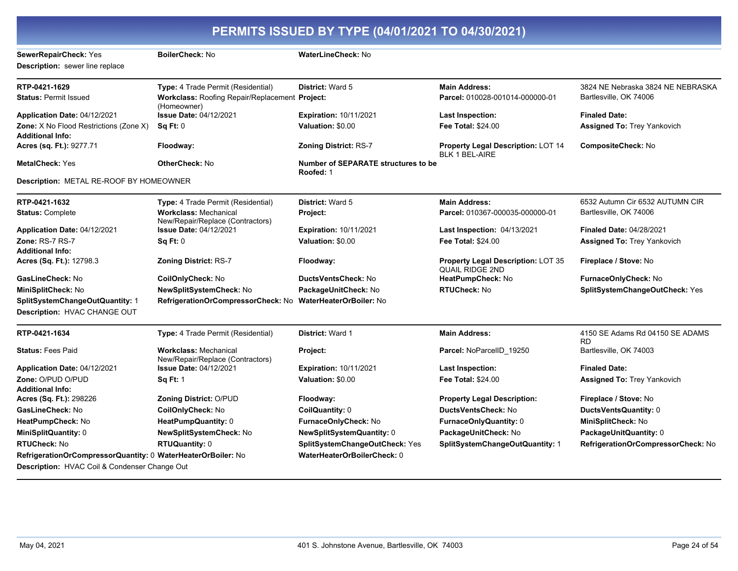# PERMITS ISSUED BY TYPE (04/01/2021 TO 04/30/2021)

**SewerRepairCheck:** Yes  **BoilerCheck:** No  **WaterLineCheck:** No

**Description:** sewer line replace

---

| | | | | |
|---|---|---|---|---|
| **RTP-0421-1629** | **Type:** 4 Trade Permit (Residential) | **District:** Ward 5 | **Main Address:** | 3824 NE Nebraska 3824 NE NEBRASKA |
| **Status:** Permit Issued | **Workclass:** Roofing Repair/Replacement (Homeowner) | **Project:** | **Parcel:** 010028-001014-000000-01 | Bartlesville, OK 74006 |
| **Application Date:** 04/12/2021 | **Issue Date:** 04/12/2021 | **Expiration:** 10/11/2021 | **Last Inspection:** | **Finaled Date:** |
| **Zone:** X No Flood Restrictions (Zone X) | **Sq Ft:** 0 | **Valuation:** $0.00 | **Fee Total:** $24.00 | **Assigned To:** Trey Yankovich |
| **Additional Info:** | | | | |
| **Acres (sq. Ft.):** 9277.71 | **Floodway:** | **Zoning District:** RS-7 | **Property Legal Description:** LOT 14 BLK 1 BEL-AIRE | **CompositeCheck:** No |
| **MetalCheck:** Yes | **OtherCheck:** No | **Number of SEPARATE structures to be Roofed:** 1 | | |

**Description:** METAL RE-ROOF BY HOMEOWNER

---

| | | | | |
|---|---|---|---|---|
| **RTP-0421-1632** | **Type:** 4 Trade Permit (Residential) | **District:** Ward 5 | **Main Address:** | 6532 Autumn Cir 6532 AUTUMN CIR |
| **Status:** Complete | **Workclass:** Mechanical New/Repair/Replace (Contractors) | **Project:** | **Parcel:** 010367-000035-000000-01 | Bartlesville, OK 74006 |
| **Application Date:** 04/12/2021 | **Issue Date:** 04/12/2021 | **Expiration:** 10/11/2021 | **Last Inspection:** 04/13/2021 | **Finaled Date:** 04/28/2021 |
| **Zone:** RS-7 RS-7 | **Sq Ft:** 0 | **Valuation:** $0.00 | **Fee Total:** $24.00 | **Assigned To:** Trey Yankovich |
| **Additional Info:** | | | | |
| **Acres (Sq. Ft.):** 12798.3 | **Zoning District:** RS-7 | **Floodway:** | **Property Legal Description:** LOT 35 QUAIL RIDGE 2ND | **Fireplace / Stove:** No |
| **GasLineCheck:** No | **CoilOnlyCheck:** No | **DuctsVentsCheck:** No | **HeatPumpCheck:** No | **FurnaceOnlyCheck:** No |
| **MiniSplitCheck:** No | **NewSplitSystemCheck:** No | **PackageUnitCheck:** No | **RTUCheck:** No | **SplitSystemChangeOutCheck:** Yes |
| **SplitSystemChangeOutQuantity:** 1 | **RefrigerationOrCompressorCheck:** No | **WaterHeaterOrBoiler:** No | | |

**Description:** HVAC CHANGE OUT

---

| | | | | |
|---|---|---|---|---|
| **RTP-0421-1634** | **Type:** 4 Trade Permit (Residential) | **District:** Ward 1 | **Main Address:** | 4150 SE Adams Rd 04150 SE ADAMS RD |
| **Status:** Fees Paid | **Workclass:** Mechanical New/Repair/Replace (Contractors) | **Project:** | **Parcel:** NoParcelID_19250 | Bartlesville, OK 74003 |
| **Application Date:** 04/12/2021 | **Issue Date:** 04/12/2021 | **Expiration:** 10/11/2021 | **Last Inspection:** | **Finaled Date:** |
| **Zone:** O/PUD O/PUD | **Sq Ft:** 1 | **Valuation:** $0.00 | **Fee Total:** $24.00 | **Assigned To:** Trey Yankovich |
| **Additional Info:** | | | | |
| **Acres (Sq. Ft.):** 298226 | **Zoning District:** O/PUD | **Floodway:** | **Property Legal Description:** | **Fireplace / Stove:** No |
| **GasLineCheck:** No | **CoilOnlyCheck:** No | **CoilQuantity:** 0 | **DuctsVentsCheck:** No | **DuctsVentsQuantity:** 0 |
| **HeatPumpCheck:** No | **HeatPumpQuantity:** 0 | **FurnaceOnlyCheck:** No | **FurnaceOnlyQuantity:** 0 | **MiniSplitCheck:** No |
| **MiniSplitQuantity:** 0 | **NewSplitSystemCheck:** No | **NewSplitSystemQuantity:** 0 | **PackageUnitCheck:** No | **PackageUnitQuantity:** 0 |
| **RTUCheck:** No | **RTUQuantity:** 0 | **SplitSystemChangeOutCheck:** Yes | **SplitSystemChangeOutQuantity:** 1 | **RefrigerationOrCompressorCheck:** No |
| **RefrigerationOrCompressorQuantity:** 0 | **WaterHeaterOrBoiler:** No | **WaterHeaterOrBoilerCheck:** 0 | | |

**Description:** HVAC Coil & Condenser Change Out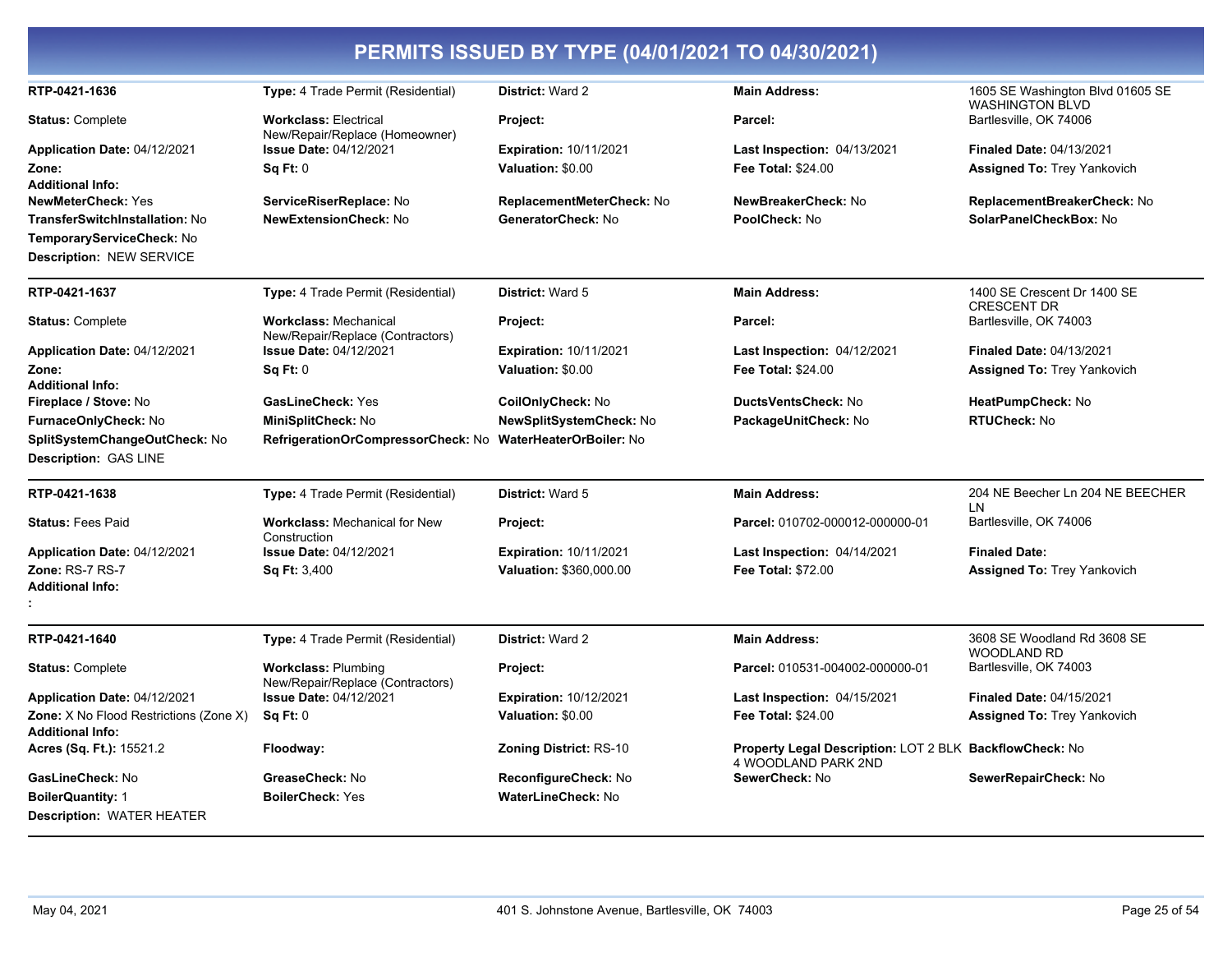# PERMITS ISSUED BY TYPE (04/01/2021 TO 04/30/2021)

---

**RTP-0421-1636** | **Type:** 4 Trade Permit (Residential) | **District:** Ward 2 | **Main Address:** 1605 SE Washington Blvd 01605 SE WASHINGTON BLVD Bartlesville, OK 74006

**Status:** Complete | **Workclass:** Electrical New/Repair/Replace (Homeowner) | **Project:** | **Parcel:**

**Application Date:** 04/12/2021 | **Issue Date:** 04/12/2021 | **Expiration:** 10/11/2021 | **Last Inspection:** 04/13/2021 | **Finaled Date:** 04/13/2021

**Zone:** | **Sq Ft:** 0 | **Valuation:** $0.00 | **Fee Total:** $24.00 | **Assigned To:** Trey Yankovich

**Additional Info:**

**NewMeterCheck:** Yes | **ServiceRiserReplace:** No | **ReplacementMeterCheck:** No | **NewBreakerCheck:** No | **ReplacementBreakerCheck:** No

**TransferSwitchInstallation:** No | **NewExtensionCheck:** No | **GeneratorCheck:** No | **PoolCheck:** No | **SolarPanelCheckBox:** No

**TemporaryServiceCheck:** No

**Description:** NEW SERVICE

---

**RTP-0421-1637** | **Type:** 4 Trade Permit (Residential) | **District:** Ward 5 | **Main Address:** 1400 SE Crescent Dr 1400 SE CRESCENT DR Bartlesville, OK 74003

**Status:** Complete | **Workclass:** Mechanical New/Repair/Replace (Contractors) | **Project:** | **Parcel:**

**Application Date:** 04/12/2021 | **Issue Date:** 04/12/2021 | **Expiration:** 10/11/2021 | **Last Inspection:** 04/12/2021 | **Finaled Date:** 04/13/2021

**Zone:** | **Sq Ft:** 0 | **Valuation:** $0.00 | **Fee Total:** $24.00 | **Assigned To:** Trey Yankovich

**Additional Info:**

**Fireplace / Stove:** No | **GasLineCheck:** Yes | **CoilOnlyCheck:** No | **DuctsVentsCheck:** No | **HeatPumpCheck:** No

**FurnaceOnlyCheck:** No | **MiniSplitCheck:** No | **NewSplitSystemCheck:** No | **PackageUnitCheck:** No | **RTUCheck:** No

**SplitSystemChangeOutCheck:** No | **RefrigerationOrCompressorCheck:** No | **WaterHeaterOrBoiler:** No

**Description:** GAS LINE

---

**RTP-0421-1638** | **Type:** 4 Trade Permit (Residential) | **District:** Ward 5 | **Main Address:** 204 NE Beecher Ln 204 NE BEECHER LN Bartlesville, OK 74006

**Status:** Fees Paid | **Workclass:** Mechanical for New Construction | **Project:** | **Parcel:** 010702-000012-000000-01

**Application Date:** 04/12/2021 | **Issue Date:** 04/12/2021 | **Expiration:** 10/11/2021 | **Last Inspection:** 04/14/2021 | **Finaled Date:**

**Zone:** RS-7 RS-7 | **Sq Ft:** 3,400 | **Valuation:** $360,000.00 | **Fee Total:** $72.00 | **Assigned To:** Trey Yankovich

**Additional Info:**

**:**

---

**RTP-0421-1640** | **Type:** 4 Trade Permit (Residential) | **District:** Ward 2 | **Main Address:** 3608 SE Woodland Rd 3608 SE WOODLAND RD Bartlesville, OK 74003

**Status:** Complete | **Workclass:** Plumbing New/Repair/Replace (Contractors) | **Project:** | **Parcel:** 010531-004002-000000-01

**Application Date:** 04/12/2021 | **Issue Date:** 04/12/2021 | **Expiration:** 10/12/2021 | **Last Inspection:** 04/15/2021 | **Finaled Date:** 04/15/2021

**Zone:** X No Flood Restrictions (Zone X) | **Sq Ft:** 0 | **Valuation:** $0.00 | **Fee Total:** $24.00 | **Assigned To:** Trey Yankovich

**Additional Info:**

**Acres (Sq. Ft.):** 15521.2 | **Floodway:** | **Zoning District:** RS-10 | **Property Legal Description:** LOT 2 BLK 4 WOODLAND PARK 2ND | **BackflowCheck:** No

**GasLineCheck:** No | **GreaseCheck:** No | **ReconfigureCheck:** No | **SewerCheck:** No | **SewerRepairCheck:** No

**BoilerQuantity:** 1 | **BoilerCheck:** Yes | **WaterLineCheck:** No

**Description:** WATER HEATER

---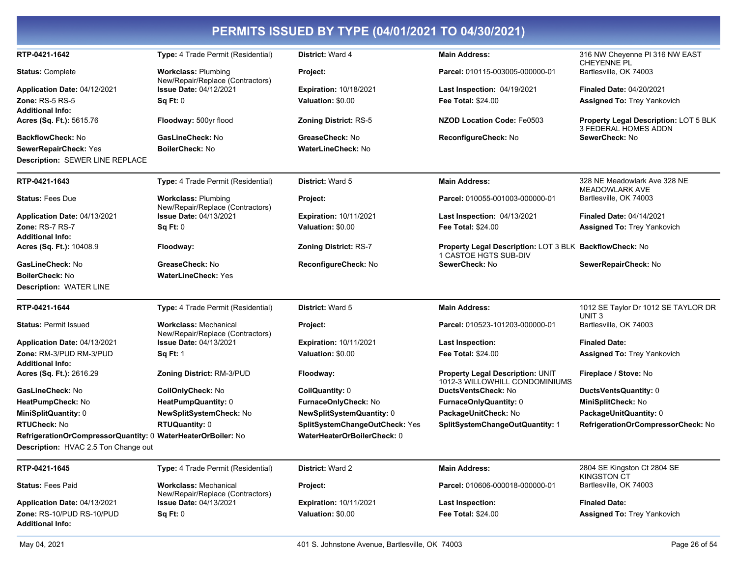# PERMITS ISSUED BY TYPE (04/01/2021 TO 04/30/2021)

**RTP-0421-1642** | **Type:** 4 Trade Permit (Residential) | **District:** Ward 4 | **Main Address:** 316 NW Cheyenne Pl 316 NW EAST CHEYENNE PL Bartlesville, OK 74003

**Status:** Complete | **Workclass:** Plumbing New/Repair/Replace (Contractors) | **Project:** | **Parcel:** 010115-003005-000000-01

**Application Date:** 04/12/2021 | **Issue Date:** 04/12/2021 | **Expiration:** 10/18/2021 | **Last Inspection:** 04/19/2021 | **Finaled Date:** 04/20/2021

**Zone:** RS-5 RS-5 | **Sq Ft:** 0 | **Valuation:** $0.00 | **Fee Total:** $24.00 | **Assigned To:** Trey Yankovich

**Additional Info:**

**Acres (Sq. Ft.):** 5615.76 | **Floodway:** 500yr flood | **Zoning District:** RS-5 | **NZOD Location Code:** Fe0503 | **Property Legal Description:** LOT 5 BLK 3 FEDERAL HOMES ADDN

**BackflowCheck:** No | **GasLineCheck:** No | **GreaseCheck:** No | **ReconfigureCheck:** No | **SewerCheck:** No

**SewerRepairCheck:** Yes | **BoilerCheck:** No | **WaterLineCheck:** No

**Description:** SEWER LINE REPLACE

---

**RTP-0421-1643** | **Type:** 4 Trade Permit (Residential) | **District:** Ward 5 | **Main Address:** 328 NE Meadowlark Ave 328 NE MEADOWLARK AVE Bartlesville, OK 74003

**Status:** Fees Due | **Workclass:** Plumbing New/Repair/Replace (Contractors) | **Project:** | **Parcel:** 010055-001003-000000-01

**Application Date:** 04/13/2021 | **Issue Date:** 04/13/2021 | **Expiration:** 10/11/2021 | **Last Inspection:** 04/13/2021 | **Finaled Date:** 04/14/2021

**Zone:** RS-7 RS-7 | **Sq Ft:** 0 | **Valuation:** $0.00 | **Fee Total:** $24.00 | **Assigned To:** Trey Yankovich

**Additional Info:**

**Acres (Sq. Ft.):** 10408.9 | **Floodway:** | **Zoning District:** RS-7 | **Property Legal Description:** LOT 3 BLK 1 CASTOE HGTS SUB-DIV | **BackflowCheck:** No

**GasLineCheck:** No | **GreaseCheck:** No | **ReconfigureCheck:** No | **SewerCheck:** No | **SewerRepairCheck:** No

**BoilerCheck:** No | **WaterLineCheck:** Yes

**Description:** WATER LINE

---

**RTP-0421-1644** | **Type:** 4 Trade Permit (Residential) | **District:** Ward 5 | **Main Address:** 1012 SE Taylor Dr 1012 SE TAYLOR DR UNIT 3 Bartlesville, OK 74003

**Status:** Permit Issued | **Workclass:** Mechanical New/Repair/Replace (Contractors) | **Project:** | **Parcel:** 010523-101203-000000-01

**Application Date:** 04/13/2021 | **Issue Date:** 04/13/2021 | **Expiration:** 10/11/2021 | **Last Inspection:** | **Finaled Date:**

**Zone:** RM-3/PUD RM-3/PUD | **Sq Ft:** 1 | **Valuation:** $0.00 | **Fee Total:** $24.00 | **Assigned To:** Trey Yankovich

**Additional Info:**

**Acres (Sq. Ft.):** 2616.29 | **Zoning District:** RM-3/PUD | **Floodway:** | **Property Legal Description:** UNIT 1012-3 WILLOWHILL CONDOMINIUMS | **Fireplace / Stove:** No

**GasLineCheck:** No | **CoilOnlyCheck:** No | **CoilQuantity:** 0 | **DuctsVentsCheck:** No | **DuctsVentsQuantity:** 0

**HeatPumpCheck:** No | **HeatPumpQuantity:** 0 | **FurnaceOnlyCheck:** No | **FurnaceOnlyQuantity:** 0 | **MiniSplitCheck:** No

**MiniSplitQuantity:** 0 | **NewSplitSystemCheck:** No | **NewSplitSystemQuantity:** 0 | **PackageUnitCheck:** No | **PackageUnitQuantity:** 0

**RTUCheck:** No | **RTUQuantity:** 0 | **SplitSystemChangeOutCheck:** Yes | **SplitSystemChangeOutQuantity:** 1 | **RefrigerationOrCompressorCheck:** No

**RefrigerationOrCompressorQuantity:** 0 | **WaterHeaterOrBoiler:** No | **WaterHeaterOrBoilerCheck:** 0

**Description:** HVAC 2.5 Ton Change out

---

**RTP-0421-1645** | **Type:** 4 Trade Permit (Residential) | **District:** Ward 2 | **Main Address:** 2804 SE Kingston Ct 2804 SE KINGSTON CT Bartlesville, OK 74003

**Status:** Fees Paid | **Workclass:** Mechanical New/Repair/Replace (Contractors) | **Project:** | **Parcel:** 010606-000018-000000-01

**Application Date:** 04/13/2021 | **Issue Date:** 04/13/2021 | **Expiration:** 10/11/2021 | **Last Inspection:** | **Finaled Date:**

**Zone:** RS-10/PUD RS-10/PUD | **Sq Ft:** 0 | **Valuation:** $0.00 | **Fee Total:** $24.00 | **Assigned To:** Trey Yankovich

**Additional Info:**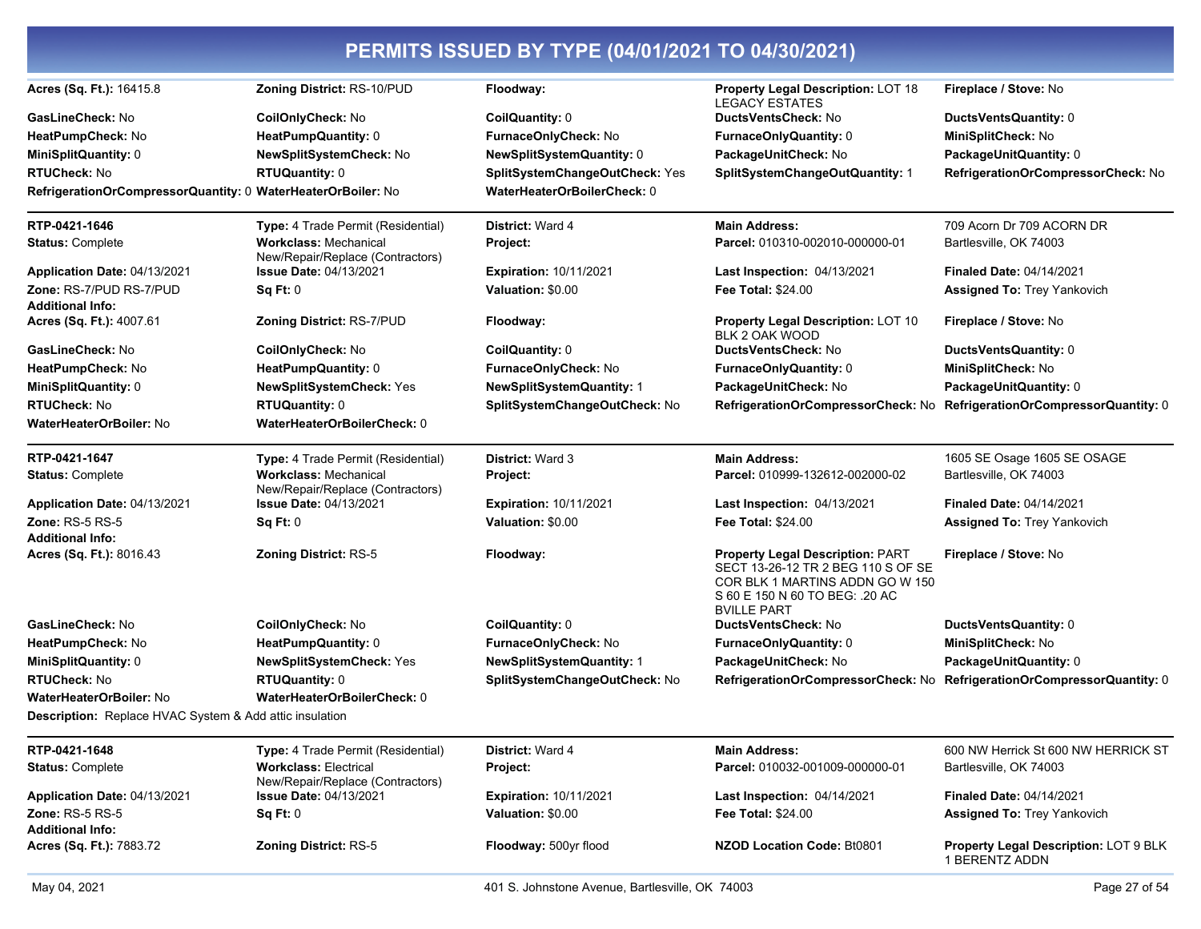# PERMITS ISSUED BY TYPE (04/01/2021 TO 04/30/2021)

**Acres (Sq. Ft.):** 16415.8 | **Zoning District:** RS-10/PUD | **Floodway:** | **Property Legal Description:** LOT 18 LEGACY ESTATES | **Fireplace / Stove:** No

**GasLineCheck:** No | **CoilOnlyCheck:** No | **CoilQuantity:** 0 | **DuctsVentsCheck:** No | **DuctsVentsQuantity:** 0

**HeatPumpCheck:** No | **HeatPumpQuantity:** 0 | **FurnaceOnlyCheck:** No | **FurnaceOnlyQuantity:** 0 | **MiniSplitCheck:** No

**MiniSplitQuantity:** 0 | **NewSplitSystemCheck:** No | **NewSplitSystemQuantity:** 0 | **PackageUnitCheck:** No | **PackageUnitQuantity:** 0

**RTUCheck:** No | **RTUQuantity:** 0 | **SplitSystemChangeOutCheck:** Yes | **SplitSystemChangeOutQuantity:** 1 | **RefrigerationOrCompressorCheck:** No

**RefrigerationOrCompressorQuantity:** 0 | **WaterHeaterOrBoiler:** No | **WaterHeaterOrBoilerCheck:** 0

---

**RTP-0421-1646** | **Type:** 4 Trade Permit (Residential) | **District:** Ward 4 | **Main Address:** 709 Acorn Dr 709 ACORN DR Bartlesville, OK 74003

**Status:** Complete | **Workclass:** Mechanical New/Repair/Replace (Contractors) | **Project:** | **Parcel:** 010310-002010-000000-01

**Application Date:** 04/13/2021 | **Issue Date:** 04/13/2021 | **Expiration:** 10/11/2021 | **Last Inspection:** 04/13/2021 | **Finaled Date:** 04/14/2021

**Zone:** RS-7/PUD RS-7/PUD | **Sq Ft:** 0 | **Valuation:** $0.00 | **Fee Total:** $24.00 | **Assigned To:** Trey Yankovich

**Additional Info:**

**Acres (Sq. Ft.):** 4007.61 | **Zoning District:** RS-7/PUD | **Floodway:** | **Property Legal Description:** LOT 10 BLK 2 OAK WOOD | **Fireplace / Stove:** No

**GasLineCheck:** No | **CoilOnlyCheck:** No | **CoilQuantity:** 0 | **DuctsVentsCheck:** No | **DuctsVentsQuantity:** 0

**HeatPumpCheck:** No | **HeatPumpQuantity:** 0 | **FurnaceOnlyCheck:** No | **FurnaceOnlyQuantity:** 0 | **MiniSplitCheck:** No

**MiniSplitQuantity:** 0 | **NewSplitSystemCheck:** Yes | **NewSplitSystemQuantity:** 1 | **PackageUnitCheck:** No | **PackageUnitQuantity:** 0

**RTUCheck:** No | **RTUQuantity:** 0 | **SplitSystemChangeOutCheck:** No | **RefrigerationOrCompressorCheck:** No | **RefrigerationOrCompressorQuantity:** 0

**WaterHeaterOrBoiler:** No | **WaterHeaterOrBoilerCheck:** 0

---

**RTP-0421-1647** | **Type:** 4 Trade Permit (Residential) | **District:** Ward 3 | **Main Address:** 1605 SE Osage 1605 SE OSAGE Bartlesville, OK 74003

**Status:** Complete | **Workclass:** Mechanical New/Repair/Replace (Contractors) | **Project:** | **Parcel:** 010999-132612-002000-02

**Application Date:** 04/13/2021 | **Issue Date:** 04/13/2021 | **Expiration:** 10/11/2021 | **Last Inspection:** 04/13/2021 | **Finaled Date:** 04/14/2021

**Zone:** RS-5 RS-5 | **Sq Ft:** 0 | **Valuation:** $0.00 | **Fee Total:** $24.00 | **Assigned To:** Trey Yankovich

**Additional Info:**

**Acres (Sq. Ft.):** 8016.43 | **Zoning District:** RS-5 | **Floodway:** | **Property Legal Description:** PART SECT 13-26-12 TR 2 BEG 110 S OF SE COR BLK 1 MARTINS ADDN GO W 150 S 60 E 150 N 60 TO BEG: .20 AC BVILLE PART | **Fireplace / Stove:** No

**GasLineCheck:** No | **CoilOnlyCheck:** No | **CoilQuantity:** 0 | **DuctsVentsCheck:** No | **DuctsVentsQuantity:** 0

**HeatPumpCheck:** No | **HeatPumpQuantity:** 0 | **FurnaceOnlyCheck:** No | **FurnaceOnlyQuantity:** 0 | **MiniSplitCheck:** No

**MiniSplitQuantity:** 0 | **NewSplitSystemCheck:** Yes | **NewSplitSystemQuantity:** 1 | **PackageUnitCheck:** No | **PackageUnitQuantity:** 0

**RTUCheck:** No | **RTUQuantity:** 0 | **SplitSystemChangeOutCheck:** No | **RefrigerationOrCompressorCheck:** No | **RefrigerationOrCompressorQuantity:** 0

**WaterHeaterOrBoiler:** No | **WaterHeaterOrBoilerCheck:** 0

**Description:** Replace HVAC System & Add attic insulation

---

**RTP-0421-1648** | **Type:** 4 Trade Permit (Residential) | **District:** Ward 4 | **Main Address:** 600 NW Herrick St 600 NW HERRICK ST Bartlesville, OK 74003

**Status:** Complete | **Workclass:** Electrical New/Repair/Replace (Contractors) | **Project:** | **Parcel:** 010032-001009-000000-01

**Application Date:** 04/13/2021 | **Issue Date:** 04/13/2021 | **Expiration:** 10/11/2021 | **Last Inspection:** 04/14/2021 | **Finaled Date:** 04/14/2021

**Zone:** RS-5 RS-5 | **Sq Ft:** 0 | **Valuation:** $0.00 | **Fee Total:** $24.00 | **Assigned To:** Trey Yankovich

**Additional Info:**

**Acres (Sq. Ft.):** 7883.72 | **Zoning District:** RS-5 | **Floodway:** 500yr flood | **NZOD Location Code:** Bt0801 | **Property Legal Description:** LOT 9 BLK 1 BERENTZ ADDN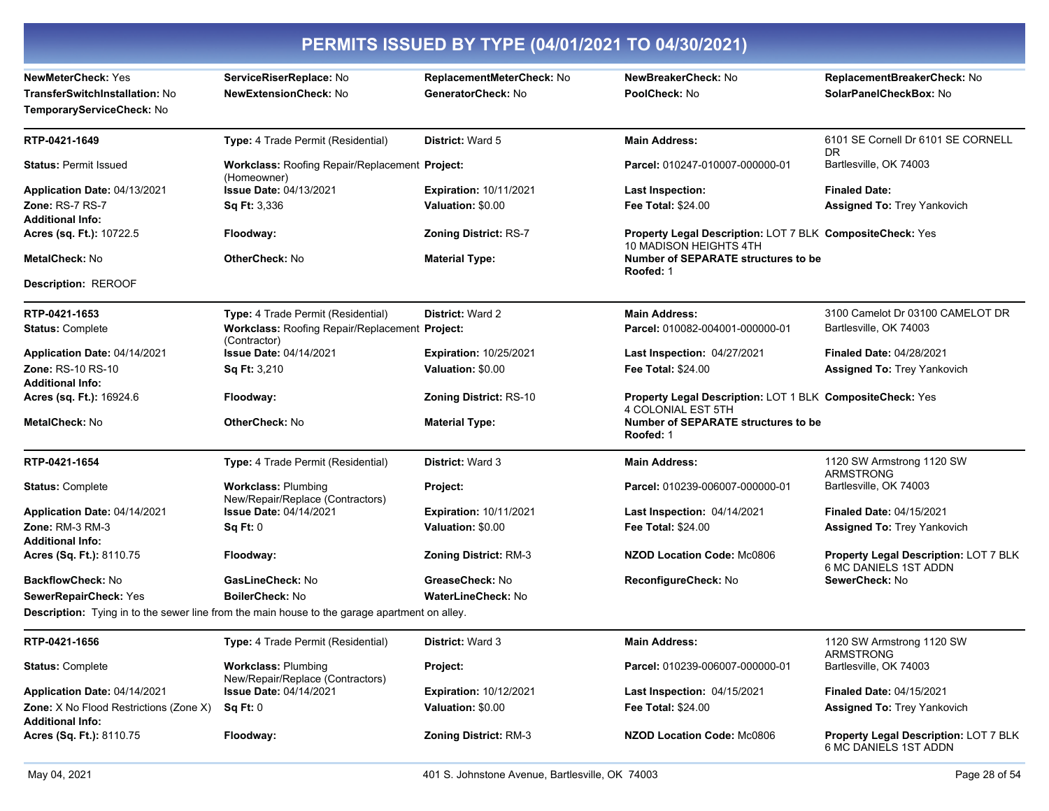## PERMITS ISSUED BY TYPE (04/01/2021 TO 04/30/2021)

| | | | | |
|---|---|---|---|---|
| **NewMeterCheck:** Yes | **ServiceRiserReplace:** No | **ReplacementMeterCheck:** No | **NewBreakerCheck:** No | **ReplacementBreakerCheck:** No |
| **TransferSwitchInstallation:** No | **NewExtensionCheck:** No | **GeneratorCheck:** No | **PoolCheck:** No | **SolarPanelCheckBox:** No |
| **TemporaryServiceCheck:** No | | | | |

---

| | | | | |
|---|---|---|---|---|
| **RTP-0421-1649** | **Type:** 4 Trade Permit (Residential) | **District:** Ward 5 | **Main Address:** | 6101 SE Cornell Dr 6101 SE CORNELL DR |
| **Status:** Permit Issued | **Workclass:** Roofing Repair/Replacement (Homeowner) | **Project:** | **Parcel:** 010247-010007-000000-01 | Bartlesville, OK 74003 |
| **Application Date:** 04/13/2021 | **Issue Date:** 04/13/2021 | **Expiration:** 10/11/2021 | **Last Inspection:** | **Finaled Date:** |
| **Zone:** RS-7 RS-7 | **Sq Ft:** 3,336 | **Valuation:** $0.00 | **Fee Total:** $24.00 | **Assigned To:** Trey Yankovich |
| **Additional Info:** | | | | |
| **Acres (sq. Ft.):** 10722.5 | **Floodway:** | **Zoning District:** RS-7 | **Property Legal Description:** LOT 7 BLK 10 MADISON HEIGHTS 4TH | **CompositeCheck:** Yes |
| **MetalCheck:** No | **OtherCheck:** No | **Material Type:** | **Number of SEPARATE structures to be Roofed:** 1 | |

**Description:** REROOF

---

| | | | | |
|---|---|---|---|---|
| **RTP-0421-1653** | **Type:** 4 Trade Permit (Residential) | **District:** Ward 2 | **Main Address:** | 3100 Camelot Dr 03100 CAMELOT DR |
| **Status:** Complete | **Workclass:** Roofing Repair/Replacement (Contractor) | **Project:** | **Parcel:** 010082-004001-000000-01 | Bartlesville, OK 74003 |
| **Application Date:** 04/14/2021 | **Issue Date:** 04/14/2021 | **Expiration:** 10/25/2021 | **Last Inspection:** 04/27/2021 | **Finaled Date:** 04/28/2021 |
| **Zone:** RS-10 RS-10 | **Sq Ft:** 3,210 | **Valuation:** $0.00 | **Fee Total:** $24.00 | **Assigned To:** Trey Yankovich |
| **Additional Info:** | | | | |
| **Acres (sq. Ft.):** 16924.6 | **Floodway:** | **Zoning District:** RS-10 | **Property Legal Description:** LOT 1 BLK 4 COLONIAL EST 5TH | **CompositeCheck:** Yes |
| **MetalCheck:** No | **OtherCheck:** No | **Material Type:** | **Number of SEPARATE structures to be Roofed:** 1 | |

---

| | | | | |
|---|---|---|---|---|
| **RTP-0421-1654** | **Type:** 4 Trade Permit (Residential) | **District:** Ward 3 | **Main Address:** | 1120 SW Armstrong 1120 SW ARMSTRONG |
| **Status:** Complete | **Workclass:** Plumbing New/Repair/Replace (Contractors) | **Project:** | **Parcel:** 010239-006007-000000-01 | Bartlesville, OK 74003 |
| **Application Date:** 04/14/2021 | **Issue Date:** 04/14/2021 | **Expiration:** 10/11/2021 | **Last Inspection:** 04/14/2021 | **Finaled Date:** 04/15/2021 |
| **Zone:** RM-3 RM-3 | **Sq Ft:** 0 | **Valuation:** $0.00 | **Fee Total:** $24.00 | **Assigned To:** Trey Yankovich |
| **Additional Info:** | | | | |
| **Acres (Sq. Ft.):** 8110.75 | **Floodway:** | **Zoning District:** RM-3 | **NZOD Location Code:** Mc0806 | **Property Legal Description:** LOT 7 BLK 6 MC DANIELS 1ST ADDN |
| **BackflowCheck:** No | **GasLineCheck:** No | **GreaseCheck:** No | **ReconfigureCheck:** No | **SewerCheck:** No |
| **SewerRepairCheck:** Yes | **BoilerCheck:** No | **WaterLineCheck:** No | | |

**Description:** Tying in to the sewer line from the main house to the garage apartment on alley.

---

| | | | | |
|---|---|---|---|---|
| **RTP-0421-1656** | **Type:** 4 Trade Permit (Residential) | **District:** Ward 3 | **Main Address:** | 1120 SW Armstrong 1120 SW ARMSTRONG |
| **Status:** Complete | **Workclass:** Plumbing New/Repair/Replace (Contractors) | **Project:** | **Parcel:** 010239-006007-000000-01 | Bartlesville, OK 74003 |
| **Application Date:** 04/14/2021 | **Issue Date:** 04/14/2021 | **Expiration:** 10/12/2021 | **Last Inspection:** 04/15/2021 | **Finaled Date:** 04/15/2021 |
| **Zone:** X No Flood Restrictions (Zone X) | **Sq Ft:** 0 | **Valuation:** $0.00 | **Fee Total:** $24.00 | **Assigned To:** Trey Yankovich |
| **Additional Info:** | | | | |
| **Acres (Sq. Ft.):** 8110.75 | **Floodway:** | **Zoning District:** RM-3 | **NZOD Location Code:** Mc0806 | **Property Legal Description:** LOT 7 BLK 6 MC DANIELS 1ST ADDN |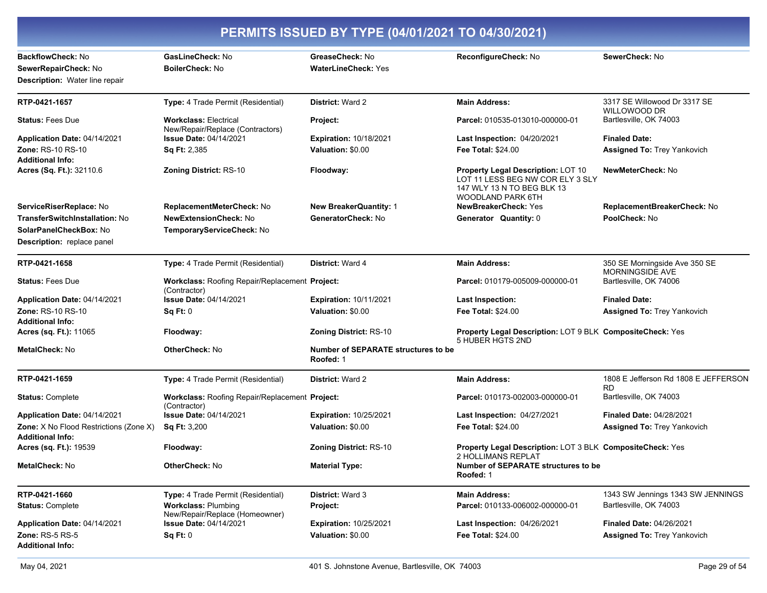# PERMITS ISSUED BY TYPE (04/01/2021 TO 04/30/2021)

| | | | | |
|---|---|---|---|---|
| **BackflowCheck:** No | **GasLineCheck:** No | **GreaseCheck:** No | **ReconfigureCheck:** No | **SewerCheck:** No |
| **SewerRepairCheck:** No | **BoilerCheck:** No | **WaterLineCheck:** Yes | | |

**Description:** Water line repair

---

| | | | | |
|---|---|---|---|---|
| **RTP-0421-1657** | **Type:** 4 Trade Permit (Residential) | **District:** Ward 2 | **Main Address:** | 3317 SE Willowood Dr 3317 SE WILLOWOOD DR |
| **Status:** Fees Due | **Workclass:** Electrical New/Repair/Replace (Contractors) | **Project:** | **Parcel:** 010535-013010-000000-01 | Bartlesville, OK 74003 |
| **Application Date:** 04/14/2021 | **Issue Date:** 04/14/2021 | **Expiration:** 10/18/2021 | **Last Inspection:** 04/20/2021 | **Finaled Date:** |
| **Zone:** RS-10 RS-10 | **Sq Ft:** 2,385 | **Valuation:** $0.00 | **Fee Total:** $24.00 | **Assigned To:** Trey Yankovich |
| **Additional Info:** | | | | |
| **Acres (Sq. Ft.):** 32110.6 | **Zoning District:** RS-10 | **Floodway:** | **Property Legal Description:** LOT 10 LOT 11 LESS BEG NW COR ELY 3 SLY 147 WLY 13 N TO BEG BLK 13 WOODLAND PARK 6TH | **NewMeterCheck:** No |
| **ServiceRiserReplace:** No | **ReplacementMeterCheck:** No | **New BreakerQuantity:** 1 | **NewBreakerCheck:** Yes | **ReplacementBreakerCheck:** No |
| **TransferSwitchInstallation:** No | **NewExtensionCheck:** No | **GeneratorCheck:** No | **Generator Quantity:** 0 | **PoolCheck:** No |
| **SolarPanelCheckBox:** No | **TemporaryServiceCheck:** No | | | |

**Description:** replace panel

---

| | | | | |
|---|---|---|---|---|
| **RTP-0421-1658** | **Type:** 4 Trade Permit (Residential) | **District:** Ward 4 | **Main Address:** | 350 SE Morningside Ave 350 SE MORNINGSIDE AVE |
| **Status:** Fees Due | **Workclass:** Roofing Repair/Replacement (Contractor) | **Project:** | **Parcel:** 010179-005009-000000-01 | Bartlesville, OK 74006 |
| **Application Date:** 04/14/2021 | **Issue Date:** 04/14/2021 | **Expiration:** 10/11/2021 | **Last Inspection:** | **Finaled Date:** |
| **Zone:** RS-10 RS-10 | **Sq Ft:** 0 | **Valuation:** $0.00 | **Fee Total:** $24.00 | **Assigned To:** Trey Yankovich |
| **Additional Info:** | | | | |
| **Acres (sq. Ft.):** 11065 | **Floodway:** | **Zoning District:** RS-10 | **Property Legal Description:** LOT 9 BLK 5 HUBER HGTS 2ND | **CompositeCheck:** Yes |
| **MetalCheck:** No | **OtherCheck:** No | **Number of SEPARATE structures to be Roofed:** 1 | | |

---

| | | | | |
|---|---|---|---|---|
| **RTP-0421-1659** | **Type:** 4 Trade Permit (Residential) | **District:** Ward 2 | **Main Address:** | 1808 E Jefferson Rd 1808 E JEFFERSON RD |
| **Status:** Complete | **Workclass:** Roofing Repair/Replacement (Contractor) | **Project:** | **Parcel:** 010173-002003-000000-01 | Bartlesville, OK 74003 |
| **Application Date:** 04/14/2021 | **Issue Date:** 04/14/2021 | **Expiration:** 10/25/2021 | **Last Inspection:** 04/27/2021 | **Finaled Date:** 04/28/2021 |
| **Zone:** X No Flood Restrictions (Zone X) | **Sq Ft:** 3,200 | **Valuation:** $0.00 | **Fee Total:** $24.00 | **Assigned To:** Trey Yankovich |
| **Additional Info:** | | | | |
| **Acres (sq. Ft.):** 19539 | **Floodway:** | **Zoning District:** RS-10 | **Property Legal Description:** LOT 3 BLK 2 HOLLIMANS REPLAT | **CompositeCheck:** Yes |
| **MetalCheck:** No | **OtherCheck:** No | **Material Type:** | **Number of SEPARATE structures to be Roofed:** 1 | |

---

| | | | | |
|---|---|---|---|---|
| **RTP-0421-1660** | **Type:** 4 Trade Permit (Residential) | **District:** Ward 3 | **Main Address:** | 1343 SW Jennings 1343 SW JENNINGS |
| **Status:** Complete | **Workclass:** Plumbing New/Repair/Replace (Homeowner) | **Project:** | **Parcel:** 010133-006002-000000-01 | Bartlesville, OK 74003 |
| **Application Date:** 04/14/2021 | **Issue Date:** 04/14/2021 | **Expiration:** 10/25/2021 | **Last Inspection:** 04/26/2021 | **Finaled Date:** 04/26/2021 |
| **Zone:** RS-5 RS-5 | **Sq Ft:** 0 | **Valuation:** $0.00 | **Fee Total:** $24.00 | **Assigned To:** Trey Yankovich |
| **Additional Info:** | | | | |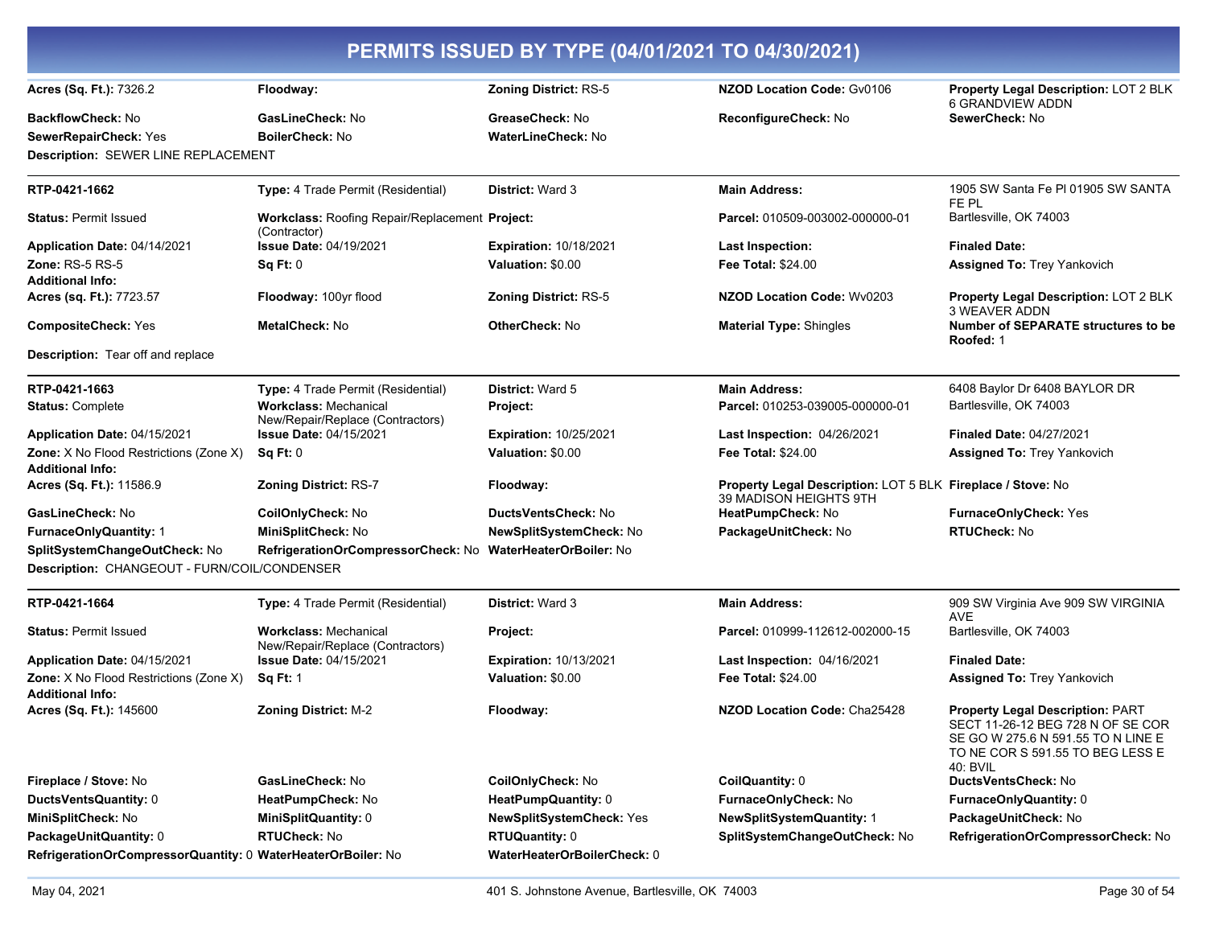# PERMITS ISSUED BY TYPE (04/01/2021 TO 04/30/2021)

| | | | | |
|---|---|---|---|---|
| **Acres (Sq. Ft.):** 7326.2 | **Floodway:** | **Zoning District:** RS-5 | **NZOD Location Code:** Gv0106 | **Property Legal Description:** LOT 2 BLK 6 GRANDVIEW ADDN |
| **BackflowCheck:** No | **GasLineCheck:** No | **GreaseCheck:** No | **ReconfigureCheck:** No | **SewerCheck:** No |
| **SewerRepairCheck:** Yes | **BoilerCheck:** No | **WaterLineCheck:** No | | |

**Description:** SEWER LINE REPLACEMENT

| | | | | |
|---|---|---|---|---|
| **RTP-0421-1662** | **Type:** 4 Trade Permit (Residential) | **District:** Ward 3 | **Main Address:** | 1905 SW Santa Fe Pl 01905 SW SANTA FE PL |
| **Status:** Permit Issued | **Workclass:** Roofing Repair/Replacement (Contractor) | **Project:** | **Parcel:** 010509-003002-000000-01 | Bartlesville, OK 74003 |
| **Application Date:** 04/14/2021 | **Issue Date:** 04/19/2021 | **Expiration:** 10/18/2021 | **Last Inspection:** | **Finaled Date:** |
| **Zone:** RS-5 RS-5 | **Sq Ft:** 0 | **Valuation:** $0.00 | **Fee Total:** $24.00 | **Assigned To:** Trey Yankovich |
| **Additional Info:** | | | | |
| **Acres (sq. Ft.):** 7723.57 | **Floodway:** 100yr flood | **Zoning District:** RS-5 | **NZOD Location Code:** Wv0203 | **Property Legal Description:** LOT 2 BLK 3 WEAVER ADDN |
| **CompositeCheck:** Yes | **MetalCheck:** No | **OtherCheck:** No | **Material Type:** Shingles | **Number of SEPARATE structures to be Roofed:** 1 |

**Description:** Tear off and replace

| | | | | |
|---|---|---|---|---|
| **RTP-0421-1663** | **Type:** 4 Trade Permit (Residential) | **District:** Ward 5 | **Main Address:** | 6408 Baylor Dr 6408 BAYLOR DR |
| **Status:** Complete | **Workclass:** Mechanical New/Repair/Replace (Contractors) | **Project:** | **Parcel:** 010253-039005-000000-01 | Bartlesville, OK 74003 |
| **Application Date:** 04/15/2021 | **Issue Date:** 04/15/2021 | **Expiration:** 10/25/2021 | **Last Inspection:** 04/26/2021 | **Finaled Date:** 04/27/2021 |
| **Zone:** X No Flood Restrictions (Zone X) | **Sq Ft:** 0 | **Valuation:** $0.00 | **Fee Total:** $24.00 | **Assigned To:** Trey Yankovich |
| **Additional Info:** | | | | |
| **Acres (Sq. Ft.):** 11586.9 | **Zoning District:** RS-7 | **Floodway:** | **Property Legal Description:** LOT 5 BLK 39 MADISON HEIGHTS 9TH | **Fireplace / Stove:** No |
| **GasLineCheck:** No | **CoilOnlyCheck:** No | **DuctsVentsCheck:** No | **HeatPumpCheck:** No | **FurnaceOnlyCheck:** Yes |
| **FurnaceOnlyQuantity:** 1 | **MiniSplitCheck:** No | **NewSplitSystemCheck:** No | **PackageUnitCheck:** No | **RTUCheck:** No |
| **SplitSystemChangeOutCheck:** No | **RefrigerationOrCompressorCheck:** No | **WaterHeaterOrBoiler:** No | | |

**Description:** CHANGEOUT - FURN/COIL/CONDENSER

| | | | | |
|---|---|---|---|---|
| **RTP-0421-1664** | **Type:** 4 Trade Permit (Residential) | **District:** Ward 3 | **Main Address:** | 909 SW Virginia Ave 909 SW VIRGINIA AVE |
| **Status:** Permit Issued | **Workclass:** Mechanical New/Repair/Replace (Contractors) | **Project:** | **Parcel:** 010999-112612-002000-15 | Bartlesville, OK 74003 |
| **Application Date:** 04/15/2021 | **Issue Date:** 04/15/2021 | **Expiration:** 10/13/2021 | **Last Inspection:** 04/16/2021 | **Finaled Date:** |
| **Zone:** X No Flood Restrictions (Zone X) | **Sq Ft:** 1 | **Valuation:** $0.00 | **Fee Total:** $24.00 | **Assigned To:** Trey Yankovich |
| **Additional Info:** | | | | |
| **Acres (Sq. Ft.):** 145600 | **Zoning District:** M-2 | **Floodway:** | **NZOD Location Code:** Cha25428 | **Property Legal Description:** PART SECT 11-26-12 BEG 728 N OF SE COR SE GO W 275.6 N 591.55 TO N LINE E TO NE COR S 591.55 TO BEG LESS E 40: BVIL |
| **Fireplace / Stove:** No | **GasLineCheck:** No | **CoilOnlyCheck:** No | **CoilQuantity:** 0 | **DuctsVentsCheck:** No |
| **DuctsVentsQuantity:** 0 | **HeatPumpCheck:** No | **HeatPumpQuantity:** 0 | **FurnaceOnlyCheck:** No | **FurnaceOnlyQuantity:** 0 |
| **MiniSplitCheck:** No | **MiniSplitQuantity:** 0 | **NewSplitSystemCheck:** Yes | **NewSplitSystemQuantity:** 1 | **PackageUnitCheck:** No |
| **PackageUnitQuantity:** 0 | **RTUCheck:** No | **RTUQuantity:** 0 | **SplitSystemChangeOutCheck:** No | **RefrigerationOrCompressorCheck:** No |
| **RefrigerationOrCompressorQuantity:** 0 | **WaterHeaterOrBoiler:** No | **WaterHeaterOrBoilerCheck:** 0 | | |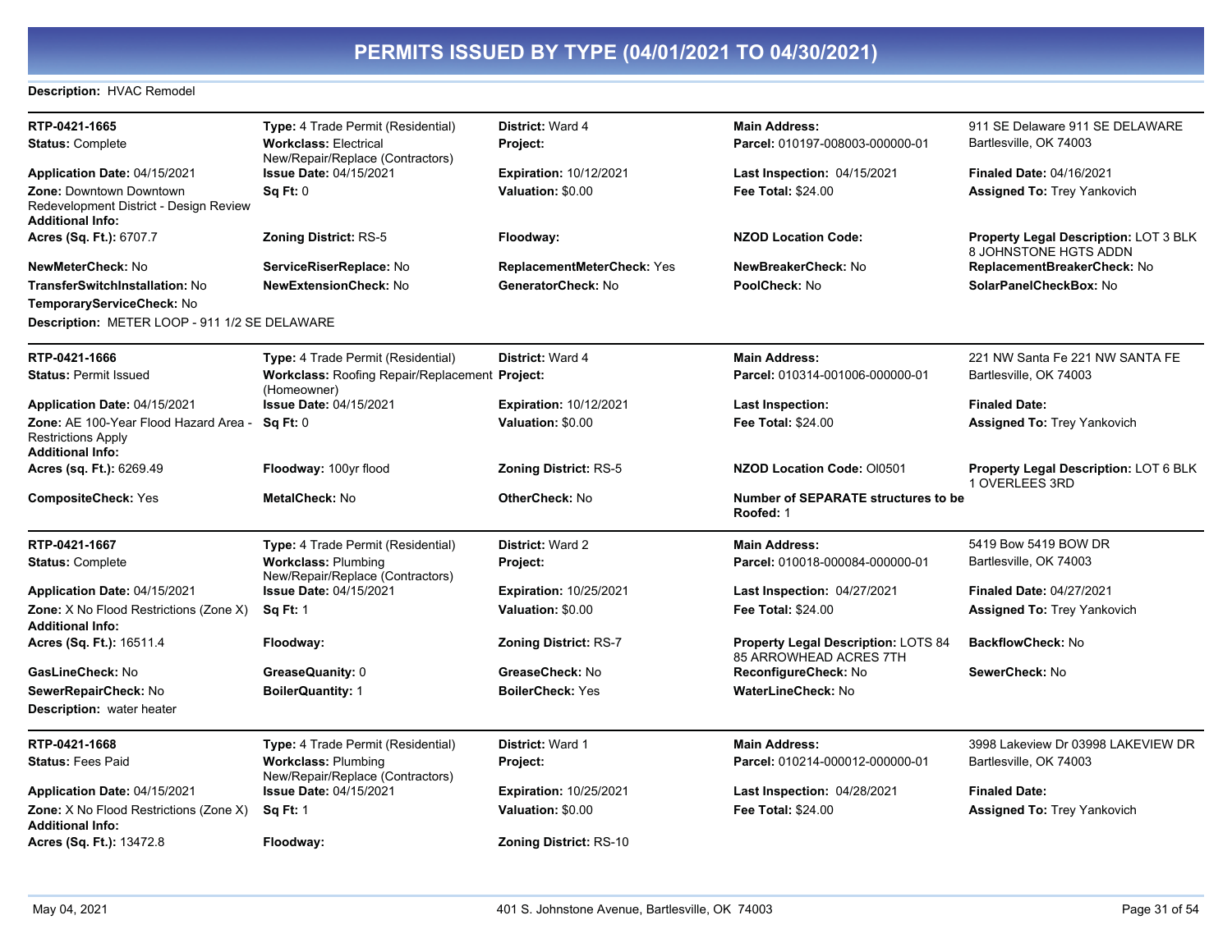# PERMITS ISSUED BY TYPE (04/01/2021 TO 04/30/2021)

**Description:** HVAC Remodel

---

**RTP-0421-1665**
**Type:** 4 Trade Permit (Residential)
**District:** Ward 4
**Main Address:** 911 SE Delaware 911 SE DELAWARE Bartlesville, OK 74003
**Status:** Complete
**Workclass:** Electrical New/Repair/Replace (Contractors)
**Project:**
**Parcel:** 010197-008003-000000-01
**Application Date:** 04/15/2021
**Issue Date:** 04/15/2021
**Expiration:** 10/12/2021
**Last Inspection:** 04/15/2021
**Finaled Date:** 04/16/2021
**Zone:** Downtown Downtown Redevelopment District - Design Review
**Sq Ft:** 0
**Valuation:** $0.00
**Fee Total:** $24.00
**Assigned To:** Trey Yankovich
**Additional Info:**
**Acres (Sq. Ft.):** 6707.7
**Zoning District:** RS-5
**Floodway:**
**NZOD Location Code:**
**Property Legal Description:** LOT 3 BLK 8 JOHNSTONE HGTS ADDN
**NewMeterCheck:** No
**ServiceRiserReplace:** No
**ReplacementMeterCheck:** Yes
**NewBreakerCheck:** No
**ReplacementBreakerCheck:** No
**TransferSwitchInstallation:** No
**NewExtensionCheck:** No
**GeneratorCheck:** No
**PoolCheck:** No
**SolarPanelCheckBox:** No
**TemporaryServiceCheck:** No
**Description:** METER LOOP - 911 1/2 SE DELAWARE

---

**RTP-0421-1666**
**Type:** 4 Trade Permit (Residential)
**District:** Ward 4
**Main Address:** 221 NW Santa Fe 221 NW SANTA FE Bartlesville, OK 74003
**Status:** Permit Issued
**Workclass:** Roofing Repair/Replacement (Homeowner)
**Project:**
**Parcel:** 010314-001006-000000-01
**Application Date:** 04/15/2021
**Issue Date:** 04/15/2021
**Expiration:** 10/12/2021
**Last Inspection:**
**Finaled Date:**
**Zone:** AE 100-Year Flood Hazard Area - Restrictions Apply
**Sq Ft:** 0
**Valuation:** $0.00
**Fee Total:** $24.00
**Assigned To:** Trey Yankovich
**Additional Info:**
**Acres (sq. Ft.):** 6269.49
**Floodway:** 100yr flood
**Zoning District:** RS-5
**NZOD Location Code:** OI0501
**Property Legal Description:** LOT 6 BLK 1 OVERLEES 3RD
**CompositeCheck:** Yes
**MetalCheck:** No
**OtherCheck:** No
**Number of SEPARATE structures to be Roofed:** 1

---

**RTP-0421-1667**
**Type:** 4 Trade Permit (Residential)
**District:** Ward 2
**Main Address:** 5419 Bow 5419 BOW DR Bartlesville, OK 74003
**Status:** Complete
**Workclass:** Plumbing New/Repair/Replace (Contractors)
**Project:**
**Parcel:** 010018-000084-000000-01
**Application Date:** 04/15/2021
**Issue Date:** 04/15/2021
**Expiration:** 10/25/2021
**Last Inspection:** 04/27/2021
**Finaled Date:** 04/27/2021
**Zone:** X No Flood Restrictions (Zone X)
**Sq Ft:** 1
**Valuation:** $0.00
**Fee Total:** $24.00
**Assigned To:** Trey Yankovich
**Additional Info:**
**Acres (Sq. Ft.):** 16511.4
**Floodway:**
**Zoning District:** RS-7
**Property Legal Description:** LOTS 84 85 ARROWHEAD ACRES 7TH
**BackflowCheck:** No
**GasLineCheck:** No
**GreaseQuanity:** 0
**GreaseCheck:** No
**ReconfigureCheck:** No
**SewerCheck:** No
**SewerRepairCheck:** No
**BoilerQuantity:** 1
**BoilerCheck:** Yes
**WaterLineCheck:** No
**Description:** water heater

---

**RTP-0421-1668**
**Type:** 4 Trade Permit (Residential)
**District:** Ward 1
**Main Address:** 3998 Lakeview Dr 03998 LAKEVIEW DR Bartlesville, OK 74003
**Status:** Fees Paid
**Workclass:** Plumbing New/Repair/Replace (Contractors)
**Project:**
**Parcel:** 010214-000012-000000-01
**Application Date:** 04/15/2021
**Issue Date:** 04/15/2021
**Expiration:** 10/25/2021
**Last Inspection:** 04/28/2021
**Finaled Date:**
**Zone:** X No Flood Restrictions (Zone X)
**Sq Ft:** 1
**Valuation:** $0.00
**Fee Total:** $24.00
**Assigned To:** Trey Yankovich
**Additional Info:**
**Acres (Sq. Ft.):** 13472.8
**Floodway:**
**Zoning District:** RS-10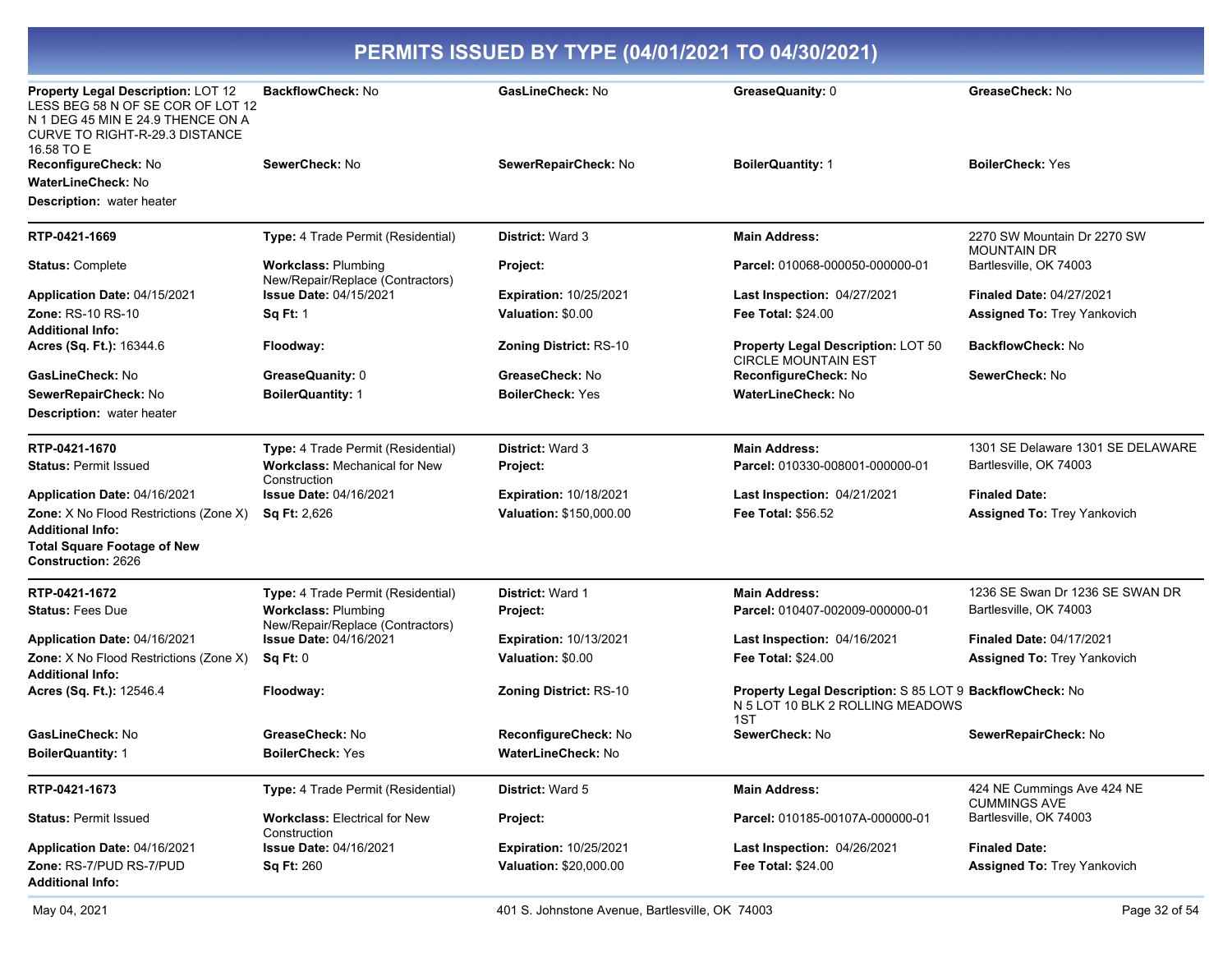# PERMITS ISSUED BY TYPE (04/01/2021 TO 04/30/2021)

**Property Legal Description:** LOT 12 LESS BEG 58 N OF SE COR OF LOT 12 N 1 DEG 45 MIN E 24.9 THENCE ON A CURVE TO RIGHT-R-29.3 DISTANCE 16.58 TO E
**BackflowCheck:** No
**GasLineCheck:** No
**GreaseQuanity:** 0
**GreaseCheck:** No
**ReconfigureCheck:** No
**SewerCheck:** No
**SewerRepairCheck:** No
**BoilerQuantity:** 1
**BoilerCheck:** Yes
**WaterLineCheck:** No
**Description:** water heater

---

**RTP-0421-1669**
**Type:** 4 Trade Permit (Residential)
**District:** Ward 3
**Main Address:** 2270 SW Mountain Dr 2270 SW MOUNTAIN DR Bartlesville, OK 74003
**Status:** Complete
**Workclass:** Plumbing New/Repair/Replace (Contractors)
**Project:**
**Parcel:** 010068-000050-000000-01
**Application Date:** 04/15/2021
**Issue Date:** 04/15/2021
**Expiration:** 10/25/2021
**Last Inspection:** 04/27/2021
**Finaled Date:** 04/27/2021
**Zone:** RS-10 RS-10
**Sq Ft:** 1
**Valuation:** $0.00
**Fee Total:** $24.00
**Assigned To:** Trey Yankovich
**Additional Info:**
**Acres (Sq. Ft.):** 16344.6
**Floodway:**
**Zoning District:** RS-10
**Property Legal Description:** LOT 50 CIRCLE MOUNTAIN EST
**BackflowCheck:** No
**GasLineCheck:** No
**GreaseQuanity:** 0
**GreaseCheck:** No
**ReconfigureCheck:** No
**SewerCheck:** No
**SewerRepairCheck:** No
**BoilerQuantity:** 1
**BoilerCheck:** Yes
**WaterLineCheck:** No
**Description:** water heater

---

**RTP-0421-1670**
**Type:** 4 Trade Permit (Residential)
**District:** Ward 3
**Main Address:** 1301 SE Delaware 1301 SE DELAWARE Bartlesville, OK 74003
**Status:** Permit Issued
**Workclass:** Mechanical for New Construction
**Project:**
**Parcel:** 010330-008001-000000-01
**Application Date:** 04/16/2021
**Issue Date:** 04/16/2021
**Expiration:** 10/18/2021
**Last Inspection:** 04/21/2021
**Finaled Date:**
**Zone:** X No Flood Restrictions (Zone X)
**Sq Ft:** 2,626
**Valuation:** $150,000.00
**Fee Total:** $56.52
**Assigned To:** Trey Yankovich
**Additional Info:**
**Total Square Footage of New Construction:** 2626

---

**RTP-0421-1672**
**Type:** 4 Trade Permit (Residential)
**District:** Ward 1
**Main Address:** 1236 SE Swan Dr 1236 SE SWAN DR Bartlesville, OK 74003
**Status:** Fees Due
**Workclass:** Plumbing New/Repair/Replace (Contractors)
**Project:**
**Parcel:** 010407-002009-000000-01
**Application Date:** 04/16/2021
**Issue Date:** 04/16/2021
**Expiration:** 10/13/2021
**Last Inspection:** 04/16/2021
**Finaled Date:** 04/17/2021
**Zone:** X No Flood Restrictions (Zone X)
**Sq Ft:** 0
**Valuation:** $0.00
**Fee Total:** $24.00
**Assigned To:** Trey Yankovich
**Additional Info:**
**Acres (Sq. Ft.):** 12546.4
**Floodway:**
**Zoning District:** RS-10
**Property Legal Description:** S 85 LOT 9 N 5 LOT 10 BLK 2 ROLLING MEADOWS 1ST
**BackflowCheck:** No
**GasLineCheck:** No
**GreaseCheck:** No
**ReconfigureCheck:** No
**SewerCheck:** No
**SewerRepairCheck:** No
**BoilerQuantity:** 1
**BoilerCheck:** Yes
**WaterLineCheck:** No

---

**RTP-0421-1673**
**Type:** 4 Trade Permit (Residential)
**District:** Ward 5
**Main Address:** 424 NE Cummings Ave 424 NE CUMMINGS AVE Bartlesville, OK 74003
**Status:** Permit Issued
**Workclass:** Electrical for New Construction
**Project:**
**Parcel:** 010185-00107A-000000-01
**Application Date:** 04/16/2021
**Issue Date:** 04/16/2021
**Expiration:** 10/25/2021
**Last Inspection:** 04/26/2021
**Finaled Date:**
**Zone:** RS-7/PUD RS-7/PUD
**Sq Ft:** 260
**Valuation:** $20,000.00
**Fee Total:** $24.00
**Assigned To:** Trey Yankovich
**Additional Info:**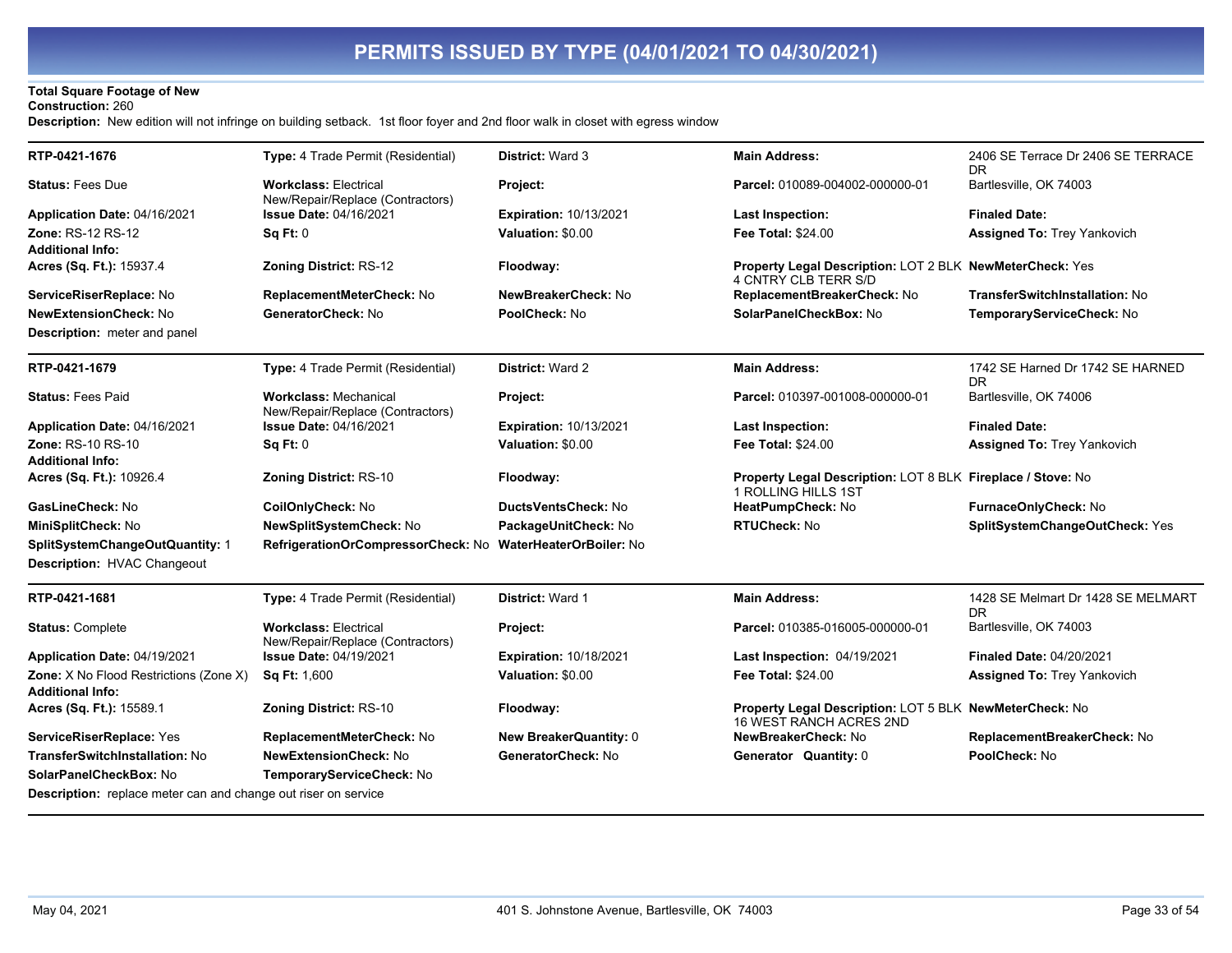# PERMITS ISSUED BY TYPE (04/01/2021 TO 04/30/2021)

**Total Square Footage of New Construction:** 260

**Description:** New edition will not infringe on building setback. 1st floor foyer and 2nd floor walk in closet with egress window

---

| | | | | |
|---|---|---|---|---|
| **RTP-0421-1676** | **Type:** 4 Trade Permit (Residential) | **District:** Ward 3 | **Main Address:** | 2406 SE Terrace Dr 2406 SE TERRACE DR |
| **Status:** Fees Due | **Workclass:** Electrical New/Repair/Replace (Contractors) | **Project:** | **Parcel:** 010089-004002-000000-01 | Bartlesville, OK 74003 |
| **Application Date:** 04/16/2021 | **Issue Date:** 04/16/2021 | **Expiration:** 10/13/2021 | **Last Inspection:** | **Finaled Date:** |
| **Zone:** RS-12 RS-12 | **Sq Ft:** 0 | **Valuation:** $0.00 | **Fee Total:** $24.00 | **Assigned To:** Trey Yankovich |
| **Additional Info:** | | | | |
| **Acres (Sq. Ft.):** 15937.4 | **Zoning District:** RS-12 | **Floodway:** | **Property Legal Description:** LOT 2 BLK 4 CNTRY CLB TERR S/D | **NewMeterCheck:** Yes |
| **ServiceRiserReplace:** No | **ReplacementMeterCheck:** No | **NewBreakerCheck:** No | **ReplacementBreakerCheck:** No | **TransferSwitchInstallation:** No |
| **NewExtensionCheck:** No | **GeneratorCheck:** No | **PoolCheck:** No | **SolarPanelCheckBox:** No | **TemporaryServiceCheck:** No |

**Description:** meter and panel

---

| | | | | |
|---|---|---|---|---|
| **RTP-0421-1679** | **Type:** 4 Trade Permit (Residential) | **District:** Ward 2 | **Main Address:** | 1742 SE Harned Dr 1742 SE HARNED DR |
| **Status:** Fees Paid | **Workclass:** Mechanical New/Repair/Replace (Contractors) | **Project:** | **Parcel:** 010397-001008-000000-01 | Bartlesville, OK 74006 |
| **Application Date:** 04/16/2021 | **Issue Date:** 04/16/2021 | **Expiration:** 10/13/2021 | **Last Inspection:** | **Finaled Date:** |
| **Zone:** RS-10 RS-10 | **Sq Ft:** 0 | **Valuation:** $0.00 | **Fee Total:** $24.00 | **Assigned To:** Trey Yankovich |
| **Additional Info:** | | | | |
| **Acres (Sq. Ft.):** 10926.4 | **Zoning District:** RS-10 | **Floodway:** | **Property Legal Description:** LOT 8 BLK 1 ROLLING HILLS 1ST | **Fireplace / Stove:** No |
| **GasLineCheck:** No | **CoilOnlyCheck:** No | **DuctsVentsCheck:** No | **HeatPumpCheck:** No | **FurnaceOnlyCheck:** No |
| **MiniSplitCheck:** No | **NewSplitSystemCheck:** No | **PackageUnitCheck:** No | **RTUCheck:** No | **SplitSystemChangeOutCheck:** Yes |
| **SplitSystemChangeOutQuantity:** 1 | **RefrigerationOrCompressorCheck:** No | **WaterHeaterOrBoiler:** No | | |

**Description:** HVAC Changeout

---

| | | | | |
|---|---|---|---|---|
| **RTP-0421-1681** | **Type:** 4 Trade Permit (Residential) | **District:** Ward 1 | **Main Address:** | 1428 SE Melmart Dr 1428 SE MELMART DR |
| **Status:** Complete | **Workclass:** Electrical New/Repair/Replace (Contractors) | **Project:** | **Parcel:** 010385-016005-000000-01 | Bartlesville, OK 74003 |
| **Application Date:** 04/19/2021 | **Issue Date:** 04/19/2021 | **Expiration:** 10/18/2021 | **Last Inspection:** 04/19/2021 | **Finaled Date:** 04/20/2021 |
| **Zone:** X No Flood Restrictions (Zone X) | **Sq Ft:** 1,600 | **Valuation:** $0.00 | **Fee Total:** $24.00 | **Assigned To:** Trey Yankovich |
| **Additional Info:** | | | | |
| **Acres (Sq. Ft.):** 15589.1 | **Zoning District:** RS-10 | **Floodway:** | **Property Legal Description:** LOT 5 BLK 16 WEST RANCH ACRES 2ND | **NewMeterCheck:** No |
| **ServiceRiserReplace:** Yes | **ReplacementMeterCheck:** No | **New BreakerQuantity:** 0 | **NewBreakerCheck:** No | **ReplacementBreakerCheck:** No |
| **TransferSwitchInstallation:** No | **NewExtensionCheck:** No | **GeneratorCheck:** No | **Generator Quantity:** 0 | **PoolCheck:** No |
| **SolarPanelCheckBox:** No | **TemporaryServiceCheck:** No | | | |

**Description:** replace meter can and change out riser on service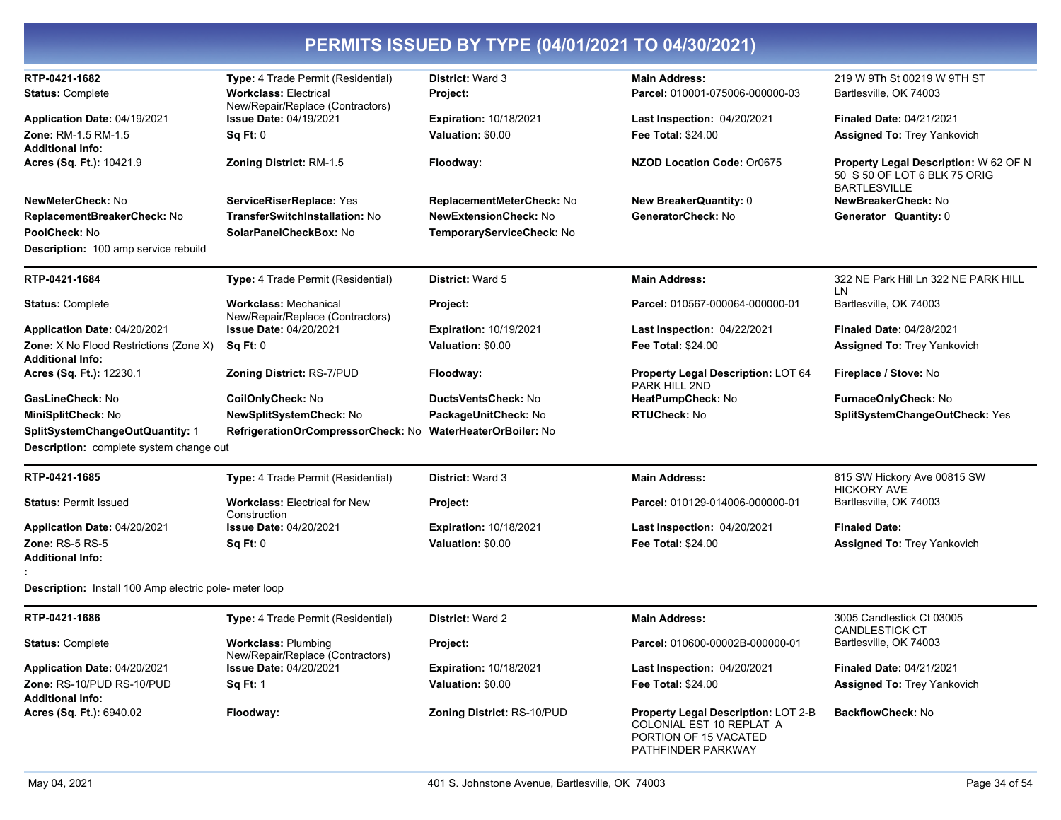# PERMITS ISSUED BY TYPE (04/01/2021 TO 04/30/2021)

**RTP-0421-1682**
**Type:** 4 Trade Permit (Residential)
**District:** Ward 3
**Main Address:** 219 W 9Th St 00219 W 9TH ST Bartlesville, OK 74003
**Status:** Complete
**Workclass:** Electrical New/Repair/Replace (Contractors)
**Project:**
**Parcel:** 010001-075006-000000-03
**Application Date:** 04/19/2021
**Issue Date:** 04/19/2021
**Expiration:** 10/18/2021
**Last Inspection:** 04/20/2021
**Finaled Date:** 04/21/2021
**Zone:** RM-1.5 RM-1.5
**Sq Ft:** 0
**Valuation:** $0.00
**Fee Total:** $24.00
**Assigned To:** Trey Yankovich
**Additional Info:**
**Acres (Sq. Ft.):** 10421.9
**Zoning District:** RM-1.5
**Floodway:**
**NZOD Location Code:** Or0675
**Property Legal Description:** W 62 OF N 50 S 50 OF LOT 6 BLK 75 ORIG BARTLESVILLE
**NewMeterCheck:** No
**ServiceRiserReplace:** Yes
**ReplacementMeterCheck:** No
**New BreakerQuantity:** 0
**NewBreakerCheck:** No
**ReplacementBreakerCheck:** No
**TransferSwitchInstallation:** No
**NewExtensionCheck:** No
**GeneratorCheck:** No
**Generator Quantity:** 0
**PoolCheck:** No
**SolarPanelCheckBox:** No
**TemporaryServiceCheck:** No
**Description:** 100 amp service rebuild

---

**RTP-0421-1684**
**Type:** 4 Trade Permit (Residential)
**District:** Ward 5
**Main Address:** 322 NE Park Hill Ln 322 NE PARK HILL LN Bartlesville, OK 74003
**Status:** Complete
**Workclass:** Mechanical New/Repair/Replace (Contractors)
**Project:**
**Parcel:** 010567-000064-000000-01
**Application Date:** 04/20/2021
**Issue Date:** 04/20/2021
**Expiration:** 10/19/2021
**Last Inspection:** 04/22/2021
**Finaled Date:** 04/28/2021
**Zone:** X No Flood Restrictions (Zone X)
**Sq Ft:** 0
**Valuation:** $0.00
**Fee Total:** $24.00
**Assigned To:** Trey Yankovich
**Additional Info:**
**Acres (Sq. Ft.):** 12230.1
**Zoning District:** RS-7/PUD
**Floodway:**
**Property Legal Description:** LOT 64 PARK HILL 2ND
**Fireplace / Stove:** No
**GasLineCheck:** No
**CoilOnlyCheck:** No
**DuctsVentsCheck:** No
**HeatPumpCheck:** No
**FurnaceOnlyCheck:** No
**MiniSplitCheck:** No
**NewSplitSystemCheck:** No
**PackageUnitCheck:** No
**RTUCheck:** No
**SplitSystemChangeOutCheck:** Yes
**SplitSystemChangeOutQuantity:** 1
**RefrigerationOrCompressorCheck:** No
**WaterHeaterOrBoiler:** No
**Description:** complete system change out

---

**RTP-0421-1685**
**Type:** 4 Trade Permit (Residential)
**District:** Ward 3
**Main Address:** 815 SW Hickory Ave 00815 SW HICKORY AVE Bartlesville, OK 74003
**Status:** Permit Issued
**Workclass:** Electrical for New Construction
**Project:**
**Parcel:** 010129-014006-000000-01
**Application Date:** 04/20/2021
**Issue Date:** 04/20/2021
**Expiration:** 10/18/2021
**Last Inspection:** 04/20/2021
**Finaled Date:**
**Zone:** RS-5 RS-5
**Sq Ft:** 0
**Valuation:** $0.00
**Fee Total:** $24.00
**Assigned To:** Trey Yankovich
**Additional Info:**
**:**
**Description:** Install 100 Amp electric pole- meter loop

---

**RTP-0421-1686**
**Type:** 4 Trade Permit (Residential)
**District:** Ward 2
**Main Address:** 3005 Candlestick Ct 03005 CANDLESTICK CT Bartlesville, OK 74003
**Status:** Complete
**Workclass:** Plumbing New/Repair/Replace (Contractors)
**Project:**
**Parcel:** 010600-00002B-000000-01
**Application Date:** 04/20/2021
**Issue Date:** 04/20/2021
**Expiration:** 10/18/2021
**Last Inspection:** 04/20/2021
**Finaled Date:** 04/21/2021
**Zone:** RS-10/PUD RS-10/PUD
**Sq Ft:** 1
**Valuation:** $0.00
**Fee Total:** $24.00
**Assigned To:** Trey Yankovich
**Additional Info:**
**Acres (Sq. Ft.):** 6940.02
**Floodway:**
**Zoning District:** RS-10/PUD
**Property Legal Description:** LOT 2-B COLONIAL EST 10 REPLAT A PORTION OF 15 VACATED PATHFINDER PARKWAY
**BackflowCheck:** No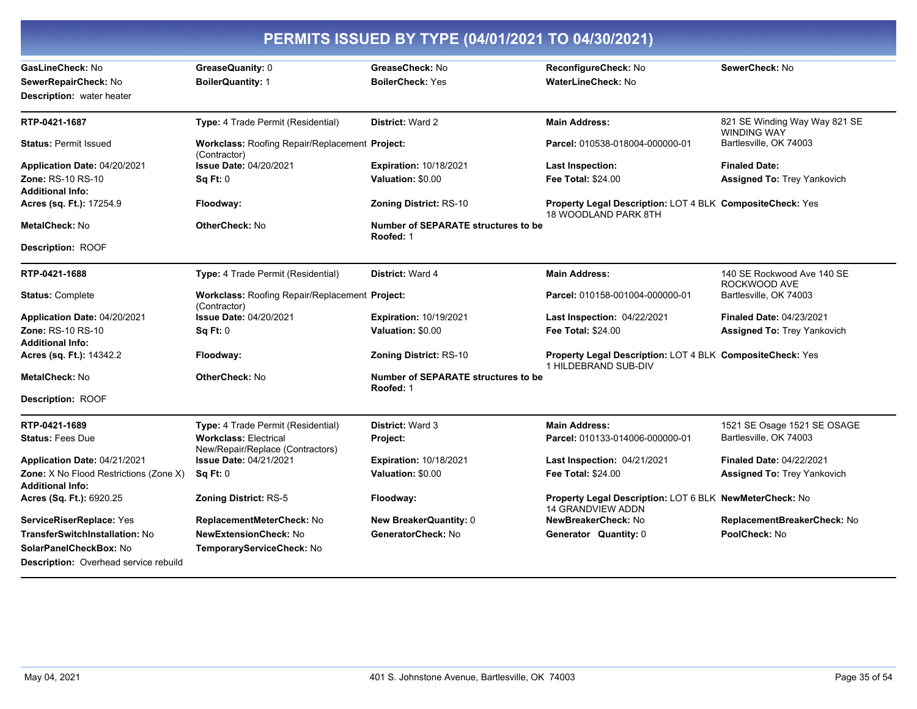# PERMITS ISSUED BY TYPE (04/01/2021 TO 04/30/2021)

| | | | | |
|---|---|---|---|---|
| **GasLineCheck:** No | **GreaseQuanity:** 0 | **GreaseCheck:** No | **ReconfigureCheck:** No | **SewerCheck:** No |
| **SewerRepairCheck:** No | **BoilerQuantity:** 1 | **BoilerCheck:** Yes | **WaterLineCheck:** No | |
| **Description:** water heater | | | | |

| | | | | |
|---|---|---|---|---|
| **RTP-0421-1687** | **Type:** 4 Trade Permit (Residential) | **District:** Ward 2 | **Main Address:** | 821 SE Winding Way Way 821 SE WINDING WAY |
| **Status:** Permit Issued | **Workclass:** Roofing Repair/Replacement (Contractor) | **Project:** | **Parcel:** 010538-018004-000000-01 | Bartlesville, OK 74003 |
| **Application Date:** 04/20/2021 | **Issue Date:** 04/20/2021 | **Expiration:** 10/18/2021 | **Last Inspection:** | **Finaled Date:** |
| **Zone:** RS-10 RS-10 | **Sq Ft:** 0 | **Valuation:** $0.00 | **Fee Total:** $24.00 | **Assigned To:** Trey Yankovich |
| **Additional Info:** | | | | |
| **Acres (sq. Ft.):** 17254.9 | **Floodway:** | **Zoning District:** RS-10 | **Property Legal Description:** LOT 4 BLK 18 WOODLAND PARK 8TH | **CompositeCheck:** Yes |
| **MetalCheck:** No | **OtherCheck:** No | **Number of SEPARATE structures to be Roofed:** 1 | | |
| **Description:** ROOF | | | | |

| | | | | |
|---|---|---|---|---|
| **RTP-0421-1688** | **Type:** 4 Trade Permit (Residential) | **District:** Ward 4 | **Main Address:** | 140 SE Rockwood Ave 140 SE ROCKWOOD AVE |
| **Status:** Complete | **Workclass:** Roofing Repair/Replacement (Contractor) | **Project:** | **Parcel:** 010158-001004-000000-01 | Bartlesville, OK 74003 |
| **Application Date:** 04/20/2021 | **Issue Date:** 04/20/2021 | **Expiration:** 10/19/2021 | **Last Inspection:** 04/22/2021 | **Finaled Date:** 04/23/2021 |
| **Zone:** RS-10 RS-10 | **Sq Ft:** 0 | **Valuation:** $0.00 | **Fee Total:** $24.00 | **Assigned To:** Trey Yankovich |
| **Additional Info:** | | | | |
| **Acres (sq. Ft.):** 14342.2 | **Floodway:** | **Zoning District:** RS-10 | **Property Legal Description:** LOT 4 BLK 1 HILDEBRAND SUB-DIV | **CompositeCheck:** Yes |
| **MetalCheck:** No | **OtherCheck:** No | **Number of SEPARATE structures to be Roofed:** 1 | | |
| **Description:** ROOF | | | | |

| | | | | |
|---|---|---|---|---|
| **RTP-0421-1689** | **Type:** 4 Trade Permit (Residential) | **District:** Ward 3 | **Main Address:** | 1521 SE Osage 1521 SE OSAGE |
| **Status:** Fees Due | **Workclass:** Electrical New/Repair/Replace (Contractors) | **Project:** | **Parcel:** 010133-014006-000000-01 | Bartlesville, OK 74003 |
| **Application Date:** 04/21/2021 | **Issue Date:** 04/21/2021 | **Expiration:** 10/18/2021 | **Last Inspection:** 04/21/2021 | **Finaled Date:** 04/22/2021 |
| **Zone:** X No Flood Restrictions (Zone X) | **Sq Ft:** 0 | **Valuation:** $0.00 | **Fee Total:** $24.00 | **Assigned To:** Trey Yankovich |
| **Additional Info:** | | | | |
| **Acres (Sq. Ft.):** 6920.25 | **Zoning District:** RS-5 | **Floodway:** | **Property Legal Description:** LOT 6 BLK 14 GRANDVIEW ADDN | **NewMeterCheck:** No |
| **ServiceRiserReplace:** Yes | **ReplacementMeterCheck:** No | **New BreakerQuantity:** 0 | **NewBreakerCheck:** No | **ReplacementBreakerCheck:** No |
| **TransferSwitchInstallation:** No | **NewExtensionCheck:** No | **GeneratorCheck:** No | **Generator Quantity:** 0 | **PoolCheck:** No |
| **SolarPanelCheckBox:** No | **TemporaryServiceCheck:** No | | | |
| **Description:** Overhead service rebuild | | | | |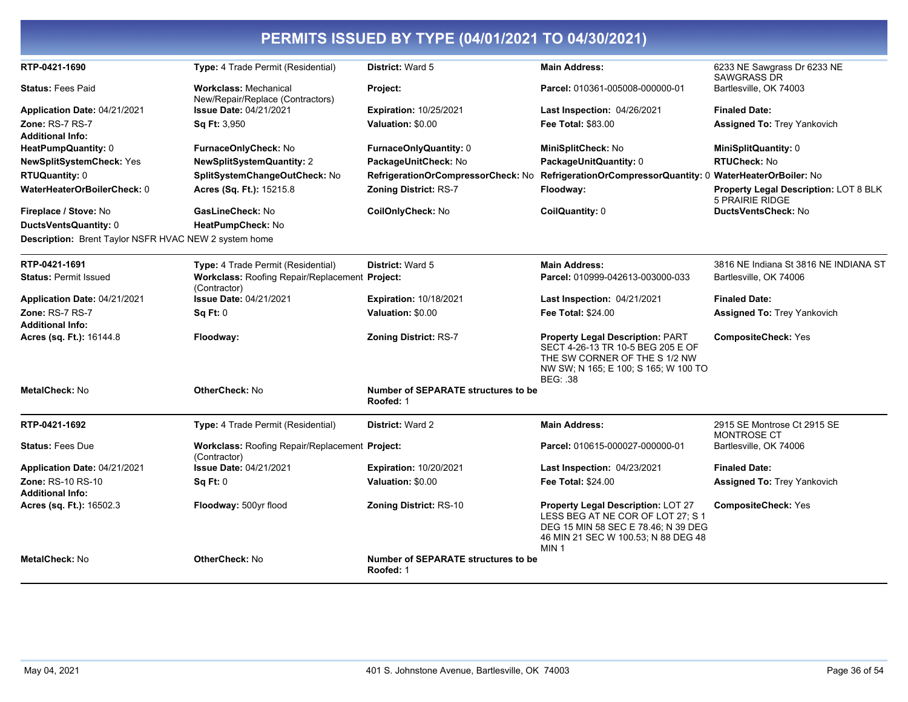# PERMITS ISSUED BY TYPE (04/01/2021 TO 04/30/2021)

| | | | | |
|---|---|---|---|---|
| **RTP-0421-1690** | **Type:** 4 Trade Permit (Residential) | **District:** Ward 5 | **Main Address:** | 6233 NE Sawgrass Dr 6233 NE SAWGRASS DR |
| **Status:** Fees Paid | **Workclass:** Mechanical New/Repair/Replace (Contractors) | **Project:** | **Parcel:** 010361-005008-000000-01 | Bartlesville, OK 74003 |
| **Application Date:** 04/21/2021 | **Issue Date:** 04/21/2021 | **Expiration:** 10/25/2021 | **Last Inspection:** 04/26/2021 | **Finaled Date:** |
| **Zone:** RS-7 RS-7 | **Sq Ft:** 3,950 | **Valuation:** $0.00 | **Fee Total:** $83.00 | **Assigned To:** Trey Yankovich |
| **Additional Info:** | | | | |
| **HeatPumpQuantity:** 0 | **FurnaceOnlyCheck:** No | **FurnaceOnlyQuantity:** 0 | **MiniSplitCheck:** No | **MiniSplitQuantity:** 0 |
| **NewSplitSystemCheck:** Yes | **NewSplitSystemQuantity:** 2 | **PackageUnitCheck:** No | **PackageUnitQuantity:** 0 | **RTUCheck:** No |
| **RTUQuantity:** 0 | **SplitSystemChangeOutCheck:** No | **RefrigerationOrCompressorCheck:** No | **RefrigerationOrCompressorQuantity:** 0 | **WaterHeaterOrBoiler:** No |
| **WaterHeaterOrBoilerCheck:** 0 | **Acres (Sq. Ft.):** 15215.8 | **Zoning District:** RS-7 | **Floodway:** | **Property Legal Description:** LOT 8 BLK 5 PRAIRIE RIDGE |
| **Fireplace / Stove:** No | **GasLineCheck:** No | **CoilOnlyCheck:** No | **CoilQuantity:** 0 | **DuctsVentsCheck:** No |
| **DuctsVentsQuantity:** 0 | **HeatPumpCheck:** No | | | |

**Description:** Brent Taylor NSFR HVAC NEW 2 system home

| | | | | |
|---|---|---|---|---|
| **RTP-0421-1691** | **Type:** 4 Trade Permit (Residential) | **District:** Ward 5 | **Main Address:** | 3816 NE Indiana St 3816 NE INDIANA ST |
| **Status:** Permit Issued | **Workclass:** Roofing Repair/Replacement (Contractor) | **Project:** | **Parcel:** 010999-042613-003000-033 | Bartlesville, OK 74006 |
| **Application Date:** 04/21/2021 | **Issue Date:** 04/21/2021 | **Expiration:** 10/18/2021 | **Last Inspection:** 04/21/2021 | **Finaled Date:** |
| **Zone:** RS-7 RS-7 | **Sq Ft:** 0 | **Valuation:** $0.00 | **Fee Total:** $24.00 | **Assigned To:** Trey Yankovich |
| **Additional Info:** | | | | |
| **Acres (sq. Ft.):** 16144.8 | **Floodway:** | **Zoning District:** RS-7 | **Property Legal Description:** PART SECT 4-26-13 TR 10-5 BEG 205 E OF THE SW CORNER OF THE S 1/2 NW NW SW; N 165; E 100; S 165; W 100 TO BEG: .38 | **CompositeCheck:** Yes |
| **MetalCheck:** No | **OtherCheck:** No | **Number of SEPARATE structures to be Roofed:** 1 | | |

| | | | | |
|---|---|---|---|---|
| **RTP-0421-1692** | **Type:** 4 Trade Permit (Residential) | **District:** Ward 2 | **Main Address:** | 2915 SE Montrose Ct 2915 SE MONTROSE CT |
| **Status:** Fees Due | **Workclass:** Roofing Repair/Replacement (Contractor) | **Project:** | **Parcel:** 010615-000027-000000-01 | Bartlesville, OK 74006 |
| **Application Date:** 04/21/2021 | **Issue Date:** 04/21/2021 | **Expiration:** 10/20/2021 | **Last Inspection:** 04/23/2021 | **Finaled Date:** |
| **Zone:** RS-10 RS-10 | **Sq Ft:** 0 | **Valuation:** $0.00 | **Fee Total:** $24.00 | **Assigned To:** Trey Yankovich |
| **Additional Info:** | | | | |
| **Acres (sq. Ft.):** 16502.3 | **Floodway:** 500yr flood | **Zoning District:** RS-10 | **Property Legal Description:** LOT 27 LESS BEG AT NE COR OF LOT 27; S 1 DEG 15 MIN 58 SEC E 78.46; N 39 DEG 46 MIN 21 SEC W 100.53; N 88 DEG 48 MIN 1 | **CompositeCheck:** Yes |
| **MetalCheck:** No | **OtherCheck:** No | **Number of SEPARATE structures to be Roofed:** 1 | | |

May 04, 2021 — 401 S. Johnstone Avenue, Bartlesville, OK 74003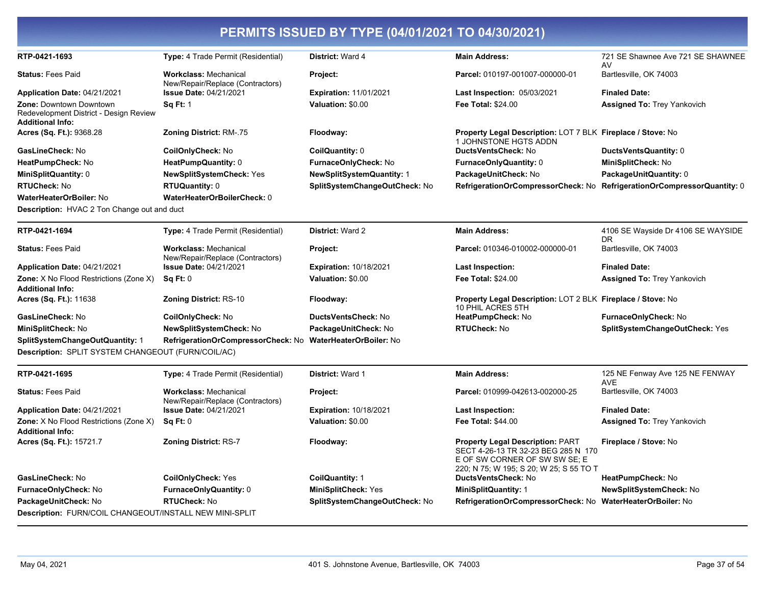# PERMITS ISSUED BY TYPE (04/01/2021 TO 04/30/2021)

| | | | | |
|---|---|---|---|---|
| **RTP-0421-1693** | **Type:** 4 Trade Permit (Residential) | **District:** Ward 4 | **Main Address:** | 721 SE Shawnee Ave 721 SE SHAWNEE AV |
| **Status:** Fees Paid | **Workclass:** Mechanical New/Repair/Replace (Contractors) | **Project:** | **Parcel:** 010197-001007-000000-01 | Bartlesville, OK 74003 |
| **Application Date:** 04/21/2021 | **Issue Date:** 04/21/2021 | **Expiration:** 11/01/2021 | **Last Inspection:** 05/03/2021 | **Finaled Date:** |
| **Zone:** Downtown Downtown Redevelopment District - Design Review | **Sq Ft:** 1 | **Valuation:** $0.00 | **Fee Total:** $24.00 | **Assigned To:** Trey Yankovich |
| **Additional Info:** | | | | |
| **Acres (Sq. Ft.):** 9368.28 | **Zoning District:** RM-.75 | **Floodway:** | **Property Legal Description:** LOT 7 BLK 1 JOHNSTONE HGTS ADDN | **Fireplace / Stove:** No |
| **GasLineCheck:** No | **CoilOnlyCheck:** No | **CoilQuantity:** 0 | **DuctsVentsCheck:** No | **DuctsVentsQuantity:** 0 |
| **HeatPumpCheck:** No | **HeatPumpQuantity:** 0 | **FurnaceOnlyCheck:** No | **FurnaceOnlyQuantity:** 0 | **MiniSplitCheck:** No |
| **MiniSplitQuantity:** 0 | **NewSplitSystemCheck:** Yes | **NewSplitSystemQuantity:** 1 | **PackageUnitCheck:** No | **PackageUnitQuantity:** 0 |
| **RTUCheck:** No | **RTUQuantity:** 0 | **SplitSystemChangeOutCheck:** No | **RefrigerationOrCompressorCheck:** No | **RefrigerationOrCompressorQuantity:** 0 |
| **WaterHeaterOrBoiler:** No | **WaterHeaterOrBoilerCheck:** 0 | | | |

**Description:** HVAC 2 Ton Change out and duct

| | | | | |
|---|---|---|---|---|
| **RTP-0421-1694** | **Type:** 4 Trade Permit (Residential) | **District:** Ward 2 | **Main Address:** | 4106 SE Wayside Dr 4106 SE WAYSIDE DR |
| **Status:** Fees Paid | **Workclass:** Mechanical New/Repair/Replace (Contractors) | **Project:** | **Parcel:** 010346-010002-000000-01 | Bartlesville, OK 74003 |
| **Application Date:** 04/21/2021 | **Issue Date:** 04/21/2021 | **Expiration:** 10/18/2021 | **Last Inspection:** | **Finaled Date:** |
| **Zone:** X No Flood Restrictions (Zone X) | **Sq Ft:** 0 | **Valuation:** $0.00 | **Fee Total:** $24.00 | **Assigned To:** Trey Yankovich |
| **Additional Info:** | | | | |
| **Acres (Sq. Ft.):** 11638 | **Zoning District:** RS-10 | **Floodway:** | **Property Legal Description:** LOT 2 BLK 10 PHIL ACRES 5TH | **Fireplace / Stove:** No |
| **GasLineCheck:** No | **CoilOnlyCheck:** No | **DuctsVentsCheck:** No | **HeatPumpCheck:** No | **FurnaceOnlyCheck:** No |
| **MiniSplitCheck:** No | **NewSplitSystemCheck:** No | **PackageUnitCheck:** No | **RTUCheck:** No | **SplitSystemChangeOutCheck:** Yes |
| **SplitSystemChangeOutQuantity:** 1 | **RefrigerationOrCompressorCheck:** No | **WaterHeaterOrBoiler:** No | | |

**Description:** SPLIT SYSTEM CHANGEOUT (FURN/COIL/AC)

| | | | | |
|---|---|---|---|---|
| **RTP-0421-1695** | **Type:** 4 Trade Permit (Residential) | **District:** Ward 1 | **Main Address:** | 125 NE Fenway Ave 125 NE FENWAY AVE |
| **Status:** Fees Paid | **Workclass:** Mechanical New/Repair/Replace (Contractors) | **Project:** | **Parcel:** 010999-042613-002000-25 | Bartlesville, OK 74003 |
| **Application Date:** 04/21/2021 | **Issue Date:** 04/21/2021 | **Expiration:** 10/18/2021 | **Last Inspection:** | **Finaled Date:** |
| **Zone:** X No Flood Restrictions (Zone X) | **Sq Ft:** 0 | **Valuation:** $0.00 | **Fee Total:** $44.00 | **Assigned To:** Trey Yankovich |
| **Additional Info:** | | | | |
| **Acres (Sq. Ft.):** 15721.7 | **Zoning District:** RS-7 | **Floodway:** | **Property Legal Description:** PART SECT 4-26-13 TR 32-23 BEG 285 N 170 E OF SW CORNER OF SW SW SE; E 220; N 75; W 195; S 20; W 25; S 55 TO T | **Fireplace / Stove:** No |
| **GasLineCheck:** No | **CoilOnlyCheck:** Yes | **CoilQuantity:** 1 | **DuctsVentsCheck:** No | **HeatPumpCheck:** No |
| **FurnaceOnlyCheck:** No | **FurnaceOnlyQuantity:** 0 | **MiniSplitCheck:** Yes | **MiniSplitQuantity:** 1 | **NewSplitSystemCheck:** No |
| **PackageUnitCheck:** No | **RTUCheck:** No | **SplitSystemChangeOutCheck:** No | **RefrigerationOrCompressorCheck:** No | **WaterHeaterOrBoiler:** No |

**Description:** FURN/COIL CHANGEOUT/INSTALL NEW MINI-SPLIT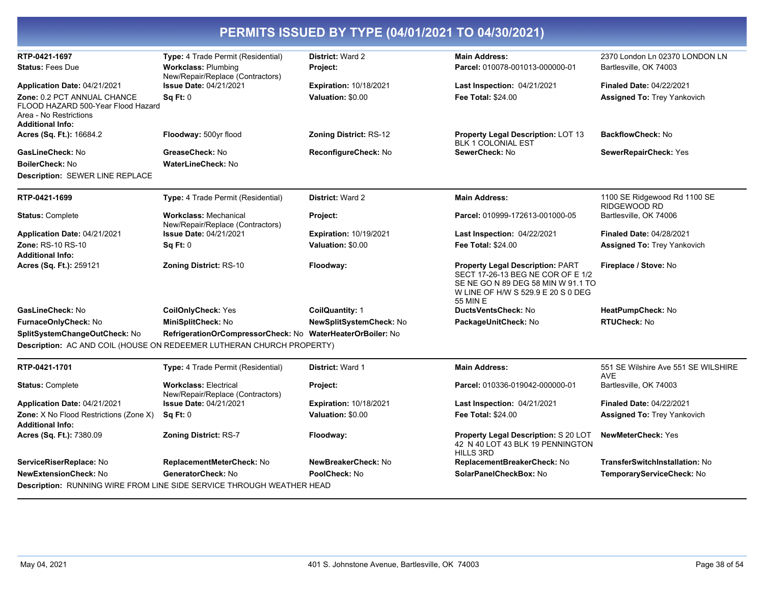# PERMITS ISSUED BY TYPE (04/01/2021 TO 04/30/2021)

| | | | | |
|---|---|---|---|---|
| **RTP-0421-1697** | **Type:** 4 Trade Permit (Residential) | **District:** Ward 2 | **Main Address:** | 2370 London Ln 02370 LONDON LN |
| **Status:** Fees Due | **Workclass:** Plumbing New/Repair/Replace (Contractors) | **Project:** | **Parcel:** 010078-001013-000000-01 | Bartlesville, OK 74003 |
| **Application Date:** 04/21/2021 | **Issue Date:** 04/21/2021 | **Expiration:** 10/18/2021 | **Last Inspection:** 04/21/2021 | **Finaled Date:** 04/22/2021 |
| **Zone:** 0.2 PCT ANNUAL CHANCE FLOOD HAZARD 500-Year Flood Hazard Area - No Restrictions | **Sq Ft:** 0 | **Valuation:** $0.00 | **Fee Total:** $24.00 | **Assigned To:** Trey Yankovich |
| **Additional Info:** | | | | |
| **Acres (Sq. Ft.):** 16684.2 | **Floodway:** 500yr flood | **Zoning District:** RS-12 | **Property Legal Description:** LOT 13 BLK 1 COLONIAL EST | **BackflowCheck:** No |
| **GasLineCheck:** No | **GreaseCheck:** No | **ReconfigureCheck:** No | **SewerCheck:** No | **SewerRepairCheck:** Yes |
| **BoilerCheck:** No | **WaterLineCheck:** No | | | |

**Description:** SEWER LINE REPLACE

---

| | | | | |
|---|---|---|---|---|
| **RTP-0421-1699** | **Type:** 4 Trade Permit (Residential) | **District:** Ward 2 | **Main Address:** | 1100 SE Ridgewood Rd 1100 SE RIDGEWOOD RD |
| **Status:** Complete | **Workclass:** Mechanical New/Repair/Replace (Contractors) | **Project:** | **Parcel:** 010999-172613-001000-05 | Bartlesville, OK 74006 |
| **Application Date:** 04/21/2021 | **Issue Date:** 04/21/2021 | **Expiration:** 10/19/2021 | **Last Inspection:** 04/22/2021 | **Finaled Date:** 04/28/2021 |
| **Zone:** RS-10 RS-10 | **Sq Ft:** 0 | **Valuation:** $0.00 | **Fee Total:** $24.00 | **Assigned To:** Trey Yankovich |
| **Additional Info:** | | | | |
| **Acres (Sq. Ft.):** 259121 | **Zoning District:** RS-10 | **Floodway:** | **Property Legal Description:** PART SECT 17-26-13 BEG NE COR OF E 1/2 SE NE GO N 89 DEG 58 MIN W 91.1 TO W LINE OF H/W S 529.9 E 20 S 0 DEG 55 MIN E | **Fireplace / Stove:** No |
| **GasLineCheck:** No | **CoilOnlyCheck:** Yes | **CoilQuantity:** 1 | **DuctsVentsCheck:** No | **HeatPumpCheck:** No |
| **FurnaceOnlyCheck:** No | **MiniSplitCheck:** No | **NewSplitSystemCheck:** No | **PackageUnitCheck:** No | **RTUCheck:** No |
| **SplitSystemChangeOutCheck:** No | **RefrigerationOrCompressorCheck:** No | **WaterHeaterOrBoiler:** No | | |

**Description:** AC AND COIL (HOUSE ON REDEEMER LUTHERAN CHURCH PROPERTY)

---

| | | | | |
|---|---|---|---|---|
| **RTP-0421-1701** | **Type:** 4 Trade Permit (Residential) | **District:** Ward 1 | **Main Address:** | 551 SE Wilshire Ave 551 SE WILSHIRE AVE |
| **Status:** Complete | **Workclass:** Electrical New/Repair/Replace (Contractors) | **Project:** | **Parcel:** 010336-019042-000000-01 | Bartlesville, OK 74003 |
| **Application Date:** 04/21/2021 | **Issue Date:** 04/21/2021 | **Expiration:** 10/18/2021 | **Last Inspection:** 04/21/2021 | **Finaled Date:** 04/22/2021 |
| **Zone:** X No Flood Restrictions (Zone X) | **Sq Ft:** 0 | **Valuation:** $0.00 | **Fee Total:** $24.00 | **Assigned To:** Trey Yankovich |
| **Additional Info:** | | | | |
| **Acres (Sq. Ft.):** 7380.09 | **Zoning District:** RS-7 | **Floodway:** | **Property Legal Description:** S 20 LOT 42 N 40 LOT 43 BLK 19 PENNINGTON HILLS 3RD | **NewMeterCheck:** Yes |
| **ServiceRiserReplace:** No | **ReplacementMeterCheck:** No | **NewBreakerCheck:** No | **ReplacementBreakerCheck:** No | **TransferSwitchInstallation:** No |
| **NewExtensionCheck:** No | **GeneratorCheck:** No | **PoolCheck:** No | **SolarPanelCheckBox:** No | **TemporaryServiceCheck:** No |

**Description:** RUNNING WIRE FROM LINE SIDE SERVICE THROUGH WEATHER HEAD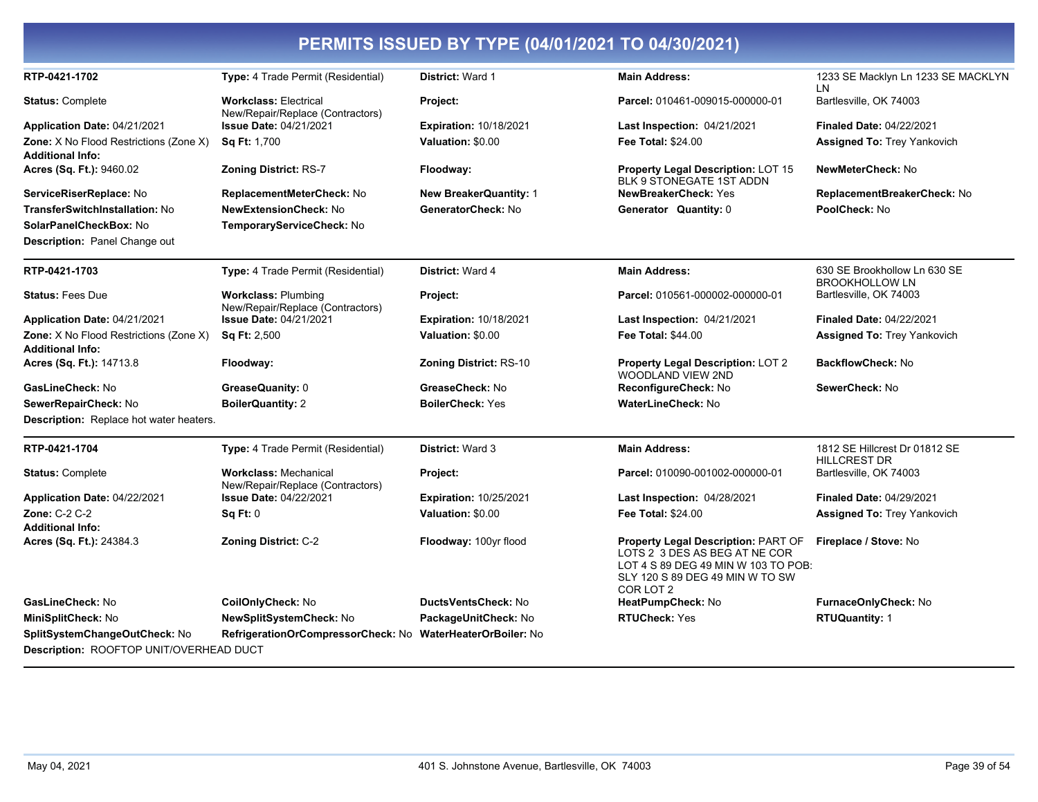# PERMITS ISSUED BY TYPE (04/01/2021 TO 04/30/2021)

| | | | | |
|---|---|---|---|---|
| **RTP-0421-1702** | **Type:** 4 Trade Permit (Residential) | **District:** Ward 1 | **Main Address:** | 1233 SE Macklyn Ln 1233 SE MACKLYN LN |
| **Status:** Complete | **Workclass:** Electrical New/Repair/Replace (Contractors) | **Project:** | **Parcel:** 010461-009015-000000-01 | Bartlesville, OK 74003 |
| **Application Date:** 04/21/2021 | **Issue Date:** 04/21/2021 | **Expiration:** 10/18/2021 | **Last Inspection:** 04/21/2021 | **Finaled Date:** 04/22/2021 |
| **Zone:** X No Flood Restrictions (Zone X) | **Sq Ft:** 1,700 | **Valuation:** $0.00 | **Fee Total:** $24.00 | **Assigned To:** Trey Yankovich |
| **Additional Info:** | | | | |
| **Acres (Sq. Ft.):** 9460.02 | **Zoning District:** RS-7 | **Floodway:** | **Property Legal Description:** LOT 15 BLK 9 STONEGATE 1ST ADDN | **NewMeterCheck:** No |
| **ServiceRiserReplace:** No | **ReplacementMeterCheck:** No | **New BreakerQuantity:** 1 | **NewBreakerCheck:** Yes | **ReplacementBreakerCheck:** No |
| **TransferSwitchInstallation:** No | **NewExtensionCheck:** No | **GeneratorCheck:** No | **Generator Quantity:** 0 | **PoolCheck:** No |
| **SolarPanelCheckBox:** No | **TemporaryServiceCheck:** No | | | |

**Description:** Panel Change out

| | | | | |
|---|---|---|---|---|
| **RTP-0421-1703** | **Type:** 4 Trade Permit (Residential) | **District:** Ward 4 | **Main Address:** | 630 SE Brookhollow Ln 630 SE BROOKHOLLOW LN |
| **Status:** Fees Due | **Workclass:** Plumbing New/Repair/Replace (Contractors) | **Project:** | **Parcel:** 010561-000002-000000-01 | Bartlesville, OK 74003 |
| **Application Date:** 04/21/2021 | **Issue Date:** 04/21/2021 | **Expiration:** 10/18/2021 | **Last Inspection:** 04/21/2021 | **Finaled Date:** 04/22/2021 |
| **Zone:** X No Flood Restrictions (Zone X) | **Sq Ft:** 2,500 | **Valuation:** $0.00 | **Fee Total:** $44.00 | **Assigned To:** Trey Yankovich |
| **Additional Info:** | | | | |
| **Acres (Sq. Ft.):** 14713.8 | **Floodway:** | **Zoning District:** RS-10 | **Property Legal Description:** LOT 2 WOODLAND VIEW 2ND | **BackflowCheck:** No |
| **GasLineCheck:** No | **GreaseQuanity:** 0 | **GreaseCheck:** No | **ReconfigureCheck:** No | **SewerCheck:** No |
| **SewerRepairCheck:** No | **BoilerQuantity:** 2 | **BoilerCheck:** Yes | **WaterLineCheck:** No | |

**Description:** Replace hot water heaters.

| | | | | |
|---|---|---|---|---|
| **RTP-0421-1704** | **Type:** 4 Trade Permit (Residential) | **District:** Ward 3 | **Main Address:** | 1812 SE Hillcrest Dr 01812 SE HILLCREST DR |
| **Status:** Complete | **Workclass:** Mechanical New/Repair/Replace (Contractors) | **Project:** | **Parcel:** 010090-001002-000000-01 | Bartlesville, OK 74003 |
| **Application Date:** 04/22/2021 | **Issue Date:** 04/22/2021 | **Expiration:** 10/25/2021 | **Last Inspection:** 04/28/2021 | **Finaled Date:** 04/29/2021 |
| **Zone:** C-2 C-2 | **Sq Ft:** 0 | **Valuation:** $0.00 | **Fee Total:** $24.00 | **Assigned To:** Trey Yankovich |
| **Additional Info:** | | | | |
| **Acres (Sq. Ft.):** 24384.3 | **Zoning District:** C-2 | **Floodway:** 100yr flood | **Property Legal Description:** PART OF LOTS 2 3 DES AS BEG AT NE COR LOT 4 S 89 DEG 49 MIN W 103 TO POB: SLY 120 S 89 DEG 49 MIN W TO SW COR LOT 2 | **Fireplace / Stove:** No |
| **GasLineCheck:** No | **CoilOnlyCheck:** No | **DuctsVentsCheck:** No | **HeatPumpCheck:** No | **FurnaceOnlyCheck:** No |
| **MiniSplitCheck:** No | **NewSplitSystemCheck:** No | **PackageUnitCheck:** No | **RTUCheck:** Yes | **RTUQuantity:** 1 |
| **SplitSystemChangeOutCheck:** No | **RefrigerationOrCompressorCheck:** No | **WaterHeaterOrBoiler:** No | | |

**Description:** ROOFTOP UNIT/OVERHEAD DUCT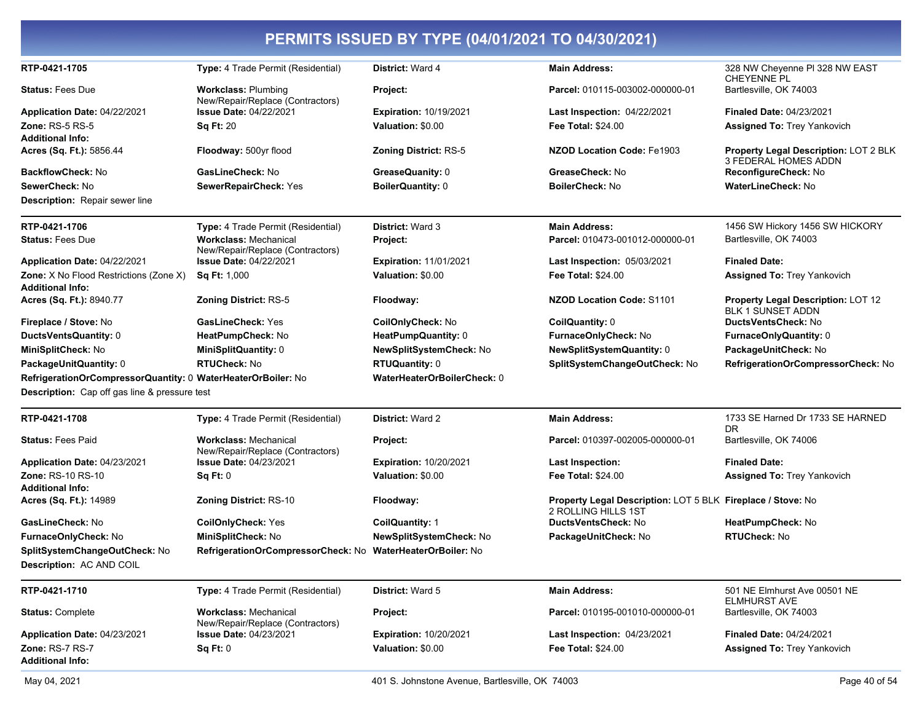# PERMITS ISSUED BY TYPE (04/01/2021 TO 04/30/2021)

| | | | | |
|---|---|---|---|---|
| **RTP-0421-1705** | **Type:** 4 Trade Permit (Residential) | **District:** Ward 4 | **Main Address:** | 328 NW Cheyenne Pl 328 NW EAST CHEYENNE PL |
| **Status:** Fees Due | **Workclass:** Plumbing New/Repair/Replace (Contractors) | **Project:** | **Parcel:** 010115-003002-000000-01 | Bartlesville, OK 74003 |
| **Application Date:** 04/22/2021 | **Issue Date:** 04/22/2021 | **Expiration:** 10/19/2021 | **Last Inspection:** 04/22/2021 | **Finaled Date:** 04/23/2021 |
| **Zone:** RS-5 RS-5 | **Sq Ft:** 20 | **Valuation:** $0.00 | **Fee Total:** $24.00 | **Assigned To:** Trey Yankovich |
| **Additional Info:** | | | | |
| **Acres (Sq. Ft.):** 5856.44 | **Floodway:** 500yr flood | **Zoning District:** RS-5 | **NZOD Location Code:** Fe1903 | **Property Legal Description:** LOT 2 BLK 3 FEDERAL HOMES ADDN |
| **BackflowCheck:** No | **GasLineCheck:** No | **GreaseQuanity:** 0 | **GreaseCheck:** No | **ReconfigureCheck:** No |
| **SewerCheck:** No | **SewerRepairCheck:** Yes | **BoilerQuantity:** 0 | **BoilerCheck:** No | **WaterLineCheck:** No |

**Description:** Repair sewer line

| | | | | |
|---|---|---|---|---|
| **RTP-0421-1706** | **Type:** 4 Trade Permit (Residential) | **District:** Ward 3 | **Main Address:** | 1456 SW Hickory 1456 SW HICKORY |
| **Status:** Fees Due | **Workclass:** Mechanical New/Repair/Replace (Contractors) | **Project:** | **Parcel:** 010473-001012-000000-01 | Bartlesville, OK 74003 |
| **Application Date:** 04/22/2021 | **Issue Date:** 04/22/2021 | **Expiration:** 11/01/2021 | **Last Inspection:** 05/03/2021 | **Finaled Date:** |
| **Zone:** X No Flood Restrictions (Zone X) | **Sq Ft:** 1,000 | **Valuation:** $0.00 | **Fee Total:** $24.00 | **Assigned To:** Trey Yankovich |
| **Additional Info:** | | | | |
| **Acres (Sq. Ft.):** 8940.77 | **Zoning District:** RS-5 | **Floodway:** | **NZOD Location Code:** S1101 | **Property Legal Description:** LOT 12 BLK 1 SUNSET ADDN |
| **Fireplace / Stove:** No | **GasLineCheck:** Yes | **CoilOnlyCheck:** No | **CoilQuantity:** 0 | **DuctsVentsCheck:** No |
| **DuctsVentsQuantity:** 0 | **HeatPumpCheck:** No | **HeatPumpQuantity:** 0 | **FurnaceOnlyCheck:** No | **FurnaceOnlyQuantity:** 0 |
| **MiniSplitCheck:** No | **MiniSplitQuantity:** 0 | **NewSplitSystemCheck:** No | **NewSplitSystemQuantity:** 0 | **PackageUnitCheck:** No |
| **PackageUnitQuantity:** 0 | **RTUCheck:** No | **RTUQuantity:** 0 | **SplitSystemChangeOutCheck:** No | **RefrigerationOrCompressorCheck:** No |
| **RefrigerationOrCompressorQuantity:** 0 | **WaterHeaterOrBoiler:** No | **WaterHeaterOrBoilerCheck:** 0 | | |

**Description:** Cap off gas line & pressure test

| | | | | |
|---|---|---|---|---|
| **RTP-0421-1708** | **Type:** 4 Trade Permit (Residential) | **District:** Ward 2 | **Main Address:** | 1733 SE Harned Dr 1733 SE HARNED DR |
| **Status:** Fees Paid | **Workclass:** Mechanical New/Repair/Replace (Contractors) | **Project:** | **Parcel:** 010397-002005-000000-01 | Bartlesville, OK 74006 |
| **Application Date:** 04/23/2021 | **Issue Date:** 04/23/2021 | **Expiration:** 10/20/2021 | **Last Inspection:** | **Finaled Date:** |
| **Zone:** RS-10 RS-10 | **Sq Ft:** 0 | **Valuation:** $0.00 | **Fee Total:** $24.00 | **Assigned To:** Trey Yankovich |
| **Additional Info:** | | | | |
| **Acres (Sq. Ft.):** 14989 | **Zoning District:** RS-10 | **Floodway:** | **Property Legal Description:** LOT 5 BLK 2 ROLLING HILLS 1ST | **Fireplace / Stove:** No |
| **GasLineCheck:** No | **CoilOnlyCheck:** Yes | **CoilQuantity:** 1 | **DuctsVentsCheck:** No | **HeatPumpCheck:** No |
| **FurnaceOnlyCheck:** No | **MiniSplitCheck:** No | **NewSplitSystemCheck:** No | **PackageUnitCheck:** No | **RTUCheck:** No |
| **SplitSystemChangeOutCheck:** No | **RefrigerationOrCompressorCheck:** No | **WaterHeaterOrBoiler:** No | | |

**Description:** AC AND COIL

| | | | | |
|---|---|---|---|---|
| **RTP-0421-1710** | **Type:** 4 Trade Permit (Residential) | **District:** Ward 5 | **Main Address:** | 501 NE Elmhurst Ave 00501 NE ELMHURST AVE |
| **Status:** Complete | **Workclass:** Mechanical New/Repair/Replace (Contractors) | **Project:** | **Parcel:** 010195-001010-000000-01 | Bartlesville, OK 74003 |
| **Application Date:** 04/23/2021 | **Issue Date:** 04/23/2021 | **Expiration:** 10/20/2021 | **Last Inspection:** 04/23/2021 | **Finaled Date:** 04/24/2021 |
| **Zone:** RS-7 RS-7 | **Sq Ft:** 0 | **Valuation:** $0.00 | **Fee Total:** $24.00 | **Assigned To:** Trey Yankovich |
| **Additional Info:** | | | | |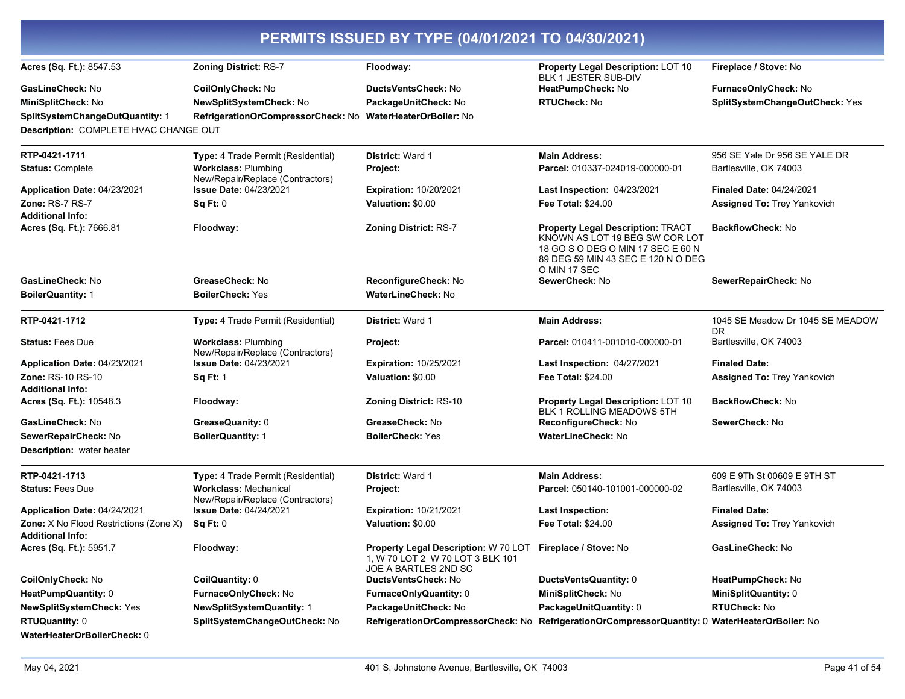# PERMITS ISSUED BY TYPE (04/01/2021 TO 04/30/2021)

| | | | | |
|---|---|---|---|---|
| **Acres (Sq. Ft.):** 8547.53 | **Zoning District:** RS-7 | **Floodway:** | **Property Legal Description:** LOT 10 BLK 1 JESTER SUB-DIV | **Fireplace / Stove:** No |
| **GasLineCheck:** No | **CoilOnlyCheck:** No | **DuctsVentsCheck:** No | **HeatPumpCheck:** No | **FurnaceOnlyCheck:** No |
| **MiniSplitCheck:** No | **NewSplitSystemCheck:** No | **PackageUnitCheck:** No | **RTUCheck:** No | **SplitSystemChangeOutCheck:** Yes |
| **SplitSystemChangeOutQuantity:** 1 | **RefrigerationOrCompressorCheck:** No | **WaterHeaterOrBoiler:** No | | |

**Description:** COMPLETE HVAC CHANGE OUT

---

| | | | | |
|---|---|---|---|---|
| **RTP-0421-1711** | **Type:** 4 Trade Permit (Residential) | **District:** Ward 1 | **Main Address:** | 956 SE Yale Dr 956 SE YALE DR |
| **Status:** Complete | **Workclass:** Plumbing New/Repair/Replace (Contractors) | **Project:** | **Parcel:** 010337-024019-000000-01 | Bartlesville, OK 74003 |
| **Application Date:** 04/23/2021 | **Issue Date:** 04/23/2021 | **Expiration:** 10/20/2021 | **Last Inspection:** 04/23/2021 | **Finaled Date:** 04/24/2021 |
| **Zone:** RS-7 RS-7 | **Sq Ft:** 0 | **Valuation:** $0.00 | **Fee Total:** $24.00 | **Assigned To:** Trey Yankovich |
| **Additional Info:** | | | | |
| **Acres (Sq. Ft.):** 7666.81 | **Floodway:** | **Zoning District:** RS-7 | **Property Legal Description:** TRACT KNOWN AS LOT 19 BEG SW COR LOT 18 GO S O DEG O MIN 17 SEC E 60 N 89 DEG 59 MIN 43 SEC E 120 N O DEG O MIN 17 SEC | **BackflowCheck:** No |
| **GasLineCheck:** No | **GreaseCheck:** No | **ReconfigureCheck:** No | **SewerCheck:** No | **SewerRepairCheck:** No |
| **BoilerQuantity:** 1 | **BoilerCheck:** Yes | **WaterLineCheck:** No | | |

---

| | | | | |
|---|---|---|---|---|
| **RTP-0421-1712** | **Type:** 4 Trade Permit (Residential) | **District:** Ward 1 | **Main Address:** | 1045 SE Meadow Dr 1045 SE MEADOW DR |
| **Status:** Fees Due | **Workclass:** Plumbing New/Repair/Replace (Contractors) | **Project:** | **Parcel:** 010411-001010-000000-01 | Bartlesville, OK 74003 |
| **Application Date:** 04/23/2021 | **Issue Date:** 04/23/2021 | **Expiration:** 10/25/2021 | **Last Inspection:** 04/27/2021 | **Finaled Date:** |
| **Zone:** RS-10 RS-10 | **Sq Ft:** 1 | **Valuation:** $0.00 | **Fee Total:** $24.00 | **Assigned To:** Trey Yankovich |
| **Additional Info:** | | | | |
| **Acres (Sq. Ft.):** 10548.3 | **Floodway:** | **Zoning District:** RS-10 | **Property Legal Description:** LOT 10 BLK 1 ROLLING MEADOWS 5TH | **BackflowCheck:** No |
| **GasLineCheck:** No | **GreaseQuanity:** 0 | **GreaseCheck:** No | **ReconfigureCheck:** No | **SewerCheck:** No |
| **SewerRepairCheck:** No | **BoilerQuantity:** 1 | **BoilerCheck:** Yes | **WaterLineCheck:** No | |

**Description:** water heater

---

| | | | | |
|---|---|---|---|---|
| **RTP-0421-1713** | **Type:** 4 Trade Permit (Residential) | **District:** Ward 1 | **Main Address:** | 609 E 9Th St 00609 E 9TH ST |
| **Status:** Fees Due | **Workclass:** Mechanical New/Repair/Replace (Contractors) | **Project:** | **Parcel:** 050140-101001-000000-02 | Bartlesville, OK 74003 |
| **Application Date:** 04/24/2021 | **Issue Date:** 04/24/2021 | **Expiration:** 10/21/2021 | **Last Inspection:** | **Finaled Date:** |
| **Zone:** X No Flood Restrictions (Zone X) | **Sq Ft:** 0 | **Valuation:** $0.00 | **Fee Total:** $24.00 | **Assigned To:** Trey Yankovich |
| **Additional Info:** | | | | |
| **Acres (Sq. Ft.):** 5951.7 | **Floodway:** | **Property Legal Description:** W 70 LOT 1, W 70 LOT 2 W 70 LOT 3 BLK 101 JOE A BARTLES 2ND SC | **Fireplace / Stove:** No | **GasLineCheck:** No |
| **CoilOnlyCheck:** No | **CoilQuantity:** 0 | **DuctsVentsCheck:** No | **DuctsVentsQuantity:** 0 | **HeatPumpCheck:** No |
| **HeatPumpQuantity:** 0 | **FurnaceOnlyCheck:** No | **FurnaceOnlyQuantity:** 0 | **MiniSplitCheck:** No | **MiniSplitQuantity:** 0 |
| **NewSplitSystemCheck:** Yes | **NewSplitSystemQuantity:** 1 | **PackageUnitCheck:** No | **PackageUnitQuantity:** 0 | **RTUCheck:** No |
| **RTUQuantity:** 0 | **SplitSystemChangeOutCheck:** No | **RefrigerationOrCompressorCheck:** No | **RefrigerationOrCompressorQuantity:** 0 | **WaterHeaterOrBoiler:** No |
| **WaterHeaterOrBoilerCheck:** 0 | | | | |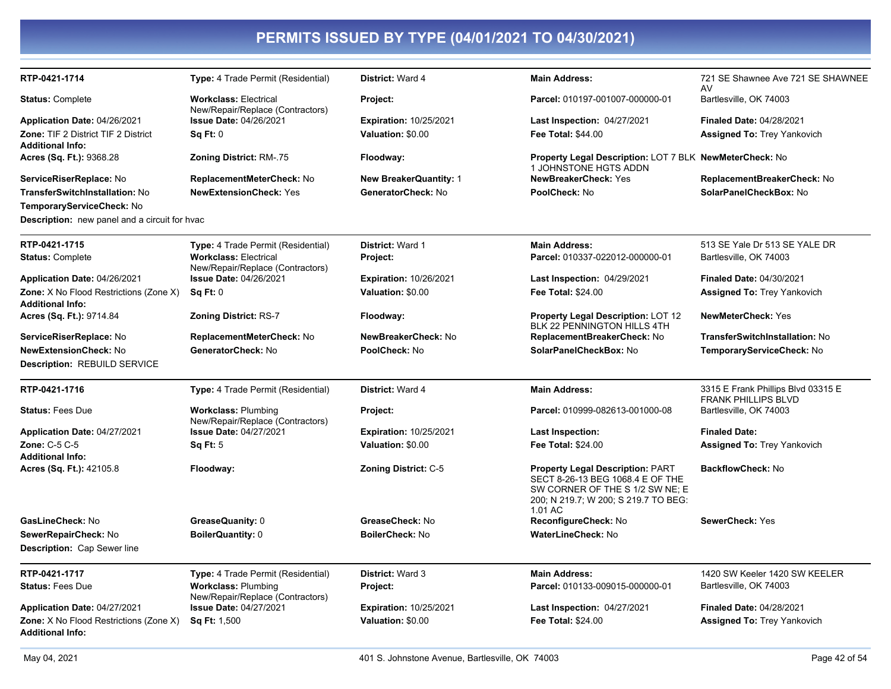# PERMITS ISSUED BY TYPE (04/01/2021 TO 04/30/2021)

| | | | | |
|---|---|---|---|---|
| **RTP-0421-1714** | **Type:** 4 Trade Permit (Residential) | **District:** Ward 4 | **Main Address:** | 721 SE Shawnee Ave 721 SE SHAWNEE AV |
| **Status:** Complete | **Workclass:** Electrical New/Repair/Replace (Contractors) | **Project:** | **Parcel:** 010197-001007-000000-01 | Bartlesville, OK 74003 |
| **Application Date:** 04/26/2021 | **Issue Date:** 04/26/2021 | **Expiration:** 10/25/2021 | **Last Inspection:** 04/27/2021 | **Finaled Date:** 04/28/2021 |
| **Zone:** TIF 2 District TIF 2 District | **Sq Ft:** 0 | **Valuation:** $0.00 | **Fee Total:** $44.00 | **Assigned To:** Trey Yankovich |
| **Additional Info:** | | | | |
| **Acres (Sq. Ft.):** 9368.28 | **Zoning District:** RM-.75 | **Floodway:** | **Property Legal Description:** LOT 7 BLK 1 JOHNSTONE HGTS ADDN | **NewMeterCheck:** No |
| **ServiceRiserReplace:** No | **ReplacementMeterCheck:** No | **New BreakerQuantity:** 1 | **NewBreakerCheck:** Yes | **ReplacementBreakerCheck:** No |
| **TransferSwitchInstallation:** No | **NewExtensionCheck:** Yes | **GeneratorCheck:** No | **PoolCheck:** No | **SolarPanelCheckBox:** No |
| **TemporaryServiceCheck:** No | | | | |
| **Description:** new panel and a circuit for hvac | | | | |

| | | | | |
|---|---|---|---|---|
| **RTP-0421-1715** | **Type:** 4 Trade Permit (Residential) | **District:** Ward 1 | **Main Address:** | 513 SE Yale Dr 513 SE YALE DR |
| **Status:** Complete | **Workclass:** Electrical New/Repair/Replace (Contractors) | **Project:** | **Parcel:** 010337-022012-000000-01 | Bartlesville, OK 74003 |
| **Application Date:** 04/26/2021 | **Issue Date:** 04/26/2021 | **Expiration:** 10/26/2021 | **Last Inspection:** 04/29/2021 | **Finaled Date:** 04/30/2021 |
| **Zone:** X No Flood Restrictions (Zone X) | **Sq Ft:** 0 | **Valuation:** $0.00 | **Fee Total:** $24.00 | **Assigned To:** Trey Yankovich |
| **Additional Info:** | | | | |
| **Acres (Sq. Ft.):** 9714.84 | **Zoning District:** RS-7 | **Floodway:** | **Property Legal Description:** LOT 12 BLK 22 PENNINGTON HILLS 4TH | **NewMeterCheck:** Yes |
| **ServiceRiserReplace:** No | **ReplacementMeterCheck:** No | **NewBreakerCheck:** No | **ReplacementBreakerCheck:** No | **TransferSwitchInstallation:** No |
| **NewExtensionCheck:** No | **GeneratorCheck:** No | **PoolCheck:** No | **SolarPanelCheckBox:** No | **TemporaryServiceCheck:** No |
| **Description:** REBUILD SERVICE | | | | |

| | | | | |
|---|---|---|---|---|
| **RTP-0421-1716** | **Type:** 4 Trade Permit (Residential) | **District:** Ward 4 | **Main Address:** | 3315 E Frank Phillips Blvd 03315 E FRANK PHILLIPS BLVD |
| **Status:** Fees Due | **Workclass:** Plumbing New/Repair/Replace (Contractors) | **Project:** | **Parcel:** 010999-082613-001000-08 | Bartlesville, OK 74003 |
| **Application Date:** 04/27/2021 | **Issue Date:** 04/27/2021 | **Expiration:** 10/25/2021 | **Last Inspection:** | **Finaled Date:** |
| **Zone:** C-5 C-5 | **Sq Ft:** 5 | **Valuation:** $0.00 | **Fee Total:** $24.00 | **Assigned To:** Trey Yankovich |
| **Additional Info:** | | | | |
| **Acres (Sq. Ft.):** 42105.8 | **Floodway:** | **Zoning District:** C-5 | **Property Legal Description:** PART SECT 8-26-13 BEG 1068.4 E OF THE SW CORNER OF THE S 1/2 SW NE; E 200; N 219.7; W 200; S 219.7 TO BEG: 1.01 AC | **BackflowCheck:** No |
| **GasLineCheck:** No | **GreaseQuanity:** 0 | **GreaseCheck:** No | **ReconfigureCheck:** No | **SewerCheck:** Yes |
| **SewerRepairCheck:** No | **BoilerQuantity:** 0 | **BoilerCheck:** No | **WaterLineCheck:** No | |
| **Description:** Cap Sewer line | | | | |

| | | | | |
|---|---|---|---|---|
| **RTP-0421-1717** | **Type:** 4 Trade Permit (Residential) | **District:** Ward 3 | **Main Address:** | 1420 SW Keeler 1420 SW KEELER |
| **Status:** Fees Due | **Workclass:** Plumbing New/Repair/Replace (Contractors) | **Project:** | **Parcel:** 010133-009015-000000-01 | Bartlesville, OK 74003 |
| **Application Date:** 04/27/2021 | **Issue Date:** 04/27/2021 | **Expiration:** 10/25/2021 | **Last Inspection:** 04/27/2021 | **Finaled Date:** 04/28/2021 |
| **Zone:** X No Flood Restrictions (Zone X) | **Sq Ft:** 1,500 | **Valuation:** $0.00 | **Fee Total:** $24.00 | **Assigned To:** Trey Yankovich |
| **Additional Info:** | | | | |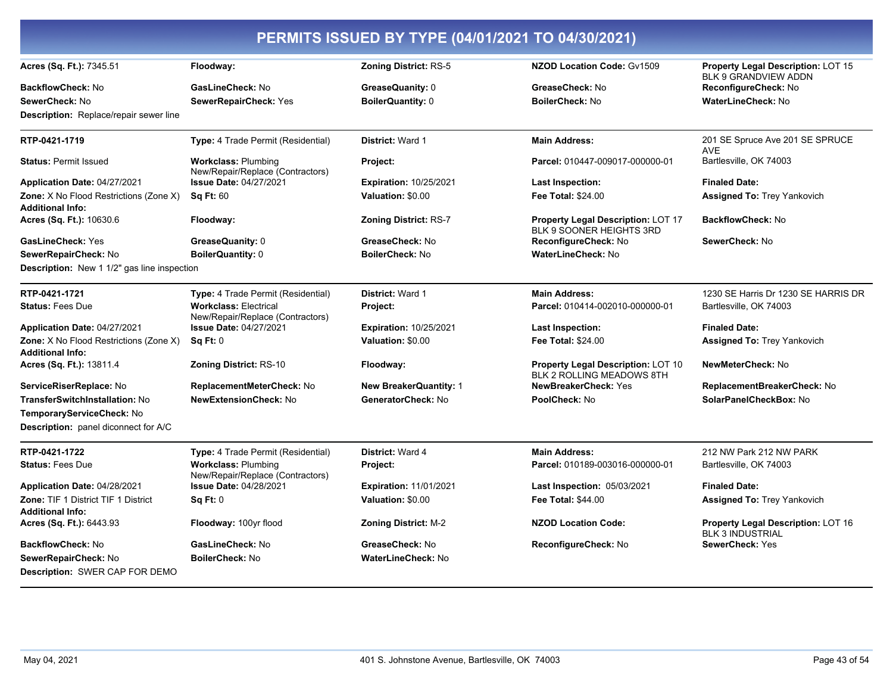# PERMITS ISSUED BY TYPE (04/01/2021 TO 04/30/2021)

**Acres (Sq. Ft.):** 7345.51 | **Floodway:** | **Zoning District:** RS-5 | **NZOD Location Code:** Gv1509 | **Property Legal Description:** LOT 15 BLK 9 GRANDVIEW ADDN

**BackflowCheck:** No | **GasLineCheck:** No | **GreaseQuanity:** 0 | **GreaseCheck:** No | **ReconfigureCheck:** No

**SewerCheck:** No | **SewerRepairCheck:** Yes | **BoilerQuantity:** 0 | **BoilerCheck:** No | **WaterLineCheck:** No

**Description:** Replace/repair sewer line

---

**RTP-0421-1719** | **Type:** 4 Trade Permit (Residential) | **District:** Ward 1 | **Main Address:** 201 SE Spruce Ave 201 SE SPRUCE AVE

**Status:** Permit Issued | **Workclass:** Plumbing New/Repair/Replace (Contractors) | **Project:** | **Parcel:** 010447-009017-000000-01 | Bartlesville, OK 74003

**Application Date:** 04/27/2021 | **Issue Date:** 04/27/2021 | **Expiration:** 10/25/2021 | **Last Inspection:** | **Finaled Date:**

**Zone:** X No Flood Restrictions (Zone X) | **Sq Ft:** 60 | **Valuation:** $0.00 | **Fee Total:** $24.00 | **Assigned To:** Trey Yankovich

**Additional Info:**

**Acres (Sq. Ft.):** 10630.6 | **Floodway:** | **Zoning District:** RS-7 | **Property Legal Description:** LOT 17 BLK 9 SOONER HEIGHTS 3RD | **BackflowCheck:** No

**GasLineCheck:** Yes | **GreaseQuanity:** 0 | **GreaseCheck:** No | **ReconfigureCheck:** No | **SewerCheck:** No

**SewerRepairCheck:** No | **BoilerQuantity:** 0 | **BoilerCheck:** No | **WaterLineCheck:** No

**Description:** New 1 1/2" gas line inspection

---

**RTP-0421-1721** | **Type:** 4 Trade Permit (Residential) | **District:** Ward 1 | **Main Address:** 1230 SE Harris Dr 1230 SE HARRIS DR

**Status:** Fees Due | **Workclass:** Electrical New/Repair/Replace (Contractors) | **Project:** | **Parcel:** 010414-002010-000000-01 | Bartlesville, OK 74003

**Application Date:** 04/27/2021 | **Issue Date:** 04/27/2021 | **Expiration:** 10/25/2021 | **Last Inspection:** | **Finaled Date:**

**Zone:** X No Flood Restrictions (Zone X) | **Sq Ft:** 0 | **Valuation:** $0.00 | **Fee Total:** $24.00 | **Assigned To:** Trey Yankovich

**Additional Info:**

**Acres (Sq. Ft.):** 13811.4 | **Zoning District:** RS-10 | **Floodway:** | **Property Legal Description:** LOT 10 BLK 2 ROLLING MEADOWS 8TH | **NewMeterCheck:** No

**ServiceRiserReplace:** No | **ReplacementMeterCheck:** No | **New BreakerQuantity:** 1 | **NewBreakerCheck:** Yes | **ReplacementBreakerCheck:** No

**TransferSwitchInstallation:** No | **NewExtensionCheck:** No | **GeneratorCheck:** No | **PoolCheck:** No | **SolarPanelCheckBox:** No

**TemporaryServiceCheck:** No

**Description:** panel diconnect for A/C

---

**RTP-0421-1722** | **Type:** 4 Trade Permit (Residential) | **District:** Ward 4 | **Main Address:** 212 NW Park 212 NW PARK

**Status:** Fees Due | **Workclass:** Plumbing New/Repair/Replace (Contractors) | **Project:** | **Parcel:** 010189-003016-000000-01 | Bartlesville, OK 74003

**Application Date:** 04/28/2021 | **Issue Date:** 04/28/2021 | **Expiration:** 11/01/2021 | **Last Inspection:** 05/03/2021 | **Finaled Date:**

**Zone:** TIF 1 District TIF 1 District | **Sq Ft:** 0 | **Valuation:** $0.00 | **Fee Total:** $44.00 | **Assigned To:** Trey Yankovich

**Additional Info:**

**Acres (Sq. Ft.):** 6443.93 | **Floodway:** 100yr flood | **Zoning District:** M-2 | **NZOD Location Code:** | **Property Legal Description:** LOT 16 BLK 3 INDUSTRIAL

**BackflowCheck:** No | **GasLineCheck:** No | **GreaseCheck:** No | **ReconfigureCheck:** No | **SewerCheck:** Yes

**SewerRepairCheck:** No | **BoilerCheck:** No | **WaterLineCheck:** No

**Description:** SWER CAP FOR DEMO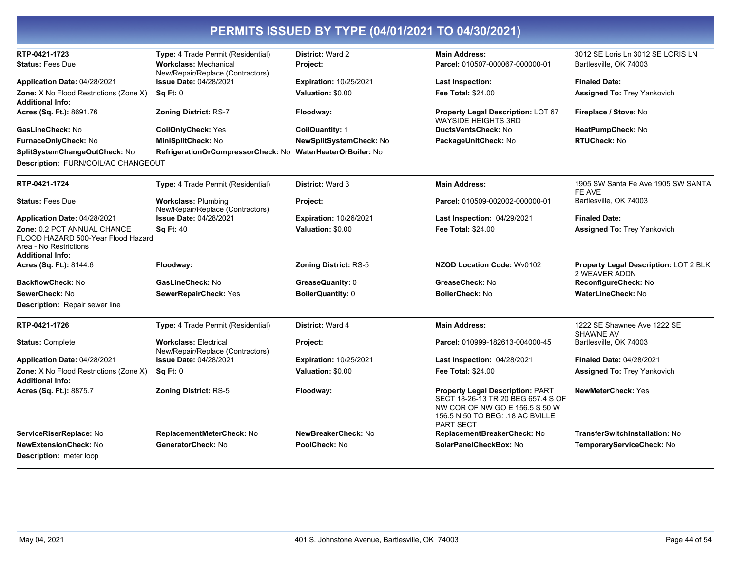# PERMITS ISSUED BY TYPE (04/01/2021 TO 04/30/2021)

| | | | | |
|---|---|---|---|---|
| **RTP-0421-1723** | **Type:** 4 Trade Permit (Residential) | **District:** Ward 2 | **Main Address:** | 3012 SE Loris Ln 3012 SE LORIS LN |
| **Status:** Fees Due | **Workclass:** Mechanical New/Repair/Replace (Contractors) | **Project:** | **Parcel:** 010507-000067-000000-01 | Bartlesville, OK 74003 |
| **Application Date:** 04/28/2021 | **Issue Date:** 04/28/2021 | **Expiration:** 10/25/2021 | **Last Inspection:** | **Finaled Date:** |
| **Zone:** X No Flood Restrictions (Zone X) | **Sq Ft:** 0 | **Valuation:** $0.00 | **Fee Total:** $24.00 | **Assigned To:** Trey Yankovich |
| **Additional Info:** | | | | |
| **Acres (Sq. Ft.):** 8691.76 | **Zoning District:** RS-7 | **Floodway:** | **Property Legal Description:** LOT 67 WAYSIDE HEIGHTS 3RD | **Fireplace / Stove:** No |
| **GasLineCheck:** No | **CoilOnlyCheck:** Yes | **CoilQuantity:** 1 | **DuctsVentsCheck:** No | **HeatPumpCheck:** No |
| **FurnaceOnlyCheck:** No | **MiniSplitCheck:** No | **NewSplitSystemCheck:** No | **PackageUnitCheck:** No | **RTUCheck:** No |
| **SplitSystemChangeOutCheck:** No | **RefrigerationOrCompressorCheck:** No | **WaterHeaterOrBoiler:** No | | |

**Description:** FURN/COIL/AC CHANGEOUT

| | | | | |
|---|---|---|---|---|
| **RTP-0421-1724** | **Type:** 4 Trade Permit (Residential) | **District:** Ward 3 | **Main Address:** | 1905 SW Santa Fe Ave 1905 SW SANTA FE AVE |
| **Status:** Fees Due | **Workclass:** Plumbing New/Repair/Replace (Contractors) | **Project:** | **Parcel:** 010509-002002-000000-01 | Bartlesville, OK 74003 |
| **Application Date:** 04/28/2021 | **Issue Date:** 04/28/2021 | **Expiration:** 10/26/2021 | **Last Inspection:** 04/29/2021 | **Finaled Date:** |
| **Zone:** 0.2 PCT ANNUAL CHANCE FLOOD HAZARD 500-Year Flood Hazard Area - No Restrictions | **Sq Ft:** 40 | **Valuation:** $0.00 | **Fee Total:** $24.00 | **Assigned To:** Trey Yankovich |
| **Additional Info:** | | | | |
| **Acres (Sq. Ft.):** 8144.6 | **Floodway:** | **Zoning District:** RS-5 | **NZOD Location Code:** Wv0102 | **Property Legal Description:** LOT 2 BLK 2 WEAVER ADDN |
| **BackflowCheck:** No | **GasLineCheck:** No | **GreaseQuanity:** 0 | **GreaseCheck:** No | **ReconfigureCheck:** No |
| **SewerCheck:** No | **SewerRepairCheck:** Yes | **BoilerQuantity:** 0 | **BoilerCheck:** No | **WaterLineCheck:** No |

**Description:** Repair sewer line

| | | | | |
|---|---|---|---|---|
| **RTP-0421-1726** | **Type:** 4 Trade Permit (Residential) | **District:** Ward 4 | **Main Address:** | 1222 SE Shawnee Ave 1222 SE SHAWNE AV |
| **Status:** Complete | **Workclass:** Electrical New/Repair/Replace (Contractors) | **Project:** | **Parcel:** 010999-182613-004000-45 | Bartlesville, OK 74003 |
| **Application Date:** 04/28/2021 | **Issue Date:** 04/28/2021 | **Expiration:** 10/25/2021 | **Last Inspection:** 04/28/2021 | **Finaled Date:** 04/28/2021 |
| **Zone:** X No Flood Restrictions (Zone X) | **Sq Ft:** 0 | **Valuation:** $0.00 | **Fee Total:** $24.00 | **Assigned To:** Trey Yankovich |
| **Additional Info:** | | | | |
| **Acres (Sq. Ft.):** 8875.7 | **Zoning District:** RS-5 | **Floodway:** | **Property Legal Description:** PART SECT 18-26-13 TR 20 BEG 657.4 S OF NW COR OF NW GO E 156.5 S 50 W 156.5 N 50 TO BEG: .18 AC BVILLE PART SECT | **NewMeterCheck:** Yes |
| **ServiceRiserReplace:** No | **ReplacementMeterCheck:** No | **NewBreakerCheck:** No | **ReplacementBreakerCheck:** No | **TransferSwitchInstallation:** No |
| **NewExtensionCheck:** No | **GeneratorCheck:** No | **PoolCheck:** No | **SolarPanelCheckBox:** No | **TemporaryServiceCheck:** No |

**Description:** meter loop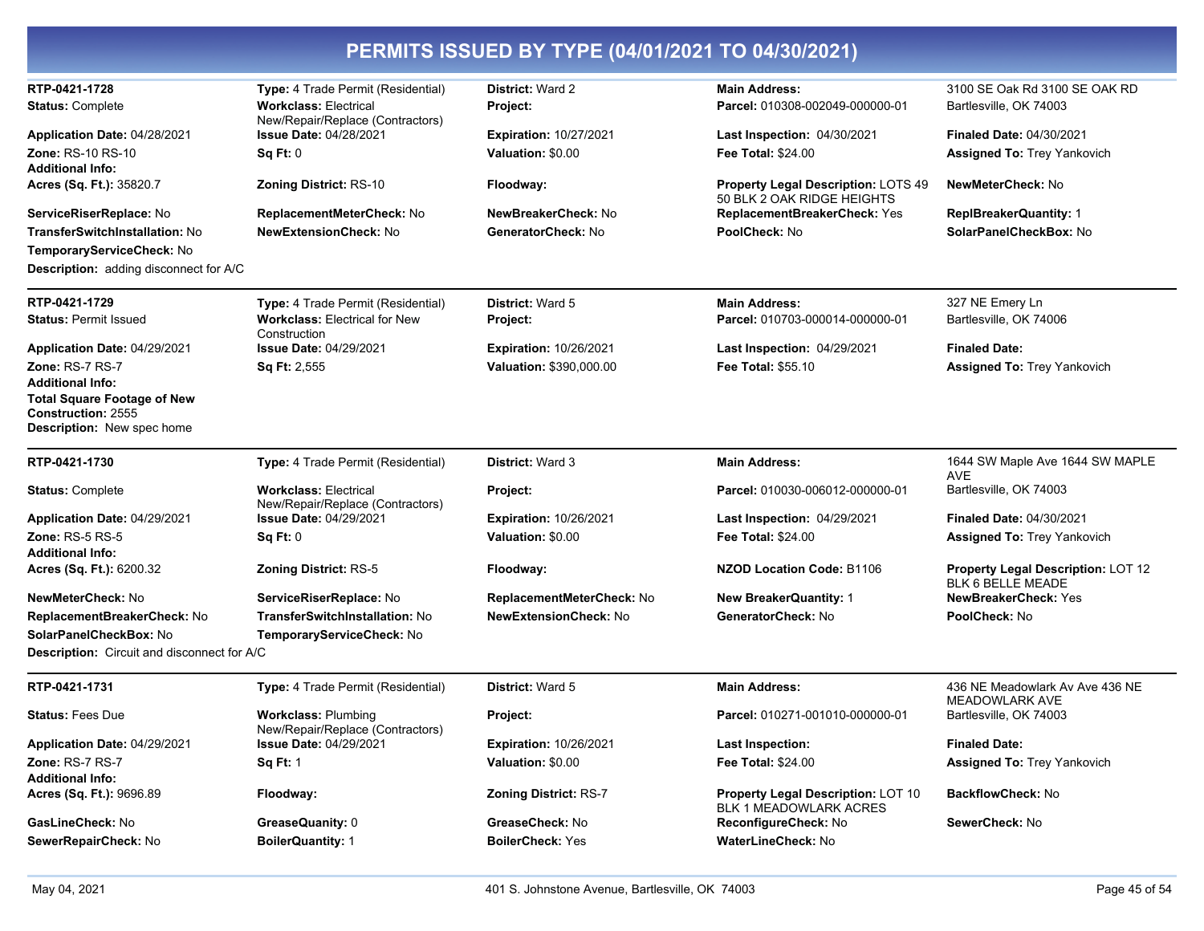# PERMITS ISSUED BY TYPE (04/01/2021 TO 04/30/2021)

**RTP-0421-1728**
**Type:** 4 Trade Permit (Residential)
**District:** Ward 2
**Main Address:** 3100 SE Oak Rd 3100 SE OAK RD Bartlesville, OK 74003
**Status:** Complete
**Workclass:** Electrical New/Repair/Replace (Contractors)
**Project:**
**Parcel:** 010308-002049-000000-01
**Application Date:** 04/28/2021
**Issue Date:** 04/28/2021
**Expiration:** 10/27/2021
**Last Inspection:** 04/30/2021
**Finaled Date:** 04/30/2021
**Zone:** RS-10 RS-10
**Sq Ft:** 0
**Valuation:** $0.00
**Fee Total:** $24.00
**Assigned To:** Trey Yankovich
**Additional Info:**
**Acres (Sq. Ft.):** 35820.7
**Zoning District:** RS-10
**Floodway:**
**Property Legal Description:** LOTS 49 50 BLK 2 OAK RIDGE HEIGHTS
**NewMeterCheck:** No
**ServiceRiserReplace:** No
**ReplacementMeterCheck:** No
**NewBreakerCheck:** No
**ReplacementBreakerCheck:** Yes
**ReplBreakerQuantity:** 1
**TransferSwitchInstallation:** No
**NewExtensionCheck:** No
**GeneratorCheck:** No
**PoolCheck:** No
**SolarPanelCheckBox:** No
**TemporaryServiceCheck:** No
**Description:** adding disconnect for A/C

---

**RTP-0421-1729**
**Type:** 4 Trade Permit (Residential)
**District:** Ward 5
**Main Address:** 327 NE Emery Ln Bartlesville, OK 74006
**Status:** Permit Issued
**Workclass:** Electrical for New Construction
**Project:**
**Parcel:** 010703-000014-000000-01
**Application Date:** 04/29/2021
**Issue Date:** 04/29/2021
**Expiration:** 10/26/2021
**Last Inspection:** 04/29/2021
**Finaled Date:**
**Zone:** RS-7 RS-7
**Sq Ft:** 2,555
**Valuation:** $390,000.00
**Fee Total:** $55.10
**Assigned To:** Trey Yankovich
**Additional Info:**
**Total Square Footage of New Construction:** 2555
**Description:** New spec home

---

**RTP-0421-1730**
**Type:** 4 Trade Permit (Residential)
**District:** Ward 3
**Main Address:** 1644 SW Maple Ave 1644 SW MAPLE AVE Bartlesville, OK 74003
**Status:** Complete
**Workclass:** Electrical New/Repair/Replace (Contractors)
**Project:**
**Parcel:** 010030-006012-000000-01
**Application Date:** 04/29/2021
**Issue Date:** 04/29/2021
**Expiration:** 10/26/2021
**Last Inspection:** 04/29/2021
**Finaled Date:** 04/30/2021
**Zone:** RS-5 RS-5
**Sq Ft:** 0
**Valuation:** $0.00
**Fee Total:** $24.00
**Assigned To:** Trey Yankovich
**Additional Info:**
**Acres (Sq. Ft.):** 6200.32
**Zoning District:** RS-5
**Floodway:**
**NZOD Location Code:** B1106
**Property Legal Description:** LOT 12 BLK 6 BELLE MEADE
**NewMeterCheck:** No
**ServiceRiserReplace:** No
**ReplacementMeterCheck:** No
**New BreakerQuantity:** 1
**NewBreakerCheck:** Yes
**ReplacementBreakerCheck:** No
**TransferSwitchInstallation:** No
**NewExtensionCheck:** No
**GeneratorCheck:** No
**PoolCheck:** No
**SolarPanelCheckBox:** No
**TemporaryServiceCheck:** No
**Description:** Circuit and disconnect for A/C

---

**RTP-0421-1731**
**Type:** 4 Trade Permit (Residential)
**District:** Ward 5
**Main Address:** 436 NE Meadowlark Av Ave 436 NE MEADOWLARK AVE Bartlesville, OK 74003
**Status:** Fees Due
**Workclass:** Plumbing New/Repair/Replace (Contractors)
**Project:**
**Parcel:** 010271-001010-000000-01
**Application Date:** 04/29/2021
**Issue Date:** 04/29/2021
**Expiration:** 10/26/2021
**Last Inspection:**
**Finaled Date:**
**Zone:** RS-7 RS-7
**Sq Ft:** 1
**Valuation:** $0.00
**Fee Total:** $24.00
**Assigned To:** Trey Yankovich
**Additional Info:**
**Acres (Sq. Ft.):** 9696.89
**Floodway:**
**Zoning District:** RS-7
**Property Legal Description:** LOT 10 BLK 1 MEADOWLARK ACRES
**BackflowCheck:** No
**GasLineCheck:** No
**GreaseQuanity:** 0
**GreaseCheck:** No
**ReconfigureCheck:** No
**SewerCheck:** No
**SewerRepairCheck:** No
**BoilerQuantity:** 1
**BoilerCheck:** Yes
**WaterLineCheck:** No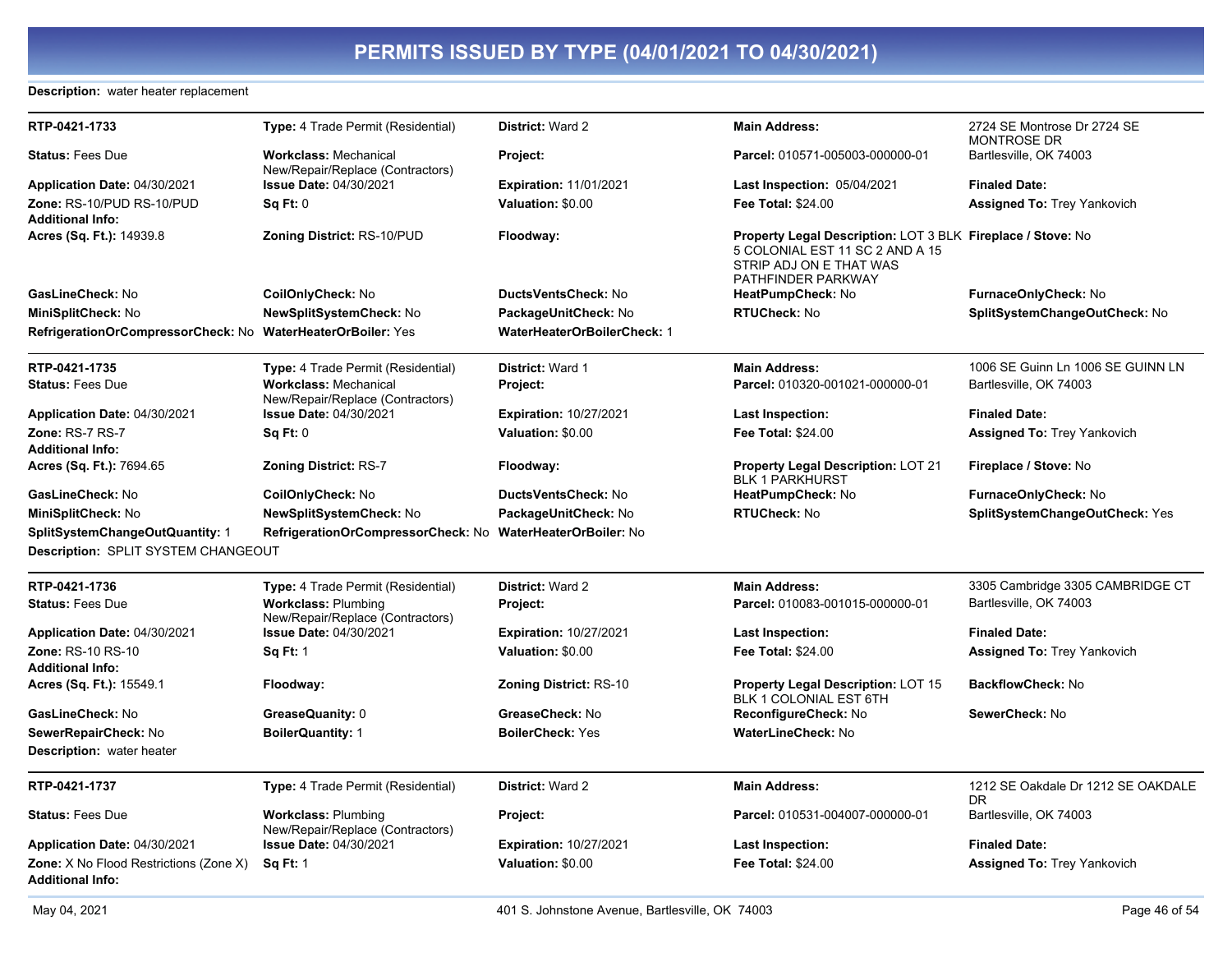# PERMITS ISSUED BY TYPE (04/01/2021 TO 04/30/2021)

**Description:** water heater replacement

---

| | | | | |
|---|---|---|---|---|
| **RTP-0421-1733** | **Type:** 4 Trade Permit (Residential) | **District:** Ward 2 | **Main Address:** | 2724 SE Montrose Dr 2724 SE MONTROSE DR |
| **Status:** Fees Due | **Workclass:** Mechanical New/Repair/Replace (Contractors) | **Project:** | **Parcel:** 010571-005003-000000-01 | Bartlesville, OK 74003 |
| **Application Date:** 04/30/2021 | **Issue Date:** 04/30/2021 | **Expiration:** 11/01/2021 | **Last Inspection:** 05/04/2021 | **Finaled Date:** |
| **Zone:** RS-10/PUD RS-10/PUD | **Sq Ft:** 0 | **Valuation:** $0.00 | **Fee Total:** $24.00 | **Assigned To:** Trey Yankovich |
| **Additional Info:** | | | | |
| **Acres (Sq. Ft.):** 14939.8 | **Zoning District:** RS-10/PUD | **Floodway:** | **Property Legal Description:** LOT 3 BLK 5 COLONIAL EST 11 SC 2 AND A 15 STRIP ADJ ON E THAT WAS PATHFINDER PARKWAY | **Fireplace / Stove:** No |
| **GasLineCheck:** No | **CoilOnlyCheck:** No | **DuctsVentsCheck:** No | **HeatPumpCheck:** No | **FurnaceOnlyCheck:** No |
| **MiniSplitCheck:** No | **NewSplitSystemCheck:** No | **PackageUnitCheck:** No | **RTUCheck:** No | **SplitSystemChangeOutCheck:** No |
| **RefrigerationOrCompressorCheck:** No | **WaterHeaterOrBoiler:** Yes | **WaterHeaterOrBoilerCheck:** 1 | | |

---

| | | | | |
|---|---|---|---|---|
| **RTP-0421-1735** | **Type:** 4 Trade Permit (Residential) | **District:** Ward 1 | **Main Address:** | 1006 SE Guinn Ln 1006 SE GUINN LN |
| **Status:** Fees Due | **Workclass:** Mechanical New/Repair/Replace (Contractors) | **Project:** | **Parcel:** 010320-001021-000000-01 | Bartlesville, OK 74003 |
| **Application Date:** 04/30/2021 | **Issue Date:** 04/30/2021 | **Expiration:** 10/27/2021 | **Last Inspection:** | **Finaled Date:** |
| **Zone:** RS-7 RS-7 | **Sq Ft:** 0 | **Valuation:** $0.00 | **Fee Total:** $24.00 | **Assigned To:** Trey Yankovich |
| **Additional Info:** | | | | |
| **Acres (Sq. Ft.):** 7694.65 | **Zoning District:** RS-7 | **Floodway:** | **Property Legal Description:** LOT 21 BLK 1 PARKHURST | **Fireplace / Stove:** No |
| **GasLineCheck:** No | **CoilOnlyCheck:** No | **DuctsVentsCheck:** No | **HeatPumpCheck:** No | **FurnaceOnlyCheck:** No |
| **MiniSplitCheck:** No | **NewSplitSystemCheck:** No | **PackageUnitCheck:** No | **RTUCheck:** No | **SplitSystemChangeOutCheck:** Yes |
| **SplitSystemChangeOutQuantity:** 1 | **RefrigerationOrCompressorCheck:** No | **WaterHeaterOrBoiler:** No | | |

**Description:** SPLIT SYSTEM CHANGEOUT

---

| | | | | |
|---|---|---|---|---|
| **RTP-0421-1736** | **Type:** 4 Trade Permit (Residential) | **District:** Ward 2 | **Main Address:** | 3305 Cambridge 3305 CAMBRIDGE CT |
| **Status:** Fees Due | **Workclass:** Plumbing New/Repair/Replace (Contractors) | **Project:** | **Parcel:** 010083-001015-000000-01 | Bartlesville, OK 74003 |
| **Application Date:** 04/30/2021 | **Issue Date:** 04/30/2021 | **Expiration:** 10/27/2021 | **Last Inspection:** | **Finaled Date:** |
| **Zone:** RS-10 RS-10 | **Sq Ft:** 1 | **Valuation:** $0.00 | **Fee Total:** $24.00 | **Assigned To:** Trey Yankovich |
| **Additional Info:** | | | | |
| **Acres (Sq. Ft.):** 15549.1 | **Floodway:** | **Zoning District:** RS-10 | **Property Legal Description:** LOT 15 BLK 1 COLONIAL EST 6TH | **BackflowCheck:** No |
| **GasLineCheck:** No | **GreaseQuanity:** 0 | **GreaseCheck:** No | **ReconfigureCheck:** No | **SewerCheck:** No |
| **SewerRepairCheck:** No | **BoilerQuantity:** 1 | **BoilerCheck:** Yes | **WaterLineCheck:** No | |

**Description:** water heater

---

| | | | | |
|---|---|---|---|---|
| **RTP-0421-1737** | **Type:** 4 Trade Permit (Residential) | **District:** Ward 2 | **Main Address:** | 1212 SE Oakdale Dr 1212 SE OAKDALE DR |
| **Status:** Fees Due | **Workclass:** Plumbing New/Repair/Replace (Contractors) | **Project:** | **Parcel:** 010531-004007-000000-01 | Bartlesville, OK 74003 |
| **Application Date:** 04/30/2021 | **Issue Date:** 04/30/2021 | **Expiration:** 10/27/2021 | **Last Inspection:** | **Finaled Date:** |
| **Zone:** X No Flood Restrictions (Zone X) | **Sq Ft:** 1 | **Valuation:** $0.00 | **Fee Total:** $24.00 | **Assigned To:** Trey Yankovich |
| **Additional Info:** | | | | |

May 04, 2021 401 S. Johnstone Avenue, Bartlesville, OK 74003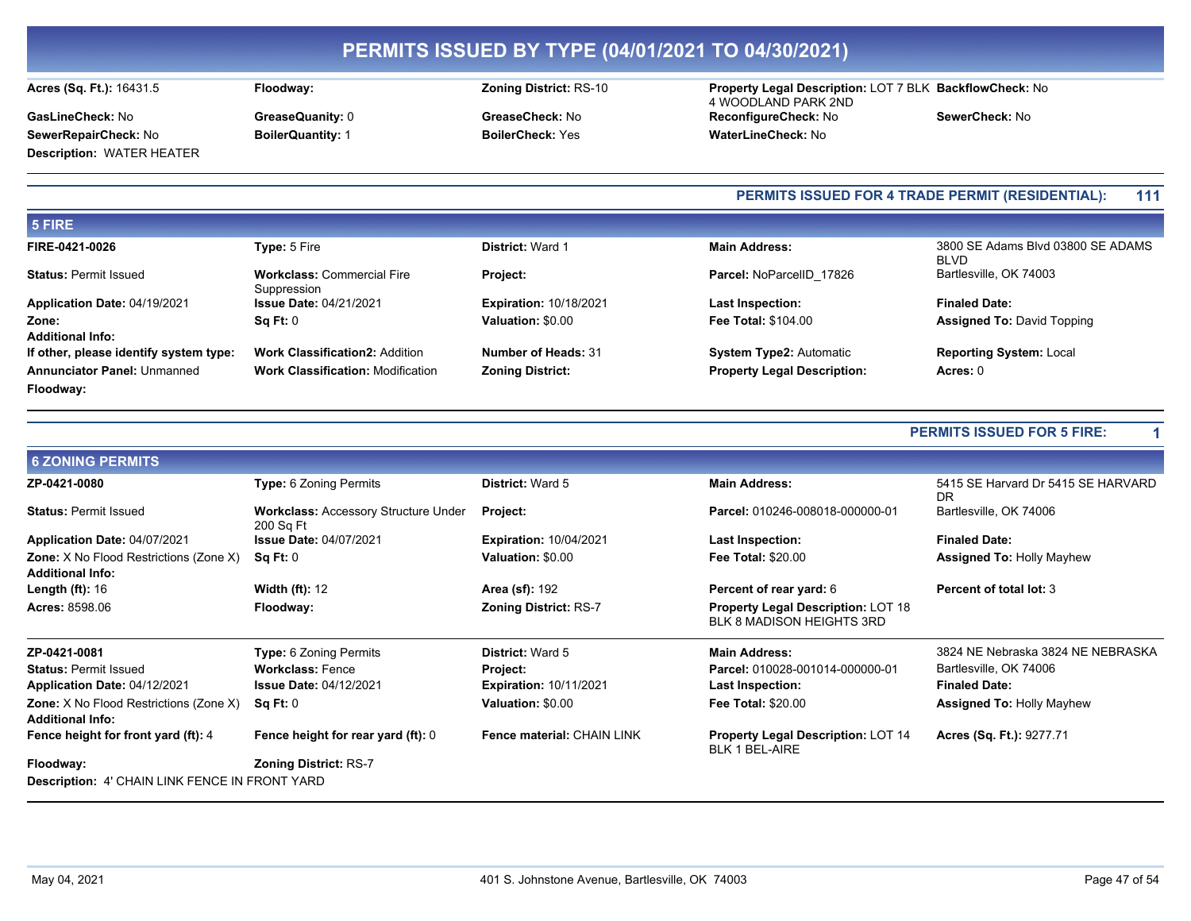## PERMITS ISSUED BY TYPE (04/01/2021 TO 04/30/2021)

**Acres (Sq. Ft.):** 16431.5
**Floodway:**
**Zoning District:** RS-10
**Property Legal Description:** LOT 7 BLK 4 WOODLAND PARK 2ND
**BackflowCheck:** No
**GasLineCheck:** No
**GreaseQuanity:** 0
**GreaseCheck:** No
**ReconfigureCheck:** No
**SewerCheck:** No
**SewerRepairCheck:** No
**BoilerQuantity:** 1
**BoilerCheck:** Yes
**WaterLineCheck:** No
**Description:** WATER HEATER

**PERMITS ISSUED FOR 4 TRADE PERMIT (RESIDENTIAL): 111**

### 5 FIRE

**FIRE-0421-0026**
**Type:** 5 Fire
**District:** Ward 1
**Main Address:** 3800 SE Adams Blvd 03800 SE ADAMS BLVD Bartlesville, OK 74003
**Status:** Permit Issued
**Workclass:** Commercial Fire Suppression
**Project:**
**Parcel:** NoParcelID_17826
**Application Date:** 04/19/2021
**Issue Date:** 04/21/2021
**Expiration:** 10/18/2021
**Last Inspection:**
**Finaled Date:**
**Zone:**
**Sq Ft:** 0
**Valuation:** $0.00
**Fee Total:** $104.00
**Assigned To:** David Topping
**Additional Info:**
**If other, please identify system type:**
**Work Classification2:** Addition
**Number of Heads:** 31
**System Type2:** Automatic
**Reporting System:** Local
**Annunciator Panel:** Unmanned
**Work Classification:** Modification
**Zoning District:**
**Property Legal Description:**
**Acres:** 0
**Floodway:**

**PERMITS ISSUED FOR 5 FIRE: 1**

### 6 ZONING PERMITS

**ZP-0421-0080**
**Type:** 6 Zoning Permits
**District:** Ward 5
**Main Address:** 5415 SE Harvard Dr 5415 SE HARVARD DR Bartlesville, OK 74006
**Status:** Permit Issued
**Workclass:** Accessory Structure Under 200 Sq Ft
**Project:**
**Parcel:** 010246-008018-000000-01
**Application Date:** 04/07/2021
**Issue Date:** 04/07/2021
**Expiration:** 10/04/2021
**Last Inspection:**
**Finaled Date:**
**Zone:** X No Flood Restrictions (Zone X)
**Sq Ft:** 0
**Valuation:** $0.00
**Fee Total:** $20.00
**Assigned To:** Holly Mayhew
**Additional Info:**
**Length (ft):** 16
**Width (ft):** 12
**Area (sf):** 192
**Percent of rear yard:** 6
**Percent of total lot:** 3
**Acres:** 8598.06
**Floodway:**
**Zoning District:** RS-7
**Property Legal Description:** LOT 18 BLK 8 MADISON HEIGHTS 3RD

---

**ZP-0421-0081**
**Type:** 6 Zoning Permits
**District:** Ward 5
**Main Address:** 3824 NE Nebraska 3824 NE NEBRASKA Bartlesville, OK 74006
**Status:** Permit Issued
**Workclass:** Fence
**Project:**
**Parcel:** 010028-001014-000000-01
**Application Date:** 04/12/2021
**Issue Date:** 04/12/2021
**Expiration:** 10/11/2021
**Last Inspection:**
**Finaled Date:**
**Zone:** X No Flood Restrictions (Zone X)
**Sq Ft:** 0
**Valuation:** $0.00
**Fee Total:** $20.00
**Assigned To:** Holly Mayhew
**Additional Info:**
**Fence height for front yard (ft):** 4
**Fence height for rear yard (ft):** 0
**Fence material:** CHAIN LINK
**Property Legal Description:** LOT 14 BLK 1 BEL-AIRE
**Acres (Sq. Ft.):** 9277.71
**Floodway:**
**Zoning District:** RS-7
**Description:** 4' CHAIN LINK FENCE IN FRONT YARD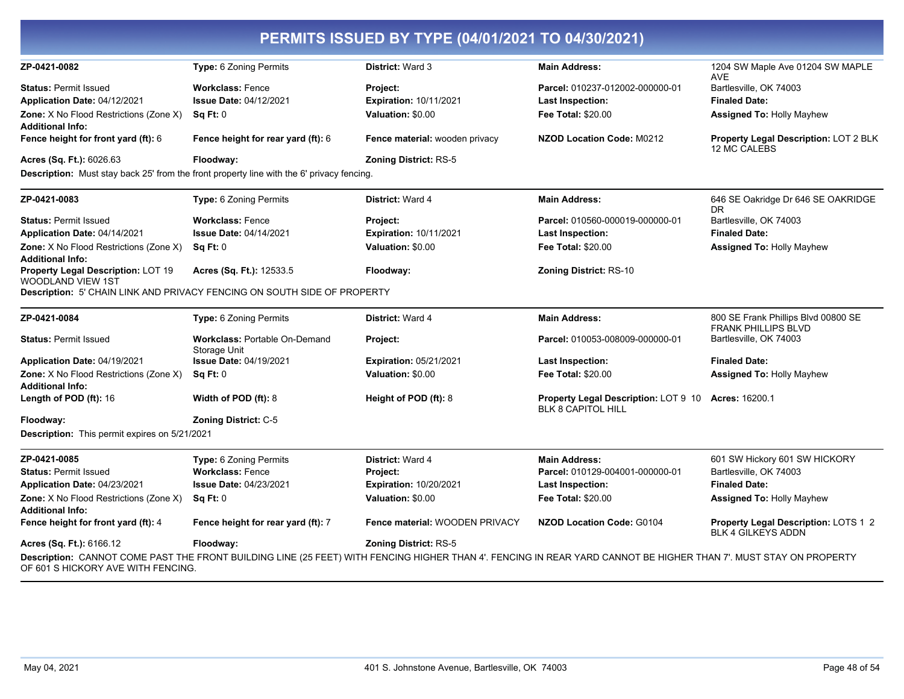# PERMITS ISSUED BY TYPE (04/01/2021 TO 04/30/2021)

| ZP-0421-0082 | **Type:** 6 Zoning Permits | **District:** Ward 3 | **Main Address:** | 1204 SW Maple Ave 01204 SW MAPLE AVE |
|---|---|---|---|---|
| **Status:** Permit Issued | **Workclass:** Fence | **Project:** | **Parcel:** 010237-012002-000000-01 | Bartlesville, OK 74003 |
| **Application Date:** 04/12/2021 | **Issue Date:** 04/12/2021 | **Expiration:** 10/11/2021 | **Last Inspection:** | **Finaled Date:** |
| **Zone:** X No Flood Restrictions (Zone X) | **Sq Ft:** 0 | **Valuation:** $0.00 | **Fee Total:** $20.00 | **Assigned To:** Holly Mayhew |
| **Additional Info:** | | | | |
| **Fence height for front yard (ft):** 6 | **Fence height for rear yard (ft):** 6 | **Fence material:** wooden privacy | **NZOD Location Code:** M0212 | **Property Legal Description:** LOT 2 BLK 12 MC CALEBS |
| **Acres (Sq. Ft.):** 6026.63 | **Floodway:** | **Zoning District:** RS-5 | | |

**Description:** Must stay back 25' from the front property line with the 6' privacy fencing.

| ZP-0421-0083 | **Type:** 6 Zoning Permits | **District:** Ward 4 | **Main Address:** | 646 SE Oakridge Dr 646 SE OAKRIDGE DR |
|---|---|---|---|---|
| **Status:** Permit Issued | **Workclass:** Fence | **Project:** | **Parcel:** 010560-000019-000000-01 | Bartlesville, OK 74003 |
| **Application Date:** 04/14/2021 | **Issue Date:** 04/14/2021 | **Expiration:** 10/11/2021 | **Last Inspection:** | **Finaled Date:** |
| **Zone:** X No Flood Restrictions (Zone X) | **Sq Ft:** 0 | **Valuation:** $0.00 | **Fee Total:** $20.00 | **Assigned To:** Holly Mayhew |
| **Additional Info:** | | | | |
| **Property Legal Description:** LOT 19 WOODLAND VIEW 1ST | **Acres (Sq. Ft.):** 12533.5 | **Floodway:** | **Zoning District:** RS-10 | |

**Description:** 5' CHAIN LINK AND PRIVACY FENCING ON SOUTH SIDE OF PROPERTY

| ZP-0421-0084 | **Type:** 6 Zoning Permits | **District:** Ward 4 | **Main Address:** | 800 SE Frank Phillips Blvd 00800 SE FRANK PHILLIPS BLVD |
|---|---|---|---|---|
| **Status:** Permit Issued | **Workclass:** Portable On-Demand Storage Unit | **Project:** | **Parcel:** 010053-008009-000000-01 | Bartlesville, OK 74003 |
| **Application Date:** 04/19/2021 | **Issue Date:** 04/19/2021 | **Expiration:** 05/21/2021 | **Last Inspection:** | **Finaled Date:** |
| **Zone:** X No Flood Restrictions (Zone X) | **Sq Ft:** 0 | **Valuation:** $0.00 | **Fee Total:** $20.00 | **Assigned To:** Holly Mayhew |
| **Additional Info:** | | | | |
| **Length of POD (ft):** 16 | **Width of POD (ft):** 8 | **Height of POD (ft):** 8 | **Property Legal Description:** LOT 9 10 BLK 8 CAPITOL HILL | **Acres:** 16200.1 |
| **Floodway:** | **Zoning District:** C-5 | | | |

**Description:** This permit expires on 5/21/2021

| ZP-0421-0085 | **Type:** 6 Zoning Permits | **District:** Ward 4 | **Main Address:** | 601 SW Hickory 601 SW HICKORY |
|---|---|---|---|---|
| **Status:** Permit Issued | **Workclass:** Fence | **Project:** | **Parcel:** 010129-004001-000000-01 | Bartlesville, OK 74003 |
| **Application Date:** 04/23/2021 | **Issue Date:** 04/23/2021 | **Expiration:** 10/20/2021 | **Last Inspection:** | **Finaled Date:** |
| **Zone:** X No Flood Restrictions (Zone X) | **Sq Ft:** 0 | **Valuation:** $0.00 | **Fee Total:** $20.00 | **Assigned To:** Holly Mayhew |
| **Additional Info:** | | | | |
| **Fence height for front yard (ft):** 4 | **Fence height for rear yard (ft):** 7 | **Fence material:** WOODEN PRIVACY | **NZOD Location Code:** G0104 | **Property Legal Description:** LOTS 1 2 BLK 4 GILKEYS ADDN |
| **Acres (Sq. Ft.):** 6166.12 | **Floodway:** | **Zoning District:** RS-5 | | |

**Description:** CANNOT COME PAST THE FRONT BUILDING LINE (25 FEET) WITH FENCING HIGHER THAN 4'. FENCING IN REAR YARD CANNOT BE HIGHER THAN 7'. MUST STAY ON PROPERTY OF 601 S HICKORY AVE WITH FENCING.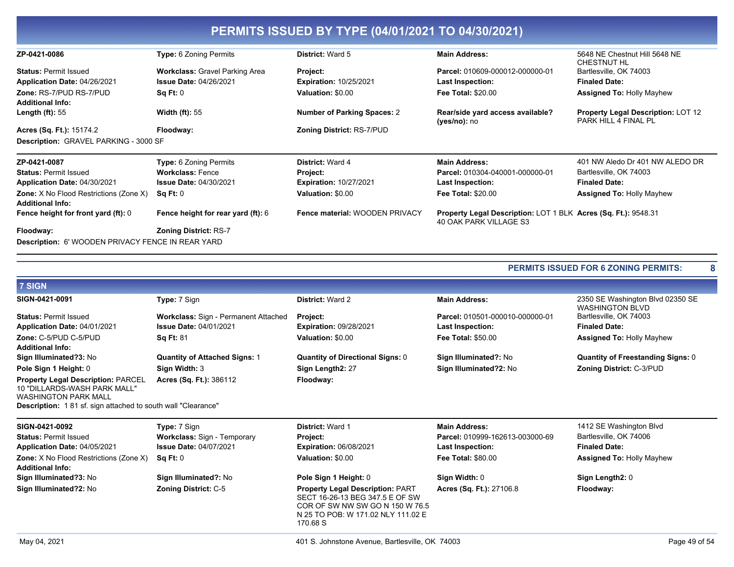# PERMITS ISSUED BY TYPE (04/01/2021 TO 04/30/2021)

| | | | | |
|---|---|---|---|---|
| **ZP-0421-0086** | **Type:** 6 Zoning Permits | **District:** Ward 5 | **Main Address:** | 5648 NE Chestnut Hill 5648 NE CHESTNUT HL |
| **Status:** Permit Issued | **Workclass:** Gravel Parking Area | **Project:** | **Parcel:** 010609-000012-000000-01 | Bartlesville, OK 74003 |
| **Application Date:** 04/26/2021 | **Issue Date:** 04/26/2021 | **Expiration:** 10/25/2021 | **Last Inspection:** | **Finaled Date:** |
| **Zone:** RS-7/PUD RS-7/PUD | **Sq Ft:** 0 | **Valuation:** $0.00 | **Fee Total:** $20.00 | **Assigned To:** Holly Mayhew |
| **Additional Info:** | | | | |
| **Length (ft):** 55 | **Width (ft):** 55 | **Number of Parking Spaces:** 2 | **Rear/side yard access available? (yes/no):** no | **Property Legal Description:** LOT 12 PARK HILL 4 FINAL PL |
| **Acres (Sq. Ft.):** 15174.2 | **Floodway:** | **Zoning District:** RS-7/PUD | | |

**Description:** GRAVEL PARKING - 3000 SF

| | | | | |
|---|---|---|---|---|
| **ZP-0421-0087** | **Type:** 6 Zoning Permits | **District:** Ward 4 | **Main Address:** | 401 NW Aledo Dr 401 NW ALEDO DR |
| **Status:** Permit Issued | **Workclass:** Fence | **Project:** | **Parcel:** 010304-040001-000000-01 | Bartlesville, OK 74003 |
| **Application Date:** 04/30/2021 | **Issue Date:** 04/30/2021 | **Expiration:** 10/27/2021 | **Last Inspection:** | **Finaled Date:** |
| **Zone:** X No Flood Restrictions (Zone X) | **Sq Ft:** 0 | **Valuation:** $0.00 | **Fee Total:** $20.00 | **Assigned To:** Holly Mayhew |
| **Additional Info:** | | | | |
| **Fence height for front yard (ft):** 0 | **Fence height for rear yard (ft):** 6 | **Fence material:** WOODEN PRIVACY | **Property Legal Description:** LOT 1 BLK 40 OAK PARK VILLAGE S3 | **Acres (Sq. Ft.):** 9548.31 |
| **Floodway:** | **Zoning District:** RS-7 | | | |

**Description:** 6' WOODEN PRIVACY FENCE IN REAR YARD

**PERMITS ISSUED FOR 6 ZONING PERMITS: 8**

## 7 SIGN

| | | | | |
|---|---|---|---|---|
| **SIGN-0421-0091** | **Type:** 7 Sign | **District:** Ward 2 | **Main Address:** | 2350 SE Washington Blvd 02350 SE WASHINGTON BLVD |
| **Status:** Permit Issued | **Workclass:** Sign - Permanent Attached | **Project:** | **Parcel:** 010501-000010-000000-01 | Bartlesville, OK 74003 |
| **Application Date:** 04/01/2021 | **Issue Date:** 04/01/2021 | **Expiration:** 09/28/2021 | **Last Inspection:** | **Finaled Date:** |
| **Zone:** C-5/PUD C-5/PUD | **Sq Ft:** 81 | **Valuation:** $0.00 | **Fee Total:** $50.00 | **Assigned To:** Holly Mayhew |
| **Additional Info:** | | | | |
| **Sign Illuminated?3:** No | **Quantity of Attached Signs:** 1 | **Quantity of Directional Signs:** 0 | **Sign Illuminated?:** No | **Quantity of Freestanding Signs:** 0 |
| **Pole Sign 1 Height:** 0 | **Sign Width:** 3 | **Sign Length2:** 27 | **Sign Illuminated?2:** No | **Zoning District:** C-3/PUD |
| **Property Legal Description:** PARCEL 10 "DILLARDS-WASH PARK MALL" WASHINGTON PARK MALL | **Acres (Sq. Ft.):** 386112 | **Floodway:** | | |

**Description:** 1 81 sf. sign attached to south wall "Clearance"

| | | | | |
|---|---|---|---|---|
| **SIGN-0421-0092** | **Type:** 7 Sign | **District:** Ward 1 | **Main Address:** | 1412 SE Washington Blvd |
| **Status:** Permit Issued | **Workclass:** Sign - Temporary | **Project:** | **Parcel:** 010999-162613-003000-69 | Bartlesville, OK 74006 |
| **Application Date:** 04/05/2021 | **Issue Date:** 04/07/2021 | **Expiration:** 06/08/2021 | **Last Inspection:** | **Finaled Date:** |
| **Zone:** X No Flood Restrictions (Zone X) | **Sq Ft:** 0 | **Valuation:** $0.00 | **Fee Total:** $80.00 | **Assigned To:** Holly Mayhew |
| **Additional Info:** | | | | |
| **Sign Illuminated?3:** No | **Sign Illuminated?:** No | **Pole Sign 1 Height:** 0 | **Sign Width:** 0 | **Sign Length2:** 0 |
| **Sign Illuminated?2:** No | **Zoning District:** C-5 | **Property Legal Description:** PART SECT 16-26-13 BEG 347.5 E OF SW COR OF SW NW SW GO N 150 W 76.5 N 25 TO POB: W 171.02 NLY 111.02 E 170.68 S | **Acres (Sq. Ft.):** 27106.8 | **Floodway:** |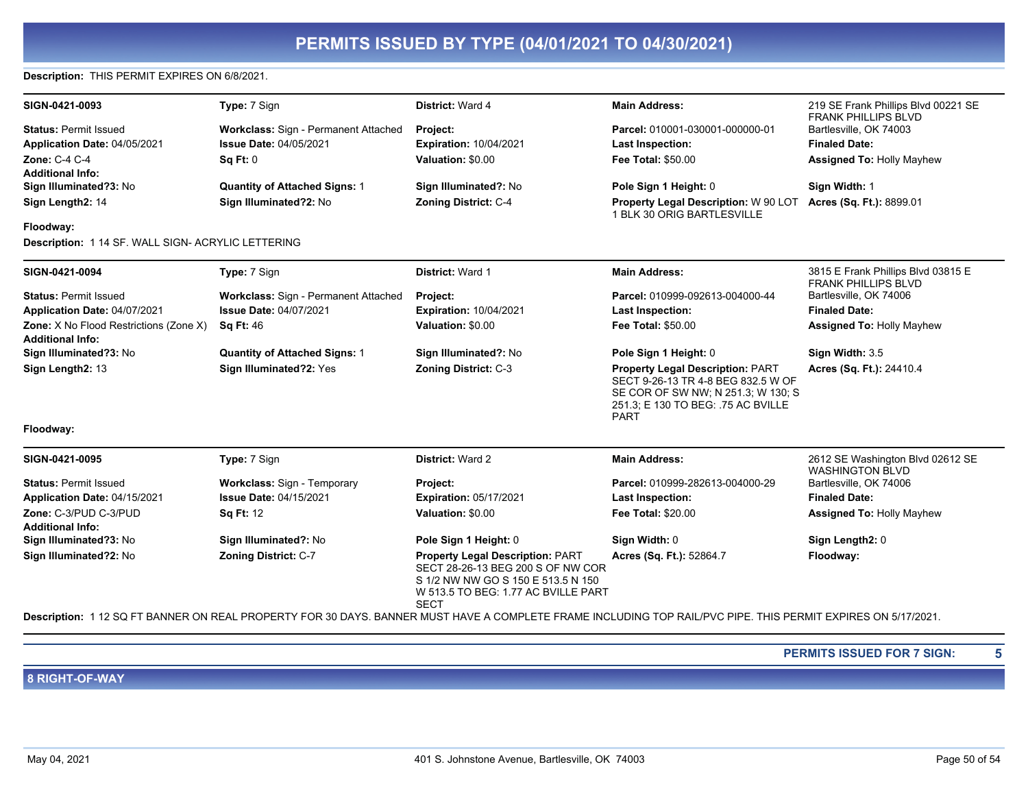# PERMITS ISSUED BY TYPE (04/01/2021 TO 04/30/2021)

**Description:** THIS PERMIT EXPIRES ON 6/8/2021.

| SIGN-0421-0093 | **Type:** 7 Sign | **District:** Ward 4 | **Main Address:** | 219 SE Frank Phillips Blvd 00221 SE FRANK PHILLIPS BLVD Bartlesville, OK 74003 |
|---|---|---|---|---|
| **Status:** Permit Issued | **Workclass:** Sign - Permanent Attached | **Project:** | **Parcel:** 010001-030001-000000-01 | |
| **Application Date:** 04/05/2021 | **Issue Date:** 04/05/2021 | **Expiration:** 10/04/2021 | **Last Inspection:** | **Finaled Date:** |
| **Zone:** C-4 C-4 | **Sq Ft:** 0 | **Valuation:** $0.00 | **Fee Total:** $50.00 | **Assigned To:** Holly Mayhew |
| **Additional Info:** | | | | |
| **Sign Illuminated?3:** No | **Quantity of Attached Signs:** 1 | **Sign Illuminated?:** No | **Pole Sign 1 Height:** 0 | **Sign Width:** 1 |
| **Sign Length2:** 14 | **Sign Illuminated?2:** No | **Zoning District:** C-4 | **Property Legal Description:** W 90 LOT 1 BLK 30 ORIG BARTLESVILLE | **Acres (Sq. Ft.):** 8899.01 |
| **Floodway:** | | | | |

**Description:** 1 14 SF. WALL SIGN- ACRYLIC LETTERING

| SIGN-0421-0094 | **Type:** 7 Sign | **District:** Ward 1 | **Main Address:** | 3815 E Frank Phillips Blvd 03815 E FRANK PHILLIPS BLVD Bartlesville, OK 74006 |
|---|---|---|---|---|
| **Status:** Permit Issued | **Workclass:** Sign - Permanent Attached | **Project:** | **Parcel:** 010999-092613-004000-44 | |
| **Application Date:** 04/07/2021 | **Issue Date:** 04/07/2021 | **Expiration:** 10/04/2021 | **Last Inspection:** | **Finaled Date:** |
| **Zone:** X No Flood Restrictions (Zone X) | **Sq Ft:** 46 | **Valuation:** $0.00 | **Fee Total:** $50.00 | **Assigned To:** Holly Mayhew |
| **Additional Info:** | | | | |
| **Sign Illuminated?3:** No | **Quantity of Attached Signs:** 1 | **Sign Illuminated?:** No | **Pole Sign 1 Height:** 0 | **Sign Width:** 3.5 |
| **Sign Length2:** 13 | **Sign Illuminated?2:** Yes | **Zoning District:** C-3 | **Property Legal Description:** PART SECT 9-26-13 TR 4-8 BEG 832.5 W OF SE COR OF SW NW; N 251.3; W 130; S 251.3; E 130 TO BEG: .75 AC BVILLE PART | **Acres (Sq. Ft.):** 24410.4 |
| **Floodway:** | | | | |

| SIGN-0421-0095 | **Type:** 7 Sign | **District:** Ward 2 | **Main Address:** | 2612 SE Washington Blvd 02612 SE WASHINGTON BLVD Bartlesville, OK 74006 |
|---|---|---|---|---|
| **Status:** Permit Issued | **Workclass:** Sign - Temporary | **Project:** | **Parcel:** 010999-282613-004000-29 | |
| **Application Date:** 04/15/2021 | **Issue Date:** 04/15/2021 | **Expiration:** 05/17/2021 | **Last Inspection:** | **Finaled Date:** |
| **Zone:** C-3/PUD C-3/PUD | **Sq Ft:** 12 | **Valuation:** $0.00 | **Fee Total:** $20.00 | **Assigned To:** Holly Mayhew |
| **Additional Info:** | | | | |
| **Sign Illuminated?3:** No | **Sign Illuminated?:** No | **Pole Sign 1 Height:** 0 | **Sign Width:** 0 | **Sign Length2:** 0 |
| **Sign Illuminated?2:** No | **Zoning District:** C-7 | **Property Legal Description:** PART SECT 28-26-13 BEG 200 S OF NW COR S 1/2 NW NW GO S 150 E 513.5 N 150 W 513.5 TO BEG: 1.77 AC BVILLE PART SECT | **Acres (Sq. Ft.):** 52864.7 | **Floodway:** |

**Description:** 1 12 SQ FT BANNER ON REAL PROPERTY FOR 30 DAYS. BANNER MUST HAVE A COMPLETE FRAME INCLUDING TOP RAIL/PVC PIPE. THIS PERMIT EXPIRES ON 5/17/2021.

**PERMITS ISSUED FOR 7 SIGN: 5**

## 8 RIGHT-OF-WAY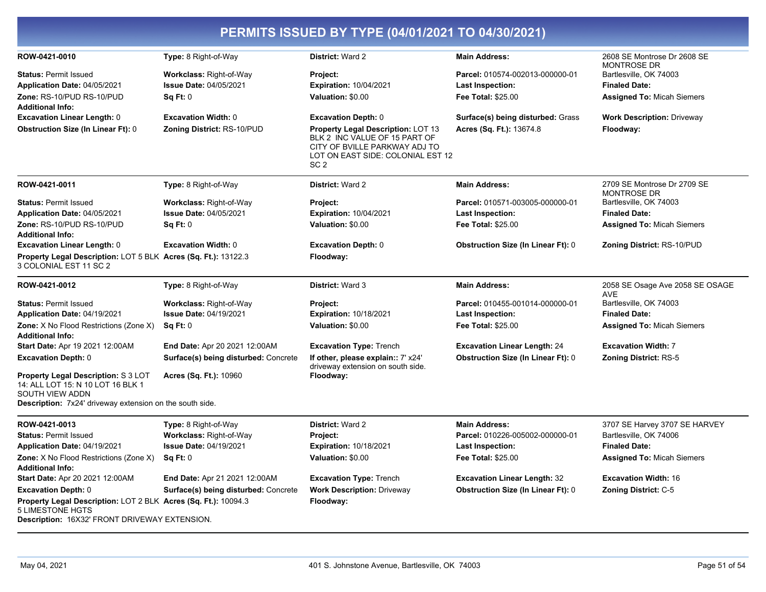# PERMITS ISSUED BY TYPE (04/01/2021 TO 04/30/2021)

| | | | | |
|---|---|---|---|---|
| **ROW-0421-0010** | **Type:** 8 Right-of-Way | **District:** Ward 2 | **Main Address:** | 2608 SE Montrose Dr 2608 SE MONTROSE DR |
| **Status:** Permit Issued | **Workclass:** Right-of-Way | **Project:** | **Parcel:** 010574-002013-000000-01 | Bartlesville, OK 74003 |
| **Application Date:** 04/05/2021 | **Issue Date:** 04/05/2021 | **Expiration:** 10/04/2021 | **Last Inspection:** | **Finaled Date:** |
| **Zone:** RS-10/PUD RS-10/PUD | **Sq Ft:** 0 | **Valuation:** $0.00 | **Fee Total:** $25.00 | **Assigned To:** Micah Siemers |
| **Additional Info:** | | | | |
| **Excavation Linear Length:** 0 | **Excavation Width:** 0 | **Excavation Depth:** 0 | **Surface(s) being disturbed:** Grass | **Work Description:** Driveway |
| **Obstruction Size (In Linear Ft):** 0 | **Zoning District:** RS-10/PUD | **Property Legal Description:** LOT 13 BLK 2 INC VALUE OF 15 PART OF CITY OF BVILLE PARKWAY ADJ TO LOT ON EAST SIDE: COLONIAL EST 12 SC 2 | **Acres (Sq. Ft.):** 13674.8 | **Floodway:** |

| | | | | |
|---|---|---|---|---|
| **ROW-0421-0011** | **Type:** 8 Right-of-Way | **District:** Ward 2 | **Main Address:** | 2709 SE Montrose Dr 2709 SE MONTROSE DR |
| **Status:** Permit Issued | **Workclass:** Right-of-Way | **Project:** | **Parcel:** 010571-003005-000000-01 | Bartlesville, OK 74003 |
| **Application Date:** 04/05/2021 | **Issue Date:** 04/05/2021 | **Expiration:** 10/04/2021 | **Last Inspection:** | **Finaled Date:** |
| **Zone:** RS-10/PUD RS-10/PUD | **Sq Ft:** 0 | **Valuation:** $0.00 | **Fee Total:** $25.00 | **Assigned To:** Micah Siemers |
| **Additional Info:** | | | | |
| **Excavation Linear Length:** 0 | **Excavation Width:** 0 | **Excavation Depth:** 0 | **Obstruction Size (In Linear Ft):** 0 | **Zoning District:** RS-10/PUD |
| **Property Legal Description:** LOT 5 BLK 3 COLONIAL EST 11 SC 2 | **Acres (Sq. Ft.):** 13122.3 | **Floodway:** | | |

| | | | | |
|---|---|---|---|---|
| **ROW-0421-0012** | **Type:** 8 Right-of-Way | **District:** Ward 3 | **Main Address:** | 2058 SE Osage Ave 2058 SE OSAGE AVE |
| **Status:** Permit Issued | **Workclass:** Right-of-Way | **Project:** | **Parcel:** 010455-001014-000000-01 | Bartlesville, OK 74003 |
| **Application Date:** 04/19/2021 | **Issue Date:** 04/19/2021 | **Expiration:** 10/18/2021 | **Last Inspection:** | **Finaled Date:** |
| **Zone:** X No Flood Restrictions (Zone X) | **Sq Ft:** 0 | **Valuation:** $0.00 | **Fee Total:** $25.00 | **Assigned To:** Micah Siemers |
| **Additional Info:** | | | | |
| **Start Date:** Apr 19 2021 12:00AM | **End Date:** Apr 20 2021 12:00AM | **Excavation Type:** Trench | **Excavation Linear Length:** 24 | **Excavation Width:** 7 |
| **Excavation Depth:** 0 | **Surface(s) being disturbed:** Concrete | **If other, please explain::** 7' x24' driveway extension on south side. | **Obstruction Size (In Linear Ft):** 0 | **Zoning District:** RS-5 |
| **Property Legal Description:** S 3 LOT 14: ALL LOT 15: N 10 LOT 16 BLK 1 SOUTH VIEW ADDN | **Acres (Sq. Ft.):** 10960 | **Floodway:** | | |

**Description:** 7x24' driveway extension on the south side.

| | | | | |
|---|---|---|---|---|
| **ROW-0421-0013** | **Type:** 8 Right-of-Way | **District:** Ward 2 | **Main Address:** | 3707 SE Harvey 3707 SE HARVEY |
| **Status:** Permit Issued | **Workclass:** Right-of-Way | **Project:** | **Parcel:** 010226-005002-000000-01 | Bartlesville, OK 74006 |
| **Application Date:** 04/19/2021 | **Issue Date:** 04/19/2021 | **Expiration:** 10/18/2021 | **Last Inspection:** | **Finaled Date:** |
| **Zone:** X No Flood Restrictions (Zone X) | **Sq Ft:** 0 | **Valuation:** $0.00 | **Fee Total:** $25.00 | **Assigned To:** Micah Siemers |
| **Additional Info:** | | | | |
| **Start Date:** Apr 20 2021 12:00AM | **End Date:** Apr 21 2021 12:00AM | **Excavation Type:** Trench | **Excavation Linear Length:** 32 | **Excavation Width:** 16 |
| **Excavation Depth:** 0 | **Surface(s) being disturbed:** Concrete | **Work Description:** Driveway | **Obstruction Size (In Linear Ft):** 0 | **Zoning District:** C-5 |
| **Property Legal Description:** LOT 2 BLK 5 LIMESTONE HGTS | **Acres (Sq. Ft.):** 10094.3 | **Floodway:** | | |

**Description:** 16X32' FRONT DRIVEWAY EXTENSION.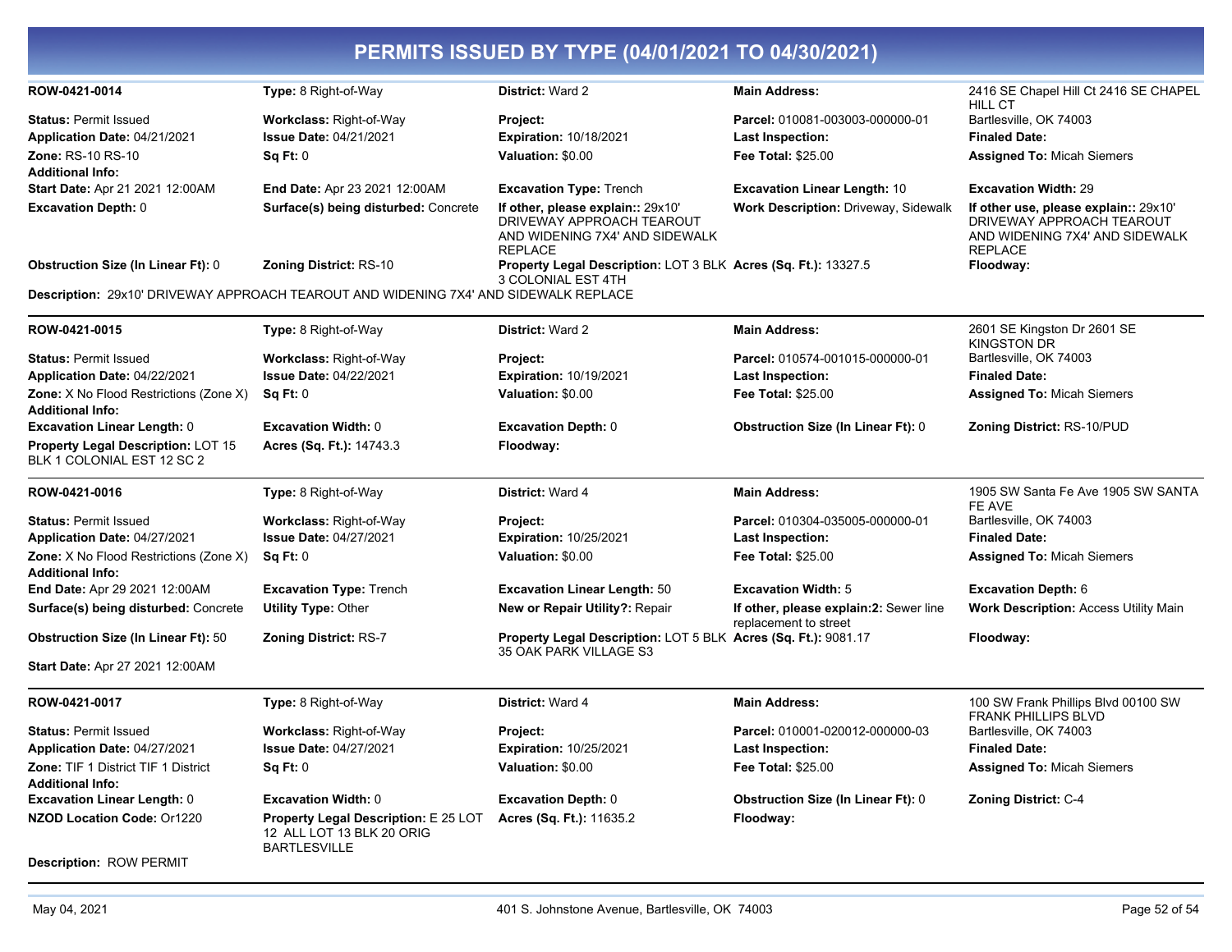# PERMITS ISSUED BY TYPE (04/01/2021 TO 04/30/2021)

| | | | | |
|---|---|---|---|---|
| **ROW-0421-0014** | **Type:** 8 Right-of-Way | **District:** Ward 2 | **Main Address:** | 2416 SE Chapel Hill Ct 2416 SE CHAPEL HILL CT |
| **Status:** Permit Issued | **Workclass:** Right-of-Way | **Project:** | **Parcel:** 010081-003003-000000-01 | Bartlesville, OK 74003 |
| **Application Date:** 04/21/2021 | **Issue Date:** 04/21/2021 | **Expiration:** 10/18/2021 | **Last Inspection:** | **Finaled Date:** |
| **Zone:** RS-10 RS-10 | **Sq Ft:** 0 | **Valuation:** $0.00 | **Fee Total:** $25.00 | **Assigned To:** Micah Siemers |
| **Additional Info:** | | | | |
| **Start Date:** Apr 21 2021 12:00AM | **End Date:** Apr 23 2021 12:00AM | **Excavation Type:** Trench | **Excavation Linear Length:** 10 | **Excavation Width:** 29 |
| **Excavation Depth:** 0 | **Surface(s) being disturbed:** Concrete | **If other, please explain::** 29x10' DRIVEWAY APPROACH TEAROUT AND WIDENING 7X4' AND SIDEWALK REPLACE | **Work Description:** Driveway, Sidewalk | **If other use, please explain::** 29x10' DRIVEWAY APPROACH TEAROUT AND WIDENING 7X4' AND SIDEWALK REPLACE |
| **Obstruction Size (In Linear Ft):** 0 | **Zoning District:** RS-10 | **Property Legal Description:** LOT 3 BLK 3 COLONIAL EST 4TH | **Acres (Sq. Ft.):** 13327.5 | **Floodway:** |

**Description:** 29x10' DRIVEWAY APPROACH TEAROUT AND WIDENING 7X4' AND SIDEWALK REPLACE

---

| | | | | |
|---|---|---|---|---|
| **ROW-0421-0015** | **Type:** 8 Right-of-Way | **District:** Ward 2 | **Main Address:** | 2601 SE Kingston Dr 2601 SE KINGSTON DR |
| **Status:** Permit Issued | **Workclass:** Right-of-Way | **Project:** | **Parcel:** 010574-001015-000000-01 | Bartlesville, OK 74003 |
| **Application Date:** 04/22/2021 | **Issue Date:** 04/22/2021 | **Expiration:** 10/19/2021 | **Last Inspection:** | **Finaled Date:** |
| **Zone:** X No Flood Restrictions (Zone X) | **Sq Ft:** 0 | **Valuation:** $0.00 | **Fee Total:** $25.00 | **Assigned To:** Micah Siemers |
| **Additional Info:** | | | | |
| **Excavation Linear Length:** 0 | **Excavation Width:** 0 | **Excavation Depth:** 0 | **Obstruction Size (In Linear Ft):** 0 | **Zoning District:** RS-10/PUD |
| **Property Legal Description:** LOT 15 BLK 1 COLONIAL EST 12 SC 2 | **Acres (Sq. Ft.):** 14743.3 | **Floodway:** | | |

---

| | | | | |
|---|---|---|---|---|
| **ROW-0421-0016** | **Type:** 8 Right-of-Way | **District:** Ward 4 | **Main Address:** | 1905 SW Santa Fe Ave 1905 SW SANTA FE AVE |
| **Status:** Permit Issued | **Workclass:** Right-of-Way | **Project:** | **Parcel:** 010304-035005-000000-01 | Bartlesville, OK 74003 |
| **Application Date:** 04/27/2021 | **Issue Date:** 04/27/2021 | **Expiration:** 10/25/2021 | **Last Inspection:** | **Finaled Date:** |
| **Zone:** X No Flood Restrictions (Zone X) | **Sq Ft:** 0 | **Valuation:** $0.00 | **Fee Total:** $25.00 | **Assigned To:** Micah Siemers |
| **Additional Info:** | | | | |
| **End Date:** Apr 29 2021 12:00AM | **Excavation Type:** Trench | **Excavation Linear Length:** 50 | **Excavation Width:** 5 | **Excavation Depth:** 6 |
| **Surface(s) being disturbed:** Concrete | **Utility Type:** Other | **New or Repair Utility?:** Repair | **If other, please explain:2:** Sewer line replacement to street | **Work Description:** Access Utility Main |
| **Obstruction Size (In Linear Ft):** 50 | **Zoning District:** RS-7 | **Property Legal Description:** LOT 5 BLK 35 OAK PARK VILLAGE S3 | **Acres (Sq. Ft.):** 9081.17 | **Floodway:** |
| **Start Date:** Apr 27 2021 12:00AM | | | | |

---

| | | | | |
|---|---|---|---|---|
| **ROW-0421-0017** | **Type:** 8 Right-of-Way | **District:** Ward 4 | **Main Address:** | 100 SW Frank Phillips Blvd 00100 SW FRANK PHILLIPS BLVD |
| **Status:** Permit Issued | **Workclass:** Right-of-Way | **Project:** | **Parcel:** 010001-020012-000000-03 | Bartlesville, OK 74003 |
| **Application Date:** 04/27/2021 | **Issue Date:** 04/27/2021 | **Expiration:** 10/25/2021 | **Last Inspection:** | **Finaled Date:** |
| **Zone:** TIF 1 District TIF 1 District | **Sq Ft:** 0 | **Valuation:** $0.00 | **Fee Total:** $25.00 | **Assigned To:** Micah Siemers |
| **Additional Info:** | | | | |
| **Excavation Linear Length:** 0 | **Excavation Width:** 0 | **Excavation Depth:** 0 | **Obstruction Size (In Linear Ft):** 0 | **Zoning District:** C-4 |
| **NZOD Location Code:** Or1220 | **Property Legal Description:** E 25 LOT 12 ALL LOT 13 BLK 20 ORIG BARTLESVILLE | **Acres (Sq. Ft.):** 11635.2 | **Floodway:** | |

**Description:** ROW PERMIT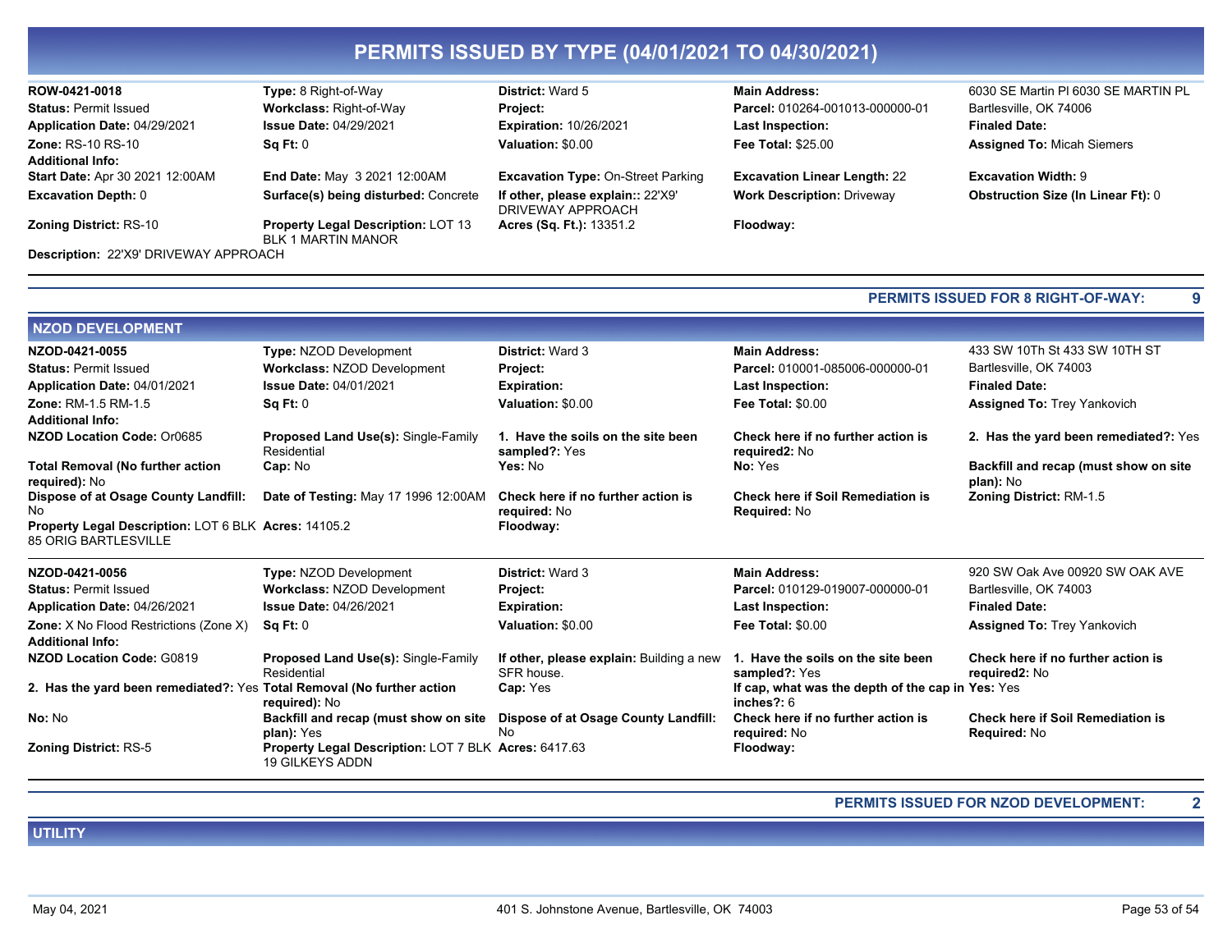# PERMITS ISSUED BY TYPE (04/01/2021 TO 04/30/2021)

**ROW-0421-0018**
**Type:** 8 Right-of-Way
**District:** Ward 5
**Main Address:** 6030 SE Martin Pl 6030 SE MARTIN PL Bartlesville, OK 74006
**Status:** Permit Issued
**Workclass:** Right-of-Way
**Project:**
**Parcel:** 010264-001013-000000-01
**Application Date:** 04/29/2021
**Issue Date:** 04/29/2021
**Expiration:** 10/26/2021
**Last Inspection:**
**Finaled Date:**
**Zone:** RS-10 RS-10
**Sq Ft:** 0
**Valuation:** $0.00
**Fee Total:** $25.00
**Assigned To:** Micah Siemers
**Additional Info:**
**Start Date:** Apr 30 2021 12:00AM
**End Date:** May 3 2021 12:00AM
**Excavation Type:** On-Street Parking
**Excavation Linear Length:** 22
**Excavation Width:** 9
**Excavation Depth:** 0
**Surface(s) being disturbed:** Concrete
**If other, please explain::** 22'X9' DRIVEWAY APPROACH
**Work Description:** Driveway
**Obstruction Size (In Linear Ft):** 0
**Zoning District:** RS-10
**Property Legal Description:** LOT 13 BLK 1 MARTIN MANOR
**Acres (Sq. Ft.):** 13351.2
**Floodway:**
**Description:** 22'X9' DRIVEWAY APPROACH

**PERMITS ISSUED FOR 8 RIGHT-OF-WAY: 9**

## NZOD DEVELOPMENT

**NZOD-0421-0055**
**Type:** NZOD Development
**District:** Ward 3
**Main Address:** 433 SW 10Th St 433 SW 10TH ST Bartlesville, OK 74003
**Status:** Permit Issued
**Workclass:** NZOD Development
**Project:**
**Parcel:** 010001-085006-000000-01
**Application Date:** 04/01/2021
**Issue Date:** 04/01/2021
**Expiration:**
**Last Inspection:**
**Finaled Date:**
**Zone:** RM-1.5 RM-1.5
**Sq Ft:** 0
**Valuation:** $0.00
**Fee Total:** $0.00
**Assigned To:** Trey Yankovich
**Additional Info:**
**NZOD Location Code:** Or0685
**Proposed Land Use(s):** Single-Family Residential
**1. Have the soils on the site been sampled?:** Yes
**Check here if no further action is required2:** No
**2. Has the yard been remediated?:** Yes
**Total Removal (No further action required):** No
**Cap:** No
**Yes:** No
**No:** Yes
**Backfill and recap (must show on site plan):** No
**Dispose of at Osage County Landfill:** No
**Date of Testing:** May 17 1996 12:00AM
**Check here if no further action is required:** No
**Check here if Soil Remediation is Required:** No
**Zoning District:** RM-1.5
**Property Legal Description:** LOT 6 BLK 85 ORIG BARTLESVILLE
**Acres:** 14105.2
**Floodway:**

**NZOD-0421-0056**
**Type:** NZOD Development
**District:** Ward 3
**Main Address:** 920 SW Oak Ave 00920 SW OAK AVE Bartlesville, OK 74003
**Status:** Permit Issued
**Workclass:** NZOD Development
**Project:**
**Parcel:** 010129-019007-000000-01
**Application Date:** 04/26/2021
**Issue Date:** 04/26/2021
**Expiration:**
**Last Inspection:**
**Finaled Date:**
**Zone:** X No Flood Restrictions (Zone X)
**Sq Ft:** 0
**Valuation:** $0.00
**Fee Total:** $0.00
**Assigned To:** Trey Yankovich
**Additional Info:**
**NZOD Location Code:** G0819
**Proposed Land Use(s):** Single-Family Residential
**If other, please explain:** Building a new SFR house.
**1. Have the soils on the site been sampled?:** Yes
**Check here if no further action is required2:** No
**2. Has the yard been remediated?:** Yes
**Total Removal (No further action required):** No
**Cap:** Yes
**If cap, what was the depth of the cap in inches?:** 6
**Yes:** Yes
**No:** No
**Backfill and recap (must show on site plan):** Yes
**Dispose of at Osage County Landfill:** No
**Check here if no further action is required:** No
**Check here if Soil Remediation is Required:** No
**Zoning District:** RS-5
**Property Legal Description:** LOT 7 BLK 19 GILKEYS ADDN
**Acres:** 6417.63
**Floodway:**

**PERMITS ISSUED FOR NZOD DEVELOPMENT: 2**

## UTILITY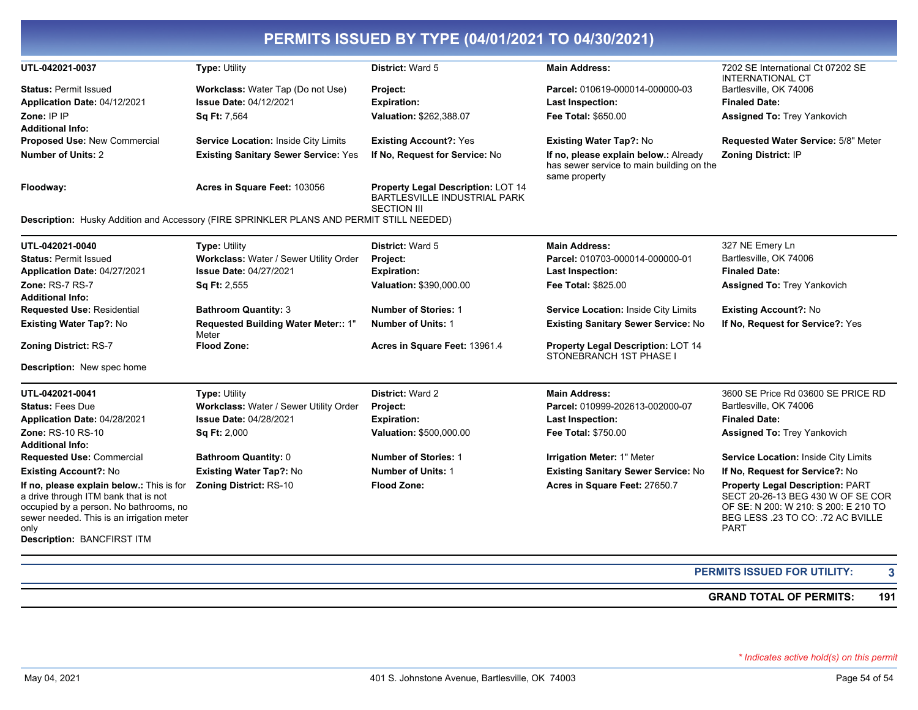# PERMITS ISSUED BY TYPE (04/01/2021 TO 04/30/2021)

| | | | | |
|---|---|---|---|---|
| **UTL-042021-0037** | **Type:** Utility | **District:** Ward 5 | **Main Address:** | 7202 SE International Ct 07202 SE INTERNATIONAL CT |
| **Status:** Permit Issued | **Workclass:** Water Tap (Do not Use) | **Project:** | **Parcel:** 010619-000014-000000-03 | Bartlesville, OK 74006 |
| **Application Date:** 04/12/2021 | **Issue Date:** 04/12/2021 | **Expiration:** | **Last Inspection:** | **Finaled Date:** |
| **Zone:** IP IP | **Sq Ft:** 7,564 | **Valuation:** $262,388.07 | **Fee Total:** $650.00 | **Assigned To:** Trey Yankovich |
| **Additional Info:** | | | | |
| **Proposed Use:** New Commercial | **Service Location:** Inside City Limits | **Existing Account?:** Yes | **Existing Water Tap?:** No | **Requested Water Service:** 5/8" Meter |
| **Number of Units:** 2 | **Existing Sanitary Sewer Service:** Yes | **If No, Request for Service:** No | **If no, please explain below.:** Already has sewer service to main building on the same property | **Zoning District:** IP |
| **Floodway:** | **Acres in Square Feet:** 103056 | **Property Legal Description:** LOT 14 BARTLESVILLE INDUSTRIAL PARK SECTION III | | |

**Description:** Husky Addition and Accessory (FIRE SPRINKLER PLANS AND PERMIT STILL NEEDED)

| | | | | |
|---|---|---|---|---|
| **UTL-042021-0040** | **Type:** Utility | **District:** Ward 5 | **Main Address:** | 327 NE Emery Ln |
| **Status:** Permit Issued | **Workclass:** Water / Sewer Utility Order | **Project:** | **Parcel:** 010703-000014-000000-01 | Bartlesville, OK 74006 |
| **Application Date:** 04/27/2021 | **Issue Date:** 04/27/2021 | **Expiration:** | **Last Inspection:** | **Finaled Date:** |
| **Zone:** RS-7 RS-7 | **Sq Ft:** 2,555 | **Valuation:** $390,000.00 | **Fee Total:** $825.00 | **Assigned To:** Trey Yankovich |
| **Additional Info:** | | | | |
| **Requested Use:** Residential | **Bathroom Quantity:** 3 | **Number of Stories:** 1 | **Service Location:** Inside City Limits | **Existing Account?:** No |
| **Existing Water Tap?:** No | **Requested Building Water Meter::** 1" Meter | **Number of Units:** 1 | **Existing Sanitary Sewer Service:** No | **If No, Request for Service?:** Yes |
| **Zoning District:** RS-7 | **Flood Zone:** | **Acres in Square Feet:** 13961.4 | **Property Legal Description:** LOT 14 STONEBRANCH 1ST PHASE I | |

**Description:** New spec home

| | | | | |
|---|---|---|---|---|
| **UTL-042021-0041** | **Type:** Utility | **District:** Ward 2 | **Main Address:** | 3600 SE Price Rd 03600 SE PRICE RD |
| **Status:** Fees Due | **Workclass:** Water / Sewer Utility Order | **Project:** | **Parcel:** 010999-202613-002000-07 | Bartlesville, OK 74006 |
| **Application Date:** 04/28/2021 | **Issue Date:** 04/28/2021 | **Expiration:** | **Last Inspection:** | **Finaled Date:** |
| **Zone:** RS-10 RS-10 | **Sq Ft:** 2,000 | **Valuation:** $500,000.00 | **Fee Total:** $750.00 | **Assigned To:** Trey Yankovich |
| **Additional Info:** | | | | |
| **Requested Use:** Commercial | **Bathroom Quantity:** 0 | **Number of Stories:** 1 | **Irrigation Meter:** 1" Meter | **Service Location:** Inside City Limits |
| **Existing Account?:** No | **Existing Water Tap?:** No | **Number of Units:** 1 | **Existing Sanitary Sewer Service:** No | **If No, Request for Service?:** No |
| **If no, please explain below.:** This is for a drive through ITM bank that is not occupied by a person. No bathrooms, no sewer needed. This is an irrigation meter only | **Zoning District:** RS-10 | **Flood Zone:** | **Acres in Square Feet:** 27650.7 | **Property Legal Description:** PART SECT 20-26-13 BEG 430 W OF SE COR OF SE: N 200: W 210: S 200: E 210 TO BEG LESS .23 TO CO: .72 AC BVILLE PART |

**Description:** BANCFIRST ITM

**PERMITS ISSUED FOR UTILITY: 3**

**GRAND TOTAL OF PERMITS: 191**

*\* Indicates active hold(s) on this permit*